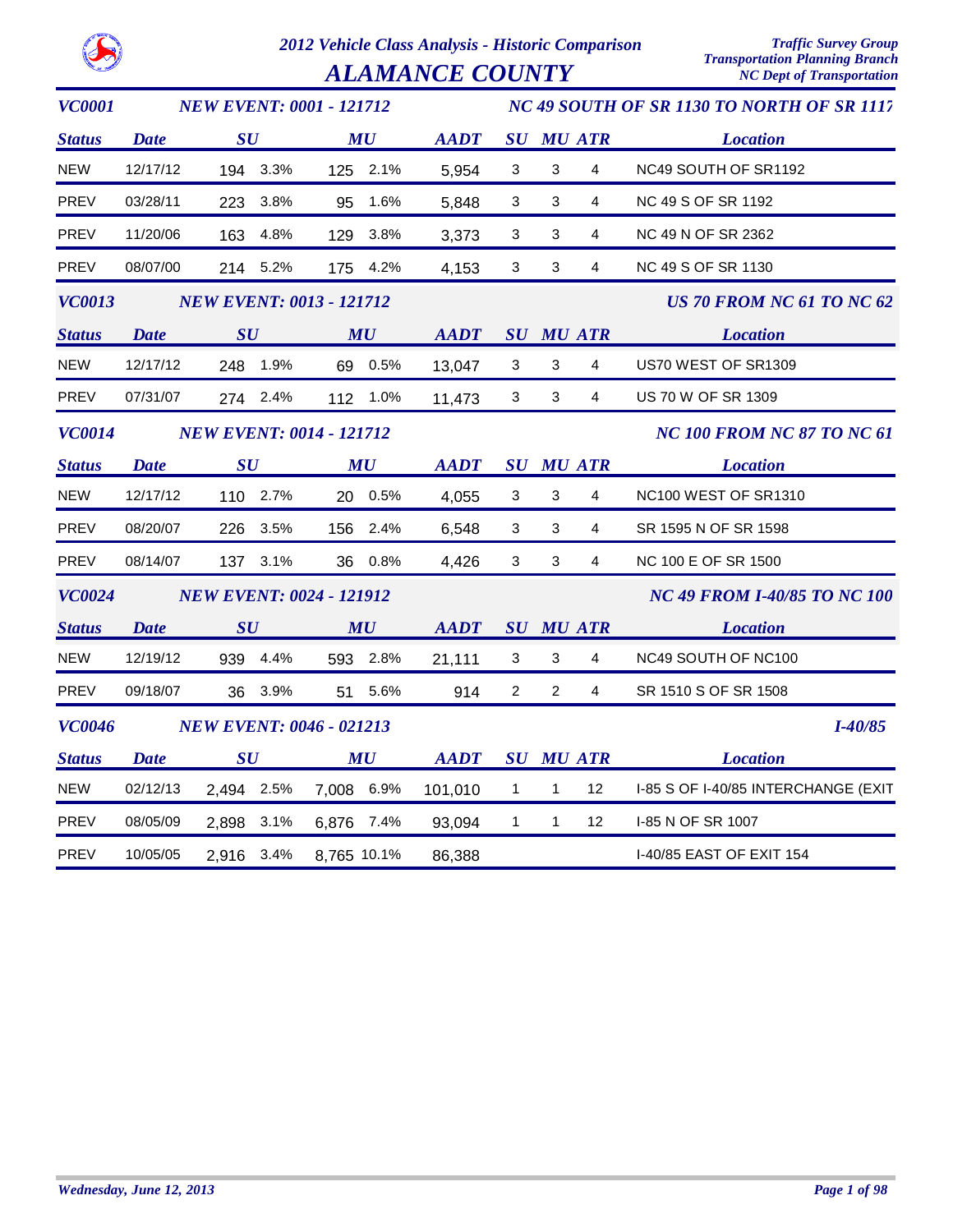# 2012 Vehicle Class Analysis - Historic Comparison

## ALAMANCE COUNTY

Traffic Survey Group
Transportation Planning Branch
NC Dept of Transportation

### VC0001 — NEW EVENT: 0001 - 121712 — NC 49 SOUTH OF SR 1130 TO NORTH OF SR 1117

| Status | Date | SU | SU % | MU | MU % | AADT | SU | MU | ATR | Location |
|---|---|---|---|---|---|---|---|---|---|---|
| NEW | 12/17/12 | 194 | 3.3% | 125 | 2.1% | 5,954 | 3 | 3 | 4 | NC49 SOUTH OF SR1192 |
| PREV | 03/28/11 | 223 | 3.8% | 95 | 1.6% | 5,848 | 3 | 3 | 4 | NC 49 S OF SR 1192 |
| PREV | 11/20/06 | 163 | 4.8% | 129 | 3.8% | 3,373 | 3 | 3 | 4 | NC 49 N OF SR 2362 |
| PREV | 08/07/00 | 214 | 5.2% | 175 | 4.2% | 4,153 | 3 | 3 | 4 | NC 49 S OF SR 1130 |

### VC0013 — NEW EVENT: 0013 - 121712 — US 70 FROM NC 61 TO NC 62

| Status | Date | SU | SU % | MU | MU % | AADT | SU | MU | ATR | Location |
|---|---|---|---|---|---|---|---|---|---|---|
| NEW | 12/17/12 | 248 | 1.9% | 69 | 0.5% | 13,047 | 3 | 3 | 4 | US70 WEST OF SR1309 |
| PREV | 07/31/07 | 274 | 2.4% | 112 | 1.0% | 11,473 | 3 | 3 | 4 | US 70 W OF SR 1309 |

### VC0014 — NEW EVENT: 0014 - 121712 — NC 100 FROM NC 87 TO NC 61

| Status | Date | SU | SU % | MU | MU % | AADT | SU | MU | ATR | Location |
|---|---|---|---|---|---|---|---|---|---|---|
| NEW | 12/17/12 | 110 | 2.7% | 20 | 0.5% | 4,055 | 3 | 3 | 4 | NC100 WEST OF SR1310 |
| PREV | 08/20/07 | 226 | 3.5% | 156 | 2.4% | 6,548 | 3 | 3 | 4 | SR 1595 N OF SR 1598 |
| PREV | 08/14/07 | 137 | 3.1% | 36 | 0.8% | 4,426 | 3 | 3 | 4 | NC 100 E OF SR 1500 |

### VC0024 — NEW EVENT: 0024 - 121912 — NC 49 FROM I-40/85 TO NC 100

| Status | Date | SU | SU % | MU | MU % | AADT | SU | MU | ATR | Location |
|---|---|---|---|---|---|---|---|---|---|---|
| NEW | 12/19/12 | 939 | 4.4% | 593 | 2.8% | 21,111 | 3 | 3 | 4 | NC49 SOUTH OF NC100 |
| PREV | 09/18/07 | 36 | 3.9% | 51 | 5.6% | 914 | 2 | 2 | 4 | SR 1510 S OF SR 1508 |

### VC0046 — NEW EVENT: 0046 - 021213 — I-40/85

| Status | Date | SU | SU % | MU | MU % | AADT | SU | MU | ATR | Location |
|---|---|---|---|---|---|---|---|---|---|---|
| NEW | 02/12/13 | 2,494 | 2.5% | 7,008 | 6.9% | 101,010 | 1 | 1 | 12 | I-85 S OF I-40/85 INTERCHANGE (EXIT |
| PREV | 08/05/09 | 2,898 | 3.1% | 6,876 | 7.4% | 93,094 | 1 | 1 | 12 | I-85 N OF SR 1007 |
| PREV | 10/05/05 | 2,916 | 3.4% | 8,765 | 10.1% | 86,388 | | | | I-40/85 EAST OF EXIT 154 |

Wednesday, June 12, 2013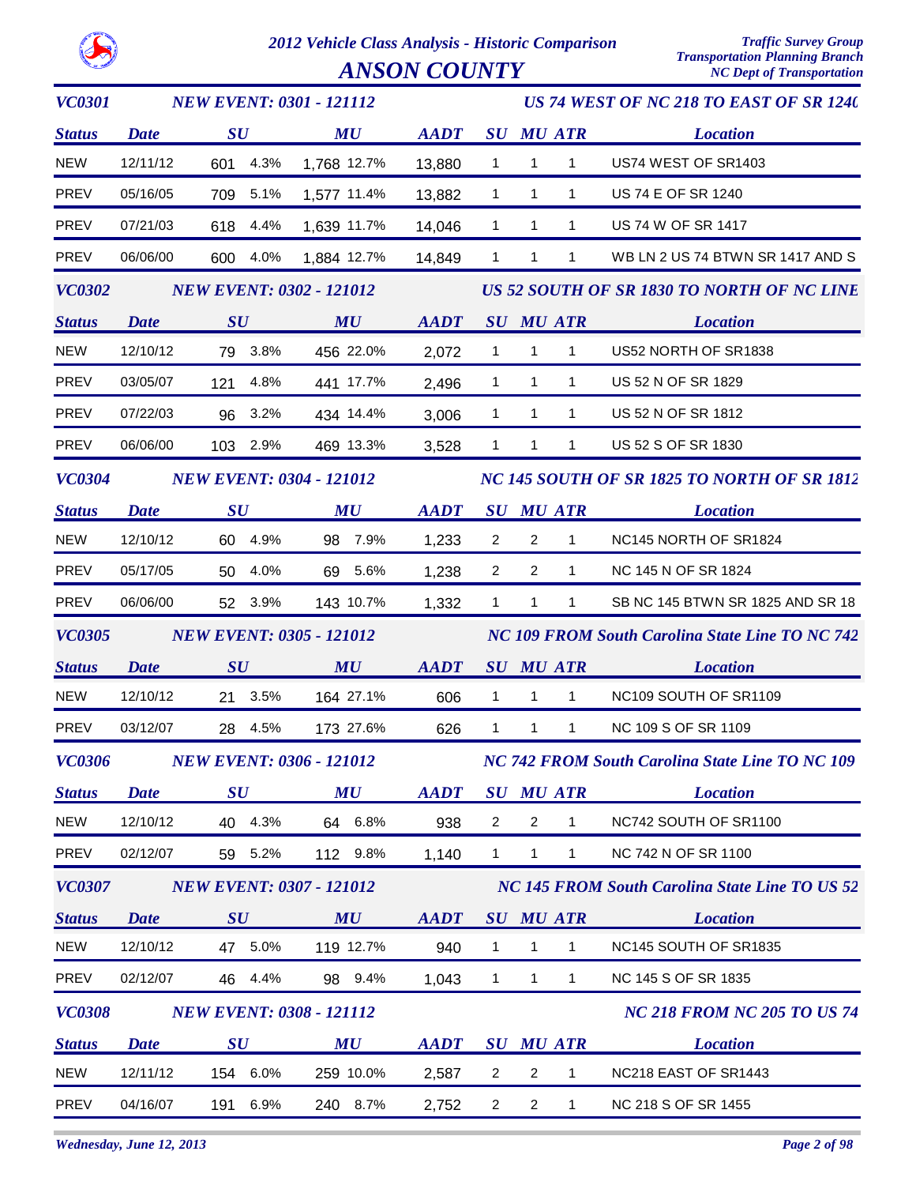# 2012 Vehicle Class Analysis - Historic Comparison

## ANSON COUNTY

*Traffic Survey Group*
*Transportation Planning Branch*
*NC Dept of Transportation*

### VC0301 — NEW EVENT: 0301 - 121112 — US 74 WEST OF NC 218 TO EAST OF SR 1240

| Status | Date | SU | | MU | | AADT | SU | MU | ATR | Location |
|---|---|---|---|---|---|---|---|---|---|---|
| NEW | 12/11/12 | 601 | 4.3% | 1,768 | 12.7% | 13,880 | 1 | 1 | 1 | US74 WEST OF SR1403 |
| PREV | 05/16/05 | 709 | 5.1% | 1,577 | 11.4% | 13,882 | 1 | 1 | 1 | US 74 E OF SR 1240 |
| PREV | 07/21/03 | 618 | 4.4% | 1,639 | 11.7% | 14,046 | 1 | 1 | 1 | US 74 W OF SR 1417 |
| PREV | 06/06/00 | 600 | 4.0% | 1,884 | 12.7% | 14,849 | 1 | 1 | 1 | WB LN 2 US 74 BTWN SR 1417 AND S |

### VC0302 — NEW EVENT: 0302 - 121012 — US 52 SOUTH OF SR 1830 TO NORTH OF NC LINE

| Status | Date | SU | | MU | | AADT | SU | MU | ATR | Location |
|---|---|---|---|---|---|---|---|---|---|---|
| NEW | 12/10/12 | 79 | 3.8% | 456 | 22.0% | 2,072 | 1 | 1 | 1 | US52 NORTH OF SR1838 |
| PREV | 03/05/07 | 121 | 4.8% | 441 | 17.7% | 2,496 | 1 | 1 | 1 | US 52 N OF SR 1829 |
| PREV | 07/22/03 | 96 | 3.2% | 434 | 14.4% | 3,006 | 1 | 1 | 1 | US 52 N OF SR 1812 |
| PREV | 06/06/00 | 103 | 2.9% | 469 | 13.3% | 3,528 | 1 | 1 | 1 | US 52 S OF SR 1830 |

### VC0304 — NEW EVENT: 0304 - 121012 — NC 145 SOUTH OF SR 1825 TO NORTH OF SR 1812

| Status | Date | SU | | MU | | AADT | SU | MU | ATR | Location |
|---|---|---|---|---|---|---|---|---|---|---|
| NEW | 12/10/12 | 60 | 4.9% | 98 | 7.9% | 1,233 | 2 | 2 | 1 | NC145 NORTH OF SR1824 |
| PREV | 05/17/05 | 50 | 4.0% | 69 | 5.6% | 1,238 | 2 | 2 | 1 | NC 145 N OF SR 1824 |
| PREV | 06/06/00 | 52 | 3.9% | 143 | 10.7% | 1,332 | 1 | 1 | 1 | SB NC 145 BTWN SR 1825 AND SR 18 |

### VC0305 — NEW EVENT: 0305 - 121012 — NC 109 FROM South Carolina State Line TO NC 742

| Status | Date | SU | | MU | | AADT | SU | MU | ATR | Location |
|---|---|---|---|---|---|---|---|---|---|---|
| NEW | 12/10/12 | 21 | 3.5% | 164 | 27.1% | 606 | 1 | 1 | 1 | NC109 SOUTH OF SR1109 |
| PREV | 03/12/07 | 28 | 4.5% | 173 | 27.6% | 626 | 1 | 1 | 1 | NC 109 S OF SR 1109 |

### VC0306 — NEW EVENT: 0306 - 121012 — NC 742 FROM South Carolina State Line TO NC 109

| Status | Date | SU | | MU | | AADT | SU | MU | ATR | Location |
|---|---|---|---|---|---|---|---|---|---|---|
| NEW | 12/10/12 | 40 | 4.3% | 64 | 6.8% | 938 | 2 | 2 | 1 | NC742 SOUTH OF SR1100 |
| PREV | 02/12/07 | 59 | 5.2% | 112 | 9.8% | 1,140 | 1 | 1 | 1 | NC 742 N OF SR 1100 |

### VC0307 — NEW EVENT: 0307 - 121012 — NC 145 FROM South Carolina State Line TO US 52

| Status | Date | SU | | MU | | AADT | SU | MU | ATR | Location |
|---|---|---|---|---|---|---|---|---|---|---|
| NEW | 12/10/12 | 47 | 5.0% | 119 | 12.7% | 940 | 1 | 1 | 1 | NC145 SOUTH OF SR1835 |
| PREV | 02/12/07 | 46 | 4.4% | 98 | 9.4% | 1,043 | 1 | 1 | 1 | NC 145 S OF SR 1835 |

### VC0308 — NEW EVENT: 0308 - 121112 — NC 218 FROM NC 205 TO US 74

| Status | Date | SU | | MU | | AADT | SU | MU | ATR | Location |
|---|---|---|---|---|---|---|---|---|---|---|
| NEW | 12/11/12 | 154 | 6.0% | 259 | 10.0% | 2,587 | 2 | 2 | 1 | NC218 EAST OF SR1443 |
| PREV | 04/16/07 | 191 | 6.9% | 240 | 8.7% | 2,752 | 2 | 2 | 1 | NC 218 S OF SR 1455 |

*Wednesday, June 12, 2013*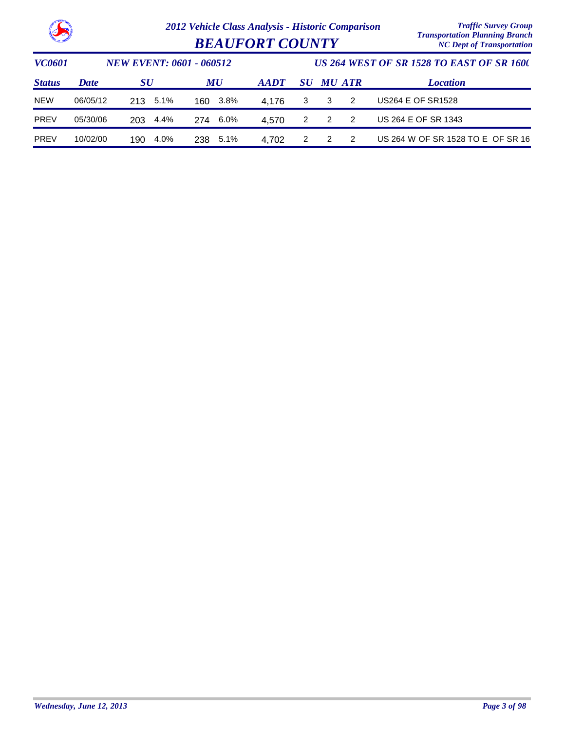# 2012 Vehicle Class Analysis - Historic Comparison

## BEAUFORT COUNTY

Traffic Survey Group
Transportation Planning Branch
NC Dept of Transportation

**VC0601** **NEW EVENT: 0601 - 060512** **US 264 WEST OF SR 1528 TO EAST OF SR 1600**

| Status | Date | SU | | MU | | AADT | SU | MU | ATR | Location |
|---|---|---|---|---|---|---|---|---|---|---|
| NEW | 06/05/12 | 213 | 5.1% | 160 | 3.8% | 4,176 | 3 | 3 | 2 | US264 E OF SR1528 |
| PREV | 05/30/06 | 203 | 4.4% | 274 | 6.0% | 4,570 | 2 | 2 | 2 | US 264 E OF SR 1343 |
| PREV | 10/02/00 | 190 | 4.0% | 238 | 5.1% | 4,702 | 2 | 2 | 2 | US 264 W OF SR 1528 TO E OF SR 16 |

Wednesday, June 12, 2013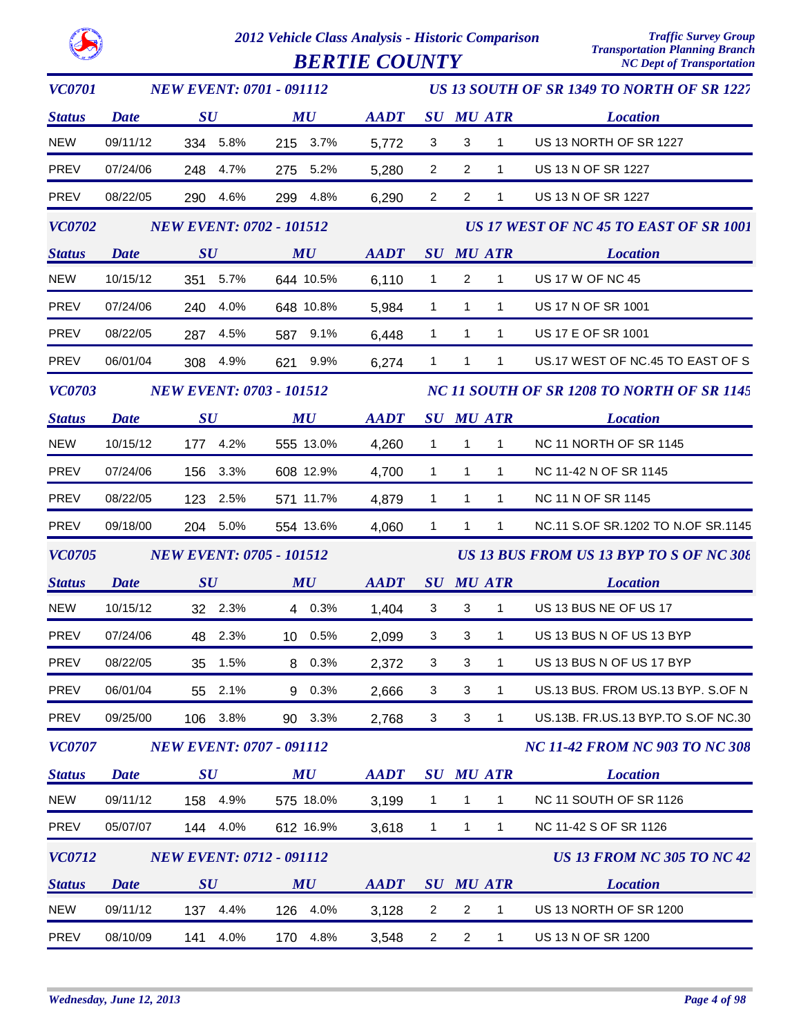# 2012 Vehicle Class Analysis - Historic Comparison

## BERTIE COUNTY

Traffic Survey Group
Transportation Planning Branch
NC Dept of Transportation

### VC0701 — NEW EVENT: 0701 - 091112 — US 13 SOUTH OF SR 1349 TO NORTH OF SR 1227

| Status | Date | SU | | MU | | AADT | SU | MU | ATR | Location |
|---|---|---|---|---|---|---|---|---|---|---|
| NEW | 09/11/12 | 334 | 5.8% | 215 | 3.7% | 5,772 | 3 | 3 | 1 | US 13 NORTH OF SR 1227 |
| PREV | 07/24/06 | 248 | 4.7% | 275 | 5.2% | 5,280 | 2 | 2 | 1 | US 13 N OF SR 1227 |
| PREV | 08/22/05 | 290 | 4.6% | 299 | 4.8% | 6,290 | 2 | 2 | 1 | US 13 N OF SR 1227 |

### VC0702 — NEW EVENT: 0702 - 101512 — US 17 WEST OF NC 45 TO EAST OF SR 1001

| Status | Date | SU | | MU | | AADT | SU | MU | ATR | Location |
|---|---|---|---|---|---|---|---|---|---|---|
| NEW | 10/15/12 | 351 | 5.7% | 644 | 10.5% | 6,110 | 1 | 2 | 1 | US 17 W OF NC 45 |
| PREV | 07/24/06 | 240 | 4.0% | 648 | 10.8% | 5,984 | 1 | 1 | 1 | US 17 N OF SR 1001 |
| PREV | 08/22/05 | 287 | 4.5% | 587 | 9.1% | 6,448 | 1 | 1 | 1 | US 17 E OF SR 1001 |
| PREV | 06/01/04 | 308 | 4.9% | 621 | 9.9% | 6,274 | 1 | 1 | 1 | US.17 WEST OF NC.45 TO EAST OF S |

### VC0703 — NEW EVENT: 0703 - 101512 — NC 11 SOUTH OF SR 1208 TO NORTH OF SR 1145

| Status | Date | SU | | MU | | AADT | SU | MU | ATR | Location |
|---|---|---|---|---|---|---|---|---|---|---|
| NEW | 10/15/12 | 177 | 4.2% | 555 | 13.0% | 4,260 | 1 | 1 | 1 | NC 11 NORTH OF SR 1145 |
| PREV | 07/24/06 | 156 | 3.3% | 608 | 12.9% | 4,700 | 1 | 1 | 1 | NC 11-42 N OF SR 1145 |
| PREV | 08/22/05 | 123 | 2.5% | 571 | 11.7% | 4,879 | 1 | 1 | 1 | NC 11 N OF SR 1145 |
| PREV | 09/18/00 | 204 | 5.0% | 554 | 13.6% | 4,060 | 1 | 1 | 1 | NC.11 S.OF SR.1202 TO N.OF SR.1145 |

### VC0705 — NEW EVENT: 0705 - 101512 — US 13 BUS FROM US 13 BYP TO S OF NC 308

| Status | Date | SU | | MU | | AADT | SU | MU | ATR | Location |
|---|---|---|---|---|---|---|---|---|---|---|
| NEW | 10/15/12 | 32 | 2.3% | 4 | 0.3% | 1,404 | 3 | 3 | 1 | US 13 BUS NE OF US 17 |
| PREV | 07/24/06 | 48 | 2.3% | 10 | 0.5% | 2,099 | 3 | 3 | 1 | US 13 BUS N OF US 13 BYP |
| PREV | 08/22/05 | 35 | 1.5% | 8 | 0.3% | 2,372 | 3 | 3 | 1 | US 13 BUS N OF US 17 BYP |
| PREV | 06/01/04 | 55 | 2.1% | 9 | 0.3% | 2,666 | 3 | 3 | 1 | US.13 BUS. FROM US.13 BYP. S.OF N |
| PREV | 09/25/00 | 106 | 3.8% | 90 | 3.3% | 2,768 | 3 | 3 | 1 | US.13B. FR.US.13 BYP.TO S.OF NC.30 |

### VC0707 — NEW EVENT: 0707 - 091112 — NC 11-42 FROM NC 903 TO NC 308

| Status | Date | SU | | MU | | AADT | SU | MU | ATR | Location |
|---|---|---|---|---|---|---|---|---|---|---|
| NEW | 09/11/12 | 158 | 4.9% | 575 | 18.0% | 3,199 | 1 | 1 | 1 | NC 11 SOUTH OF SR 1126 |
| PREV | 05/07/07 | 144 | 4.0% | 612 | 16.9% | 3,618 | 1 | 1 | 1 | NC 11-42 S OF SR 1126 |

### VC0712 — NEW EVENT: 0712 - 091112 — US 13 FROM NC 305 TO NC 42

| Status | Date | SU | | MU | | AADT | SU | MU | ATR | Location |
|---|---|---|---|---|---|---|---|---|---|---|
| NEW | 09/11/12 | 137 | 4.4% | 126 | 4.0% | 3,128 | 2 | 2 | 1 | US 13 NORTH OF SR 1200 |
| PREV | 08/10/09 | 141 | 4.0% | 170 | 4.8% | 3,548 | 2 | 2 | 1 | US 13 N OF SR 1200 |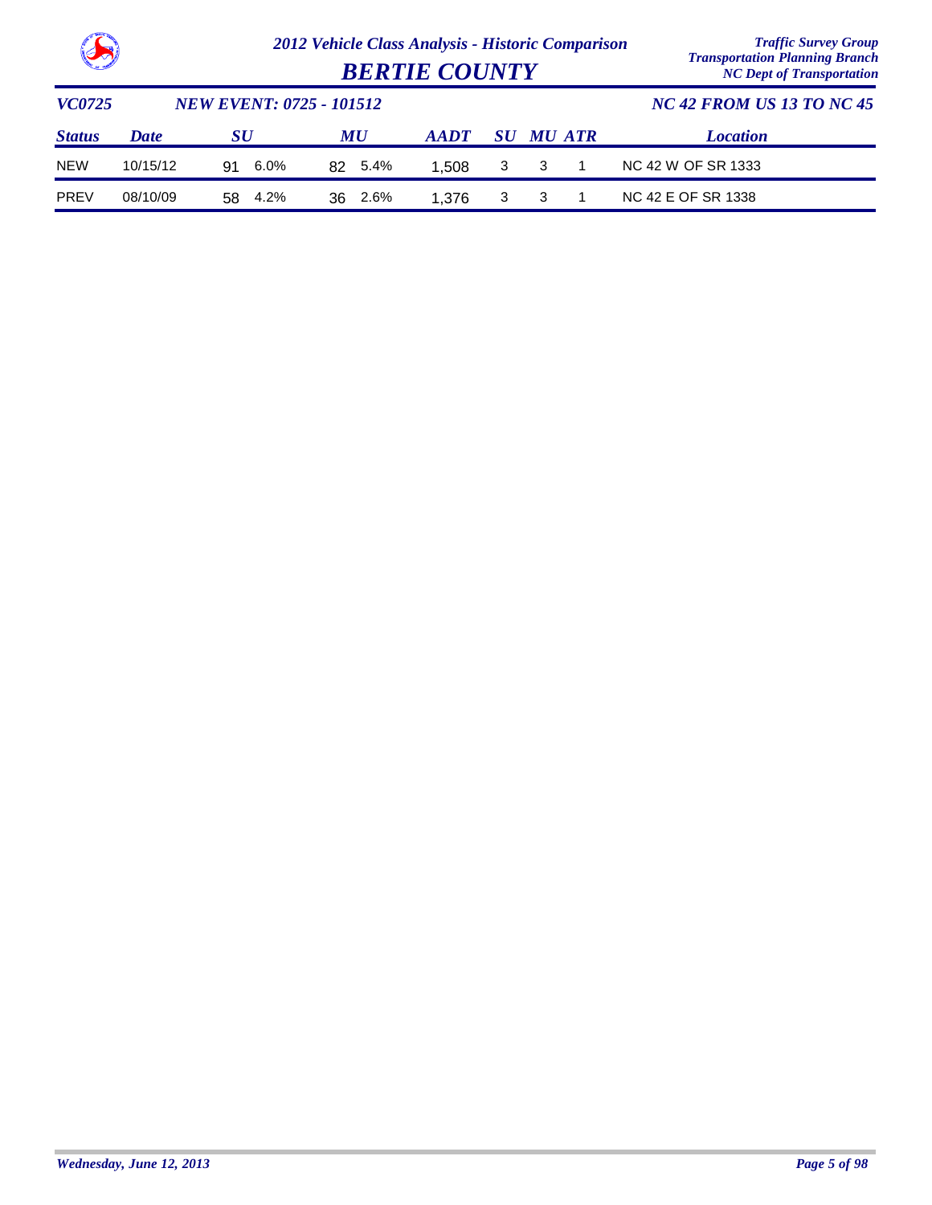## VC0725 — NEW EVENT: 0725 - 101512 — NC 42 FROM US 13 TO NC 45

| Status | Date | SU | | MU | | AADT | SU | MU | ATR | Location |
|---|---|---|---|---|---|---|---|---|---|---|
| NEW | 10/15/12 | 91 | 6.0% | 82 | 5.4% | 1,508 | 3 | 3 | 1 | NC 42 W OF SR 1333 |
| PREV | 08/10/09 | 58 | 4.2% | 36 | 2.6% | 1,376 | 3 | 3 | 1 | NC 42 E OF SR 1338 |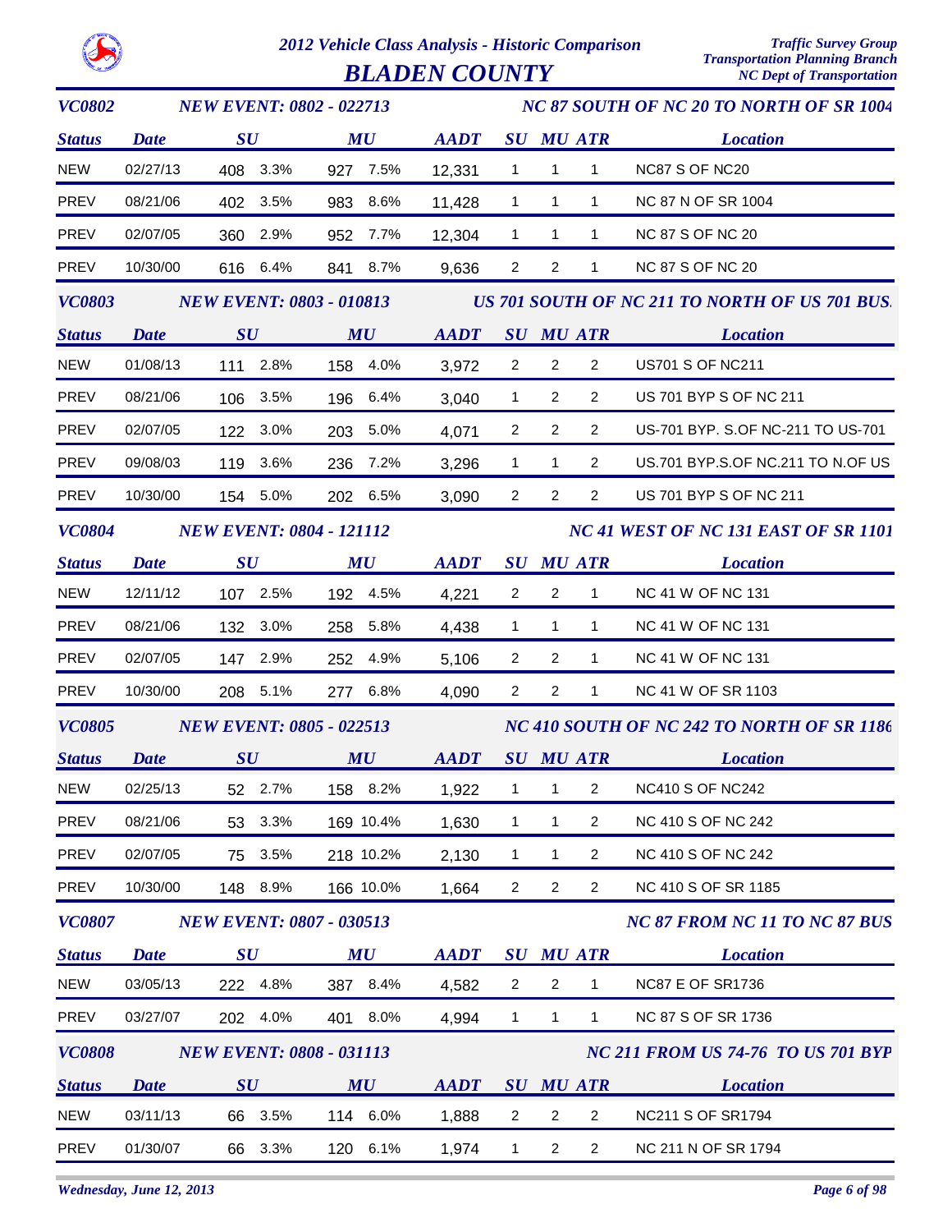# 2012 Vehicle Class Analysis - Historic Comparison

## BLADEN COUNTY

Traffic Survey Group
Transportation Planning Branch
NC Dept of Transportation

### VC0802 — NEW EVENT: 0802 - 022713 — NC 87 SOUTH OF NC 20 TO NORTH OF SR 1004

| Status | Date | SU | SU % | MU | MU % | AADT | SU | MU | ATR | Location |
|---|---|---|---|---|---|---|---|---|---|---|
| NEW | 02/27/13 | 408 | 3.3% | 927 | 7.5% | 12,331 | 1 | 1 | 1 | NC87 S OF NC20 |
| PREV | 08/21/06 | 402 | 3.5% | 983 | 8.6% | 11,428 | 1 | 1 | 1 | NC 87 N OF SR 1004 |
| PREV | 02/07/05 | 360 | 2.9% | 952 | 7.7% | 12,304 | 1 | 1 | 1 | NC 87 S OF NC 20 |
| PREV | 10/30/00 | 616 | 6.4% | 841 | 8.7% | 9,636 | 2 | 2 | 1 | NC 87 S OF NC 20 |

### VC0803 — NEW EVENT: 0803 - 010813 — US 701 SOUTH OF NC 211 TO NORTH OF US 701 BUS.

| Status | Date | SU | SU % | MU | MU % | AADT | SU | MU | ATR | Location |
|---|---|---|---|---|---|---|---|---|---|---|
| NEW | 01/08/13 | 111 | 2.8% | 158 | 4.0% | 3,972 | 2 | 2 | 2 | US701 S OF NC211 |
| PREV | 08/21/06 | 106 | 3.5% | 196 | 6.4% | 3,040 | 1 | 2 | 2 | US 701 BYP S OF NC 211 |
| PREV | 02/07/05 | 122 | 3.0% | 203 | 5.0% | 4,071 | 2 | 2 | 2 | US-701 BYP. S.OF NC-211 TO US-701 |
| PREV | 09/08/03 | 119 | 3.6% | 236 | 7.2% | 3,296 | 1 | 1 | 2 | US.701 BYP.S.OF NC.211 TO N.OF US |
| PREV | 10/30/00 | 154 | 5.0% | 202 | 6.5% | 3,090 | 2 | 2 | 2 | US 701 BYP S OF NC 211 |

### VC0804 — NEW EVENT: 0804 - 121112 — NC 41 WEST OF NC 131 EAST OF SR 1101

| Status | Date | SU | SU % | MU | MU % | AADT | SU | MU | ATR | Location |
|---|---|---|---|---|---|---|---|---|---|---|
| NEW | 12/11/12 | 107 | 2.5% | 192 | 4.5% | 4,221 | 2 | 2 | 1 | NC 41 W OF NC 131 |
| PREV | 08/21/06 | 132 | 3.0% | 258 | 5.8% | 4,438 | 1 | 1 | 1 | NC 41 W OF NC 131 |
| PREV | 02/07/05 | 147 | 2.9% | 252 | 4.9% | 5,106 | 2 | 2 | 1 | NC 41 W OF NC 131 |
| PREV | 10/30/00 | 208 | 5.1% | 277 | 6.8% | 4,090 | 2 | 2 | 1 | NC 41 W OF SR 1103 |

### VC0805 — NEW EVENT: 0805 - 022513 — NC 410 SOUTH OF NC 242 TO NORTH OF SR 1186

| Status | Date | SU | SU % | MU | MU % | AADT | SU | MU | ATR | Location |
|---|---|---|---|---|---|---|---|---|---|---|
| NEW | 02/25/13 | 52 | 2.7% | 158 | 8.2% | 1,922 | 1 | 1 | 2 | NC410 S OF NC242 |
| PREV | 08/21/06 | 53 | 3.3% | 169 | 10.4% | 1,630 | 1 | 1 | 2 | NC 410 S OF NC 242 |
| PREV | 02/07/05 | 75 | 3.5% | 218 | 10.2% | 2,130 | 1 | 1 | 2 | NC 410 S OF NC 242 |
| PREV | 10/30/00 | 148 | 8.9% | 166 | 10.0% | 1,664 | 2 | 2 | 2 | NC 410 S OF SR 1185 |

### VC0807 — NEW EVENT: 0807 - 030513 — NC 87 FROM NC 11 TO NC 87 BUS

| Status | Date | SU | SU % | MU | MU % | AADT | SU | MU | ATR | Location |
|---|---|---|---|---|---|---|---|---|---|---|
| NEW | 03/05/13 | 222 | 4.8% | 387 | 8.4% | 4,582 | 2 | 2 | 1 | NC87 E OF SR1736 |
| PREV | 03/27/07 | 202 | 4.0% | 401 | 8.0% | 4,994 | 1 | 1 | 1 | NC 87 S OF SR 1736 |

### VC0808 — NEW EVENT: 0808 - 031113 — NC 211 FROM US 74-76 TO US 701 BYP

| Status | Date | SU | SU % | MU | MU % | AADT | SU | MU | ATR | Location |
|---|---|---|---|---|---|---|---|---|---|---|
| NEW | 03/11/13 | 66 | 3.5% | 114 | 6.0% | 1,888 | 2 | 2 | 2 | NC211 S OF SR1794 |
| PREV | 01/30/07 | 66 | 3.3% | 120 | 6.1% | 1,974 | 1 | 2 | 2 | NC 211 N OF SR 1794 |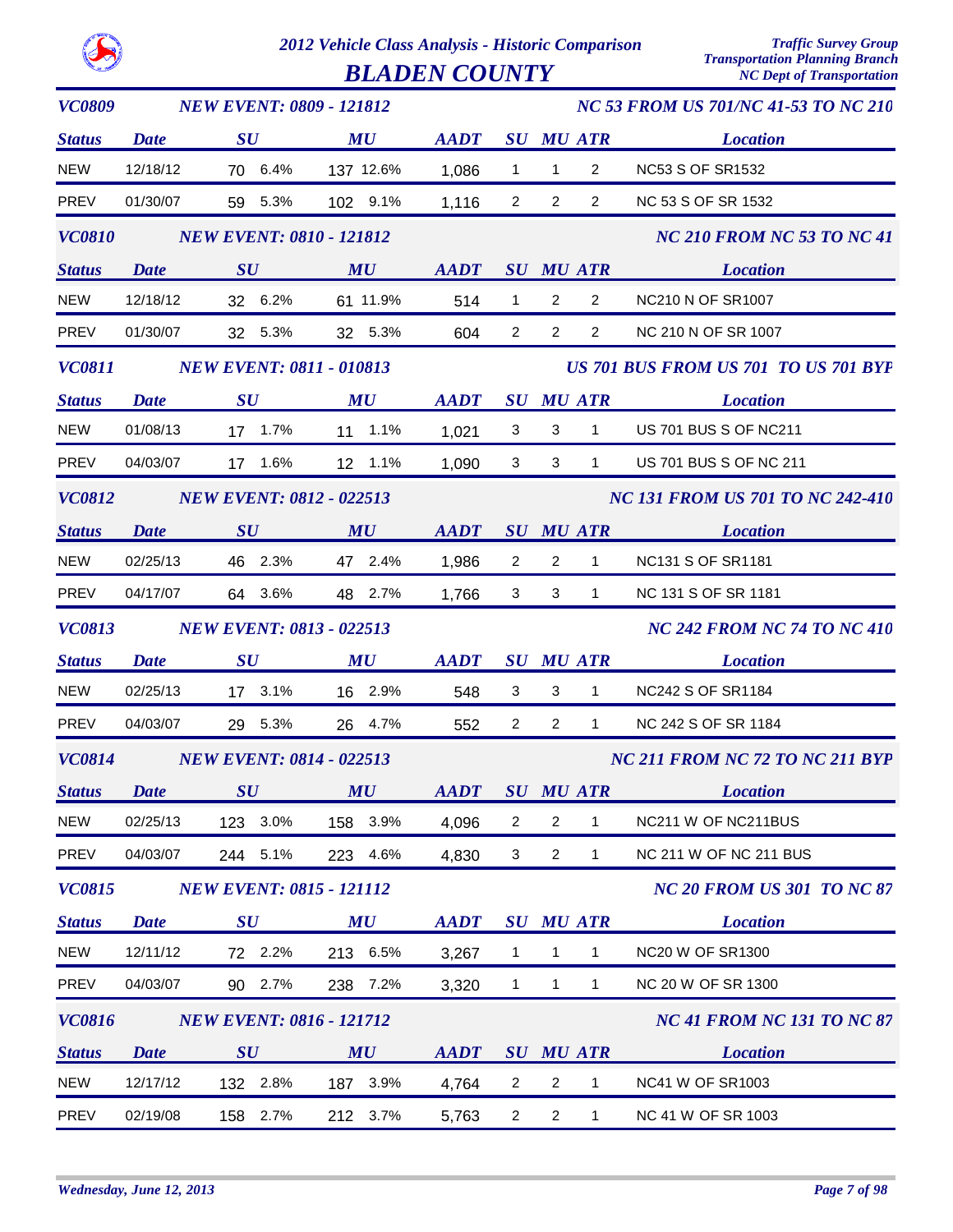# 2012 Vehicle Class Analysis - Historic Comparison

## BLADEN COUNTY

Traffic Survey Group
Transportation Planning Branch
NC Dept of Transportation

### VC0809 — NEW EVENT: 0809 - 121812 — NC 53 FROM US 701/NC 41-53 TO NC 210

| Status | Date | SU | SU % | MU | MU % | AADT | SU | MU | ATR | Location |
|---|---|---|---|---|---|---|---|---|---|---|
| NEW | 12/18/12 | 70 | 6.4% | 137 | 12.6% | 1,086 | 1 | 1 | 2 | NC53 S OF SR1532 |
| PREV | 01/30/07 | 59 | 5.3% | 102 | 9.1% | 1,116 | 2 | 2 | 2 | NC 53 S OF SR 1532 |

### VC0810 — NEW EVENT: 0810 - 121812 — NC 210 FROM NC 53 TO NC 41

| Status | Date | SU | SU % | MU | MU % | AADT | SU | MU | ATR | Location |
|---|---|---|---|---|---|---|---|---|---|---|
| NEW | 12/18/12 | 32 | 6.2% | 61 | 11.9% | 514 | 1 | 2 | 2 | NC210 N OF SR1007 |
| PREV | 01/30/07 | 32 | 5.3% | 32 | 5.3% | 604 | 2 | 2 | 2 | NC 210 N OF SR 1007 |

### VC0811 — NEW EVENT: 0811 - 010813 — US 701 BUS FROM US 701 TO US 701 BYP

| Status | Date | SU | SU % | MU | MU % | AADT | SU | MU | ATR | Location |
|---|---|---|---|---|---|---|---|---|---|---|
| NEW | 01/08/13 | 17 | 1.7% | 11 | 1.1% | 1,021 | 3 | 3 | 1 | US 701 BUS S OF NC211 |
| PREV | 04/03/07 | 17 | 1.6% | 12 | 1.1% | 1,090 | 3 | 3 | 1 | US 701 BUS S OF NC 211 |

### VC0812 — NEW EVENT: 0812 - 022513 — NC 131 FROM US 701 TO NC 242-410

| Status | Date | SU | SU % | MU | MU % | AADT | SU | MU | ATR | Location |
|---|---|---|---|---|---|---|---|---|---|---|
| NEW | 02/25/13 | 46 | 2.3% | 47 | 2.4% | 1,986 | 2 | 2 | 1 | NC131 S OF SR1181 |
| PREV | 04/17/07 | 64 | 3.6% | 48 | 2.7% | 1,766 | 3 | 3 | 1 | NC 131 S OF SR 1181 |

### VC0813 — NEW EVENT: 0813 - 022513 — NC 242 FROM NC 74 TO NC 410

| Status | Date | SU | SU % | MU | MU % | AADT | SU | MU | ATR | Location |
|---|---|---|---|---|---|---|---|---|---|---|
| NEW | 02/25/13 | 17 | 3.1% | 16 | 2.9% | 548 | 3 | 3 | 1 | NC242 S OF SR1184 |
| PREV | 04/03/07 | 29 | 5.3% | 26 | 4.7% | 552 | 2 | 2 | 1 | NC 242 S OF SR 1184 |

### VC0814 — NEW EVENT: 0814 - 022513 — NC 211 FROM NC 72 TO NC 211 BYP

| Status | Date | SU | SU % | MU | MU % | AADT | SU | MU | ATR | Location |
|---|---|---|---|---|---|---|---|---|---|---|
| NEW | 02/25/13 | 123 | 3.0% | 158 | 3.9% | 4,096 | 2 | 2 | 1 | NC211 W OF NC211BUS |
| PREV | 04/03/07 | 244 | 5.1% | 223 | 4.6% | 4,830 | 3 | 2 | 1 | NC 211 W OF NC 211 BUS |

### VC0815 — NEW EVENT: 0815 - 121112 — NC 20 FROM US 301 TO NC 87

| Status | Date | SU | SU % | MU | MU % | AADT | SU | MU | ATR | Location |
|---|---|---|---|---|---|---|---|---|---|---|
| NEW | 12/11/12 | 72 | 2.2% | 213 | 6.5% | 3,267 | 1 | 1 | 1 | NC20 W OF SR1300 |
| PREV | 04/03/07 | 90 | 2.7% | 238 | 7.2% | 3,320 | 1 | 1 | 1 | NC 20 W OF SR 1300 |

### VC0816 — NEW EVENT: 0816 - 121712 — NC 41 FROM NC 131 TO NC 87

| Status | Date | SU | SU % | MU | MU % | AADT | SU | MU | ATR | Location |
|---|---|---|---|---|---|---|---|---|---|---|
| NEW | 12/17/12 | 132 | 2.8% | 187 | 3.9% | 4,764 | 2 | 2 | 1 | NC41 W OF SR1003 |
| PREV | 02/19/08 | 158 | 2.7% | 212 | 3.7% | 5,763 | 2 | 2 | 1 | NC 41 W OF SR 1003 |

*Wednesday, June 12, 2013*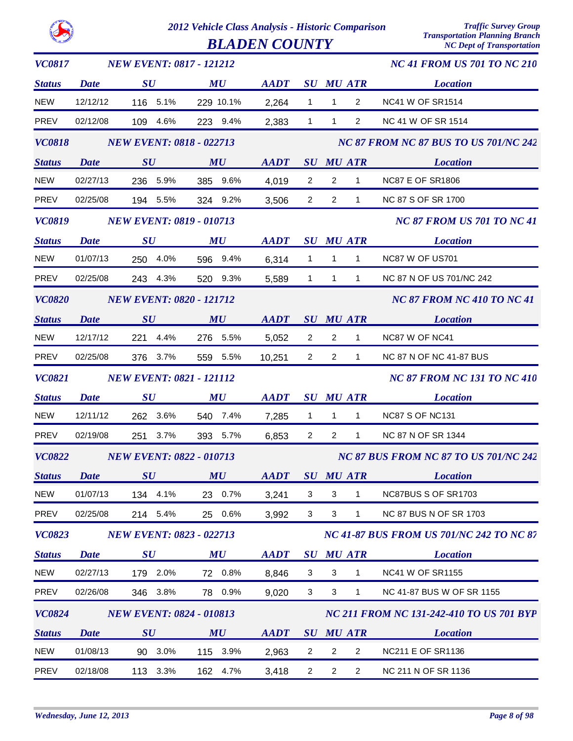# 2012 Vehicle Class Analysis - Historic Comparison

## BLADEN COUNTY

*Traffic Survey Group*
*Transportation Planning Branch*
*NC Dept of Transportation*

### VC0817 — NEW EVENT: 0817 - 121212 — NC 41 FROM US 701 TO NC 210

| Status | Date | SU | | MU | | AADT | SU | MU | ATR | Location |
|---|---|---|---|---|---|---|---|---|---|---|
| NEW | 12/12/12 | 116 | 5.1% | 229 | 10.1% | 2,264 | 1 | 1 | 2 | NC41 W OF SR1514 |
| PREV | 02/12/08 | 109 | 4.6% | 223 | 9.4% | 2,383 | 1 | 1 | 2 | NC 41 W OF SR 1514 |

### VC0818 — NEW EVENT: 0818 - 022713 — NC 87 FROM NC 87 BUS TO US 701/NC 242

| Status | Date | SU | | MU | | AADT | SU | MU | ATR | Location |
|---|---|---|---|---|---|---|---|---|---|---|
| NEW | 02/27/13 | 236 | 5.9% | 385 | 9.6% | 4,019 | 2 | 2 | 1 | NC87 E OF SR1806 |
| PREV | 02/25/08 | 194 | 5.5% | 324 | 9.2% | 3,506 | 2 | 2 | 1 | NC 87 S OF SR 1700 |

### VC0819 — NEW EVENT: 0819 - 010713 — NC 87 FROM US 701 TO NC 41

| Status | Date | SU | | MU | | AADT | SU | MU | ATR | Location |
|---|---|---|---|---|---|---|---|---|---|---|
| NEW | 01/07/13 | 250 | 4.0% | 596 | 9.4% | 6,314 | 1 | 1 | 1 | NC87 W OF US701 |
| PREV | 02/25/08 | 243 | 4.3% | 520 | 9.3% | 5,589 | 1 | 1 | 1 | NC 87 N OF US 701/NC 242 |

### VC0820 — NEW EVENT: 0820 - 121712 — NC 87 FROM NC 410 TO NC 41

| Status | Date | SU | | MU | | AADT | SU | MU | ATR | Location |
|---|---|---|---|---|---|---|---|---|---|---|
| NEW | 12/17/12 | 221 | 4.4% | 276 | 5.5% | 5,052 | 2 | 2 | 1 | NC87 W OF NC41 |
| PREV | 02/25/08 | 376 | 3.7% | 559 | 5.5% | 10,251 | 2 | 2 | 1 | NC 87 N OF NC 41-87 BUS |

### VC0821 — NEW EVENT: 0821 - 121112 — NC 87 FROM NC 131 TO NC 410

| Status | Date | SU | | MU | | AADT | SU | MU | ATR | Location |
|---|---|---|---|---|---|---|---|---|---|---|
| NEW | 12/11/12 | 262 | 3.6% | 540 | 7.4% | 7,285 | 1 | 1 | 1 | NC87 S OF NC131 |
| PREV | 02/19/08 | 251 | 3.7% | 393 | 5.7% | 6,853 | 2 | 2 | 1 | NC 87 N OF SR 1344 |

### VC0822 — NEW EVENT: 0822 - 010713 — NC 87 BUS FROM NC 87 TO US 701/NC 242

| Status | Date | SU | | MU | | AADT | SU | MU | ATR | Location |
|---|---|---|---|---|---|---|---|---|---|---|
| NEW | 01/07/13 | 134 | 4.1% | 23 | 0.7% | 3,241 | 3 | 3 | 1 | NC87BUS S OF SR1703 |
| PREV | 02/25/08 | 214 | 5.4% | 25 | 0.6% | 3,992 | 3 | 3 | 1 | NC 87 BUS N OF SR 1703 |

### VC0823 — NEW EVENT: 0823 - 022713 — NC 41-87 BUS FROM US 701/NC 242 TO NC 87

| Status | Date | SU | | MU | | AADT | SU | MU | ATR | Location |
|---|---|---|---|---|---|---|---|---|---|---|
| NEW | 02/27/13 | 179 | 2.0% | 72 | 0.8% | 8,846 | 3 | 3 | 1 | NC41 W OF SR1155 |
| PREV | 02/26/08 | 346 | 3.8% | 78 | 0.9% | 9,020 | 3 | 3 | 1 | NC 41-87 BUS W OF SR 1155 |

### VC0824 — NEW EVENT: 0824 - 010813 — NC 211 FROM NC 131-242-410 TO US 701 BYP

| Status | Date | SU | | MU | | AADT | SU | MU | ATR | Location |
|---|---|---|---|---|---|---|---|---|---|---|
| NEW | 01/08/13 | 90 | 3.0% | 115 | 3.9% | 2,963 | 2 | 2 | 2 | NC211 E OF SR1136 |
| PREV | 02/18/08 | 113 | 3.3% | 162 | 4.7% | 3,418 | 2 | 2 | 2 | NC 211 N OF SR 1136 |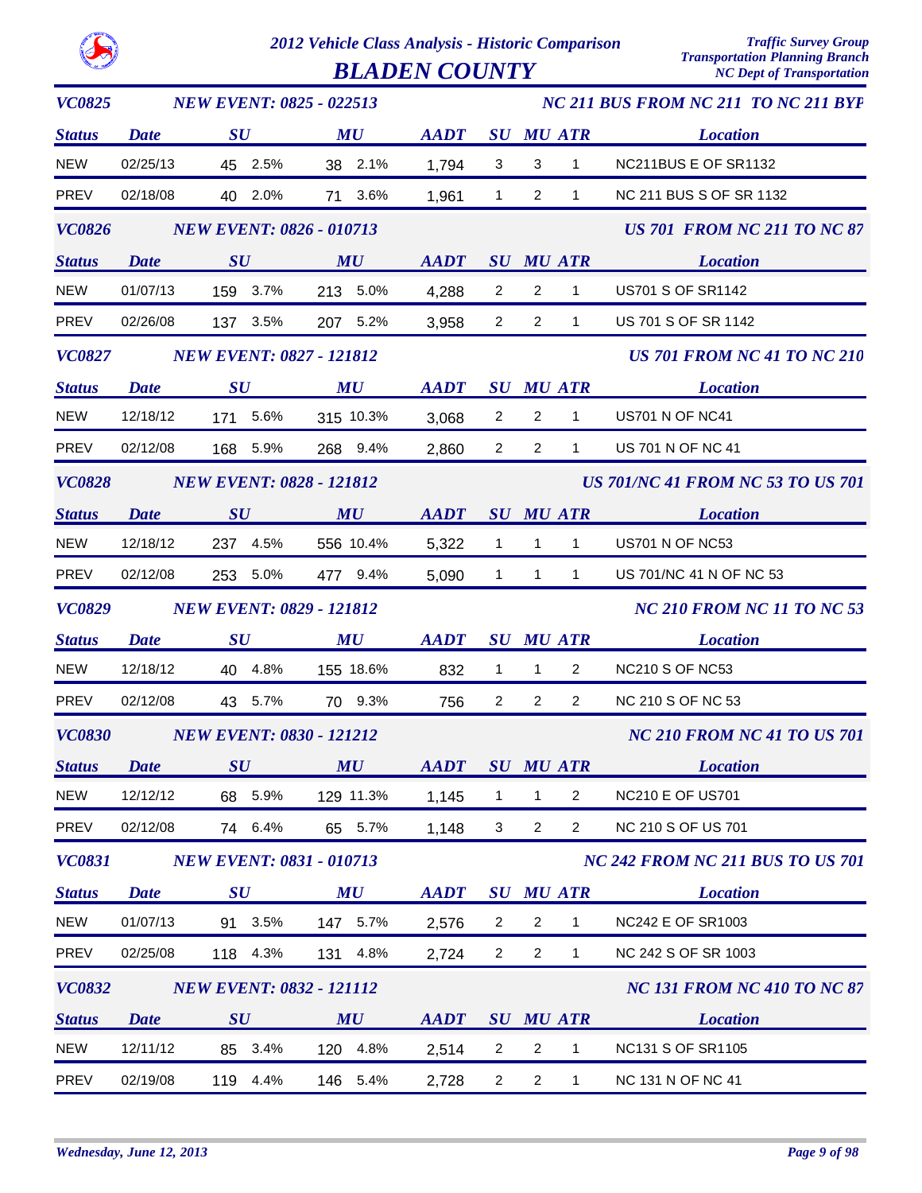# 2012 Vehicle Class Analysis - Historic Comparison

## BLADEN COUNTY

Traffic Survey Group
Transportation Planning Branch
NC Dept of Transportation

### VC0825 — NEW EVENT: 0825 - 022513 — NC 211 BUS FROM NC 211 TO NC 211 BYP

| Status | Date | SU | | MU | | AADT | SU | MU | ATR | Location |
|---|---|---|---|---|---|---|---|---|---|---|
| NEW | 02/25/13 | 45 | 2.5% | 38 | 2.1% | 1,794 | 3 | 3 | 1 | NC211BUS E OF SR1132 |
| PREV | 02/18/08 | 40 | 2.0% | 71 | 3.6% | 1,961 | 1 | 2 | 1 | NC 211 BUS S OF SR 1132 |

### VC0826 — NEW EVENT: 0826 - 010713 — US 701 FROM NC 211 TO NC 87

| Status | Date | SU | | MU | | AADT | SU | MU | ATR | Location |
|---|---|---|---|---|---|---|---|---|---|---|
| NEW | 01/07/13 | 159 | 3.7% | 213 | 5.0% | 4,288 | 2 | 2 | 1 | US701 S OF SR1142 |
| PREV | 02/26/08 | 137 | 3.5% | 207 | 5.2% | 3,958 | 2 | 2 | 1 | US 701 S OF SR 1142 |

### VC0827 — NEW EVENT: 0827 - 121812 — US 701 FROM NC 41 TO NC 210

| Status | Date | SU | | MU | | AADT | SU | MU | ATR | Location |
|---|---|---|---|---|---|---|---|---|---|---|
| NEW | 12/18/12 | 171 | 5.6% | 315 | 10.3% | 3,068 | 2 | 2 | 1 | US701 N OF NC41 |
| PREV | 02/12/08 | 168 | 5.9% | 268 | 9.4% | 2,860 | 2 | 2 | 1 | US 701 N OF NC 41 |

### VC0828 — NEW EVENT: 0828 - 121812 — US 701/NC 41 FROM NC 53 TO US 701

| Status | Date | SU | | MU | | AADT | SU | MU | ATR | Location |
|---|---|---|---|---|---|---|---|---|---|---|
| NEW | 12/18/12 | 237 | 4.5% | 556 | 10.4% | 5,322 | 1 | 1 | 1 | US701 N OF NC53 |
| PREV | 02/12/08 | 253 | 5.0% | 477 | 9.4% | 5,090 | 1 | 1 | 1 | US 701/NC 41 N OF NC 53 |

### VC0829 — NEW EVENT: 0829 - 121812 — NC 210 FROM NC 11 TO NC 53

| Status | Date | SU | | MU | | AADT | SU | MU | ATR | Location |
|---|---|---|---|---|---|---|---|---|---|---|
| NEW | 12/18/12 | 40 | 4.8% | 155 | 18.6% | 832 | 1 | 1 | 2 | NC210 S OF NC53 |
| PREV | 02/12/08 | 43 | 5.7% | 70 | 9.3% | 756 | 2 | 2 | 2 | NC 210 S OF NC 53 |

### VC0830 — NEW EVENT: 0830 - 121212 — NC 210 FROM NC 41 TO US 701

| Status | Date | SU | | MU | | AADT | SU | MU | ATR | Location |
|---|---|---|---|---|---|---|---|---|---|---|
| NEW | 12/12/12 | 68 | 5.9% | 129 | 11.3% | 1,145 | 1 | 1 | 2 | NC210 E OF US701 |
| PREV | 02/12/08 | 74 | 6.4% | 65 | 5.7% | 1,148 | 3 | 2 | 2 | NC 210 S OF US 701 |

### VC0831 — NEW EVENT: 0831 - 010713 — NC 242 FROM NC 211 BUS TO US 701

| Status | Date | SU | | MU | | AADT | SU | MU | ATR | Location |
|---|---|---|---|---|---|---|---|---|---|---|
| NEW | 01/07/13 | 91 | 3.5% | 147 | 5.7% | 2,576 | 2 | 2 | 1 | NC242 E OF SR1003 |
| PREV | 02/25/08 | 118 | 4.3% | 131 | 4.8% | 2,724 | 2 | 2 | 1 | NC 242 S OF SR 1003 |

### VC0832 — NEW EVENT: 0832 - 121112 — NC 131 FROM NC 410 TO NC 87

| Status | Date | SU | | MU | | AADT | SU | MU | ATR | Location |
|---|---|---|---|---|---|---|---|---|---|---|
| NEW | 12/11/12 | 85 | 3.4% | 120 | 4.8% | 2,514 | 2 | 2 | 1 | NC131 S OF SR1105 |
| PREV | 02/19/08 | 119 | 4.4% | 146 | 5.4% | 2,728 | 2 | 2 | 1 | NC 131 N OF NC 41 |

Wednesday, June 12, 2013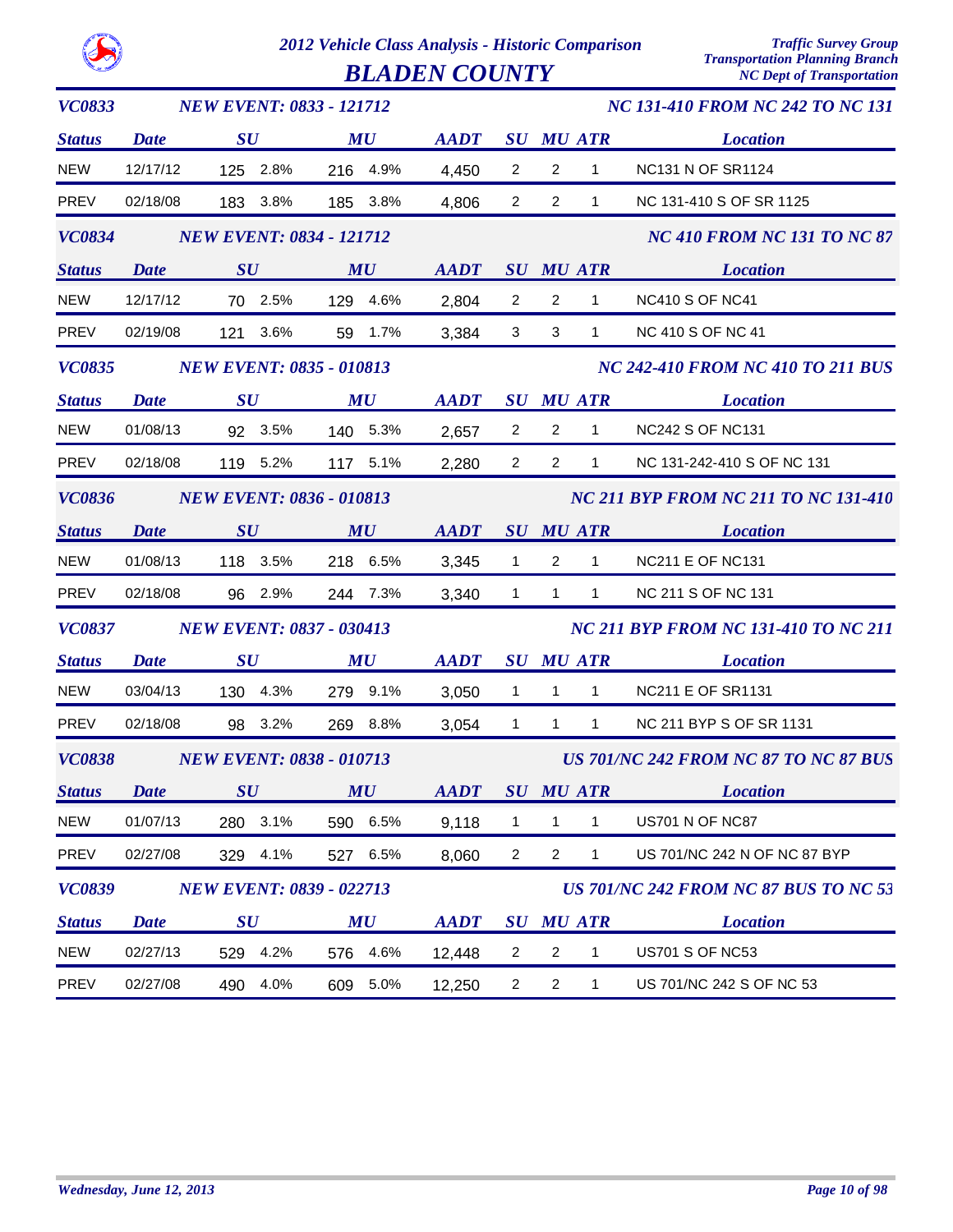# 2012 Vehicle Class Analysis - Historic Comparison

## BLADEN COUNTY

Traffic Survey Group
Transportation Planning Branch
NC Dept of Transportation

### VC0833 — NEW EVENT: 0833 - 121712 — NC 131-410 FROM NC 242 TO NC 131

| Status | Date | SU | | MU | | AADT | SU | MU | ATR | Location |
|---|---|---|---|---|---|---|---|---|---|---|
| NEW | 12/17/12 | 125 | 2.8% | 216 | 4.9% | 4,450 | 2 | 2 | 1 | NC131 N OF SR1124 |
| PREV | 02/18/08 | 183 | 3.8% | 185 | 3.8% | 4,806 | 2 | 2 | 1 | NC 131-410 S OF SR 1125 |

### VC0834 — NEW EVENT: 0834 - 121712 — NC 410 FROM NC 131 TO NC 87

| Status | Date | SU | | MU | | AADT | SU | MU | ATR | Location |
|---|---|---|---|---|---|---|---|---|---|---|
| NEW | 12/17/12 | 70 | 2.5% | 129 | 4.6% | 2,804 | 2 | 2 | 1 | NC410 S OF NC41 |
| PREV | 02/19/08 | 121 | 3.6% | 59 | 1.7% | 3,384 | 3 | 3 | 1 | NC 410 S OF NC 41 |

### VC0835 — NEW EVENT: 0835 - 010813 — NC 242-410 FROM NC 410 TO 211 BUS

| Status | Date | SU | | MU | | AADT | SU | MU | ATR | Location |
|---|---|---|---|---|---|---|---|---|---|---|
| NEW | 01/08/13 | 92 | 3.5% | 140 | 5.3% | 2,657 | 2 | 2 | 1 | NC242 S OF NC131 |
| PREV | 02/18/08 | 119 | 5.2% | 117 | 5.1% | 2,280 | 2 | 2 | 1 | NC 131-242-410 S OF NC 131 |

### VC0836 — NEW EVENT: 0836 - 010813 — NC 211 BYP FROM NC 211 TO NC 131-410

| Status | Date | SU | | MU | | AADT | SU | MU | ATR | Location |
|---|---|---|---|---|---|---|---|---|---|---|
| NEW | 01/08/13 | 118 | 3.5% | 218 | 6.5% | 3,345 | 1 | 2 | 1 | NC211 E OF NC131 |
| PREV | 02/18/08 | 96 | 2.9% | 244 | 7.3% | 3,340 | 1 | 1 | 1 | NC 211 S OF NC 131 |

### VC0837 — NEW EVENT: 0837 - 030413 — NC 211 BYP FROM NC 131-410 TO NC 211

| Status | Date | SU | | MU | | AADT | SU | MU | ATR | Location |
|---|---|---|---|---|---|---|---|---|---|---|
| NEW | 03/04/13 | 130 | 4.3% | 279 | 9.1% | 3,050 | 1 | 1 | 1 | NC211 E OF SR1131 |
| PREV | 02/18/08 | 98 | 3.2% | 269 | 8.8% | 3,054 | 1 | 1 | 1 | NC 211 BYP S OF SR 1131 |

### VC0838 — NEW EVENT: 0838 - 010713 — US 701/NC 242 FROM NC 87 TO NC 87 BUS

| Status | Date | SU | | MU | | AADT | SU | MU | ATR | Location |
|---|---|---|---|---|---|---|---|---|---|---|
| NEW | 01/07/13 | 280 | 3.1% | 590 | 6.5% | 9,118 | 1 | 1 | 1 | US701 N OF NC87 |
| PREV | 02/27/08 | 329 | 4.1% | 527 | 6.5% | 8,060 | 2 | 2 | 1 | US 701/NC 242 N OF NC 87 BYP |

### VC0839 — NEW EVENT: 0839 - 022713 — US 701/NC 242 FROM NC 87 BUS TO NC 53

| Status | Date | SU | | MU | | AADT | SU | MU | ATR | Location |
|---|---|---|---|---|---|---|---|---|---|---|
| NEW | 02/27/13 | 529 | 4.2% | 576 | 4.6% | 12,448 | 2 | 2 | 1 | US701 S OF NC53 |
| PREV | 02/27/08 | 490 | 4.0% | 609 | 5.0% | 12,250 | 2 | 2 | 1 | US 701/NC 242 S OF NC 53 |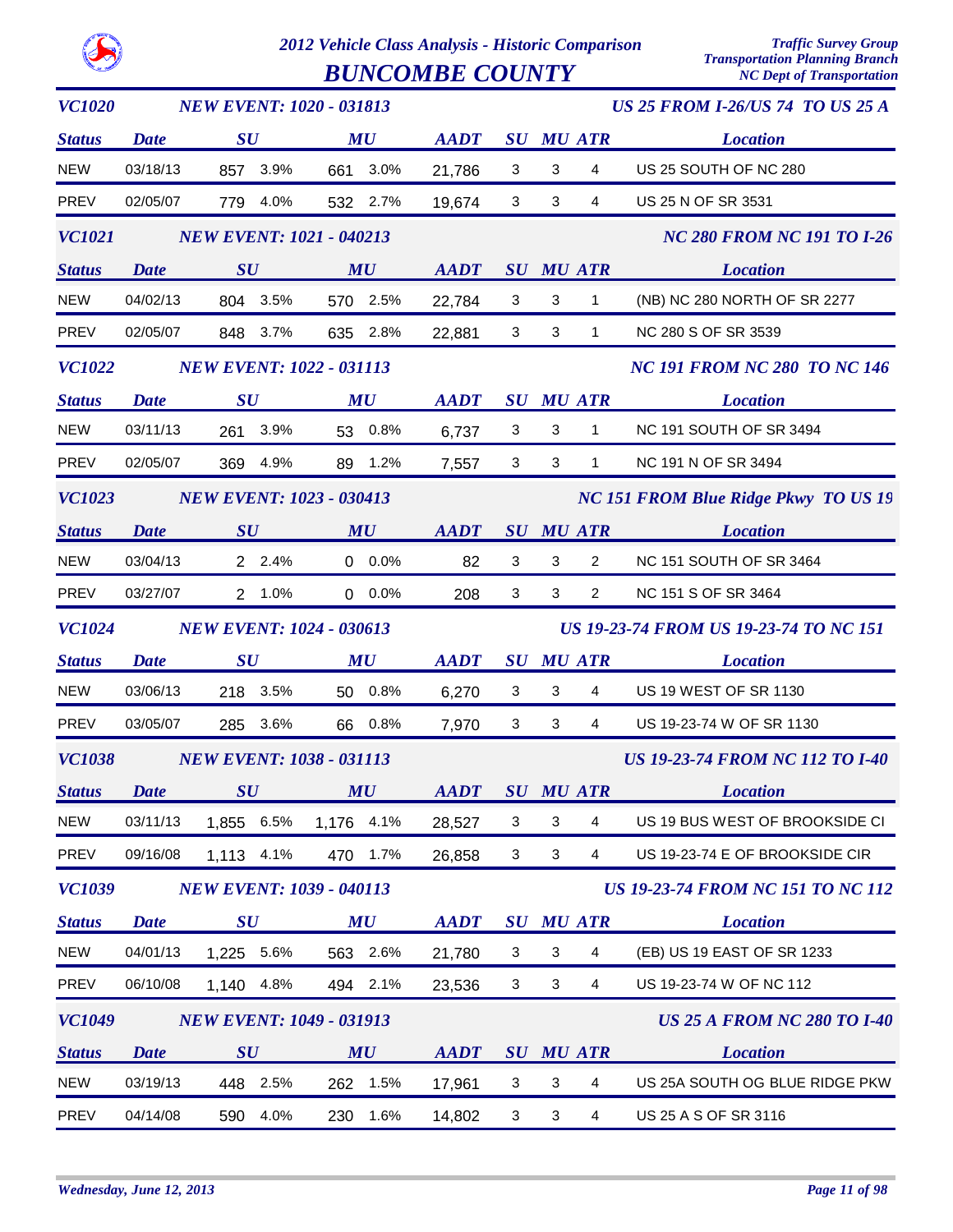# 2012 Vehicle Class Analysis - Historic Comparison

## BUNCOMBE COUNTY

Traffic Survey Group
Transportation Planning Branch
NC Dept of Transportation

### VC1020 — NEW EVENT: 1020 - 031813 — US 25 FROM I-26/US 74 TO US 25 A

| Status | Date | SU | SU % | MU | MU % | AADT | SU | MU | ATR | Location |
|---|---|---|---|---|---|---|---|---|---|---|
| NEW | 03/18/13 | 857 | 3.9% | 661 | 3.0% | 21,786 | 3 | 3 | 4 | US 25 SOUTH OF NC 280 |
| PREV | 02/05/07 | 779 | 4.0% | 532 | 2.7% | 19,674 | 3 | 3 | 4 | US 25 N OF SR 3531 |

### VC1021 — NEW EVENT: 1021 - 040213 — NC 280 FROM NC 191 TO I-26

| Status | Date | SU | SU % | MU | MU % | AADT | SU | MU | ATR | Location |
|---|---|---|---|---|---|---|---|---|---|---|
| NEW | 04/02/13 | 804 | 3.5% | 570 | 2.5% | 22,784 | 3 | 3 | 1 | (NB) NC 280 NORTH OF SR 2277 |
| PREV | 02/05/07 | 848 | 3.7% | 635 | 2.8% | 22,881 | 3 | 3 | 1 | NC 280 S OF SR 3539 |

### VC1022 — NEW EVENT: 1022 - 031113 — NC 191 FROM NC 280 TO NC 146

| Status | Date | SU | SU % | MU | MU % | AADT | SU | MU | ATR | Location |
|---|---|---|---|---|---|---|---|---|---|---|
| NEW | 03/11/13 | 261 | 3.9% | 53 | 0.8% | 6,737 | 3 | 3 | 1 | NC 191 SOUTH OF SR 3494 |
| PREV | 02/05/07 | 369 | 4.9% | 89 | 1.2% | 7,557 | 3 | 3 | 1 | NC 191 N OF SR 3494 |

### VC1023 — NEW EVENT: 1023 - 030413 — NC 151 FROM Blue Ridge Pkwy TO US 19

| Status | Date | SU | SU % | MU | MU % | AADT | SU | MU | ATR | Location |
|---|---|---|---|---|---|---|---|---|---|---|
| NEW | 03/04/13 | 2 | 2.4% | 0 | 0.0% | 82 | 3 | 3 | 2 | NC 151 SOUTH OF SR 3464 |
| PREV | 03/27/07 | 2 | 1.0% | 0 | 0.0% | 208 | 3 | 3 | 2 | NC 151 S OF SR 3464 |

### VC1024 — NEW EVENT: 1024 - 030613 — US 19-23-74 FROM US 19-23-74 TO NC 151

| Status | Date | SU | SU % | MU | MU % | AADT | SU | MU | ATR | Location |
|---|---|---|---|---|---|---|---|---|---|---|
| NEW | 03/06/13 | 218 | 3.5% | 50 | 0.8% | 6,270 | 3 | 3 | 4 | US 19 WEST OF SR 1130 |
| PREV | 03/05/07 | 285 | 3.6% | 66 | 0.8% | 7,970 | 3 | 3 | 4 | US 19-23-74 W OF SR 1130 |

### VC1038 — NEW EVENT: 1038 - 031113 — US 19-23-74 FROM NC 112 TO I-40

| Status | Date | SU | SU % | MU | MU % | AADT | SU | MU | ATR | Location |
|---|---|---|---|---|---|---|---|---|---|---|
| NEW | 03/11/13 | 1,855 | 6.5% | 1,176 | 4.1% | 28,527 | 3 | 3 | 4 | US 19 BUS WEST OF BROOKSIDE CI |
| PREV | 09/16/08 | 1,113 | 4.1% | 470 | 1.7% | 26,858 | 3 | 3 | 4 | US 19-23-74 E OF BROOKSIDE CIR |

### VC1039 — NEW EVENT: 1039 - 040113 — US 19-23-74 FROM NC 151 TO NC 112

| Status | Date | SU | SU % | MU | MU % | AADT | SU | MU | ATR | Location |
|---|---|---|---|---|---|---|---|---|---|---|
| NEW | 04/01/13 | 1,225 | 5.6% | 563 | 2.6% | 21,780 | 3 | 3 | 4 | (EB) US 19 EAST OF SR 1233 |
| PREV | 06/10/08 | 1,140 | 4.8% | 494 | 2.1% | 23,536 | 3 | 3 | 4 | US 19-23-74 W OF NC 112 |

### VC1049 — NEW EVENT: 1049 - 031913 — US 25 A FROM NC 280 TO I-40

| Status | Date | SU | SU % | MU | MU % | AADT | SU | MU | ATR | Location |
|---|---|---|---|---|---|---|---|---|---|---|
| NEW | 03/19/13 | 448 | 2.5% | 262 | 1.5% | 17,961 | 3 | 3 | 4 | US 25A SOUTH OG BLUE RIDGE PKW |
| PREV | 04/14/08 | 590 | 4.0% | 230 | 1.6% | 14,802 | 3 | 3 | 4 | US 25 A S OF SR 3116 |

*Wednesday, June 12, 2013*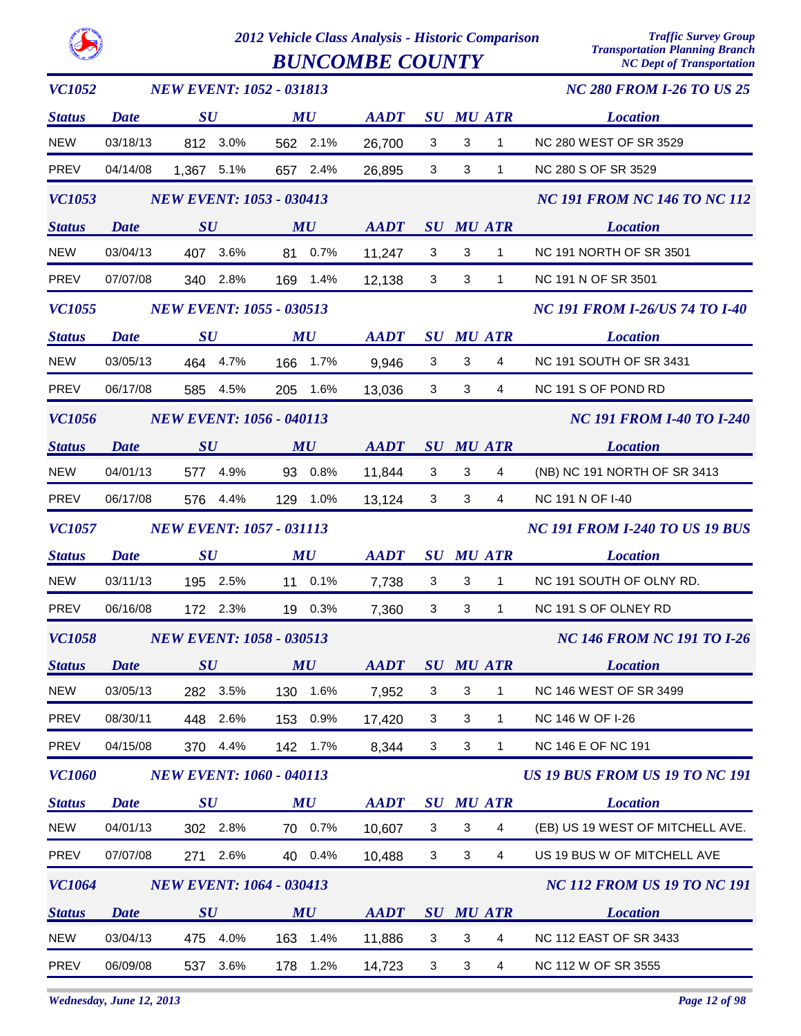# 2012 Vehicle Class Analysis - Historic Comparison

## BUNCOMBE COUNTY

Traffic Survey Group
Transportation Planning Branch
NC Dept of Transportation

### VC1052 — NEW EVENT: 1052 - 031813 — NC 280 FROM I-26 TO US 25

| Status | Date | SU | | MU | | AADT | SU | MU | ATR | Location |
|---|---|---|---|---|---|---|---|---|---|---|
| NEW | 03/18/13 | 812 | 3.0% | 562 | 2.1% | 26,700 | 3 | 3 | 1 | NC 280 WEST OF SR 3529 |
| PREV | 04/14/08 | 1,367 | 5.1% | 657 | 2.4% | 26,895 | 3 | 3 | 1 | NC 280 S OF SR 3529 |

### VC1053 — NEW EVENT: 1053 - 030413 — NC 191 FROM NC 146 TO NC 112

| Status | Date | SU | | MU | | AADT | SU | MU | ATR | Location |
|---|---|---|---|---|---|---|---|---|---|---|
| NEW | 03/04/13 | 407 | 3.6% | 81 | 0.7% | 11,247 | 3 | 3 | 1 | NC 191 NORTH OF SR 3501 |
| PREV | 07/07/08 | 340 | 2.8% | 169 | 1.4% | 12,138 | 3 | 3 | 1 | NC 191 N OF SR 3501 |

### VC1055 — NEW EVENT: 1055 - 030513 — NC 191 FROM I-26/US 74 TO I-40

| Status | Date | SU | | MU | | AADT | SU | MU | ATR | Location |
|---|---|---|---|---|---|---|---|---|---|---|
| NEW | 03/05/13 | 464 | 4.7% | 166 | 1.7% | 9,946 | 3 | 3 | 4 | NC 191 SOUTH OF SR 3431 |
| PREV | 06/17/08 | 585 | 4.5% | 205 | 1.6% | 13,036 | 3 | 3 | 4 | NC 191 S OF POND RD |

### VC1056 — NEW EVENT: 1056 - 040113 — NC 191 FROM I-40 TO I-240

| Status | Date | SU | | MU | | AADT | SU | MU | ATR | Location |
|---|---|---|---|---|---|---|---|---|---|---|
| NEW | 04/01/13 | 577 | 4.9% | 93 | 0.8% | 11,844 | 3 | 3 | 4 | (NB) NC 191 NORTH OF SR 3413 |
| PREV | 06/17/08 | 576 | 4.4% | 129 | 1.0% | 13,124 | 3 | 3 | 4 | NC 191 N OF I-40 |

### VC1057 — NEW EVENT: 1057 - 031113 — NC 191 FROM I-240 TO US 19 BUS

| Status | Date | SU | | MU | | AADT | SU | MU | ATR | Location |
|---|---|---|---|---|---|---|---|---|---|---|
| NEW | 03/11/13 | 195 | 2.5% | 11 | 0.1% | 7,738 | 3 | 3 | 1 | NC 191 SOUTH OF OLNY RD. |
| PREV | 06/16/08 | 172 | 2.3% | 19 | 0.3% | 7,360 | 3 | 3 | 1 | NC 191 S OF OLNEY RD |

### VC1058 — NEW EVENT: 1058 - 030513 — NC 146 FROM NC 191 TO I-26

| Status | Date | SU | | MU | | AADT | SU | MU | ATR | Location |
|---|---|---|---|---|---|---|---|---|---|---|
| NEW | 03/05/13 | 282 | 3.5% | 130 | 1.6% | 7,952 | 3 | 3 | 1 | NC 146 WEST OF SR 3499 |
| PREV | 08/30/11 | 448 | 2.6% | 153 | 0.9% | 17,420 | 3 | 3 | 1 | NC 146 W OF I-26 |
| PREV | 04/15/08 | 370 | 4.4% | 142 | 1.7% | 8,344 | 3 | 3 | 1 | NC 146 E OF NC 191 |

### VC1060 — NEW EVENT: 1060 - 040113 — US 19 BUS FROM US 19 TO NC 191

| Status | Date | SU | | MU | | AADT | SU | MU | ATR | Location |
|---|---|---|---|---|---|---|---|---|---|---|
| NEW | 04/01/13 | 302 | 2.8% | 70 | 0.7% | 10,607 | 3 | 3 | 4 | (EB) US 19 WEST OF MITCHELL AVE. |
| PREV | 07/07/08 | 271 | 2.6% | 40 | 0.4% | 10,488 | 3 | 3 | 4 | US 19 BUS W OF MITCHELL AVE |

### VC1064 — NEW EVENT: 1064 - 030413 — NC 112 FROM US 19 TO NC 191

| Status | Date | SU | | MU | | AADT | SU | MU | ATR | Location |
|---|---|---|---|---|---|---|---|---|---|---|
| NEW | 03/04/13 | 475 | 4.0% | 163 | 1.4% | 11,886 | 3 | 3 | 4 | NC 112 EAST OF SR 3433 |
| PREV | 06/09/08 | 537 | 3.6% | 178 | 1.2% | 14,723 | 3 | 3 | 4 | NC 112 W OF SR 3555 |

Wednesday, June 12, 2013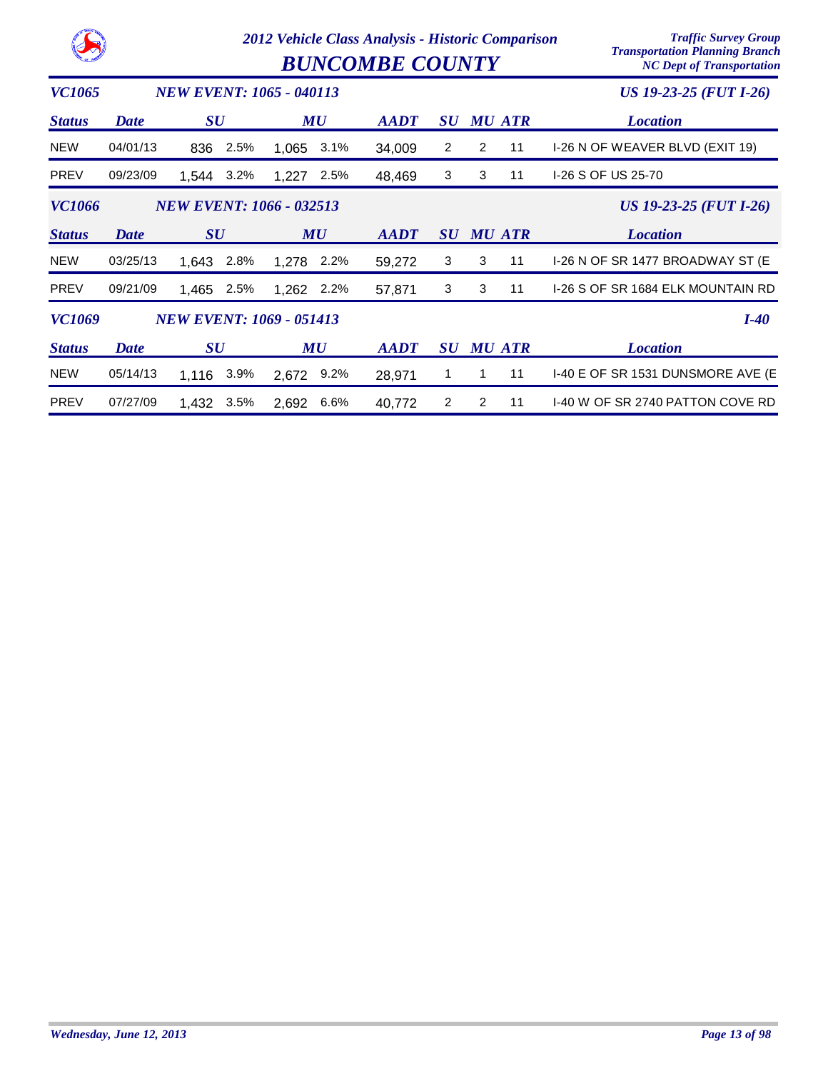# 2012 Vehicle Class Analysis - Historic Comparison

## BUNCOMBE COUNTY

Traffic Survey Group
Transportation Planning Branch
NC Dept of Transportation

### VC1065 — NEW EVENT: 1065 - 040113 — US 19-23-25 (FUT I-26)

| Status | Date | SU | | MU | | AADT | SU | MU | ATR | Location |
|---|---|---|---|---|---|---|---|---|---|---|
| NEW | 04/01/13 | 836 | 2.5% | 1,065 | 3.1% | 34,009 | 2 | 2 | 11 | I-26 N OF WEAVER BLVD (EXIT 19) |
| PREV | 09/23/09 | 1,544 | 3.2% | 1,227 | 2.5% | 48,469 | 3 | 3 | 11 | I-26 S OF US 25-70 |

### VC1066 — NEW EVENT: 1066 - 032513 — US 19-23-25 (FUT I-26)

| Status | Date | SU | | MU | | AADT | SU | MU | ATR | Location |
|---|---|---|---|---|---|---|---|---|---|---|
| NEW | 03/25/13 | 1,643 | 2.8% | 1,278 | 2.2% | 59,272 | 3 | 3 | 11 | I-26 N OF SR 1477 BROADWAY ST (E |
| PREV | 09/21/09 | 1,465 | 2.5% | 1,262 | 2.2% | 57,871 | 3 | 3 | 11 | I-26 S OF SR 1684 ELK MOUNTAIN RD |

### VC1069 — NEW EVENT: 1069 - 051413 — I-40

| Status | Date | SU | | MU | | AADT | SU | MU | ATR | Location |
|---|---|---|---|---|---|---|---|---|---|---|
| NEW | 05/14/13 | 1,116 | 3.9% | 2,672 | 9.2% | 28,971 | 1 | 1 | 11 | I-40 E OF SR 1531 DUNSMORE AVE (E |
| PREV | 07/27/09 | 1,432 | 3.5% | 2,692 | 6.6% | 40,772 | 2 | 2 | 11 | I-40 W OF SR 2740 PATTON COVE RD |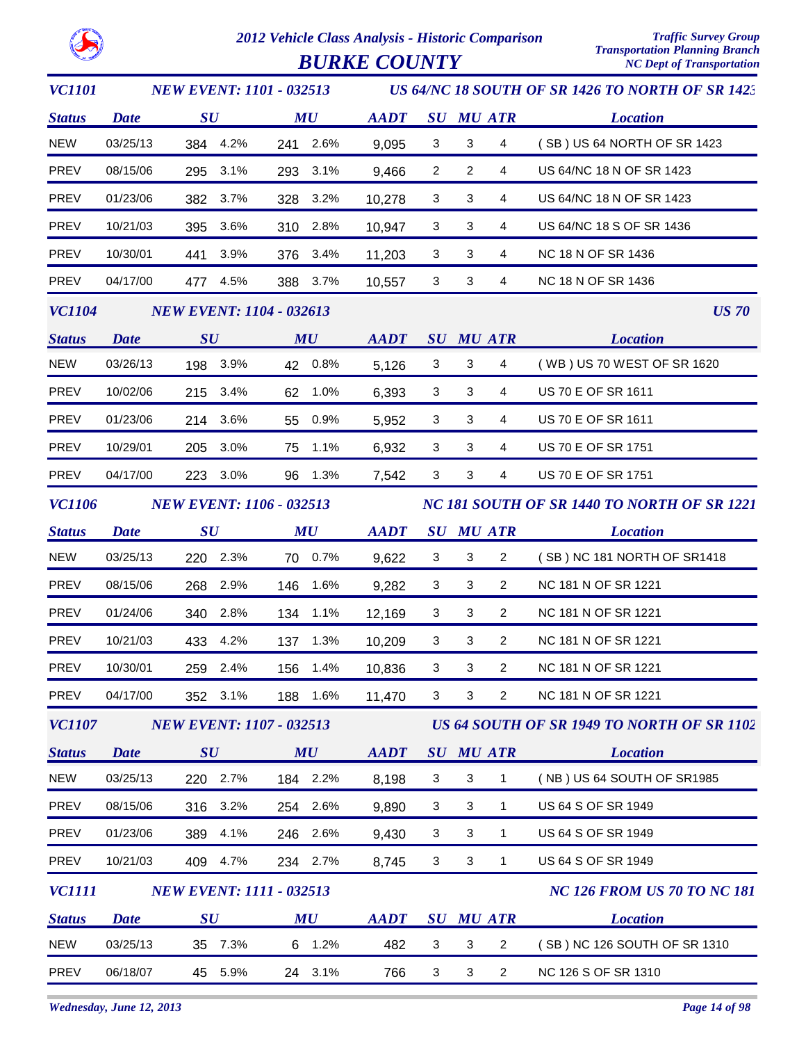# 2012 Vehicle Class Analysis - Historic Comparison

## BURKE COUNTY

Traffic Survey Group
Transportation Planning Branch
NC Dept of Transportation

### VC1101 — NEW EVENT: 1101 - 032513 — US 64/NC 18 SOUTH OF SR 1426 TO NORTH OF SR 1423

| Status | Date | SU | | MU | | AADT | SU | MU | ATR | Location |
|---|---|---|---|---|---|---|---|---|---|---|
| NEW | 03/25/13 | 384 | 4.2% | 241 | 2.6% | 9,095 | 3 | 3 | 4 | ( SB ) US 64 NORTH OF SR 1423 |
| PREV | 08/15/06 | 295 | 3.1% | 293 | 3.1% | 9,466 | 2 | 2 | 4 | US 64/NC 18 N OF SR 1423 |
| PREV | 01/23/06 | 382 | 3.7% | 328 | 3.2% | 10,278 | 3 | 3 | 4 | US 64/NC 18 N OF SR 1423 |
| PREV | 10/21/03 | 395 | 3.6% | 310 | 2.8% | 10,947 | 3 | 3 | 4 | US 64/NC 18 S OF SR 1436 |
| PREV | 10/30/01 | 441 | 3.9% | 376 | 3.4% | 11,203 | 3 | 3 | 4 | NC 18 N OF SR 1436 |
| PREV | 04/17/00 | 477 | 4.5% | 388 | 3.7% | 10,557 | 3 | 3 | 4 | NC 18 N OF SR 1436 |

### VC1104 — NEW EVENT: 1104 - 032613 — US 70

| Status | Date | SU | | MU | | AADT | SU | MU | ATR | Location |
|---|---|---|---|---|---|---|---|---|---|---|
| NEW | 03/26/13 | 198 | 3.9% | 42 | 0.8% | 5,126 | 3 | 3 | 4 | ( WB ) US 70 WEST OF SR 1620 |
| PREV | 10/02/06 | 215 | 3.4% | 62 | 1.0% | 6,393 | 3 | 3 | 4 | US 70 E OF SR 1611 |
| PREV | 01/23/06 | 214 | 3.6% | 55 | 0.9% | 5,952 | 3 | 3 | 4 | US 70 E OF SR 1611 |
| PREV | 10/29/01 | 205 | 3.0% | 75 | 1.1% | 6,932 | 3 | 3 | 4 | US 70 E OF SR 1751 |
| PREV | 04/17/00 | 223 | 3.0% | 96 | 1.3% | 7,542 | 3 | 3 | 4 | US 70 E OF SR 1751 |

### VC1106 — NEW EVENT: 1106 - 032513 — NC 181 SOUTH OF SR 1440 TO NORTH OF SR 1221

| Status | Date | SU | | MU | | AADT | SU | MU | ATR | Location |
|---|---|---|---|---|---|---|---|---|---|---|
| NEW | 03/25/13 | 220 | 2.3% | 70 | 0.7% | 9,622 | 3 | 3 | 2 | ( SB ) NC 181 NORTH OF SR1418 |
| PREV | 08/15/06 | 268 | 2.9% | 146 | 1.6% | 9,282 | 3 | 3 | 2 | NC 181 N OF SR 1221 |
| PREV | 01/24/06 | 340 | 2.8% | 134 | 1.1% | 12,169 | 3 | 3 | 2 | NC 181 N OF SR 1221 |
| PREV | 10/21/03 | 433 | 4.2% | 137 | 1.3% | 10,209 | 3 | 3 | 2 | NC 181 N OF SR 1221 |
| PREV | 10/30/01 | 259 | 2.4% | 156 | 1.4% | 10,836 | 3 | 3 | 2 | NC 181 N OF SR 1221 |
| PREV | 04/17/00 | 352 | 3.1% | 188 | 1.6% | 11,470 | 3 | 3 | 2 | NC 181 N OF SR 1221 |

### VC1107 — NEW EVENT: 1107 - 032513 — US 64 SOUTH OF SR 1949 TO NORTH OF SR 1102

| Status | Date | SU | | MU | | AADT | SU | MU | ATR | Location |
|---|---|---|---|---|---|---|---|---|---|---|
| NEW | 03/25/13 | 220 | 2.7% | 184 | 2.2% | 8,198 | 3 | 3 | 1 | ( NB ) US 64 SOUTH OF SR1985 |
| PREV | 08/15/06 | 316 | 3.2% | 254 | 2.6% | 9,890 | 3 | 3 | 1 | US 64 S OF SR 1949 |
| PREV | 01/23/06 | 389 | 4.1% | 246 | 2.6% | 9,430 | 3 | 3 | 1 | US 64 S OF SR 1949 |
| PREV | 10/21/03 | 409 | 4.7% | 234 | 2.7% | 8,745 | 3 | 3 | 1 | US 64 S OF SR 1949 |

### VC1111 — NEW EVENT: 1111 - 032513 — NC 126 FROM US 70 TO NC 181

| Status | Date | SU | | MU | | AADT | SU | MU | ATR | Location |
|---|---|---|---|---|---|---|---|---|---|---|
| NEW | 03/25/13 | 35 | 7.3% | 6 | 1.2% | 482 | 3 | 3 | 2 | ( SB ) NC 126 SOUTH OF SR 1310 |
| PREV | 06/18/07 | 45 | 5.9% | 24 | 3.1% | 766 | 3 | 3 | 2 | NC 126 S OF SR 1310 |

Wednesday, June 12, 2013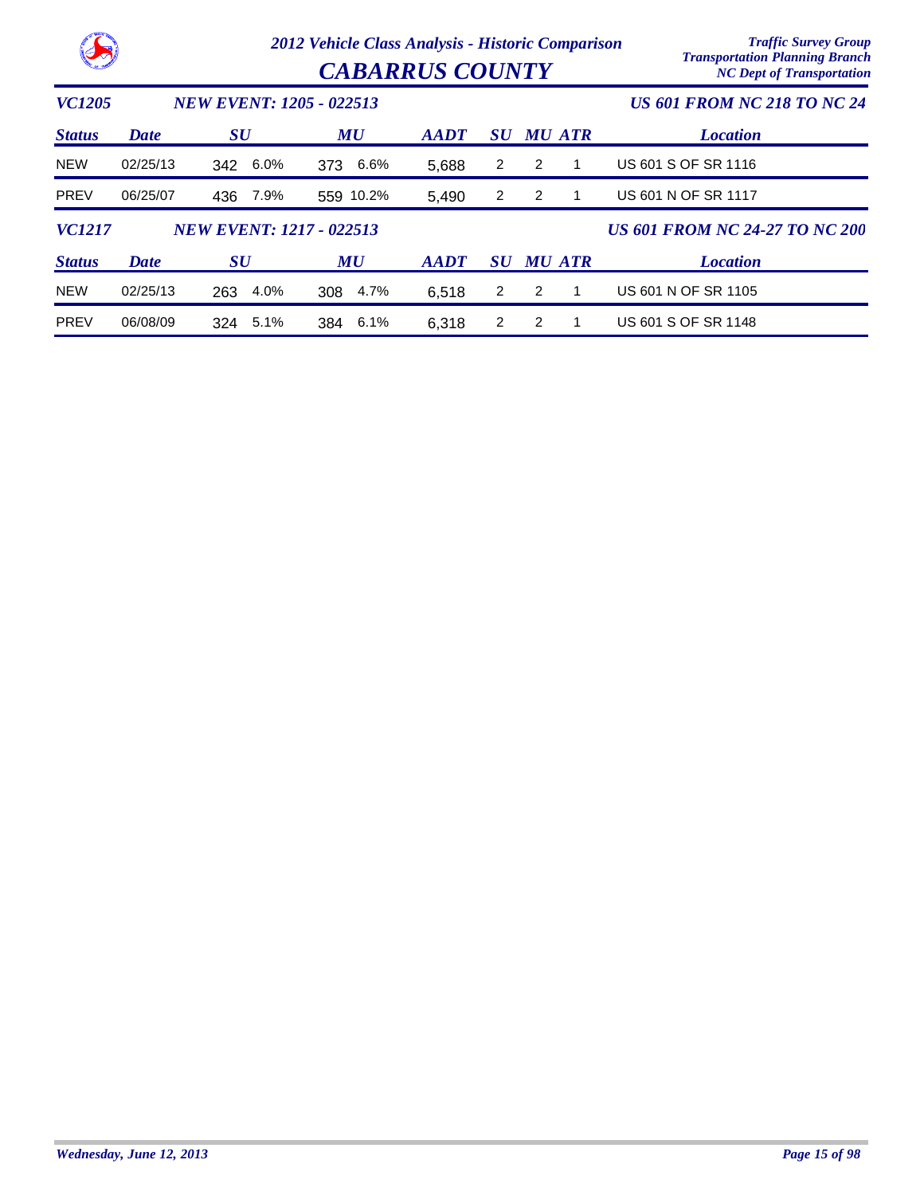# 2012 Vehicle Class Analysis - Historic Comparison

# CABARRUS COUNTY

Traffic Survey Group
Transportation Planning Branch
NC Dept of Transportation

## VC1205 — NEW EVENT: 1205 - 022513 — US 601 FROM NC 218 TO NC 24

| Status | Date | SU | | MU | | AADT | SU | MU | ATR | Location |
|---|---|---|---|---|---|---|---|---|---|---|
| NEW | 02/25/13 | 342 | 6.0% | 373 | 6.6% | 5,688 | 2 | 2 | 1 | US 601 S OF SR 1116 |
| PREV | 06/25/07 | 436 | 7.9% | 559 | 10.2% | 5,490 | 2 | 2 | 1 | US 601 N OF SR 1117 |

## VC1217 — NEW EVENT: 1217 - 022513 — US 601 FROM NC 24-27 TO NC 200

| Status | Date | SU | | MU | | AADT | SU | MU | ATR | Location |
|---|---|---|---|---|---|---|---|---|---|---|
| NEW | 02/25/13 | 263 | 4.0% | 308 | 4.7% | 6,518 | 2 | 2 | 1 | US 601 N OF SR 1105 |
| PREV | 06/08/09 | 324 | 5.1% | 384 | 6.1% | 6,318 | 2 | 2 | 1 | US 601 S OF SR 1148 |

Wednesday, June 12, 2013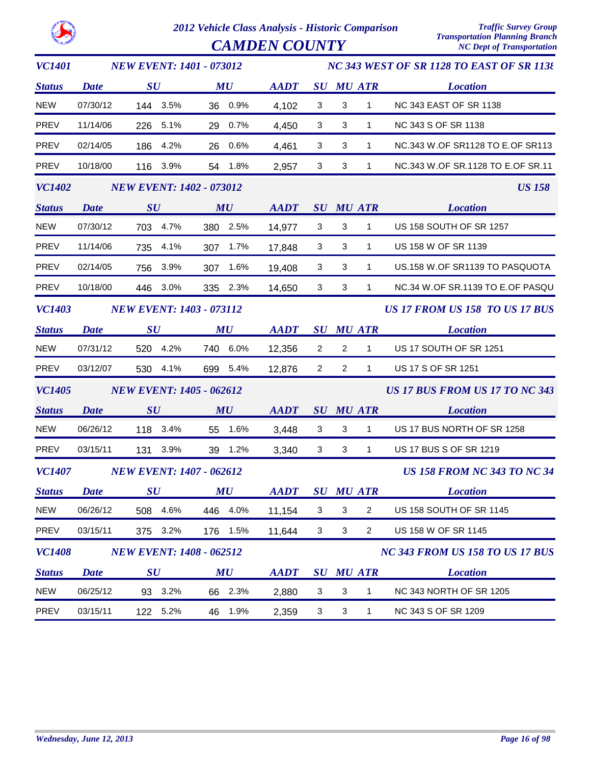# 2012 Vehicle Class Analysis - Historic Comparison

## CAMDEN COUNTY

Traffic Survey Group
Transportation Planning Branch
NC Dept of Transportation

### VC1401 — NEW EVENT: 1401 - 073012 — NC 343 WEST OF SR 1128 TO EAST OF SR 1138

| Status | Date | SU | | MU | | AADT | SU | MU | ATR | Location |
|---|---|---|---|---|---|---|---|---|---|---|
| NEW | 07/30/12 | 144 | 3.5% | 36 | 0.9% | 4,102 | 3 | 3 | 1 | NC 343 EAST OF SR 1138 |
| PREV | 11/14/06 | 226 | 5.1% | 29 | 0.7% | 4,450 | 3 | 3 | 1 | NC 343 S OF SR 1138 |
| PREV | 02/14/05 | 186 | 4.2% | 26 | 0.6% | 4,461 | 3 | 3 | 1 | NC.343 W.OF SR1128 TO E.OF SR113 |
| PREV | 10/18/00 | 116 | 3.9% | 54 | 1.8% | 2,957 | 3 | 3 | 1 | NC.343 W.OF SR.1128 TO E.OF SR.11 |

### VC1402 — NEW EVENT: 1402 - 073012 — US 158

| Status | Date | SU | | MU | | AADT | SU | MU | ATR | Location |
|---|---|---|---|---|---|---|---|---|---|---|
| NEW | 07/30/12 | 703 | 4.7% | 380 | 2.5% | 14,977 | 3 | 3 | 1 | US 158 SOUTH OF SR 1257 |
| PREV | 11/14/06 | 735 | 4.1% | 307 | 1.7% | 17,848 | 3 | 3 | 1 | US 158 W OF SR 1139 |
| PREV | 02/14/05 | 756 | 3.9% | 307 | 1.6% | 19,408 | 3 | 3 | 1 | US.158 W.OF SR1139 TO PASQUOTA |
| PREV | 10/18/00 | 446 | 3.0% | 335 | 2.3% | 14,650 | 3 | 3 | 1 | NC.34 W.OF SR.1139 TO E.OF PASQU |

### VC1403 — NEW EVENT: 1403 - 073112 — US 17 FROM US 158 TO US 17 BUS

| Status | Date | SU | | MU | | AADT | SU | MU | ATR | Location |
|---|---|---|---|---|---|---|---|---|---|---|
| NEW | 07/31/12 | 520 | 4.2% | 740 | 6.0% | 12,356 | 2 | 2 | 1 | US 17 SOUTH OF SR 1251 |
| PREV | 03/12/07 | 530 | 4.1% | 699 | 5.4% | 12,876 | 2 | 2 | 1 | US 17 S OF SR 1251 |

### VC1405 — NEW EVENT: 1405 - 062612 — US 17 BUS FROM US 17 TO NC 343

| Status | Date | SU | | MU | | AADT | SU | MU | ATR | Location |
|---|---|---|---|---|---|---|---|---|---|---|
| NEW | 06/26/12 | 118 | 3.4% | 55 | 1.6% | 3,448 | 3 | 3 | 1 | US 17 BUS NORTH OF SR 1258 |
| PREV | 03/15/11 | 131 | 3.9% | 39 | 1.2% | 3,340 | 3 | 3 | 1 | US 17 BUS S OF SR 1219 |

### VC1407 — NEW EVENT: 1407 - 062612 — US 158 FROM NC 343 TO NC 34

| Status | Date | SU | | MU | | AADT | SU | MU | ATR | Location |
|---|---|---|---|---|---|---|---|---|---|---|
| NEW | 06/26/12 | 508 | 4.6% | 446 | 4.0% | 11,154 | 3 | 3 | 2 | US 158 SOUTH OF SR 1145 |
| PREV | 03/15/11 | 375 | 3.2% | 176 | 1.5% | 11,644 | 3 | 3 | 2 | US 158 W OF SR 1145 |

### VC1408 — NEW EVENT: 1408 - 062512 — NC 343 FROM US 158 TO US 17 BUS

| Status | Date | SU | | MU | | AADT | SU | MU | ATR | Location |
|---|---|---|---|---|---|---|---|---|---|---|
| NEW | 06/25/12 | 93 | 3.2% | 66 | 2.3% | 2,880 | 3 | 3 | 1 | NC 343 NORTH OF SR 1205 |
| PREV | 03/15/11 | 122 | 5.2% | 46 | 1.9% | 2,359 | 3 | 3 | 1 | NC 343 S OF SR 1209 |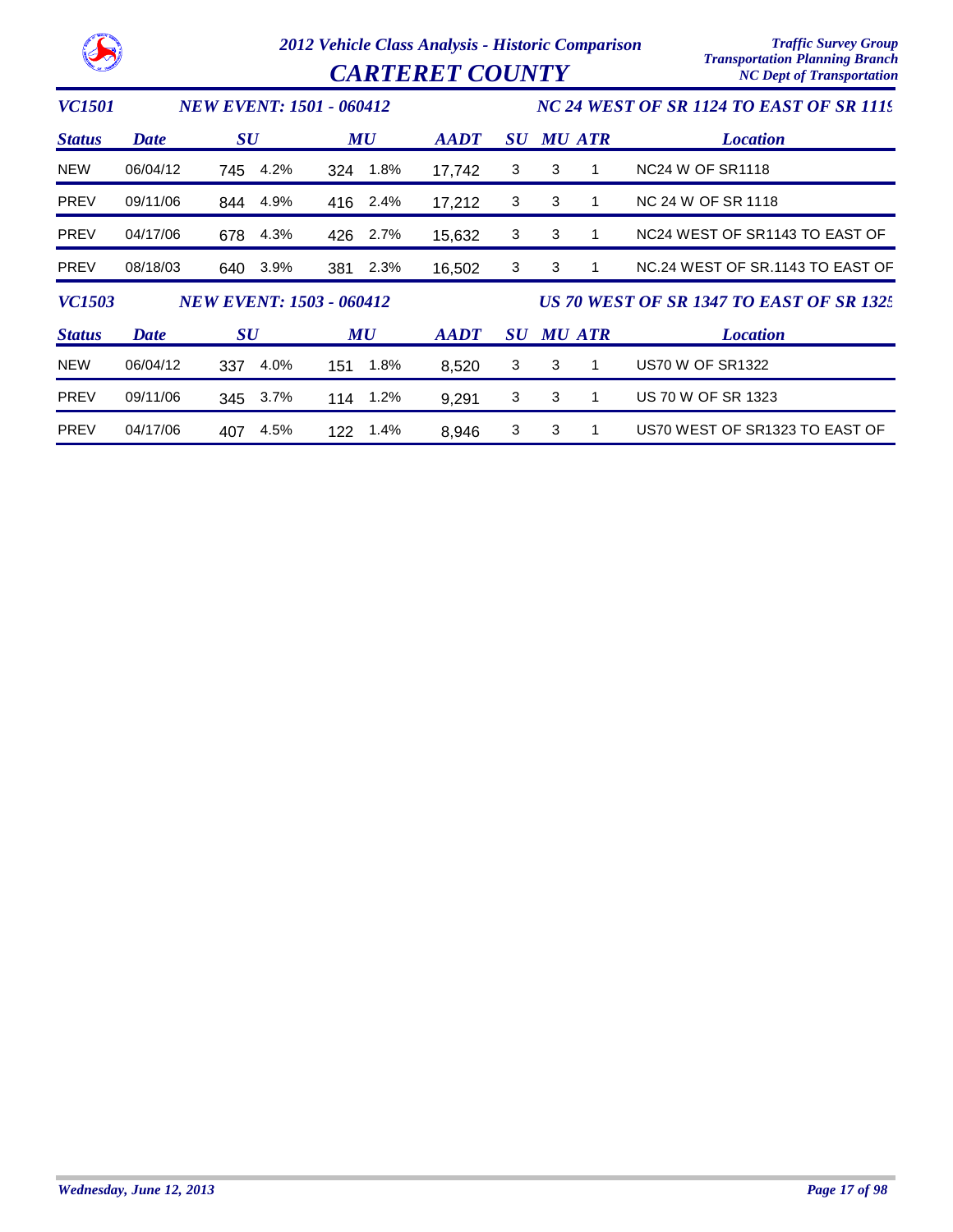# 2012 Vehicle Class Analysis - Historic Comparison

## CARTERET COUNTY

Traffic Survey Group
Transportation Planning Branch
NC Dept of Transportation

### VC1501 — NEW EVENT: 1501 - 060412 — NC 24 WEST OF SR 1124 TO EAST OF SR 111

| Status | Date | SU | | MU | | AADT | SU | MU | ATR | Location |
|---|---|---|---|---|---|---|---|---|---|---|
| NEW | 06/04/12 | 745 | 4.2% | 324 | 1.8% | 17,742 | 3 | 3 | 1 | NC24 W OF SR1118 |
| PREV | 09/11/06 | 844 | 4.9% | 416 | 2.4% | 17,212 | 3 | 3 | 1 | NC 24 W OF SR 1118 |
| PREV | 04/17/06 | 678 | 4.3% | 426 | 2.7% | 15,632 | 3 | 3 | 1 | NC24 WEST OF SR1143 TO EAST OF |
| PREV | 08/18/03 | 640 | 3.9% | 381 | 2.3% | 16,502 | 3 | 3 | 1 | NC.24 WEST OF SR.1143 TO EAST OF |

### VC1503 — NEW EVENT: 1503 - 060412 — US 70 WEST OF SR 1347 TO EAST OF SR 132

| Status | Date | SU | | MU | | AADT | SU | MU | ATR | Location |
|---|---|---|---|---|---|---|---|---|---|---|
| NEW | 06/04/12 | 337 | 4.0% | 151 | 1.8% | 8,520 | 3 | 3 | 1 | US70 W OF SR1322 |
| PREV | 09/11/06 | 345 | 3.7% | 114 | 1.2% | 9,291 | 3 | 3 | 1 | US 70 W OF SR 1323 |
| PREV | 04/17/06 | 407 | 4.5% | 122 | 1.4% | 8,946 | 3 | 3 | 1 | US70 WEST OF SR1323 TO EAST OF |

*Wednesday, June 12, 2013*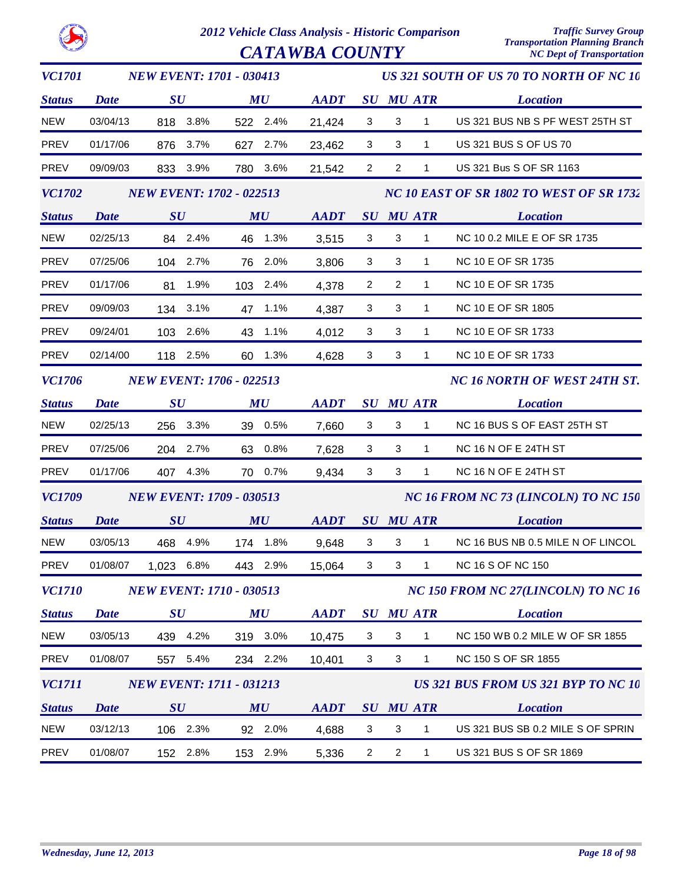# 2012 Vehicle Class Analysis - Historic Comparison

## CATAWBA COUNTY

Traffic Survey Group
Transportation Planning Branch
NC Dept of Transportation

### VC1701 — NEW EVENT: 1701 - 030413 — US 321 SOUTH OF US 70 TO NORTH OF NC 10

| Status | Date | SU | | MU | | AADT | SU | MU | ATR | Location |
|---|---|---|---|---|---|---|---|---|---|---|
| NEW | 03/04/13 | 818 | 3.8% | 522 | 2.4% | 21,424 | 3 | 3 | 1 | US 321 BUS NB S PF WEST 25TH ST |
| PREV | 01/17/06 | 876 | 3.7% | 627 | 2.7% | 23,462 | 3 | 3 | 1 | US 321 BUS S OF US 70 |
| PREV | 09/09/03 | 833 | 3.9% | 780 | 3.6% | 21,542 | 2 | 2 | 1 | US 321 Bus S OF SR 1163 |

### VC1702 — NEW EVENT: 1702 - 022513 — NC 10 EAST OF SR 1802 TO WEST OF SR 1732

| Status | Date | SU | | MU | | AADT | SU | MU | ATR | Location |
|---|---|---|---|---|---|---|---|---|---|---|
| NEW | 02/25/13 | 84 | 2.4% | 46 | 1.3% | 3,515 | 3 | 3 | 1 | NC 10 0.2 MILE E OF SR 1735 |
| PREV | 07/25/06 | 104 | 2.7% | 76 | 2.0% | 3,806 | 3 | 3 | 1 | NC 10 E OF SR 1735 |
| PREV | 01/17/06 | 81 | 1.9% | 103 | 2.4% | 4,378 | 2 | 2 | 1 | NC 10 E OF SR 1735 |
| PREV | 09/09/03 | 134 | 3.1% | 47 | 1.1% | 4,387 | 3 | 3 | 1 | NC 10 E OF SR 1805 |
| PREV | 09/24/01 | 103 | 2.6% | 43 | 1.1% | 4,012 | 3 | 3 | 1 | NC 10 E OF SR 1733 |
| PREV | 02/14/00 | 118 | 2.5% | 60 | 1.3% | 4,628 | 3 | 3 | 1 | NC 10 E OF SR 1733 |

### VC1706 — NEW EVENT: 1706 - 022513 — NC 16 NORTH OF WEST 24TH ST.

| Status | Date | SU | | MU | | AADT | SU | MU | ATR | Location |
|---|---|---|---|---|---|---|---|---|---|---|
| NEW | 02/25/13 | 256 | 3.3% | 39 | 0.5% | 7,660 | 3 | 3 | 1 | NC 16 BUS S OF EAST 25TH ST |
| PREV | 07/25/06 | 204 | 2.7% | 63 | 0.8% | 7,628 | 3 | 3 | 1 | NC 16 N OF E 24TH ST |
| PREV | 01/17/06 | 407 | 4.3% | 70 | 0.7% | 9,434 | 3 | 3 | 1 | NC 16 N OF E 24TH ST |

### VC1709 — NEW EVENT: 1709 - 030513 — NC 16 FROM NC 73 (LINCOLN) TO NC 150

| Status | Date | SU | | MU | | AADT | SU | MU | ATR | Location |
|---|---|---|---|---|---|---|---|---|---|---|
| NEW | 03/05/13 | 468 | 4.9% | 174 | 1.8% | 9,648 | 3 | 3 | 1 | NC 16 BUS NB 0.5 MILE N OF LINCOL |
| PREV | 01/08/07 | 1,023 | 6.8% | 443 | 2.9% | 15,064 | 3 | 3 | 1 | NC 16 S OF NC 150 |

### VC1710 — NEW EVENT: 1710 - 030513 — NC 150 FROM NC 27(LINCOLN) TO NC 16

| Status | Date | SU | | MU | | AADT | SU | MU | ATR | Location |
|---|---|---|---|---|---|---|---|---|---|---|
| NEW | 03/05/13 | 439 | 4.2% | 319 | 3.0% | 10,475 | 3 | 3 | 1 | NC 150 WB 0.2 MILE W OF SR 1855 |
| PREV | 01/08/07 | 557 | 5.4% | 234 | 2.2% | 10,401 | 3 | 3 | 1 | NC 150 S OF SR 1855 |

### VC1711 — NEW EVENT: 1711 - 031213 — US 321 BUS FROM US 321 BYP TO NC 10

| Status | Date | SU | | MU | | AADT | SU | MU | ATR | Location |
|---|---|---|---|---|---|---|---|---|---|---|
| NEW | 03/12/13 | 106 | 2.3% | 92 | 2.0% | 4,688 | 3 | 3 | 1 | US 321 BUS SB 0.2 MILE S OF SPRIN |
| PREV | 01/08/07 | 152 | 2.8% | 153 | 2.9% | 5,336 | 2 | 2 | 1 | US 321 BUS S OF SR 1869 |

*Wednesday, June 12, 2013*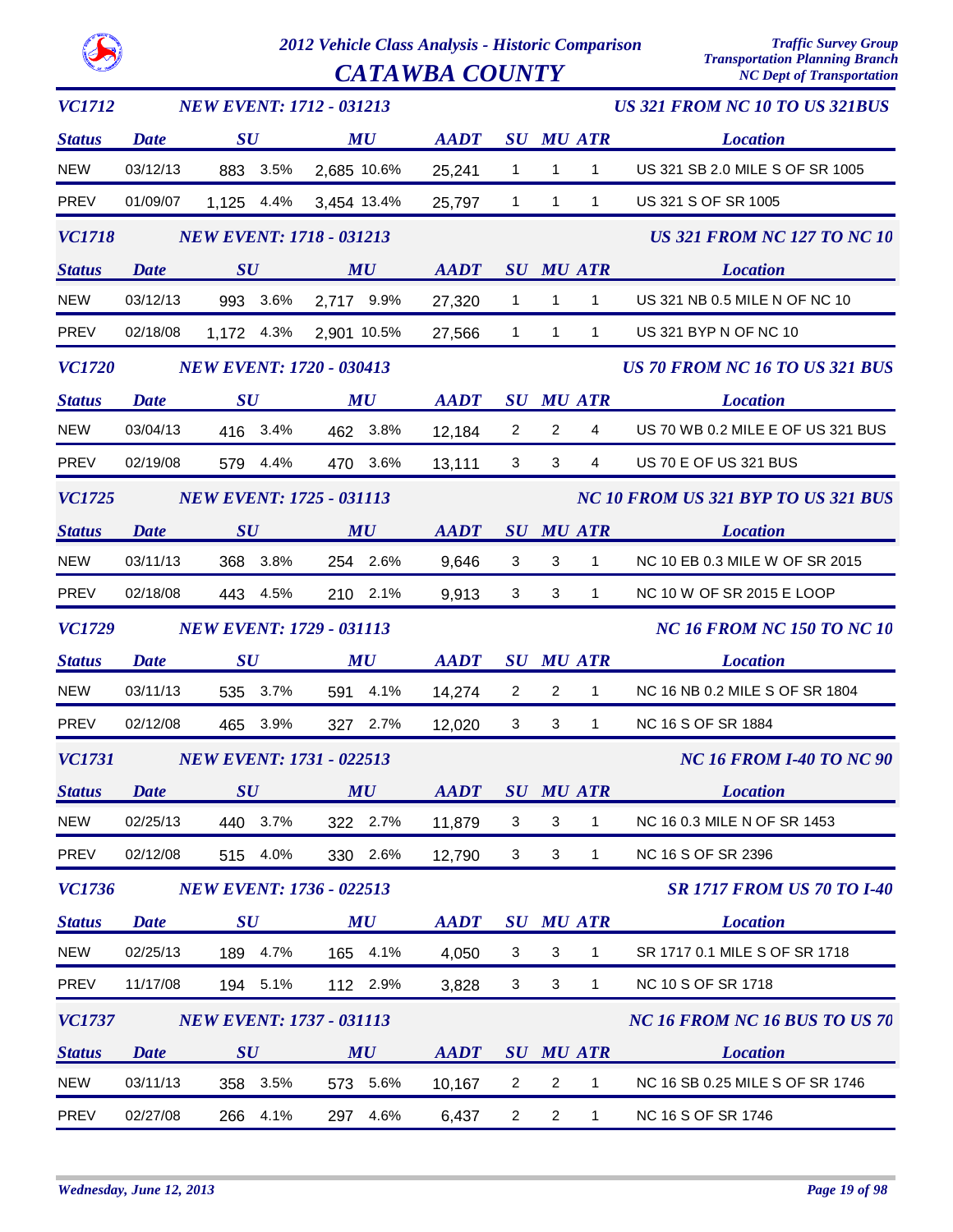# 2012 Vehicle Class Analysis - Historic Comparison

## CATAWBA COUNTY

Traffic Survey Group
Transportation Planning Branch
NC Dept of Transportation

### VC1712 — NEW EVENT: 1712 - 031213 — US 321 FROM NC 10 TO US 321BUS

| Status | Date | SU | SU % | MU | MU % | AADT | SU | MU | ATR | Location |
|---|---|---|---|---|---|---|---|---|---|---|
| NEW | 03/12/13 | 883 | 3.5% | 2,685 | 10.6% | 25,241 | 1 | 1 | 1 | US 321 SB 2.0 MILE S OF SR 1005 |
| PREV | 01/09/07 | 1,125 | 4.4% | 3,454 | 13.4% | 25,797 | 1 | 1 | 1 | US 321 S OF SR 1005 |

### VC1718 — NEW EVENT: 1718 - 031213 — US 321 FROM NC 127 TO NC 10

| Status | Date | SU | SU % | MU | MU % | AADT | SU | MU | ATR | Location |
|---|---|---|---|---|---|---|---|---|---|---|
| NEW | 03/12/13 | 993 | 3.6% | 2,717 | 9.9% | 27,320 | 1 | 1 | 1 | US 321 NB 0.5 MILE N OF NC 10 |
| PREV | 02/18/08 | 1,172 | 4.3% | 2,901 | 10.5% | 27,566 | 1 | 1 | 1 | US 321 BYP N OF NC 10 |

### VC1720 — NEW EVENT: 1720 - 030413 — US 70 FROM NC 16 TO US 321 BUS

| Status | Date | SU | SU % | MU | MU % | AADT | SU | MU | ATR | Location |
|---|---|---|---|---|---|---|---|---|---|---|
| NEW | 03/04/13 | 416 | 3.4% | 462 | 3.8% | 12,184 | 2 | 2 | 4 | US 70 WB 0.2 MILE E OF US 321 BUS |
| PREV | 02/19/08 | 579 | 4.4% | 470 | 3.6% | 13,111 | 3 | 3 | 4 | US 70 E OF US 321 BUS |

### VC1725 — NEW EVENT: 1725 - 031113 — NC 10 FROM US 321 BYP TO US 321 BUS

| Status | Date | SU | SU % | MU | MU % | AADT | SU | MU | ATR | Location |
|---|---|---|---|---|---|---|---|---|---|---|
| NEW | 03/11/13 | 368 | 3.8% | 254 | 2.6% | 9,646 | 3 | 3 | 1 | NC 10 EB 0.3 MILE W OF SR 2015 |
| PREV | 02/18/08 | 443 | 4.5% | 210 | 2.1% | 9,913 | 3 | 3 | 1 | NC 10 W OF SR 2015 E LOOP |

### VC1729 — NEW EVENT: 1729 - 031113 — NC 16 FROM NC 150 TO NC 10

| Status | Date | SU | SU % | MU | MU % | AADT | SU | MU | ATR | Location |
|---|---|---|---|---|---|---|---|---|---|---|
| NEW | 03/11/13 | 535 | 3.7% | 591 | 4.1% | 14,274 | 2 | 2 | 1 | NC 16 NB 0.2 MILE S OF SR 1804 |
| PREV | 02/12/08 | 465 | 3.9% | 327 | 2.7% | 12,020 | 3 | 3 | 1 | NC 16 S OF SR 1884 |

### VC1731 — NEW EVENT: 1731 - 022513 — NC 16 FROM I-40 TO NC 90

| Status | Date | SU | SU % | MU | MU % | AADT | SU | MU | ATR | Location |
|---|---|---|---|---|---|---|---|---|---|---|
| NEW | 02/25/13 | 440 | 3.7% | 322 | 2.7% | 11,879 | 3 | 3 | 1 | NC 16 0.3 MILE N OF SR 1453 |
| PREV | 02/12/08 | 515 | 4.0% | 330 | 2.6% | 12,790 | 3 | 3 | 1 | NC 16 S OF SR 2396 |

### VC1736 — NEW EVENT: 1736 - 022513 — SR 1717 FROM US 70 TO I-40

| Status | Date | SU | SU % | MU | MU % | AADT | SU | MU | ATR | Location |
|---|---|---|---|---|---|---|---|---|---|---|
| NEW | 02/25/13 | 189 | 4.7% | 165 | 4.1% | 4,050 | 3 | 3 | 1 | SR 1717 0.1 MILE S OF SR 1718 |
| PREV | 11/17/08 | 194 | 5.1% | 112 | 2.9% | 3,828 | 3 | 3 | 1 | NC 10 S OF SR 1718 |

### VC1737 — NEW EVENT: 1737 - 031113 — NC 16 FROM NC 16 BUS TO US 70

| Status | Date | SU | SU % | MU | MU % | AADT | SU | MU | ATR | Location |
|---|---|---|---|---|---|---|---|---|---|---|
| NEW | 03/11/13 | 358 | 3.5% | 573 | 5.6% | 10,167 | 2 | 2 | 1 | NC 16 SB 0.25 MILE S OF SR 1746 |
| PREV | 02/27/08 | 266 | 4.1% | 297 | 4.6% | 6,437 | 2 | 2 | 1 | NC 16 S OF SR 1746 |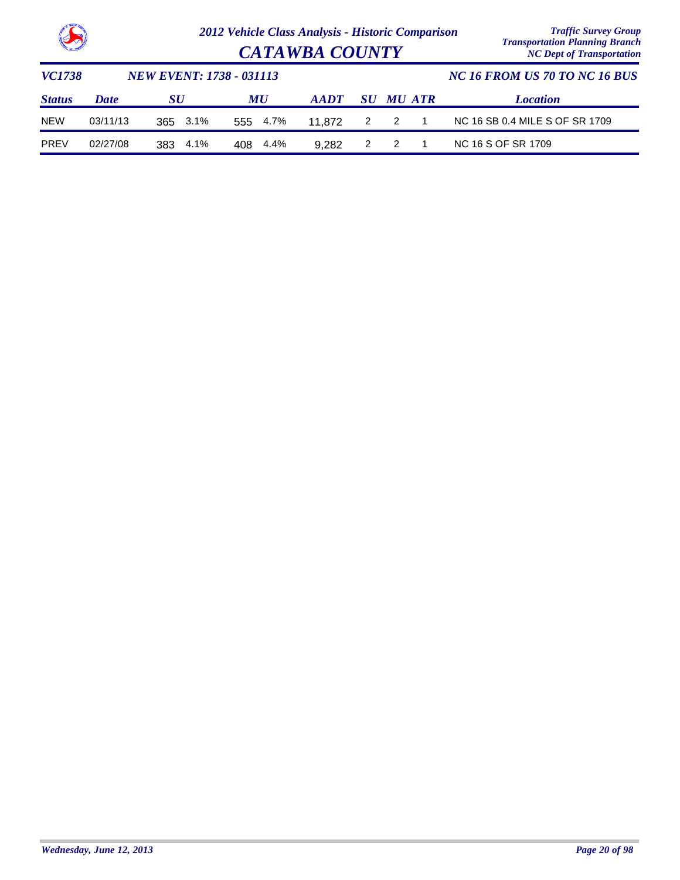# 2012 Vehicle Class Analysis - Historic Comparison

## CATAWBA COUNTY

Traffic Survey Group
Transportation Planning Branch
NC Dept of Transportation

**VC1738** | **NEW EVENT: 1738 - 031113** | **NC 16 FROM US 70 TO NC 16 BUS**

| Status | Date | SU | | MU | | AADT | SU | MU | ATR | Location |
|---|---|---|---|---|---|---|---|---|---|---|
| NEW | 03/11/13 | 365 | 3.1% | 555 | 4.7% | 11,872 | 2 | 2 | 1 | NC 16 SB 0.4 MILE S OF SR 1709 |
| PREV | 02/27/08 | 383 | 4.1% | 408 | 4.4% | 9,282 | 2 | 2 | 1 | NC 16 S OF SR 1709 |

*Wednesday, June 12, 2013*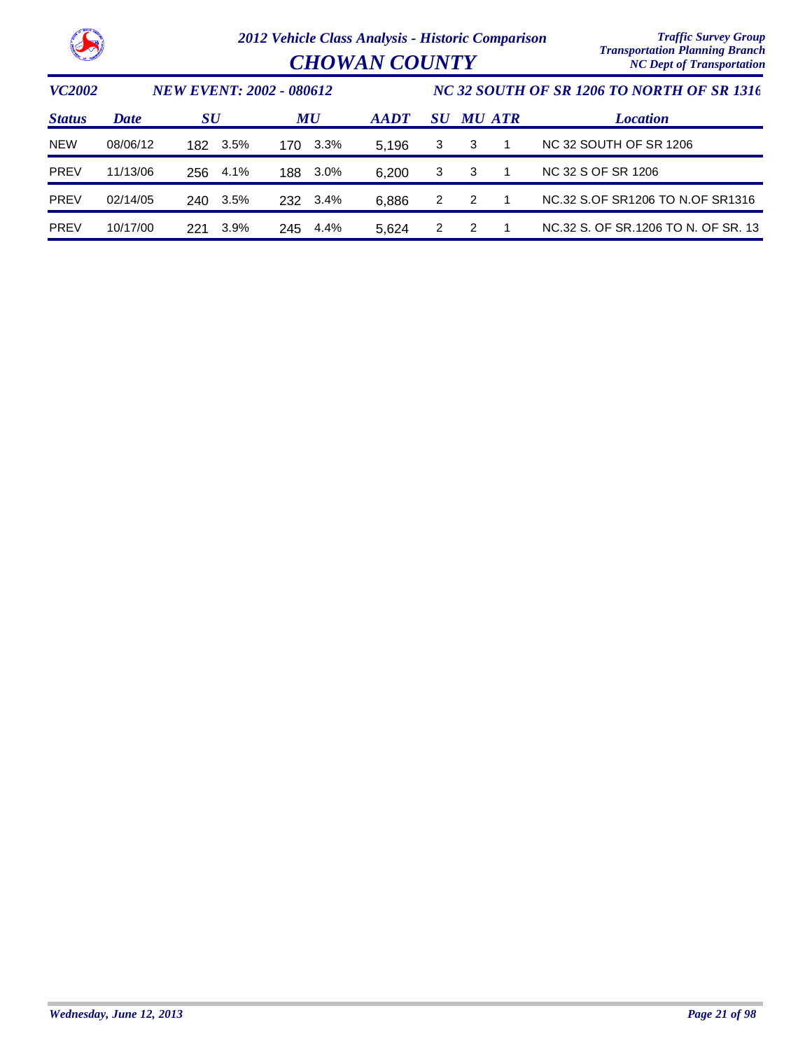# CHOWAN COUNTY

*VC2002* *NEW EVENT: 2002 - 080612* *NC 32 SOUTH OF SR 1206 TO NORTH OF SR 1316*

| Status | Date | SU | | MU | | AADT | SU | MU | ATR | Location |
|---|---|---|---|---|---|---|---|---|---|---|
| NEW | 08/06/12 | 182 | 3.5% | 170 | 3.3% | 5,196 | 3 | 3 | 1 | NC 32 SOUTH OF SR 1206 |
| PREV | 11/13/06 | 256 | 4.1% | 188 | 3.0% | 6,200 | 3 | 3 | 1 | NC 32 S OF SR 1206 |
| PREV | 02/14/05 | 240 | 3.5% | 232 | 3.4% | 6,886 | 2 | 2 | 1 | NC.32 S.OF SR1206 TO N.OF SR1316 |
| PREV | 10/17/00 | 221 | 3.9% | 245 | 4.4% | 5,624 | 2 | 2 | 1 | NC.32 S. OF SR.1206 TO N. OF SR. 13 |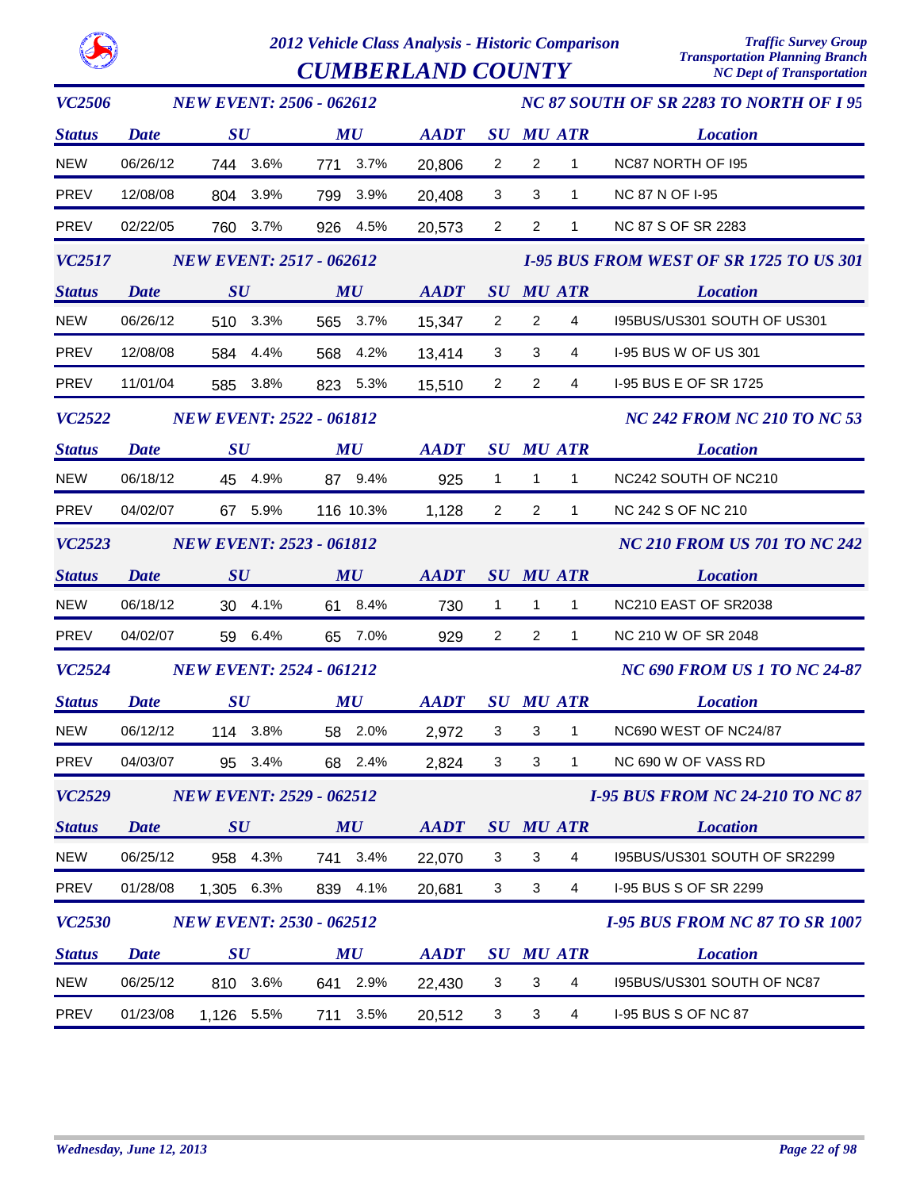# 2012 Vehicle Class Analysis - Historic Comparison

## CUMBERLAND COUNTY

*Traffic Survey Group*
*Transportation Planning Branch*
*NC Dept of Transportation*

### VC2506 — NEW EVENT: 2506 - 062612 — NC 87 SOUTH OF SR 2283 TO NORTH OF I 95

| Status | Date | SU | | MU | | AADT | SU | MU | ATR | Location |
|---|---|---|---|---|---|---|---|---|---|---|
| NEW | 06/26/12 | 744 | 3.6% | 771 | 3.7% | 20,806 | 2 | 2 | 1 | NC87 NORTH OF I95 |
| PREV | 12/08/08 | 804 | 3.9% | 799 | 3.9% | 20,408 | 3 | 3 | 1 | NC 87 N OF I-95 |
| PREV | 02/22/05 | 760 | 3.7% | 926 | 4.5% | 20,573 | 2 | 2 | 1 | NC 87 S OF SR 2283 |

### VC2517 — NEW EVENT: 2517 - 062612 — I-95 BUS FROM WEST OF SR 1725 TO US 301

| Status | Date | SU | | MU | | AADT | SU | MU | ATR | Location |
|---|---|---|---|---|---|---|---|---|---|---|
| NEW | 06/26/12 | 510 | 3.3% | 565 | 3.7% | 15,347 | 2 | 2 | 4 | I95BUS/US301 SOUTH OF US301 |
| PREV | 12/08/08 | 584 | 4.4% | 568 | 4.2% | 13,414 | 3 | 3 | 4 | I-95 BUS W OF US 301 |
| PREV | 11/01/04 | 585 | 3.8% | 823 | 5.3% | 15,510 | 2 | 2 | 4 | I-95 BUS E OF SR 1725 |

### VC2522 — NEW EVENT: 2522 - 061812 — NC 242 FROM NC 210 TO NC 53

| Status | Date | SU | | MU | | AADT | SU | MU | ATR | Location |
|---|---|---|---|---|---|---|---|---|---|---|
| NEW | 06/18/12 | 45 | 4.9% | 87 | 9.4% | 925 | 1 | 1 | 1 | NC242 SOUTH OF NC210 |
| PREV | 04/02/07 | 67 | 5.9% | 116 | 10.3% | 1,128 | 2 | 2 | 1 | NC 242 S OF NC 210 |

### VC2523 — NEW EVENT: 2523 - 061812 — NC 210 FROM US 701 TO NC 242

| Status | Date | SU | | MU | | AADT | SU | MU | ATR | Location |
|---|---|---|---|---|---|---|---|---|---|---|
| NEW | 06/18/12 | 30 | 4.1% | 61 | 8.4% | 730 | 1 | 1 | 1 | NC210 EAST OF SR2038 |
| PREV | 04/02/07 | 59 | 6.4% | 65 | 7.0% | 929 | 2 | 2 | 1 | NC 210 W OF SR 2048 |

### VC2524 — NEW EVENT: 2524 - 061212 — NC 690 FROM US 1 TO NC 24-87

| Status | Date | SU | | MU | | AADT | SU | MU | ATR | Location |
|---|---|---|---|---|---|---|---|---|---|---|
| NEW | 06/12/12 | 114 | 3.8% | 58 | 2.0% | 2,972 | 3 | 3 | 1 | NC690 WEST OF NC24/87 |
| PREV | 04/03/07 | 95 | 3.4% | 68 | 2.4% | 2,824 | 3 | 3 | 1 | NC 690 W OF VASS RD |

### VC2529 — NEW EVENT: 2529 - 062512 — I-95 BUS FROM NC 24-210 TO NC 87

| Status | Date | SU | | MU | | AADT | SU | MU | ATR | Location |
|---|---|---|---|---|---|---|---|---|---|---|
| NEW | 06/25/12 | 958 | 4.3% | 741 | 3.4% | 22,070 | 3 | 3 | 4 | I95BUS/US301 SOUTH OF SR2299 |
| PREV | 01/28/08 | 1,305 | 6.3% | 839 | 4.1% | 20,681 | 3 | 3 | 4 | I-95 BUS S OF SR 2299 |

### VC2530 — NEW EVENT: 2530 - 062512 — I-95 BUS FROM NC 87 TO SR 1007

| Status | Date | SU | | MU | | AADT | SU | MU | ATR | Location |
|---|---|---|---|---|---|---|---|---|---|---|
| NEW | 06/25/12 | 810 | 3.6% | 641 | 2.9% | 22,430 | 3 | 3 | 4 | I95BUS/US301 SOUTH OF NC87 |
| PREV | 01/23/08 | 1,126 | 5.5% | 711 | 3.5% | 20,512 | 3 | 3 | 4 | I-95 BUS S OF NC 87 |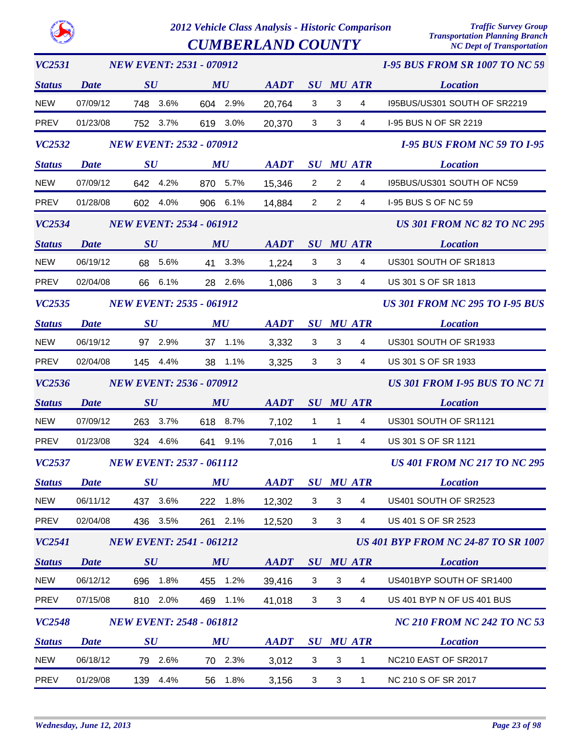# 2012 Vehicle Class Analysis - Historic Comparison

## CUMBERLAND COUNTY

Traffic Survey Group
Transportation Planning Branch
NC Dept of Transportation

### VC2531 — NEW EVENT: 2531 - 070912 — I-95 BUS FROM SR 1007 TO NC 59

| Status | Date | SU | | MU | | AADT | SU | MU | ATR | Location |
|---|---|---|---|---|---|---|---|---|---|---|
| NEW | 07/09/12 | 748 | 3.6% | 604 | 2.9% | 20,764 | 3 | 3 | 4 | I95BUS/US301 SOUTH OF SR2219 |
| PREV | 01/23/08 | 752 | 3.7% | 619 | 3.0% | 20,370 | 3 | 3 | 4 | I-95 BUS N OF SR 2219 |

### VC2532 — NEW EVENT: 2532 - 070912 — I-95 BUS FROM NC 59 TO I-95

| Status | Date | SU | | MU | | AADT | SU | MU | ATR | Location |
|---|---|---|---|---|---|---|---|---|---|---|
| NEW | 07/09/12 | 642 | 4.2% | 870 | 5.7% | 15,346 | 2 | 2 | 4 | I95BUS/US301 SOUTH OF NC59 |
| PREV | 01/28/08 | 602 | 4.0% | 906 | 6.1% | 14,884 | 2 | 2 | 4 | I-95 BUS S OF NC 59 |

### VC2534 — NEW EVENT: 2534 - 061912 — US 301 FROM NC 82 TO NC 295

| Status | Date | SU | | MU | | AADT | SU | MU | ATR | Location |
|---|---|---|---|---|---|---|---|---|---|---|
| NEW | 06/19/12 | 68 | 5.6% | 41 | 3.3% | 1,224 | 3 | 3 | 4 | US301 SOUTH OF SR1813 |
| PREV | 02/04/08 | 66 | 6.1% | 28 | 2.6% | 1,086 | 3 | 3 | 4 | US 301 S OF SR 1813 |

### VC2535 — NEW EVENT: 2535 - 061912 — US 301 FROM NC 295 TO I-95 BUS

| Status | Date | SU | | MU | | AADT | SU | MU | ATR | Location |
|---|---|---|---|---|---|---|---|---|---|---|
| NEW | 06/19/12 | 97 | 2.9% | 37 | 1.1% | 3,332 | 3 | 3 | 4 | US301 SOUTH OF SR1933 |
| PREV | 02/04/08 | 145 | 4.4% | 38 | 1.1% | 3,325 | 3 | 3 | 4 | US 301 S OF SR 1933 |

### VC2536 — NEW EVENT: 2536 - 070912 — US 301 FROM I-95 BUS TO NC 71

| Status | Date | SU | | MU | | AADT | SU | MU | ATR | Location |
|---|---|---|---|---|---|---|---|---|---|---|
| NEW | 07/09/12 | 263 | 3.7% | 618 | 8.7% | 7,102 | 1 | 1 | 4 | US301 SOUTH OF SR1121 |
| PREV | 01/23/08 | 324 | 4.6% | 641 | 9.1% | 7,016 | 1 | 1 | 4 | US 301 S OF SR 1121 |

### VC2537 — NEW EVENT: 2537 - 061112 — US 401 FROM NC 217 TO NC 295

| Status | Date | SU | | MU | | AADT | SU | MU | ATR | Location |
|---|---|---|---|---|---|---|---|---|---|---|
| NEW | 06/11/12 | 437 | 3.6% | 222 | 1.8% | 12,302 | 3 | 3 | 4 | US401 SOUTH OF SR2523 |
| PREV | 02/04/08 | 436 | 3.5% | 261 | 2.1% | 12,520 | 3 | 3 | 4 | US 401 S OF SR 2523 |

### VC2541 — NEW EVENT: 2541 - 061212 — US 401 BYP FROM NC 24-87 TO SR 1007

| Status | Date | SU | | MU | | AADT | SU | MU | ATR | Location |
|---|---|---|---|---|---|---|---|---|---|---|
| NEW | 06/12/12 | 696 | 1.8% | 455 | 1.2% | 39,416 | 3 | 3 | 4 | US401BYP SOUTH OF SR1400 |
| PREV | 07/15/08 | 810 | 2.0% | 469 | 1.1% | 41,018 | 3 | 3 | 4 | US 401 BYP N OF US 401 BUS |

### VC2548 — NEW EVENT: 2548 - 061812 — NC 210 FROM NC 242 TO NC 53

| Status | Date | SU | | MU | | AADT | SU | MU | ATR | Location |
|---|---|---|---|---|---|---|---|---|---|---|
| NEW | 06/18/12 | 79 | 2.6% | 70 | 2.3% | 3,012 | 3 | 3 | 1 | NC210 EAST OF SR2017 |
| PREV | 01/29/08 | 139 | 4.4% | 56 | 1.8% | 3,156 | 3 | 3 | 1 | NC 210 S OF SR 2017 |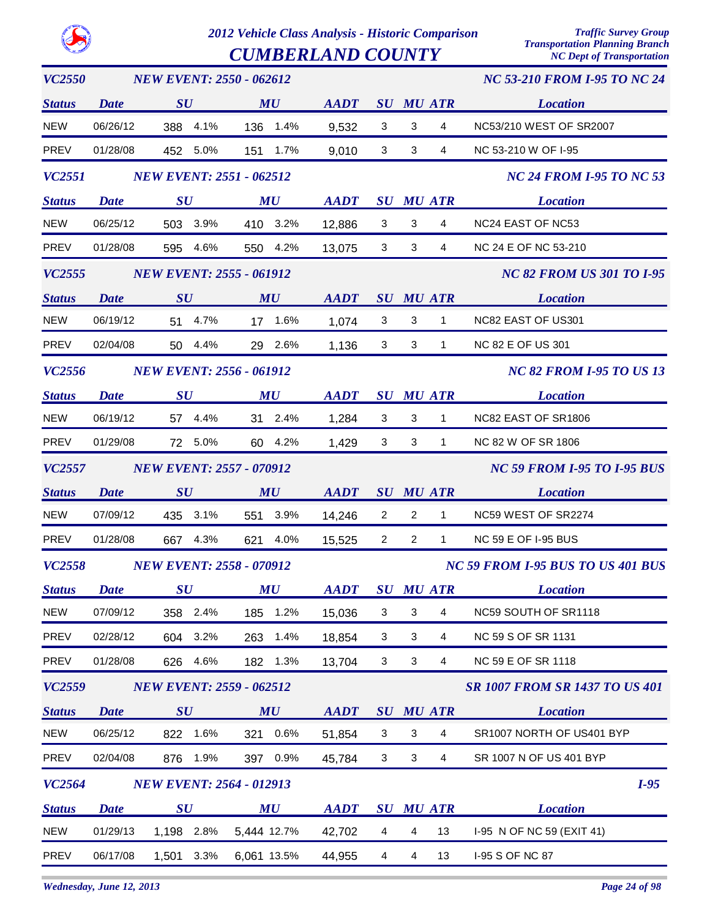# 2012 Vehicle Class Analysis - Historic Comparison

## CUMBERLAND COUNTY

*Traffic Survey Group*
*Transportation Planning Branch*
*NC Dept of Transportation*

### VC2550 — NEW EVENT: 2550 - 062612 — NC 53-210 FROM I-95 TO NC 24

| Status | Date | SU | SU % | MU | MU % | AADT | SU | MU | ATR | Location |
|---|---|---|---|---|---|---|---|---|---|---|
| NEW | 06/26/12 | 388 | 4.1% | 136 | 1.4% | 9,532 | 3 | 3 | 4 | NC53/210 WEST OF SR2007 |
| PREV | 01/28/08 | 452 | 5.0% | 151 | 1.7% | 9,010 | 3 | 3 | 4 | NC 53-210 W OF I-95 |

### VC2551 — NEW EVENT: 2551 - 062512 — NC 24 FROM I-95 TO NC 53

| Status | Date | SU | SU % | MU | MU % | AADT | SU | MU | ATR | Location |
|---|---|---|---|---|---|---|---|---|---|---|
| NEW | 06/25/12 | 503 | 3.9% | 410 | 3.2% | 12,886 | 3 | 3 | 4 | NC24 EAST OF NC53 |
| PREV | 01/28/08 | 595 | 4.6% | 550 | 4.2% | 13,075 | 3 | 3 | 4 | NC 24 E OF NC 53-210 |

### VC2555 — NEW EVENT: 2555 - 061912 — NC 82 FROM US 301 TO I-95

| Status | Date | SU | SU % | MU | MU % | AADT | SU | MU | ATR | Location |
|---|---|---|---|---|---|---|---|---|---|---|
| NEW | 06/19/12 | 51 | 4.7% | 17 | 1.6% | 1,074 | 3 | 3 | 1 | NC82 EAST OF US301 |
| PREV | 02/04/08 | 50 | 4.4% | 29 | 2.6% | 1,136 | 3 | 3 | 1 | NC 82 E OF US 301 |

### VC2556 — NEW EVENT: 2556 - 061912 — NC 82 FROM I-95 TO US 13

| Status | Date | SU | SU % | MU | MU % | AADT | SU | MU | ATR | Location |
|---|---|---|---|---|---|---|---|---|---|---|
| NEW | 06/19/12 | 57 | 4.4% | 31 | 2.4% | 1,284 | 3 | 3 | 1 | NC82 EAST OF SR1806 |
| PREV | 01/29/08 | 72 | 5.0% | 60 | 4.2% | 1,429 | 3 | 3 | 1 | NC 82 W OF SR 1806 |

### VC2557 — NEW EVENT: 2557 - 070912 — NC 59 FROM I-95 TO I-95 BUS

| Status | Date | SU | SU % | MU | MU % | AADT | SU | MU | ATR | Location |
|---|---|---|---|---|---|---|---|---|---|---|
| NEW | 07/09/12 | 435 | 3.1% | 551 | 3.9% | 14,246 | 2 | 2 | 1 | NC59 WEST OF SR2274 |
| PREV | 01/28/08 | 667 | 4.3% | 621 | 4.0% | 15,525 | 2 | 2 | 1 | NC 59 E OF I-95 BUS |

### VC2558 — NEW EVENT: 2558 - 070912 — NC 59 FROM I-95 BUS TO US 401 BUS

| Status | Date | SU | SU % | MU | MU % | AADT | SU | MU | ATR | Location |
|---|---|---|---|---|---|---|---|---|---|---|
| NEW | 07/09/12 | 358 | 2.4% | 185 | 1.2% | 15,036 | 3 | 3 | 4 | NC59 SOUTH OF SR1118 |
| PREV | 02/28/12 | 604 | 3.2% | 263 | 1.4% | 18,854 | 3 | 3 | 4 | NC 59 S OF SR 1131 |
| PREV | 01/28/08 | 626 | 4.6% | 182 | 1.3% | 13,704 | 3 | 3 | 4 | NC 59 E OF SR 1118 |

### VC2559 — NEW EVENT: 2559 - 062512 — SR 1007 FROM SR 1437 TO US 401

| Status | Date | SU | SU % | MU | MU % | AADT | SU | MU | ATR | Location |
|---|---|---|---|---|---|---|---|---|---|---|
| NEW | 06/25/12 | 822 | 1.6% | 321 | 0.6% | 51,854 | 3 | 3 | 4 | SR1007 NORTH OF US401 BYP |
| PREV | 02/04/08 | 876 | 1.9% | 397 | 0.9% | 45,784 | 3 | 3 | 4 | SR 1007 N OF US 401 BYP |

### VC2564 — NEW EVENT: 2564 - 012913 — I-95

| Status | Date | SU | SU % | MU | MU % | AADT | SU | MU | ATR | Location |
|---|---|---|---|---|---|---|---|---|---|---|
| NEW | 01/29/13 | 1,198 | 2.8% | 5,444 | 12.7% | 42,702 | 4 | 4 | 13 | I-95 N OF NC 59 (EXIT 41) |
| PREV | 06/17/08 | 1,501 | 3.3% | 6,061 | 13.5% | 44,955 | 4 | 4 | 13 | I-95 S OF NC 87 |

*Wednesday, June 12, 2013*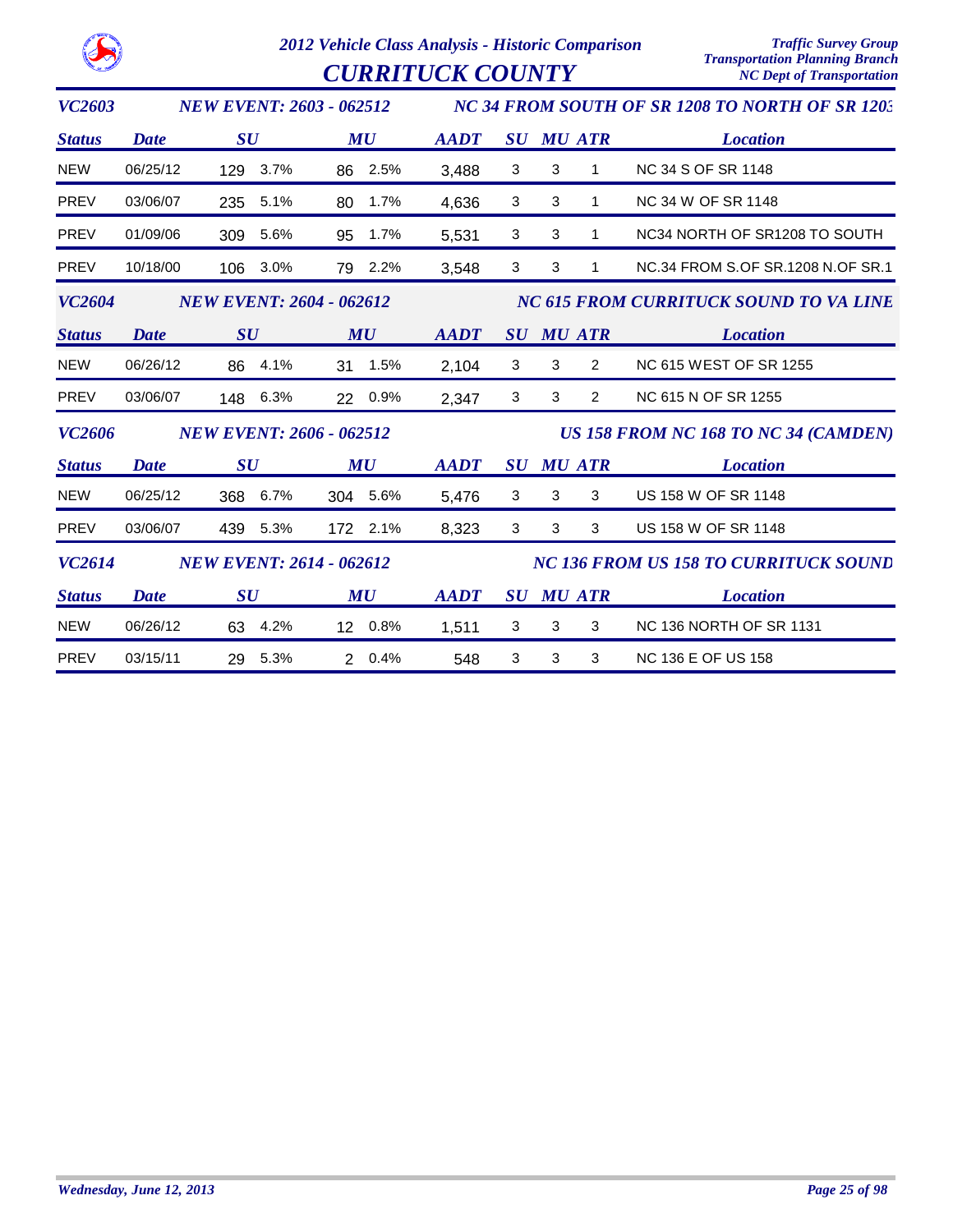# 2012 Vehicle Class Analysis - Historic Comparison

## CURRITUCK COUNTY

Traffic Survey Group
Transportation Planning Branch
NC Dept of Transportation

### VC2603 — NEW EVENT: 2603 - 062512 — NC 34 FROM SOUTH OF SR 1208 TO NORTH OF SR 1203

| Status | Date | SU | SU % | MU | MU % | AADT | SU | MU | ATR | Location |
|---|---|---|---|---|---|---|---|---|---|---|
| NEW | 06/25/12 | 129 | 3.7% | 86 | 2.5% | 3,488 | 3 | 3 | 1 | NC 34 S OF SR 1148 |
| PREV | 03/06/07 | 235 | 5.1% | 80 | 1.7% | 4,636 | 3 | 3 | 1 | NC 34 W OF SR 1148 |
| PREV | 01/09/06 | 309 | 5.6% | 95 | 1.7% | 5,531 | 3 | 3 | 1 | NC34 NORTH OF SR1208 TO SOUTH |
| PREV | 10/18/00 | 106 | 3.0% | 79 | 2.2% | 3,548 | 3 | 3 | 1 | NC.34 FROM S.OF SR.1208 N.OF SR.1 |

### VC2604 — NEW EVENT: 2604 - 062612 — NC 615 FROM CURRITUCK SOUND TO VA LINE

| Status | Date | SU | SU % | MU | MU % | AADT | SU | MU | ATR | Location |
|---|---|---|---|---|---|---|---|---|---|---|
| NEW | 06/26/12 | 86 | 4.1% | 31 | 1.5% | 2,104 | 3 | 3 | 2 | NC 615 WEST OF SR 1255 |
| PREV | 03/06/07 | 148 | 6.3% | 22 | 0.9% | 2,347 | 3 | 3 | 2 | NC 615 N OF SR 1255 |

### VC2606 — NEW EVENT: 2606 - 062512 — US 158 FROM NC 168 TO NC 34 (CAMDEN)

| Status | Date | SU | SU % | MU | MU % | AADT | SU | MU | ATR | Location |
|---|---|---|---|---|---|---|---|---|---|---|
| NEW | 06/25/12 | 368 | 6.7% | 304 | 5.6% | 5,476 | 3 | 3 | 3 | US 158 W OF SR 1148 |
| PREV | 03/06/07 | 439 | 5.3% | 172 | 2.1% | 8,323 | 3 | 3 | 3 | US 158 W OF SR 1148 |

### VC2614 — NEW EVENT: 2614 - 062612 — NC 136 FROM US 158 TO CURRITUCK SOUND

| Status | Date | SU | SU % | MU | MU % | AADT | SU | MU | ATR | Location |
|---|---|---|---|---|---|---|---|---|---|---|
| NEW | 06/26/12 | 63 | 4.2% | 12 | 0.8% | 1,511 | 3 | 3 | 3 | NC 136 NORTH OF SR 1131 |
| PREV | 03/15/11 | 29 | 5.3% | 2 | 0.4% | 548 | 3 | 3 | 3 | NC 136 E OF US 158 |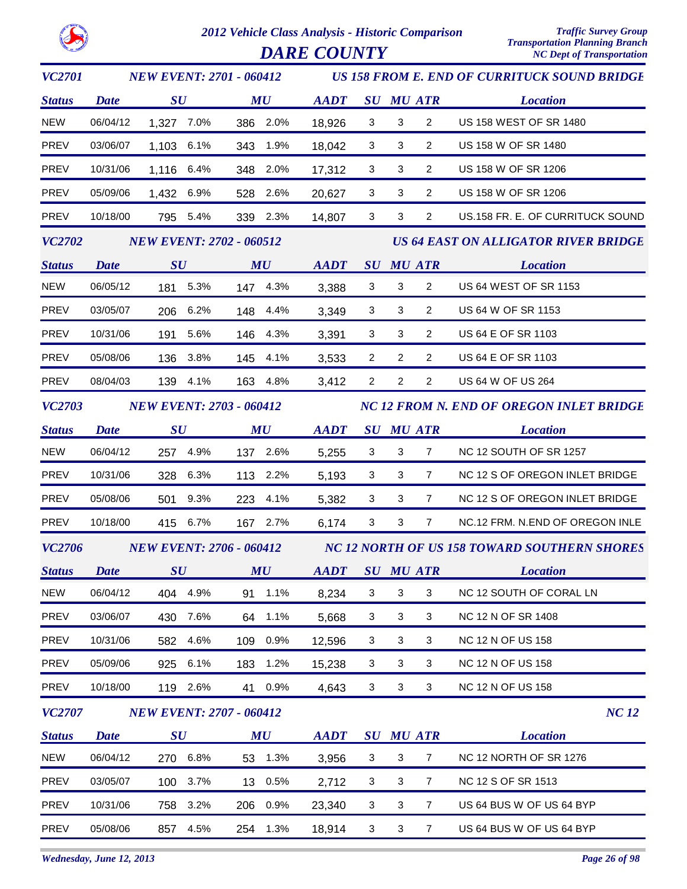# 2012 Vehicle Class Analysis - Historic Comparison

## DARE COUNTY

Traffic Survey Group
Transportation Planning Branch
NC Dept of Transportation

### VC2701 — NEW EVENT: 2701 - 060412 — US 158 FROM E. END OF CURRITUCK SOUND BRIDGE

| Status | Date | SU | SU % | MU | MU % | AADT | SU | MU | ATR | Location |
|---|---|---|---|---|---|---|---|---|---|---|
| NEW | 06/04/12 | 1,327 | 7.0% | 386 | 2.0% | 18,926 | 3 | 3 | 2 | US 158 WEST OF SR 1480 |
| PREV | 03/06/07 | 1,103 | 6.1% | 343 | 1.9% | 18,042 | 3 | 3 | 2 | US 158 W OF SR 1480 |
| PREV | 10/31/06 | 1,116 | 6.4% | 348 | 2.0% | 17,312 | 3 | 3 | 2 | US 158 W OF SR 1206 |
| PREV | 05/09/06 | 1,432 | 6.9% | 528 | 2.6% | 20,627 | 3 | 3 | 2 | US 158 W OF SR 1206 |
| PREV | 10/18/00 | 795 | 5.4% | 339 | 2.3% | 14,807 | 3 | 3 | 2 | US.158 FR. E. OF CURRITUCK SOUND |

### VC2702 — NEW EVENT: 2702 - 060512 — US 64 EAST ON ALLIGATOR RIVER BRIDGE

| Status | Date | SU | SU % | MU | MU % | AADT | SU | MU | ATR | Location |
|---|---|---|---|---|---|---|---|---|---|---|
| NEW | 06/05/12 | 181 | 5.3% | 147 | 4.3% | 3,388 | 3 | 3 | 2 | US 64 WEST OF SR 1153 |
| PREV | 03/05/07 | 206 | 6.2% | 148 | 4.4% | 3,349 | 3 | 3 | 2 | US 64 W OF SR 1153 |
| PREV | 10/31/06 | 191 | 5.6% | 146 | 4.3% | 3,391 | 3 | 3 | 2 | US 64 E OF SR 1103 |
| PREV | 05/08/06 | 136 | 3.8% | 145 | 4.1% | 3,533 | 2 | 2 | 2 | US 64 E OF SR 1103 |
| PREV | 08/04/03 | 139 | 4.1% | 163 | 4.8% | 3,412 | 2 | 2 | 2 | US 64 W OF US 264 |

### VC2703 — NEW EVENT: 2703 - 060412 — NC 12 FROM N. END OF OREGON INLET BRIDGE

| Status | Date | SU | SU % | MU | MU % | AADT | SU | MU | ATR | Location |
|---|---|---|---|---|---|---|---|---|---|---|
| NEW | 06/04/12 | 257 | 4.9% | 137 | 2.6% | 5,255 | 3 | 3 | 7 | NC 12 SOUTH OF SR 1257 |
| PREV | 10/31/06 | 328 | 6.3% | 113 | 2.2% | 5,193 | 3 | 3 | 7 | NC 12 S OF OREGON INLET BRIDGE |
| PREV | 05/08/06 | 501 | 9.3% | 223 | 4.1% | 5,382 | 3 | 3 | 7 | NC 12 S OF OREGON INLET BRIDGE |
| PREV | 10/18/00 | 415 | 6.7% | 167 | 2.7% | 6,174 | 3 | 3 | 7 | NC.12 FRM. N.END OF OREGON INLE |

### VC2706 — NEW EVENT: 2706 - 060412 — NC 12 NORTH OF US 158 TOWARD SOUTHERN SHORES

| Status | Date | SU | SU % | MU | MU % | AADT | SU | MU | ATR | Location |
|---|---|---|---|---|---|---|---|---|---|---|
| NEW | 06/04/12 | 404 | 4.9% | 91 | 1.1% | 8,234 | 3 | 3 | 3 | NC 12 SOUTH OF CORAL LN |
| PREV | 03/06/07 | 430 | 7.6% | 64 | 1.1% | 5,668 | 3 | 3 | 3 | NC 12 N OF SR 1408 |
| PREV | 10/31/06 | 582 | 4.6% | 109 | 0.9% | 12,596 | 3 | 3 | 3 | NC 12 N OF US 158 |
| PREV | 05/09/06 | 925 | 6.1% | 183 | 1.2% | 15,238 | 3 | 3 | 3 | NC 12 N OF US 158 |
| PREV | 10/18/00 | 119 | 2.6% | 41 | 0.9% | 4,643 | 3 | 3 | 3 | NC 12 N OF US 158 |

### VC2707 — NEW EVENT: 2707 - 060412 — NC 12

| Status | Date | SU | SU % | MU | MU % | AADT | SU | MU | ATR | Location |
|---|---|---|---|---|---|---|---|---|---|---|
| NEW | 06/04/12 | 270 | 6.8% | 53 | 1.3% | 3,956 | 3 | 3 | 7 | NC 12 NORTH OF SR 1276 |
| PREV | 03/05/07 | 100 | 3.7% | 13 | 0.5% | 2,712 | 3 | 3 | 7 | NC 12 S OF SR 1513 |
| PREV | 10/31/06 | 758 | 3.2% | 206 | 0.9% | 23,340 | 3 | 3 | 7 | US 64 BUS W OF US 64 BYP |
| PREV | 05/08/06 | 857 | 4.5% | 254 | 1.3% | 18,914 | 3 | 3 | 7 | US 64 BUS W OF US 64 BYP |

*Wednesday, June 12, 2013*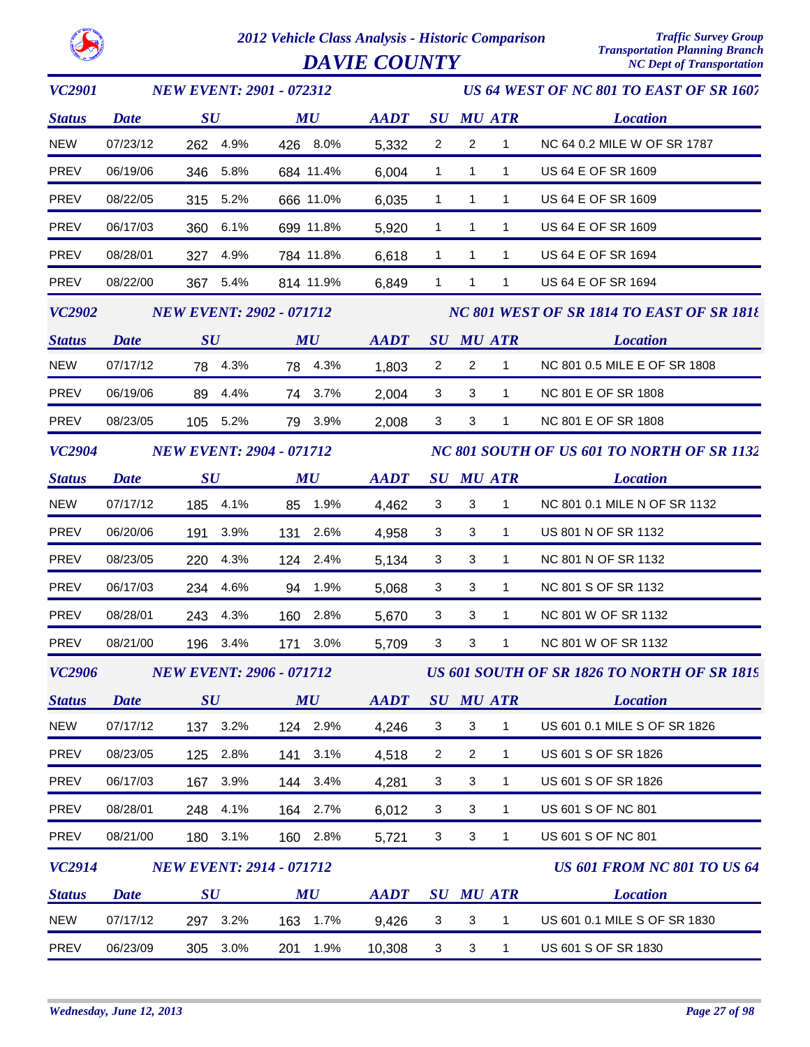# 2012 Vehicle Class Analysis - Historic Comparison

## DAVIE COUNTY

*Traffic Survey Group*
*Transportation Planning Branch*
*NC Dept of Transportation*

### VC2901 — NEW EVENT: 2901 - 072312 — US 64 WEST OF NC 801 TO EAST OF SR 1607

| Status | Date | SU | SU % | MU | MU % | AADT | SU | MU | ATR | Location |
|---|---|---|---|---|---|---|---|---|---|---|
| NEW | 07/23/12 | 262 | 4.9% | 426 | 8.0% | 5,332 | 2 | 2 | 1 | NC 64 0.2 MILE W OF SR 1787 |
| PREV | 06/19/06 | 346 | 5.8% | 684 | 11.4% | 6,004 | 1 | 1 | 1 | US 64 E OF SR 1609 |
| PREV | 08/22/05 | 315 | 5.2% | 666 | 11.0% | 6,035 | 1 | 1 | 1 | US 64 E OF SR 1609 |
| PREV | 06/17/03 | 360 | 6.1% | 699 | 11.8% | 5,920 | 1 | 1 | 1 | US 64 E OF SR 1609 |
| PREV | 08/28/01 | 327 | 4.9% | 784 | 11.8% | 6,618 | 1 | 1 | 1 | US 64 E OF SR 1694 |
| PREV | 08/22/00 | 367 | 5.4% | 814 | 11.9% | 6,849 | 1 | 1 | 1 | US 64 E OF SR 1694 |

### VC2902 — NEW EVENT: 2902 - 071712 — NC 801 WEST OF SR 1814 TO EAST OF SR 1818

| Status | Date | SU | SU % | MU | MU % | AADT | SU | MU | ATR | Location |
|---|---|---|---|---|---|---|---|---|---|---|
| NEW | 07/17/12 | 78 | 4.3% | 78 | 4.3% | 1,803 | 2 | 2 | 1 | NC 801 0.5 MILE E OF SR 1808 |
| PREV | 06/19/06 | 89 | 4.4% | 74 | 3.7% | 2,004 | 3 | 3 | 1 | NC 801 E OF SR 1808 |
| PREV | 08/23/05 | 105 | 5.2% | 79 | 3.9% | 2,008 | 3 | 3 | 1 | NC 801 E OF SR 1808 |

### VC2904 — NEW EVENT: 2904 - 071712 — NC 801 SOUTH OF US 601 TO NORTH OF SR 1132

| Status | Date | SU | SU % | MU | MU % | AADT | SU | MU | ATR | Location |
|---|---|---|---|---|---|---|---|---|---|---|
| NEW | 07/17/12 | 185 | 4.1% | 85 | 1.9% | 4,462 | 3 | 3 | 1 | NC 801 0.1 MILE N OF SR 1132 |
| PREV | 06/20/06 | 191 | 3.9% | 131 | 2.6% | 4,958 | 3 | 3 | 1 | US 801 N OF SR 1132 |
| PREV | 08/23/05 | 220 | 4.3% | 124 | 2.4% | 5,134 | 3 | 3 | 1 | NC 801 N OF SR 1132 |
| PREV | 06/17/03 | 234 | 4.6% | 94 | 1.9% | 5,068 | 3 | 3 | 1 | NC 801 S OF SR 1132 |
| PREV | 08/28/01 | 243 | 4.3% | 160 | 2.8% | 5,670 | 3 | 3 | 1 | NC 801 W OF SR 1132 |
| PREV | 08/21/00 | 196 | 3.4% | 171 | 3.0% | 5,709 | 3 | 3 | 1 | NC 801 W OF SR 1132 |

### VC2906 — NEW EVENT: 2906 - 071712 — US 601 SOUTH OF SR 1826 TO NORTH OF SR 1819

| Status | Date | SU | SU % | MU | MU % | AADT | SU | MU | ATR | Location |
|---|---|---|---|---|---|---|---|---|---|---|
| NEW | 07/17/12 | 137 | 3.2% | 124 | 2.9% | 4,246 | 3 | 3 | 1 | US 601 0.1 MILE S OF SR 1826 |
| PREV | 08/23/05 | 125 | 2.8% | 141 | 3.1% | 4,518 | 2 | 2 | 1 | US 601 S OF SR 1826 |
| PREV | 06/17/03 | 167 | 3.9% | 144 | 3.4% | 4,281 | 3 | 3 | 1 | US 601 S OF SR 1826 |
| PREV | 08/28/01 | 248 | 4.1% | 164 | 2.7% | 6,012 | 3 | 3 | 1 | US 601 S OF NC 801 |
| PREV | 08/21/00 | 180 | 3.1% | 160 | 2.8% | 5,721 | 3 | 3 | 1 | US 601 S OF NC 801 |

### VC2914 — NEW EVENT: 2914 - 071712 — US 601 FROM NC 801 TO US 64

| Status | Date | SU | SU % | MU | MU % | AADT | SU | MU | ATR | Location |
|---|---|---|---|---|---|---|---|---|---|---|
| NEW | 07/17/12 | 297 | 3.2% | 163 | 1.7% | 9,426 | 3 | 3 | 1 | US 601 0.1 MILE S OF SR 1830 |
| PREV | 06/23/09 | 305 | 3.0% | 201 | 1.9% | 10,308 | 3 | 3 | 1 | US 601 S OF SR 1830 |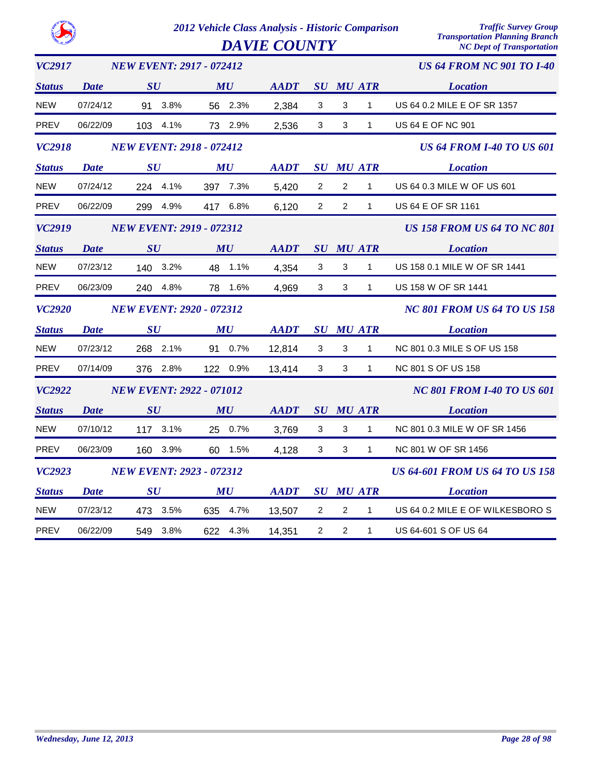# 2012 Vehicle Class Analysis - Historic Comparison

## DAVIE COUNTY

Traffic Survey Group
Transportation Planning Branch
NC Dept of Transportation

### VC2917 — NEW EVENT: 2917 - 072412 — US 64 FROM NC 901 TO I-40

| Status | Date | SU | | MU | | AADT | SU | MU | ATR | Location |
|---|---|---|---|---|---|---|---|---|---|---|
| NEW | 07/24/12 | 91 | 3.8% | 56 | 2.3% | 2,384 | 3 | 3 | 1 | US 64 0.2 MILE E OF SR 1357 |
| PREV | 06/22/09 | 103 | 4.1% | 73 | 2.9% | 2,536 | 3 | 3 | 1 | US 64 E OF NC 901 |

### VC2918 — NEW EVENT: 2918 - 072412 — US 64 FROM I-40 TO US 601

| Status | Date | SU | | MU | | AADT | SU | MU | ATR | Location |
|---|---|---|---|---|---|---|---|---|---|---|
| NEW | 07/24/12 | 224 | 4.1% | 397 | 7.3% | 5,420 | 2 | 2 | 1 | US 64 0.3 MILE W OF US 601 |
| PREV | 06/22/09 | 299 | 4.9% | 417 | 6.8% | 6,120 | 2 | 2 | 1 | US 64 E OF SR 1161 |

### VC2919 — NEW EVENT: 2919 - 072312 — US 158 FROM US 64 TO NC 801

| Status | Date | SU | | MU | | AADT | SU | MU | ATR | Location |
|---|---|---|---|---|---|---|---|---|---|---|
| NEW | 07/23/12 | 140 | 3.2% | 48 | 1.1% | 4,354 | 3 | 3 | 1 | US 158 0.1 MILE W OF SR 1441 |
| PREV | 06/23/09 | 240 | 4.8% | 78 | 1.6% | 4,969 | 3 | 3 | 1 | US 158 W OF SR 1441 |

### VC2920 — NEW EVENT: 2920 - 072312 — NC 801 FROM US 64 TO US 158

| Status | Date | SU | | MU | | AADT | SU | MU | ATR | Location |
|---|---|---|---|---|---|---|---|---|---|---|
| NEW | 07/23/12 | 268 | 2.1% | 91 | 0.7% | 12,814 | 3 | 3 | 1 | NC 801 0.3 MILE S OF US 158 |
| PREV | 07/14/09 | 376 | 2.8% | 122 | 0.9% | 13,414 | 3 | 3 | 1 | NC 801 S OF US 158 |

### VC2922 — NEW EVENT: 2922 - 071012 — NC 801 FROM I-40 TO US 601

| Status | Date | SU | | MU | | AADT | SU | MU | ATR | Location |
|---|---|---|---|---|---|---|---|---|---|---|
| NEW | 07/10/12 | 117 | 3.1% | 25 | 0.7% | 3,769 | 3 | 3 | 1 | NC 801 0.3 MILE W OF SR 1456 |
| PREV | 06/23/09 | 160 | 3.9% | 60 | 1.5% | 4,128 | 3 | 3 | 1 | NC 801 W OF SR 1456 |

### VC2923 — NEW EVENT: 2923 - 072312 — US 64-601 FROM US 64 TO US 158

| Status | Date | SU | | MU | | AADT | SU | MU | ATR | Location |
|---|---|---|---|---|---|---|---|---|---|---|
| NEW | 07/23/12 | 473 | 3.5% | 635 | 4.7% | 13,507 | 2 | 2 | 1 | US 64 0.2 MILE E OF WILKESBORO S |
| PREV | 06/22/09 | 549 | 3.8% | 622 | 4.3% | 14,351 | 2 | 2 | 1 | US 64-601 S OF US 64 |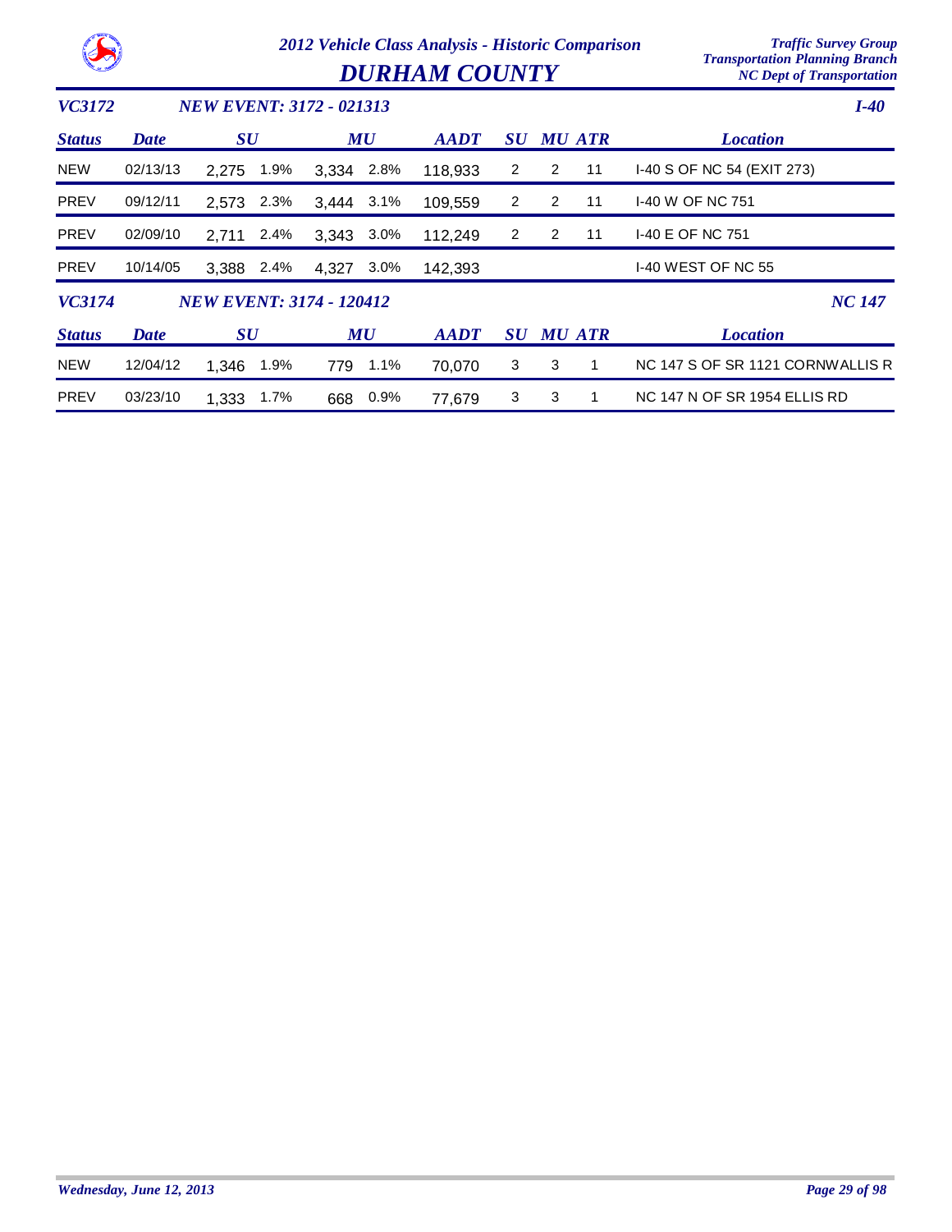# 2012 Vehicle Class Analysis - Historic Comparison

## DURHAM COUNTY

### VC3172 — NEW EVENT: 3172 - 021313 — I-40

| Status | Date | SU | | MU | | AADT | SU | MU | ATR | Location |
|---|---|---|---|---|---|---|---|---|---|---|
| NEW | 02/13/13 | 2,275 | 1.9% | 3,334 | 2.8% | 118,933 | 2 | 2 | 11 | I-40 S OF NC 54 (EXIT 273) |
| PREV | 09/12/11 | 2,573 | 2.3% | 3,444 | 3.1% | 109,559 | 2 | 2 | 11 | I-40 W OF NC 751 |
| PREV | 02/09/10 | 2,711 | 2.4% | 3,343 | 3.0% | 112,249 | 2 | 2 | 11 | I-40 E OF NC 751 |
| PREV | 10/14/05 | 3,388 | 2.4% | 4,327 | 3.0% | 142,393 | | | | I-40 WEST OF NC 55 |

### VC3174 — NEW EVENT: 3174 - 120412 — NC 147

| Status | Date | SU | | MU | | AADT | SU | MU | ATR | Location |
|---|---|---|---|---|---|---|---|---|---|---|
| NEW | 12/04/12 | 1,346 | 1.9% | 779 | 1.1% | 70,070 | 3 | 3 | 1 | NC 147 S OF SR 1121 CORNWALLIS R |
| PREV | 03/23/10 | 1,333 | 1.7% | 668 | 0.9% | 77,679 | 3 | 3 | 1 | NC 147 N OF SR 1954 ELLIS RD |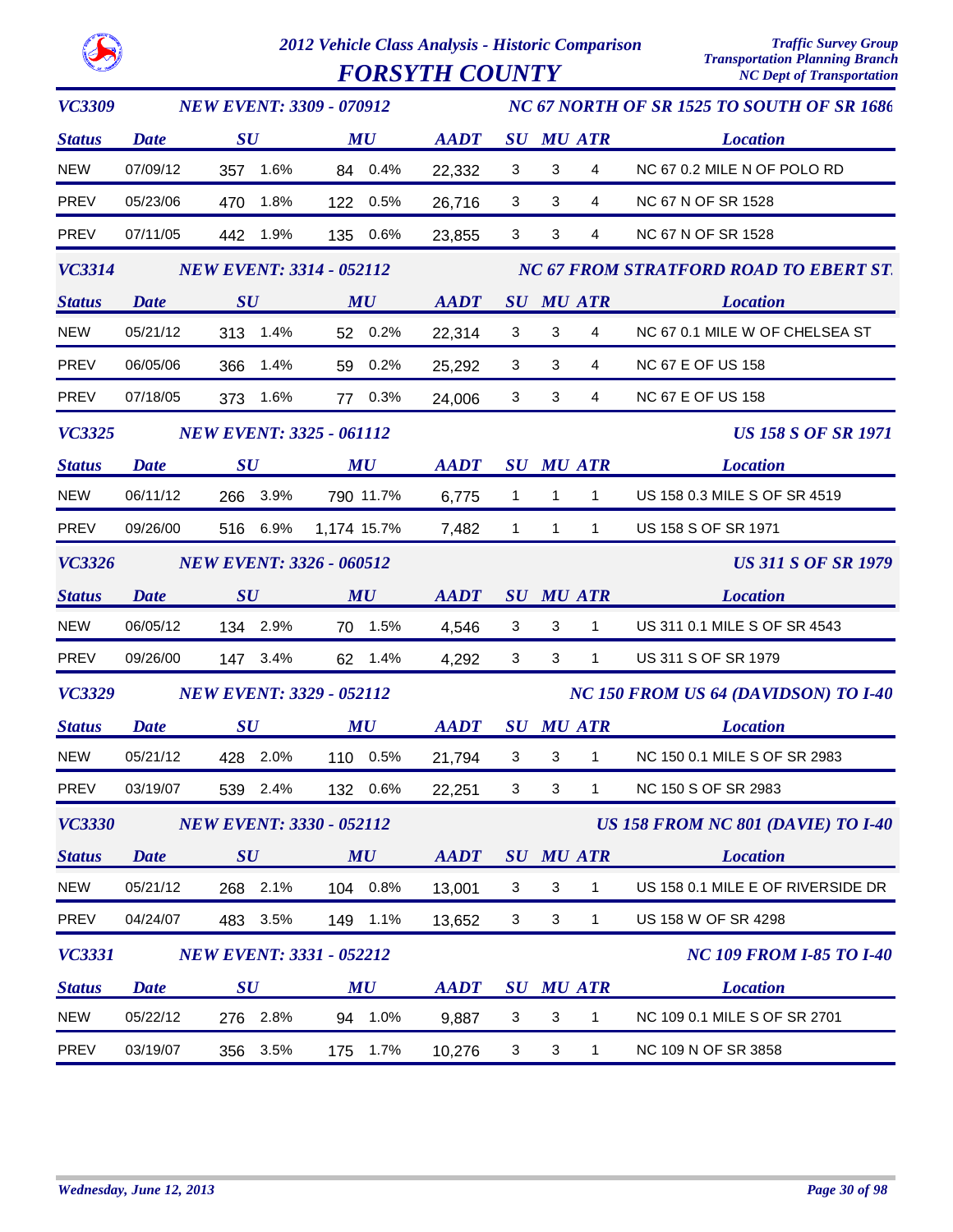# 2012 Vehicle Class Analysis - Historic Comparison

## FORSYTH COUNTY

Traffic Survey Group
Transportation Planning Branch
NC Dept of Transportation

### VC3309 — NEW EVENT: 3309 - 070912 — NC 67 NORTH OF SR 1525 TO SOUTH OF SR 1686

| Status | Date | SU | | MU | | AADT | SU | MU | ATR | Location |
|---|---|---|---|---|---|---|---|---|---|---|
| NEW | 07/09/12 | 357 | 1.6% | 84 | 0.4% | 22,332 | 3 | 3 | 4 | NC 67 0.2 MILE N OF POLO RD |
| PREV | 05/23/06 | 470 | 1.8% | 122 | 0.5% | 26,716 | 3 | 3 | 4 | NC 67 N OF SR 1528 |
| PREV | 07/11/05 | 442 | 1.9% | 135 | 0.6% | 23,855 | 3 | 3 | 4 | NC 67 N OF SR 1528 |

### VC3314 — NEW EVENT: 3314 - 052112 — NC 67 FROM STRATFORD ROAD TO EBERT ST.

| Status | Date | SU | | MU | | AADT | SU | MU | ATR | Location |
|---|---|---|---|---|---|---|---|---|---|---|
| NEW | 05/21/12 | 313 | 1.4% | 52 | 0.2% | 22,314 | 3 | 3 | 4 | NC 67 0.1 MILE W OF CHELSEA ST |
| PREV | 06/05/06 | 366 | 1.4% | 59 | 0.2% | 25,292 | 3 | 3 | 4 | NC 67 E OF US 158 |
| PREV | 07/18/05 | 373 | 1.6% | 77 | 0.3% | 24,006 | 3 | 3 | 4 | NC 67 E OF US 158 |

### VC3325 — NEW EVENT: 3325 - 061112 — US 158 S OF SR 1971

| Status | Date | SU | | MU | | AADT | SU | MU | ATR | Location |
|---|---|---|---|---|---|---|---|---|---|---|
| NEW | 06/11/12 | 266 | 3.9% | 790 | 11.7% | 6,775 | 1 | 1 | 1 | US 158 0.3 MILE S OF SR 4519 |
| PREV | 09/26/00 | 516 | 6.9% | 1,174 | 15.7% | 7,482 | 1 | 1 | 1 | US 158 S OF SR 1971 |

### VC3326 — NEW EVENT: 3326 - 060512 — US 311 S OF SR 1979

| Status | Date | SU | | MU | | AADT | SU | MU | ATR | Location |
|---|---|---|---|---|---|---|---|---|---|---|
| NEW | 06/05/12 | 134 | 2.9% | 70 | 1.5% | 4,546 | 3 | 3 | 1 | US 311 0.1 MILE S OF SR 4543 |
| PREV | 09/26/00 | 147 | 3.4% | 62 | 1.4% | 4,292 | 3 | 3 | 1 | US 311 S OF SR 1979 |

### VC3329 — NEW EVENT: 3329 - 052112 — NC 150 FROM US 64 (DAVIDSON) TO I-40

| Status | Date | SU | | MU | | AADT | SU | MU | ATR | Location |
|---|---|---|---|---|---|---|---|---|---|---|
| NEW | 05/21/12 | 428 | 2.0% | 110 | 0.5% | 21,794 | 3 | 3 | 1 | NC 150 0.1 MILE S OF SR 2983 |
| PREV | 03/19/07 | 539 | 2.4% | 132 | 0.6% | 22,251 | 3 | 3 | 1 | NC 150 S OF SR 2983 |

### VC3330 — NEW EVENT: 3330 - 052112 — US 158 FROM NC 801 (DAVIE) TO I-40

| Status | Date | SU | | MU | | AADT | SU | MU | ATR | Location |
|---|---|---|---|---|---|---|---|---|---|---|
| NEW | 05/21/12 | 268 | 2.1% | 104 | 0.8% | 13,001 | 3 | 3 | 1 | US 158 0.1 MILE E OF RIVERSIDE DR |
| PREV | 04/24/07 | 483 | 3.5% | 149 | 1.1% | 13,652 | 3 | 3 | 1 | US 158 W OF SR 4298 |

### VC3331 — NEW EVENT: 3331 - 052212 — NC 109 FROM I-85 TO I-40

| Status | Date | SU | | MU | | AADT | SU | MU | ATR | Location |
|---|---|---|---|---|---|---|---|---|---|---|
| NEW | 05/22/12 | 276 | 2.8% | 94 | 1.0% | 9,887 | 3 | 3 | 1 | NC 109 0.1 MILE S OF SR 2701 |
| PREV | 03/19/07 | 356 | 3.5% | 175 | 1.7% | 10,276 | 3 | 3 | 1 | NC 109 N OF SR 3858 |

Wednesday, June 12, 2013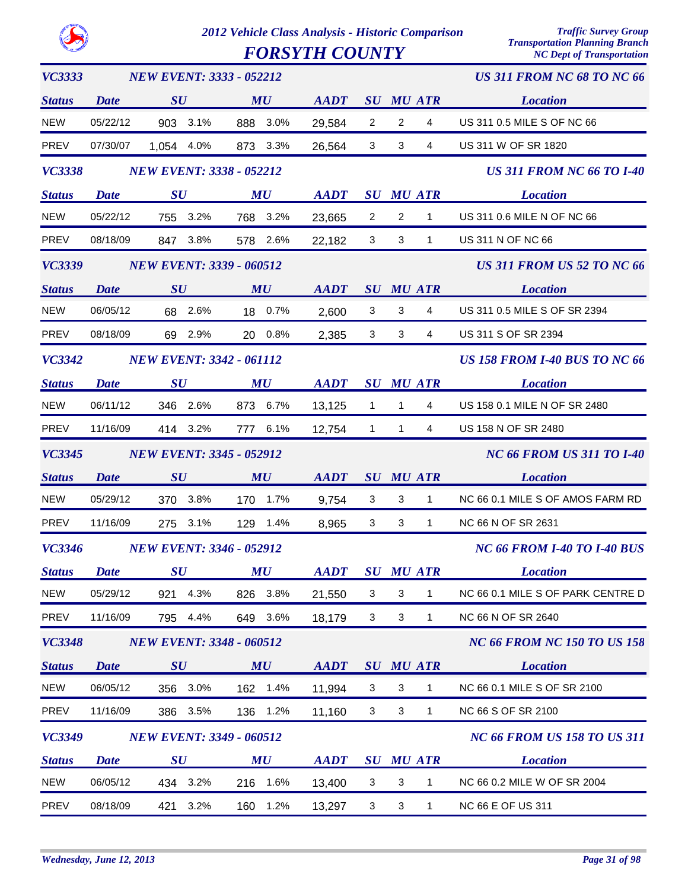# 2012 Vehicle Class Analysis - Historic Comparison

## FORSYTH COUNTY

*Traffic Survey Group*
*Transportation Planning Branch*
*NC Dept of Transportation*

### VC3333 — NEW EVENT: 3333 - 052212 — US 311 FROM NC 68 TO NC 66

| Status | Date | SU | | MU | | AADT | SU | MU | ATR | Location |
|---|---|---|---|---|---|---|---|---|---|---|
| NEW | 05/22/12 | 903 | 3.1% | 888 | 3.0% | 29,584 | 2 | 2 | 4 | US 311 0.5 MILE S OF NC 66 |
| PREV | 07/30/07 | 1,054 | 4.0% | 873 | 3.3% | 26,564 | 3 | 3 | 4 | US 311 W OF SR 1820 |

### VC3338 — NEW EVENT: 3338 - 052212 — US 311 FROM NC 66 TO I-40

| Status | Date | SU | | MU | | AADT | SU | MU | ATR | Location |
|---|---|---|---|---|---|---|---|---|---|---|
| NEW | 05/22/12 | 755 | 3.2% | 768 | 3.2% | 23,665 | 2 | 2 | 1 | US 311 0.6 MILE N OF NC 66 |
| PREV | 08/18/09 | 847 | 3.8% | 578 | 2.6% | 22,182 | 3 | 3 | 1 | US 311 N OF NC 66 |

### VC3339 — NEW EVENT: 3339 - 060512 — US 311 FROM US 52 TO NC 66

| Status | Date | SU | | MU | | AADT | SU | MU | ATR | Location |
|---|---|---|---|---|---|---|---|---|---|---|
| NEW | 06/05/12 | 68 | 2.6% | 18 | 0.7% | 2,600 | 3 | 3 | 4 | US 311 0.5 MILE S OF SR 2394 |
| PREV | 08/18/09 | 69 | 2.9% | 20 | 0.8% | 2,385 | 3 | 3 | 4 | US 311 S OF SR 2394 |

### VC3342 — NEW EVENT: 3342 - 061112 — US 158 FROM I-40 BUS TO NC 66

| Status | Date | SU | | MU | | AADT | SU | MU | ATR | Location |
|---|---|---|---|---|---|---|---|---|---|---|
| NEW | 06/11/12 | 346 | 2.6% | 873 | 6.7% | 13,125 | 1 | 1 | 4 | US 158 0.1 MILE N OF SR 2480 |
| PREV | 11/16/09 | 414 | 3.2% | 777 | 6.1% | 12,754 | 1 | 1 | 4 | US 158 N OF SR 2480 |

### VC3345 — NEW EVENT: 3345 - 052912 — NC 66 FROM US 311 TO I-40

| Status | Date | SU | | MU | | AADT | SU | MU | ATR | Location |
|---|---|---|---|---|---|---|---|---|---|---|
| NEW | 05/29/12 | 370 | 3.8% | 170 | 1.7% | 9,754 | 3 | 3 | 1 | NC 66 0.1 MILE S OF AMOS FARM RD |
| PREV | 11/16/09 | 275 | 3.1% | 129 | 1.4% | 8,965 | 3 | 3 | 1 | NC 66 N OF SR 2631 |

### VC3346 — NEW EVENT: 3346 - 052912 — NC 66 FROM I-40 TO I-40 BUS

| Status | Date | SU | | MU | | AADT | SU | MU | ATR | Location |
|---|---|---|---|---|---|---|---|---|---|---|
| NEW | 05/29/12 | 921 | 4.3% | 826 | 3.8% | 21,550 | 3 | 3 | 1 | NC 66 0.1 MILE S OF PARK CENTRE D |
| PREV | 11/16/09 | 795 | 4.4% | 649 | 3.6% | 18,179 | 3 | 3 | 1 | NC 66 N OF SR 2640 |

### VC3348 — NEW EVENT: 3348 - 060512 — NC 66 FROM NC 150 TO US 158

| Status | Date | SU | | MU | | AADT | SU | MU | ATR | Location |
|---|---|---|---|---|---|---|---|---|---|---|
| NEW | 06/05/12 | 356 | 3.0% | 162 | 1.4% | 11,994 | 3 | 3 | 1 | NC 66 0.1 MILE S OF SR 2100 |
| PREV | 11/16/09 | 386 | 3.5% | 136 | 1.2% | 11,160 | 3 | 3 | 1 | NC 66 S OF SR 2100 |

### VC3349 — NEW EVENT: 3349 - 060512 — NC 66 FROM US 158 TO US 311

| Status | Date | SU | | MU | | AADT | SU | MU | ATR | Location |
|---|---|---|---|---|---|---|---|---|---|---|
| NEW | 06/05/12 | 434 | 3.2% | 216 | 1.6% | 13,400 | 3 | 3 | 1 | NC 66 0.2 MILE W OF SR 2004 |
| PREV | 08/18/09 | 421 | 3.2% | 160 | 1.2% | 13,297 | 3 | 3 | 1 | NC 66 E OF US 311 |

*Wednesday, June 12, 2013*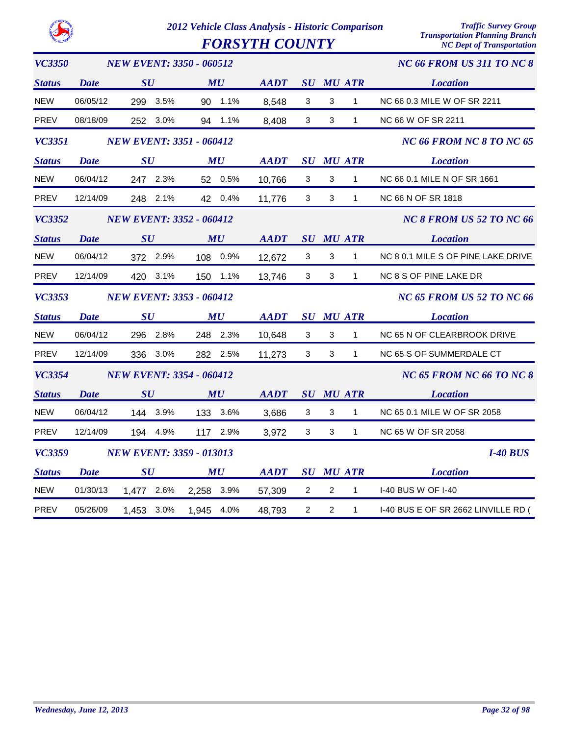# 2012 Vehicle Class Analysis - Historic Comparison

# FORSYTH COUNTY

Traffic Survey Group
Transportation Planning Branch
NC Dept of Transportation

## VC3350 — NEW EVENT: 3350 - 060512 — NC 66 FROM US 311 TO NC 8

| Status | Date | SU | | MU | | AADT | SU | MU | ATR | Location |
|---|---|---|---|---|---|---|---|---|---|---|
| NEW | 06/05/12 | 299 | 3.5% | 90 | 1.1% | 8,548 | 3 | 3 | 1 | NC 66 0.3 MILE W OF SR 2211 |
| PREV | 08/18/09 | 252 | 3.0% | 94 | 1.1% | 8,408 | 3 | 3 | 1 | NC 66 W OF SR 2211 |

## VC3351 — NEW EVENT: 3351 - 060412 — NC 66 FROM NC 8 TO NC 65

| Status | Date | SU | | MU | | AADT | SU | MU | ATR | Location |
|---|---|---|---|---|---|---|---|---|---|---|
| NEW | 06/04/12 | 247 | 2.3% | 52 | 0.5% | 10,766 | 3 | 3 | 1 | NC 66 0.1 MILE N OF SR 1661 |
| PREV | 12/14/09 | 248 | 2.1% | 42 | 0.4% | 11,776 | 3 | 3 | 1 | NC 66 N OF SR 1818 |

## VC3352 — NEW EVENT: 3352 - 060412 — NC 8 FROM US 52 TO NC 66

| Status | Date | SU | | MU | | AADT | SU | MU | ATR | Location |
|---|---|---|---|---|---|---|---|---|---|---|
| NEW | 06/04/12 | 372 | 2.9% | 108 | 0.9% | 12,672 | 3 | 3 | 1 | NC 8 0.1 MILE S OF PINE LAKE DRIVE |
| PREV | 12/14/09 | 420 | 3.1% | 150 | 1.1% | 13,746 | 3 | 3 | 1 | NC 8 S OF PINE LAKE DR |

## VC3353 — NEW EVENT: 3353 - 060412 — NC 65 FROM US 52 TO NC 66

| Status | Date | SU | | MU | | AADT | SU | MU | ATR | Location |
|---|---|---|---|---|---|---|---|---|---|---|
| NEW | 06/04/12 | 296 | 2.8% | 248 | 2.3% | 10,648 | 3 | 3 | 1 | NC 65 N OF CLEARBROOK DRIVE |
| PREV | 12/14/09 | 336 | 3.0% | 282 | 2.5% | 11,273 | 3 | 3 | 1 | NC 65 S OF SUMMERDALE CT |

## VC3354 — NEW EVENT: 3354 - 060412 — NC 65 FROM NC 66 TO NC 8

| Status | Date | SU | | MU | | AADT | SU | MU | ATR | Location |
|---|---|---|---|---|---|---|---|---|---|---|
| NEW | 06/04/12 | 144 | 3.9% | 133 | 3.6% | 3,686 | 3 | 3 | 1 | NC 65 0.1 MILE W OF SR 2058 |
| PREV | 12/14/09 | 194 | 4.9% | 117 | 2.9% | 3,972 | 3 | 3 | 1 | NC 65 W OF SR 2058 |

## VC3359 — NEW EVENT: 3359 - 013013 — I-40 BUS

| Status | Date | SU | | MU | | AADT | SU | MU | ATR | Location |
|---|---|---|---|---|---|---|---|---|---|---|
| NEW | 01/30/13 | 1,477 | 2.6% | 2,258 | 3.9% | 57,309 | 2 | 2 | 1 | I-40 BUS W OF I-40 |
| PREV | 05/26/09 | 1,453 | 3.0% | 1,945 | 4.0% | 48,793 | 2 | 2 | 1 | I-40 BUS E OF SR 2662 LINVILLE RD ( |

Wednesday, June 12, 2013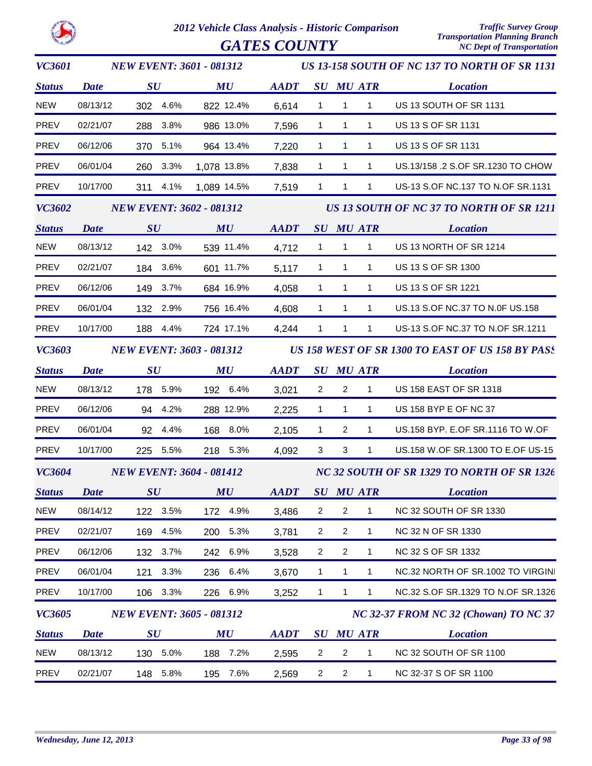# 2012 Vehicle Class Analysis - Historic Comparison

## GATES COUNTY

Traffic Survey Group
Transportation Planning Branch
NC Dept of Transportation

### VC3601 — NEW EVENT: 3601 - 081312 — US 13-158 SOUTH OF NC 137 TO NORTH OF SR 1131

| Status | Date | SU | | MU | | AADT | SU | MU | ATR | Location |
|---|---|---|---|---|---|---|---|---|---|---|
| NEW | 08/13/12 | 302 | 4.6% | 822 | 12.4% | 6,614 | 1 | 1 | 1 | US 13 SOUTH OF SR 1131 |
| PREV | 02/21/07 | 288 | 3.8% | 986 | 13.0% | 7,596 | 1 | 1 | 1 | US 13 S OF SR 1131 |
| PREV | 06/12/06 | 370 | 5.1% | 964 | 13.4% | 7,220 | 1 | 1 | 1 | US 13 S OF SR 1131 |
| PREV | 06/01/04 | 260 | 3.3% | 1,078 | 13.8% | 7,838 | 1 | 1 | 1 | US.13/158 .2 S.OF SR.1230 TO CHOW |
| PREV | 10/17/00 | 311 | 4.1% | 1,089 | 14.5% | 7,519 | 1 | 1 | 1 | US-13 S.OF NC.137 TO N.OF SR.1131 |

### VC3602 — NEW EVENT: 3602 - 081312 — US 13 SOUTH OF NC 37 TO NORTH OF SR 1211

| Status | Date | SU | | MU | | AADT | SU | MU | ATR | Location |
|---|---|---|---|---|---|---|---|---|---|---|
| NEW | 08/13/12 | 142 | 3.0% | 539 | 11.4% | 4,712 | 1 | 1 | 1 | US 13 NORTH OF SR 1214 |
| PREV | 02/21/07 | 184 | 3.6% | 601 | 11.7% | 5,117 | 1 | 1 | 1 | US 13 S OF SR 1300 |
| PREV | 06/12/06 | 149 | 3.7% | 684 | 16.9% | 4,058 | 1 | 1 | 1 | US 13 S OF SR 1221 |
| PREV | 06/01/04 | 132 | 2.9% | 756 | 16.4% | 4,608 | 1 | 1 | 1 | US.13 S.OF NC.37 TO N.0F US.158 |
| PREV | 10/17/00 | 188 | 4.4% | 724 | 17.1% | 4,244 | 1 | 1 | 1 | US-13 S.OF NC.37 TO N.OF SR.1211 |

### VC3603 — NEW EVENT: 3603 - 081312 — US 158 WEST OF SR 1300 TO EAST OF US 158 BY PASS

| Status | Date | SU | | MU | | AADT | SU | MU | ATR | Location |
|---|---|---|---|---|---|---|---|---|---|---|
| NEW | 08/13/12 | 178 | 5.9% | 192 | 6.4% | 3,021 | 2 | 2 | 1 | US 158 EAST OF SR 1318 |
| PREV | 06/12/06 | 94 | 4.2% | 288 | 12.9% | 2,225 | 1 | 1 | 1 | US 158 BYP E OF NC 37 |
| PREV | 06/01/04 | 92 | 4.4% | 168 | 8.0% | 2,105 | 1 | 2 | 1 | US.158 BYP. E.OF SR.1116 TO W.OF |
| PREV | 10/17/00 | 225 | 5.5% | 218 | 5.3% | 4,092 | 3 | 3 | 1 | US.158 W.OF SR.1300 TO E.OF US-15 |

### VC3604 — NEW EVENT: 3604 - 081412 — NC 32 SOUTH OF SR 1329 TO NORTH OF SR 1326

| Status | Date | SU | | MU | | AADT | SU | MU | ATR | Location |
|---|---|---|---|---|---|---|---|---|---|---|
| NEW | 08/14/12 | 122 | 3.5% | 172 | 4.9% | 3,486 | 2 | 2 | 1 | NC 32 SOUTH OF SR 1330 |
| PREV | 02/21/07 | 169 | 4.5% | 200 | 5.3% | 3,781 | 2 | 2 | 1 | NC 32 N OF SR 1330 |
| PREV | 06/12/06 | 132 | 3.7% | 242 | 6.9% | 3,528 | 2 | 2 | 1 | NC 32 S OF SR 1332 |
| PREV | 06/01/04 | 121 | 3.3% | 236 | 6.4% | 3,670 | 1 | 1 | 1 | NC.32 NORTH OF SR.1002 TO VIRGINI |
| PREV | 10/17/00 | 106 | 3.3% | 226 | 6.9% | 3,252 | 1 | 1 | 1 | NC.32 S.OF SR.1329 TO N.OF SR.1326 |

### VC3605 — NEW EVENT: 3605 - 081312 — NC 32-37 FROM NC 32 (Chowan) TO NC 37

| Status | Date | SU | | MU | | AADT | SU | MU | ATR | Location |
|---|---|---|---|---|---|---|---|---|---|---|
| NEW | 08/13/12 | 130 | 5.0% | 188 | 7.2% | 2,595 | 2 | 2 | 1 | NC 32 SOUTH OF SR 1100 |
| PREV | 02/21/07 | 148 | 5.8% | 195 | 7.6% | 2,569 | 2 | 2 | 1 | NC 32-37 S OF SR 1100 |

Wednesday, June 12, 2013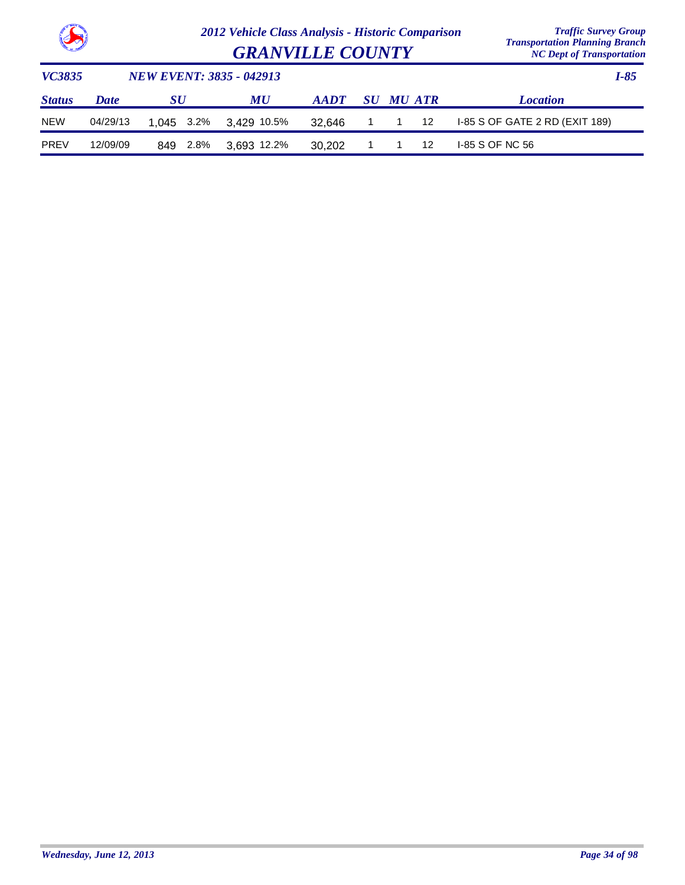# 2012 Vehicle Class Analysis - Historic Comparison

## GRANVILLE COUNTY

*Traffic Survey Group*
*Transportation Planning Branch*
*NC Dept of Transportation*

**VC3835** — **NEW EVENT: 3835 - 042913** — **I-85**

| Status | Date | SU | | MU | | AADT | SU | MU | ATR | Location |
|---|---|---|---|---|---|---|---|---|---|---|
| NEW | 04/29/13 | 1,045 | 3.2% | 3,429 | 10.5% | 32,646 | 1 | 1 | 12 | I-85 S OF GATE 2 RD (EXIT 189) |
| PREV | 12/09/09 | 849 | 2.8% | 3,693 | 12.2% | 30,202 | 1 | 1 | 12 | I-85 S OF NC 56 |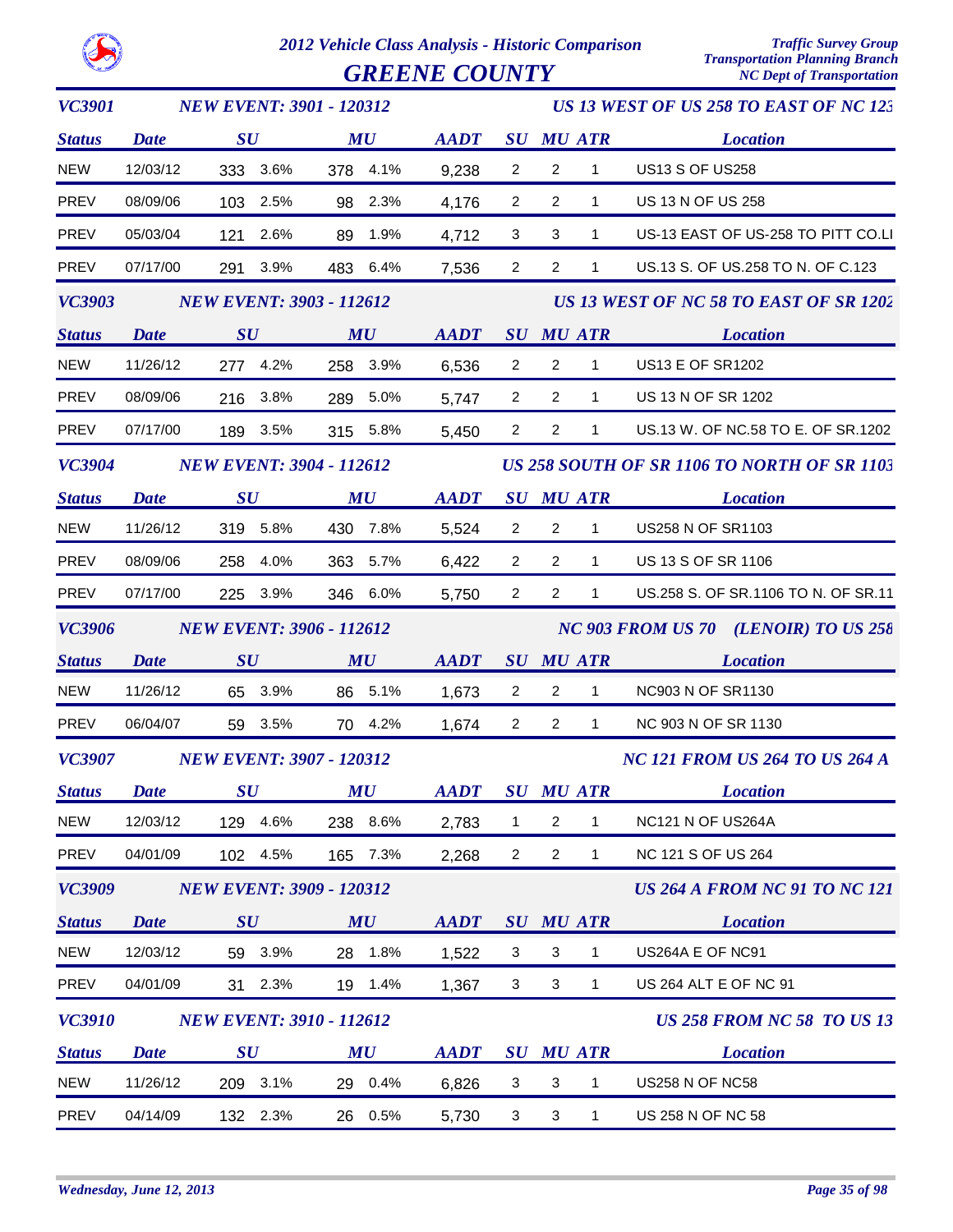# 2012 Vehicle Class Analysis - Historic Comparison

## GREENE COUNTY

Traffic Survey Group
Transportation Planning Branch
NC Dept of Transportation

### VC3901 — NEW EVENT: 3901 - 120312 — US 13 WEST OF US 258 TO EAST OF NC 123

| Status | Date | SU | | MU | | AADT | SU | MU | ATR | Location |
|---|---|---|---|---|---|---|---|---|---|---|
| NEW | 12/03/12 | 333 | 3.6% | 378 | 4.1% | 9,238 | 2 | 2 | 1 | US13 S OF US258 |
| PREV | 08/09/06 | 103 | 2.5% | 98 | 2.3% | 4,176 | 2 | 2 | 1 | US 13 N OF US 258 |
| PREV | 05/03/04 | 121 | 2.6% | 89 | 1.9% | 4,712 | 3 | 3 | 1 | US-13 EAST OF US-258 TO PITT CO.LI |
| PREV | 07/17/00 | 291 | 3.9% | 483 | 6.4% | 7,536 | 2 | 2 | 1 | US.13 S. OF US.258 TO N. OF C.123 |

### VC3903 — NEW EVENT: 3903 - 112612 — US 13 WEST OF NC 58 TO EAST OF SR 1202

| Status | Date | SU | | MU | | AADT | SU | MU | ATR | Location |
|---|---|---|---|---|---|---|---|---|---|---|
| NEW | 11/26/12 | 277 | 4.2% | 258 | 3.9% | 6,536 | 2 | 2 | 1 | US13 E OF SR1202 |
| PREV | 08/09/06 | 216 | 3.8% | 289 | 5.0% | 5,747 | 2 | 2 | 1 | US 13 N OF SR 1202 |
| PREV | 07/17/00 | 189 | 3.5% | 315 | 5.8% | 5,450 | 2 | 2 | 1 | US.13 W. OF NC.58 TO E. OF SR.1202 |

### VC3904 — NEW EVENT: 3904 - 112612 — US 258 SOUTH OF SR 1106 TO NORTH OF SR 1103

| Status | Date | SU | | MU | | AADT | SU | MU | ATR | Location |
|---|---|---|---|---|---|---|---|---|---|---|
| NEW | 11/26/12 | 319 | 5.8% | 430 | 7.8% | 5,524 | 2 | 2 | 1 | US258 N OF SR1103 |
| PREV | 08/09/06 | 258 | 4.0% | 363 | 5.7% | 6,422 | 2 | 2 | 1 | US 13 S OF SR 1106 |
| PREV | 07/17/00 | 225 | 3.9% | 346 | 6.0% | 5,750 | 2 | 2 | 1 | US.258 S. OF SR.1106 TO N. OF SR.11 |

### VC3906 — NEW EVENT: 3906 - 112612 — NC 903 FROM US 70 (LENOIR) TO US 258

| Status | Date | SU | | MU | | AADT | SU | MU | ATR | Location |
|---|---|---|---|---|---|---|---|---|---|---|
| NEW | 11/26/12 | 65 | 3.9% | 86 | 5.1% | 1,673 | 2 | 2 | 1 | NC903 N OF SR1130 |
| PREV | 06/04/07 | 59 | 3.5% | 70 | 4.2% | 1,674 | 2 | 2 | 1 | NC 903 N OF SR 1130 |

### VC3907 — NEW EVENT: 3907 - 120312 — NC 121 FROM US 264 TO US 264 A

| Status | Date | SU | | MU | | AADT | SU | MU | ATR | Location |
|---|---|---|---|---|---|---|---|---|---|---|
| NEW | 12/03/12 | 129 | 4.6% | 238 | 8.6% | 2,783 | 1 | 2 | 1 | NC121 N OF US264A |
| PREV | 04/01/09 | 102 | 4.5% | 165 | 7.3% | 2,268 | 2 | 2 | 1 | NC 121 S OF US 264 |

### VC3909 — NEW EVENT: 3909 - 120312 — US 264 A FROM NC 91 TO NC 121

| Status | Date | SU | | MU | | AADT | SU | MU | ATR | Location |
|---|---|---|---|---|---|---|---|---|---|---|
| NEW | 12/03/12 | 59 | 3.9% | 28 | 1.8% | 1,522 | 3 | 3 | 1 | US264A E OF NC91 |
| PREV | 04/01/09 | 31 | 2.3% | 19 | 1.4% | 1,367 | 3 | 3 | 1 | US 264 ALT E OF NC 91 |

### VC3910 — NEW EVENT: 3910 - 112612 — US 258 FROM NC 58 TO US 13

| Status | Date | SU | | MU | | AADT | SU | MU | ATR | Location |
|---|---|---|---|---|---|---|---|---|---|---|
| NEW | 11/26/12 | 209 | 3.1% | 29 | 0.4% | 6,826 | 3 | 3 | 1 | US258 N OF NC58 |
| PREV | 04/14/09 | 132 | 2.3% | 26 | 0.5% | 5,730 | 3 | 3 | 1 | US 258 N OF NC 58 |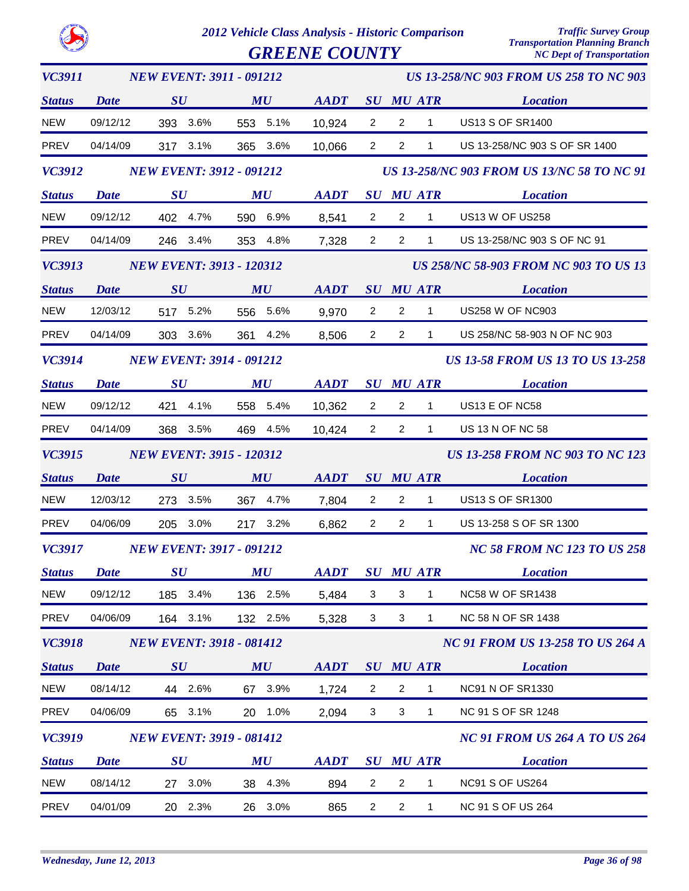# 2012 Vehicle Class Analysis - Historic Comparison

## GREENE COUNTY

*Traffic Survey Group*
*Transportation Planning Branch*
*NC Dept of Transportation*

### VC3911 — NEW EVENT: 3911 - 091212 — US 13-258/NC 903 FROM US 258 TO NC 903

| Status | Date | SU | | MU | | AADT | SU | MU | ATR | Location |
|---|---|---|---|---|---|---|---|---|---|---|
| NEW | 09/12/12 | 393 | 3.6% | 553 | 5.1% | 10,924 | 2 | 2 | 1 | US13 S OF SR1400 |
| PREV | 04/14/09 | 317 | 3.1% | 365 | 3.6% | 10,066 | 2 | 2 | 1 | US 13-258/NC 903 S OF SR 1400 |

### VC3912 — NEW EVENT: 3912 - 091212 — US 13-258/NC 903 FROM US 13/NC 58 TO NC 91

| Status | Date | SU | | MU | | AADT | SU | MU | ATR | Location |
|---|---|---|---|---|---|---|---|---|---|---|
| NEW | 09/12/12 | 402 | 4.7% | 590 | 6.9% | 8,541 | 2 | 2 | 1 | US13 W OF US258 |
| PREV | 04/14/09 | 246 | 3.4% | 353 | 4.8% | 7,328 | 2 | 2 | 1 | US 13-258/NC 903 S OF NC 91 |

### VC3913 — NEW EVENT: 3913 - 120312 — US 258/NC 58-903 FROM NC 903 TO US 13

| Status | Date | SU | | MU | | AADT | SU | MU | ATR | Location |
|---|---|---|---|---|---|---|---|---|---|---|
| NEW | 12/03/12 | 517 | 5.2% | 556 | 5.6% | 9,970 | 2 | 2 | 1 | US258 W OF NC903 |
| PREV | 04/14/09 | 303 | 3.6% | 361 | 4.2% | 8,506 | 2 | 2 | 1 | US 258/NC 58-903 N OF NC 903 |

### VC3914 — NEW EVENT: 3914 - 091212 — US 13-58 FROM US 13 TO US 13-258

| Status | Date | SU | | MU | | AADT | SU | MU | ATR | Location |
|---|---|---|---|---|---|---|---|---|---|---|
| NEW | 09/12/12 | 421 | 4.1% | 558 | 5.4% | 10,362 | 2 | 2 | 1 | US13 E OF NC58 |
| PREV | 04/14/09 | 368 | 3.5% | 469 | 4.5% | 10,424 | 2 | 2 | 1 | US 13 N OF NC 58 |

### VC3915 — NEW EVENT: 3915 - 120312 — US 13-258 FROM NC 903 TO NC 123

| Status | Date | SU | | MU | | AADT | SU | MU | ATR | Location |
|---|---|---|---|---|---|---|---|---|---|---|
| NEW | 12/03/12 | 273 | 3.5% | 367 | 4.7% | 7,804 | 2 | 2 | 1 | US13 S OF SR1300 |
| PREV | 04/06/09 | 205 | 3.0% | 217 | 3.2% | 6,862 | 2 | 2 | 1 | US 13-258 S OF SR 1300 |

### VC3917 — NEW EVENT: 3917 - 091212 — NC 58 FROM NC 123 TO US 258

| Status | Date | SU | | MU | | AADT | SU | MU | ATR | Location |
|---|---|---|---|---|---|---|---|---|---|---|
| NEW | 09/12/12 | 185 | 3.4% | 136 | 2.5% | 5,484 | 3 | 3 | 1 | NC58 W OF SR1438 |
| PREV | 04/06/09 | 164 | 3.1% | 132 | 2.5% | 5,328 | 3 | 3 | 1 | NC 58 N OF SR 1438 |

### VC3918 — NEW EVENT: 3918 - 081412 — NC 91 FROM US 13-258 TO US 264 A

| Status | Date | SU | | MU | | AADT | SU | MU | ATR | Location |
|---|---|---|---|---|---|---|---|---|---|---|
| NEW | 08/14/12 | 44 | 2.6% | 67 | 3.9% | 1,724 | 2 | 2 | 1 | NC91 N OF SR1330 |
| PREV | 04/06/09 | 65 | 3.1% | 20 | 1.0% | 2,094 | 3 | 3 | 1 | NC 91 S OF SR 1248 |

### VC3919 — NEW EVENT: 3919 - 081412 — NC 91 FROM US 264 A TO US 264

| Status | Date | SU | | MU | | AADT | SU | MU | ATR | Location |
|---|---|---|---|---|---|---|---|---|---|---|
| NEW | 08/14/12 | 27 | 3.0% | 38 | 4.3% | 894 | 2 | 2 | 1 | NC91 S OF US264 |
| PREV | 04/01/09 | 20 | 2.3% | 26 | 3.0% | 865 | 2 | 2 | 1 | NC 91 S OF US 264 |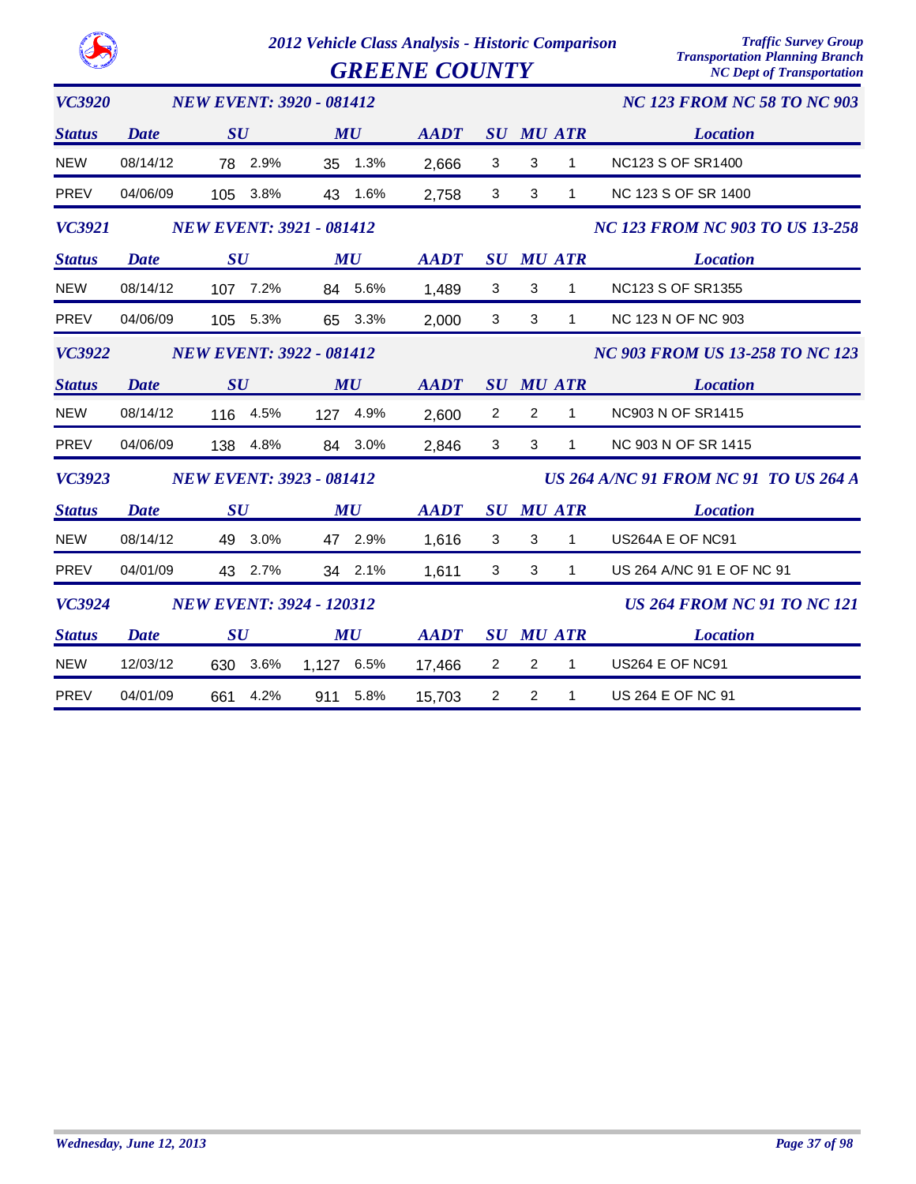# 2012 Vehicle Class Analysis - Historic Comparison

## GREENE COUNTY

Traffic Survey Group
Transportation Planning Branch
NC Dept of Transportation

### VC3920 — NEW EVENT: 3920 - 081412 — NC 123 FROM NC 58 TO NC 903

| Status | Date | SU | SU % | MU | MU % | AADT | SU | MU | ATR | Location |
|---|---|---|---|---|---|---|---|---|---|---|
| NEW | 08/14/12 | 78 | 2.9% | 35 | 1.3% | 2,666 | 3 | 3 | 1 | NC123 S OF SR1400 |
| PREV | 04/06/09 | 105 | 3.8% | 43 | 1.6% | 2,758 | 3 | 3 | 1 | NC 123 S OF SR 1400 |

### VC3921 — NEW EVENT: 3921 - 081412 — NC 123 FROM NC 903 TO US 13-258

| Status | Date | SU | SU % | MU | MU % | AADT | SU | MU | ATR | Location |
|---|---|---|---|---|---|---|---|---|---|---|
| NEW | 08/14/12 | 107 | 7.2% | 84 | 5.6% | 1,489 | 3 | 3 | 1 | NC123 S OF SR1355 |
| PREV | 04/06/09 | 105 | 5.3% | 65 | 3.3% | 2,000 | 3 | 3 | 1 | NC 123 N OF NC 903 |

### VC3922 — NEW EVENT: 3922 - 081412 — NC 903 FROM US 13-258 TO NC 123

| Status | Date | SU | SU % | MU | MU % | AADT | SU | MU | ATR | Location |
|---|---|---|---|---|---|---|---|---|---|---|
| NEW | 08/14/12 | 116 | 4.5% | 127 | 4.9% | 2,600 | 2 | 2 | 1 | NC903 N OF SR1415 |
| PREV | 04/06/09 | 138 | 4.8% | 84 | 3.0% | 2,846 | 3 | 3 | 1 | NC 903 N OF SR 1415 |

### VC3923 — NEW EVENT: 3923 - 081412 — US 264 A/NC 91 FROM NC 91 TO US 264 A

| Status | Date | SU | SU % | MU | MU % | AADT | SU | MU | ATR | Location |
|---|---|---|---|---|---|---|---|---|---|---|
| NEW | 08/14/12 | 49 | 3.0% | 47 | 2.9% | 1,616 | 3 | 3 | 1 | US264A E OF NC91 |
| PREV | 04/01/09 | 43 | 2.7% | 34 | 2.1% | 1,611 | 3 | 3 | 1 | US 264 A/NC 91 E OF NC 91 |

### VC3924 — NEW EVENT: 3924 - 120312 — US 264 FROM NC 91 TO NC 121

| Status | Date | SU | SU % | MU | MU % | AADT | SU | MU | ATR | Location |
|---|---|---|---|---|---|---|---|---|---|---|
| NEW | 12/03/12 | 630 | 3.6% | 1,127 | 6.5% | 17,466 | 2 | 2 | 1 | US264 E OF NC91 |
| PREV | 04/01/09 | 661 | 4.2% | 911 | 5.8% | 15,703 | 2 | 2 | 1 | US 264 E OF NC 91 |

*Wednesday, June 12, 2013*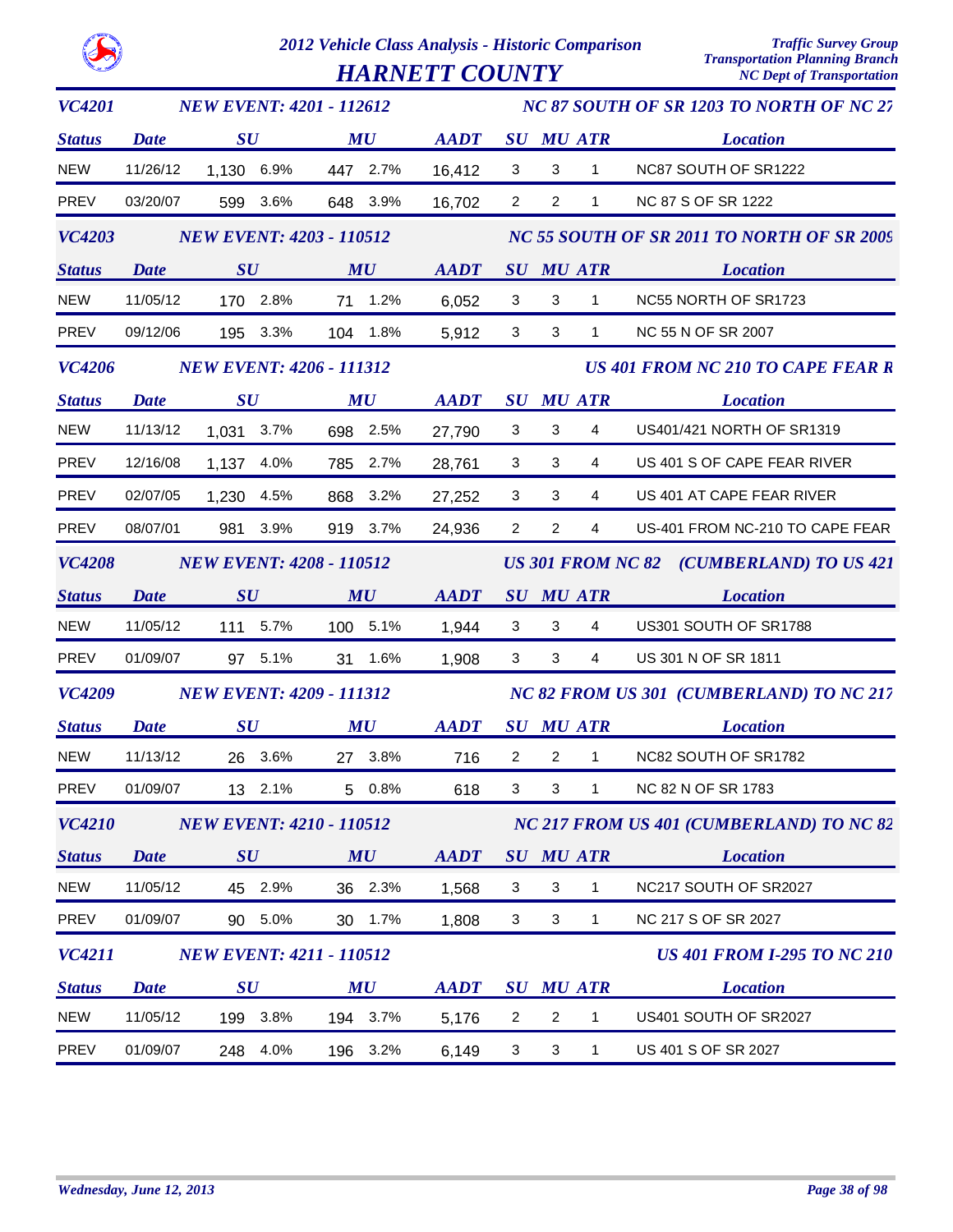# 2012 Vehicle Class Analysis - Historic Comparison

## HARNETT COUNTY

Traffic Survey Group
Transportation Planning Branch
NC Dept of Transportation

### VC4201 — NEW EVENT: 4201 - 112612 — NC 87 SOUTH OF SR 1203 TO NORTH OF NC 27

| Status | Date | SU | | MU | | AADT | SU | MU | ATR | Location |
|---|---|---|---|---|---|---|---|---|---|---|
| NEW | 11/26/12 | 1,130 | 6.9% | 447 | 2.7% | 16,412 | 3 | 3 | 1 | NC87 SOUTH OF SR1222 |
| PREV | 03/20/07 | 599 | 3.6% | 648 | 3.9% | 16,702 | 2 | 2 | 1 | NC 87 S OF SR 1222 |

### VC4203 — NEW EVENT: 4203 - 110512 — NC 55 SOUTH OF SR 2011 TO NORTH OF SR 2009

| Status | Date | SU | | MU | | AADT | SU | MU | ATR | Location |
|---|---|---|---|---|---|---|---|---|---|---|
| NEW | 11/05/12 | 170 | 2.8% | 71 | 1.2% | 6,052 | 3 | 3 | 1 | NC55 NORTH OF SR1723 |
| PREV | 09/12/06 | 195 | 3.3% | 104 | 1.8% | 5,912 | 3 | 3 | 1 | NC 55 N OF SR 2007 |

### VC4206 — NEW EVENT: 4206 - 111312 — US 401 FROM NC 210 TO CAPE FEAR R

| Status | Date | SU | | MU | | AADT | SU | MU | ATR | Location |
|---|---|---|---|---|---|---|---|---|---|---|
| NEW | 11/13/12 | 1,031 | 3.7% | 698 | 2.5% | 27,790 | 3 | 3 | 4 | US401/421 NORTH OF SR1319 |
| PREV | 12/16/08 | 1,137 | 4.0% | 785 | 2.7% | 28,761 | 3 | 3 | 4 | US 401 S OF CAPE FEAR RIVER |
| PREV | 02/07/05 | 1,230 | 4.5% | 868 | 3.2% | 27,252 | 3 | 3 | 4 | US 401 AT CAPE FEAR RIVER |
| PREV | 08/07/01 | 981 | 3.9% | 919 | 3.7% | 24,936 | 2 | 2 | 4 | US-401 FROM NC-210 TO CAPE FEAR |

### VC4208 — NEW EVENT: 4208 - 110512 — US 301 FROM NC 82 (CUMBERLAND) TO US 421

| Status | Date | SU | | MU | | AADT | SU | MU | ATR | Location |
|---|---|---|---|---|---|---|---|---|---|---|
| NEW | 11/05/12 | 111 | 5.7% | 100 | 5.1% | 1,944 | 3 | 3 | 4 | US301 SOUTH OF SR1788 |
| PREV | 01/09/07 | 97 | 5.1% | 31 | 1.6% | 1,908 | 3 | 3 | 4 | US 301 N OF SR 1811 |

### VC4209 — NEW EVENT: 4209 - 111312 — NC 82 FROM US 301 (CUMBERLAND) TO NC 217

| Status | Date | SU | | MU | | AADT | SU | MU | ATR | Location |
|---|---|---|---|---|---|---|---|---|---|---|
| NEW | 11/13/12 | 26 | 3.6% | 27 | 3.8% | 716 | 2 | 2 | 1 | NC82 SOUTH OF SR1782 |
| PREV | 01/09/07 | 13 | 2.1% | 5 | 0.8% | 618 | 3 | 3 | 1 | NC 82 N OF SR 1783 |

### VC4210 — NEW EVENT: 4210 - 110512 — NC 217 FROM US 401 (CUMBERLAND) TO NC 82

| Status | Date | SU | | MU | | AADT | SU | MU | ATR | Location |
|---|---|---|---|---|---|---|---|---|---|---|
| NEW | 11/05/12 | 45 | 2.9% | 36 | 2.3% | 1,568 | 3 | 3 | 1 | NC217 SOUTH OF SR2027 |
| PREV | 01/09/07 | 90 | 5.0% | 30 | 1.7% | 1,808 | 3 | 3 | 1 | NC 217 S OF SR 2027 |

### VC4211 — NEW EVENT: 4211 - 110512 — US 401 FROM I-295 TO NC 210

| Status | Date | SU | | MU | | AADT | SU | MU | ATR | Location |
|---|---|---|---|---|---|---|---|---|---|---|
| NEW | 11/05/12 | 199 | 3.8% | 194 | 3.7% | 5,176 | 2 | 2 | 1 | US401 SOUTH OF SR2027 |
| PREV | 01/09/07 | 248 | 4.0% | 196 | 3.2% | 6,149 | 3 | 3 | 1 | US 401 S OF SR 2027 |

Wednesday, June 12, 2013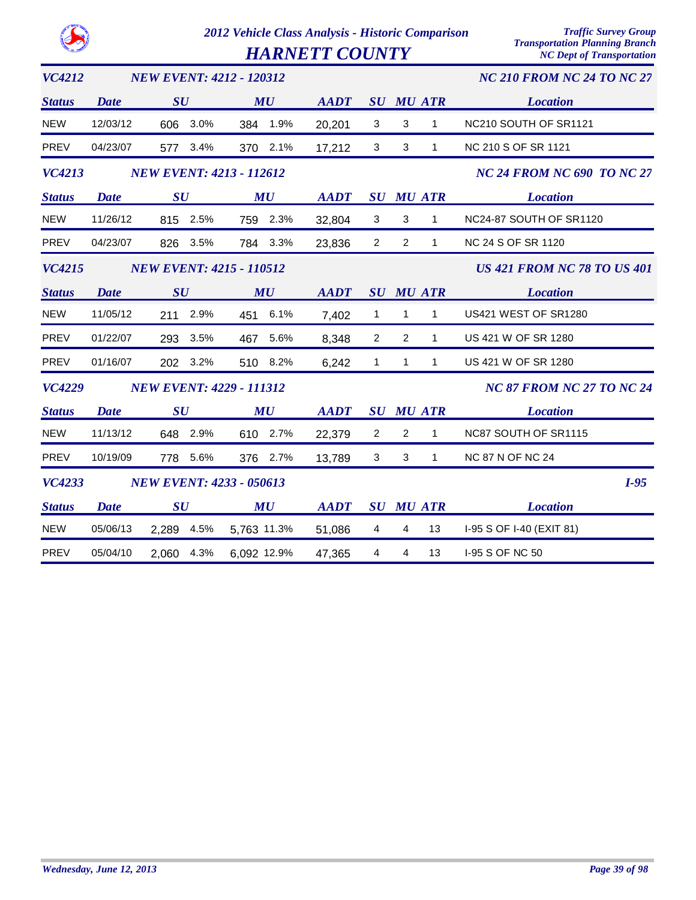# 2012 Vehicle Class Analysis - Historic Comparison

## HARNETT COUNTY

Traffic Survey Group
Transportation Planning Branch
NC Dept of Transportation

### VC4212 — NEW EVENT: 4212 - 120312 — NC 210 FROM NC 24 TO NC 27

| Status | Date | SU | SU % | MU | MU % | AADT | SU | MU | ATR | Location |
|---|---|---|---|---|---|---|---|---|---|---|
| NEW | 12/03/12 | 606 | 3.0% | 384 | 1.9% | 20,201 | 3 | 3 | 1 | NC210 SOUTH OF SR1121 |
| PREV | 04/23/07 | 577 | 3.4% | 370 | 2.1% | 17,212 | 3 | 3 | 1 | NC 210 S OF SR 1121 |

### VC4213 — NEW EVENT: 4213 - 112612 — NC 24 FROM NC 690 TO NC 27

| Status | Date | SU | SU % | MU | MU % | AADT | SU | MU | ATR | Location |
|---|---|---|---|---|---|---|---|---|---|---|
| NEW | 11/26/12 | 815 | 2.5% | 759 | 2.3% | 32,804 | 3 | 3 | 1 | NC24-87 SOUTH OF SR1120 |
| PREV | 04/23/07 | 826 | 3.5% | 784 | 3.3% | 23,836 | 2 | 2 | 1 | NC 24 S OF SR 1120 |

### VC4215 — NEW EVENT: 4215 - 110512 — US 421 FROM NC 78 TO US 401

| Status | Date | SU | SU % | MU | MU % | AADT | SU | MU | ATR | Location |
|---|---|---|---|---|---|---|---|---|---|---|
| NEW | 11/05/12 | 211 | 2.9% | 451 | 6.1% | 7,402 | 1 | 1 | 1 | US421 WEST OF SR1280 |
| PREV | 01/22/07 | 293 | 3.5% | 467 | 5.6% | 8,348 | 2 | 2 | 1 | US 421 W OF SR 1280 |
| PREV | 01/16/07 | 202 | 3.2% | 510 | 8.2% | 6,242 | 1 | 1 | 1 | US 421 W OF SR 1280 |

### VC4229 — NEW EVENT: 4229 - 111312 — NC 87 FROM NC 27 TO NC 24

| Status | Date | SU | SU % | MU | MU % | AADT | SU | MU | ATR | Location |
|---|---|---|---|---|---|---|---|---|---|---|
| NEW | 11/13/12 | 648 | 2.9% | 610 | 2.7% | 22,379 | 2 | 2 | 1 | NC87 SOUTH OF SR1115 |
| PREV | 10/19/09 | 778 | 5.6% | 376 | 2.7% | 13,789 | 3 | 3 | 1 | NC 87 N OF NC 24 |

### VC4233 — NEW EVENT: 4233 - 050613 — I-95

| Status | Date | SU | SU % | MU | MU % | AADT | SU | MU | ATR | Location |
|---|---|---|---|---|---|---|---|---|---|---|
| NEW | 05/06/13 | 2,289 | 4.5% | 5,763 | 11.3% | 51,086 | 4 | 4 | 13 | I-95 S OF I-40 (EXIT 81) |
| PREV | 05/04/10 | 2,060 | 4.3% | 6,092 | 12.9% | 47,365 | 4 | 4 | 13 | I-95 S OF NC 50 |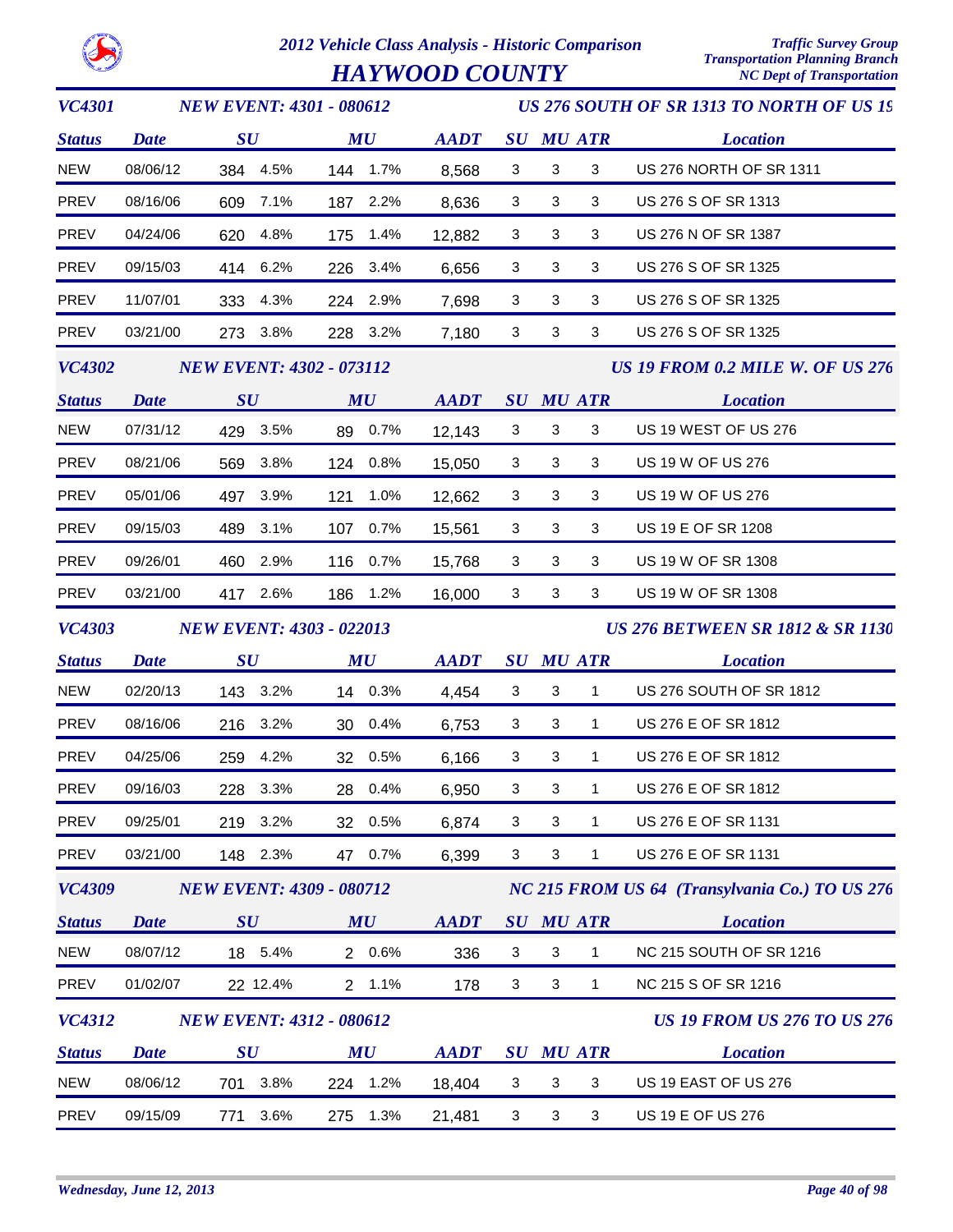# 2012 Vehicle Class Analysis - Historic Comparison

## HAYWOOD COUNTY

*Traffic Survey Group*
*Transportation Planning Branch*
*NC Dept of Transportation*

### VC4301 — NEW EVENT: 4301 - 080612 — US 276 SOUTH OF SR 1313 TO NORTH OF US 19

| Status | Date | SU | | MU | | AADT | SU | MU | ATR | Location |
|---|---|---|---|---|---|---|---|---|---|---|
| NEW | 08/06/12 | 384 | 4.5% | 144 | 1.7% | 8,568 | 3 | 3 | 3 | US 276 NORTH OF SR 1311 |
| PREV | 08/16/06 | 609 | 7.1% | 187 | 2.2% | 8,636 | 3 | 3 | 3 | US 276 S OF SR 1313 |
| PREV | 04/24/06 | 620 | 4.8% | 175 | 1.4% | 12,882 | 3 | 3 | 3 | US 276 N OF SR 1387 |
| PREV | 09/15/03 | 414 | 6.2% | 226 | 3.4% | 6,656 | 3 | 3 | 3 | US 276 S OF SR 1325 |
| PREV | 11/07/01 | 333 | 4.3% | 224 | 2.9% | 7,698 | 3 | 3 | 3 | US 276 S OF SR 1325 |
| PREV | 03/21/00 | 273 | 3.8% | 228 | 3.2% | 7,180 | 3 | 3 | 3 | US 276 S OF SR 1325 |

### VC4302 — NEW EVENT: 4302 - 073112 — US 19 FROM 0.2 MILE W. OF US 276

| Status | Date | SU | | MU | | AADT | SU | MU | ATR | Location |
|---|---|---|---|---|---|---|---|---|---|---|
| NEW | 07/31/12 | 429 | 3.5% | 89 | 0.7% | 12,143 | 3 | 3 | 3 | US 19 WEST OF US 276 |
| PREV | 08/21/06 | 569 | 3.8% | 124 | 0.8% | 15,050 | 3 | 3 | 3 | US 19 W OF US 276 |
| PREV | 05/01/06 | 497 | 3.9% | 121 | 1.0% | 12,662 | 3 | 3 | 3 | US 19 W OF US 276 |
| PREV | 09/15/03 | 489 | 3.1% | 107 | 0.7% | 15,561 | 3 | 3 | 3 | US 19 E OF SR 1208 |
| PREV | 09/26/01 | 460 | 2.9% | 116 | 0.7% | 15,768 | 3 | 3 | 3 | US 19 W OF SR 1308 |
| PREV | 03/21/00 | 417 | 2.6% | 186 | 1.2% | 16,000 | 3 | 3 | 3 | US 19 W OF SR 1308 |

### VC4303 — NEW EVENT: 4303 - 022013 — US 276 BETWEEN SR 1812 & SR 1130

| Status | Date | SU | | MU | | AADT | SU | MU | ATR | Location |
|---|---|---|---|---|---|---|---|---|---|---|
| NEW | 02/20/13 | 143 | 3.2% | 14 | 0.3% | 4,454 | 3 | 3 | 1 | US 276 SOUTH OF SR 1812 |
| PREV | 08/16/06 | 216 | 3.2% | 30 | 0.4% | 6,753 | 3 | 3 | 1 | US 276 E OF SR 1812 |
| PREV | 04/25/06 | 259 | 4.2% | 32 | 0.5% | 6,166 | 3 | 3 | 1 | US 276 E OF SR 1812 |
| PREV | 09/16/03 | 228 | 3.3% | 28 | 0.4% | 6,950 | 3 | 3 | 1 | US 276 E OF SR 1812 |
| PREV | 09/25/01 | 219 | 3.2% | 32 | 0.5% | 6,874 | 3 | 3 | 1 | US 276 E OF SR 1131 |
| PREV | 03/21/00 | 148 | 2.3% | 47 | 0.7% | 6,399 | 3 | 3 | 1 | US 276 E OF SR 1131 |

### VC4309 — NEW EVENT: 4309 - 080712 — NC 215 FROM US 64 (Transylvania Co.) TO US 276

| Status | Date | SU | | MU | | AADT | SU | MU | ATR | Location |
|---|---|---|---|---|---|---|---|---|---|---|
| NEW | 08/07/12 | 18 | 5.4% | 2 | 0.6% | 336 | 3 | 3 | 1 | NC 215 SOUTH OF SR 1216 |
| PREV | 01/02/07 | 22 | 12.4% | 2 | 1.1% | 178 | 3 | 3 | 1 | NC 215 S OF SR 1216 |

### VC4312 — NEW EVENT: 4312 - 080612 — US 19 FROM US 276 TO US 276

| Status | Date | SU | | MU | | AADT | SU | MU | ATR | Location |
|---|---|---|---|---|---|---|---|---|---|---|
| NEW | 08/06/12 | 701 | 3.8% | 224 | 1.2% | 18,404 | 3 | 3 | 3 | US 19 EAST OF US 276 |
| PREV | 09/15/09 | 771 | 3.6% | 275 | 1.3% | 21,481 | 3 | 3 | 3 | US 19 E OF US 276 |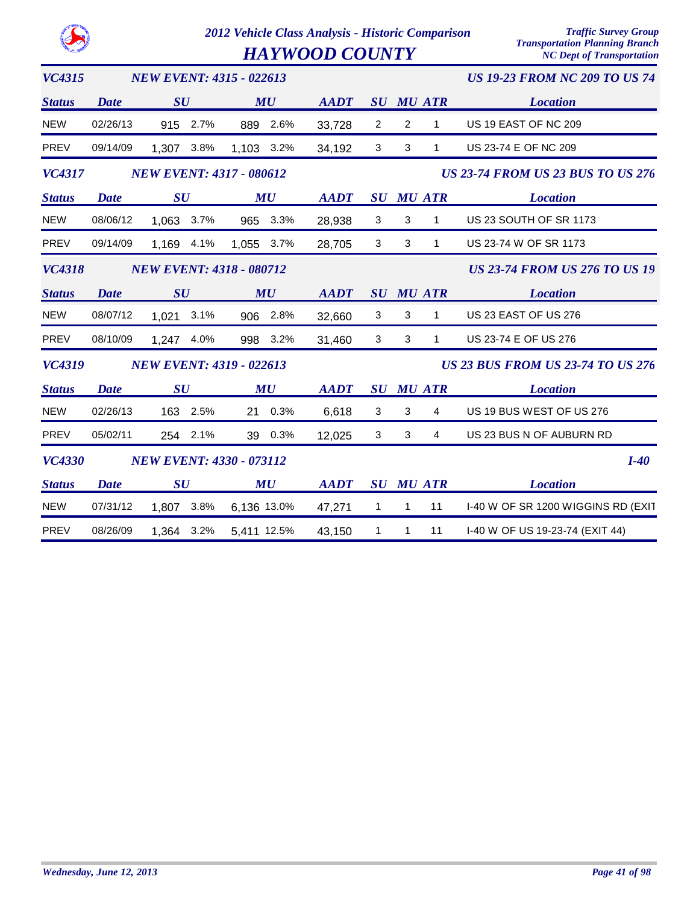# 2012 Vehicle Class Analysis - Historic Comparison

## HAYWOOD COUNTY

### VC4315 — NEW EVENT: 4315 - 022613 — US 19-23 FROM NC 209 TO US 74

| Status | Date | SU | | MU | | AADT | SU | MU | ATR | Location |
|---|---|---|---|---|---|---|---|---|---|---|
| NEW | 02/26/13 | 915 | 2.7% | 889 | 2.6% | 33,728 | 2 | 2 | 1 | US 19 EAST OF NC 209 |
| PREV | 09/14/09 | 1,307 | 3.8% | 1,103 | 3.2% | 34,192 | 3 | 3 | 1 | US 23-74 E OF NC 209 |

### VC4317 — NEW EVENT: 4317 - 080612 — US 23-74 FROM US 23 BUS TO US 276

| Status | Date | SU | | MU | | AADT | SU | MU | ATR | Location |
|---|---|---|---|---|---|---|---|---|---|---|
| NEW | 08/06/12 | 1,063 | 3.7% | 965 | 3.3% | 28,938 | 3 | 3 | 1 | US 23 SOUTH OF SR 1173 |
| PREV | 09/14/09 | 1,169 | 4.1% | 1,055 | 3.7% | 28,705 | 3 | 3 | 1 | US 23-74 W OF SR 1173 |

### VC4318 — NEW EVENT: 4318 - 080712 — US 23-74 FROM US 276 TO US 19

| Status | Date | SU | | MU | | AADT | SU | MU | ATR | Location |
|---|---|---|---|---|---|---|---|---|---|---|
| NEW | 08/07/12 | 1,021 | 3.1% | 906 | 2.8% | 32,660 | 3 | 3 | 1 | US 23 EAST OF US 276 |
| PREV | 08/10/09 | 1,247 | 4.0% | 998 | 3.2% | 31,460 | 3 | 3 | 1 | US 23-74 E OF US 276 |

### VC4319 — NEW EVENT: 4319 - 022613 — US 23 BUS FROM US 23-74 TO US 276

| Status | Date | SU | | MU | | AADT | SU | MU | ATR | Location |
|---|---|---|---|---|---|---|---|---|---|---|
| NEW | 02/26/13 | 163 | 2.5% | 21 | 0.3% | 6,618 | 3 | 3 | 4 | US 19 BUS WEST OF US 276 |
| PREV | 05/02/11 | 254 | 2.1% | 39 | 0.3% | 12,025 | 3 | 3 | 4 | US 23 BUS N OF AUBURN RD |

### VC4330 — NEW EVENT: 4330 - 073112 — I-40

| Status | Date | SU | | MU | | AADT | SU | MU | ATR | Location |
|---|---|---|---|---|---|---|---|---|---|---|
| NEW | 07/31/12 | 1,807 | 3.8% | 6,136 | 13.0% | 47,271 | 1 | 1 | 11 | I-40 W OF SR 1200 WIGGINS RD (EXIT |
| PREV | 08/26/09 | 1,364 | 3.2% | 5,411 | 12.5% | 43,150 | 1 | 1 | 11 | I-40 W OF US 19-23-74 (EXIT 44) |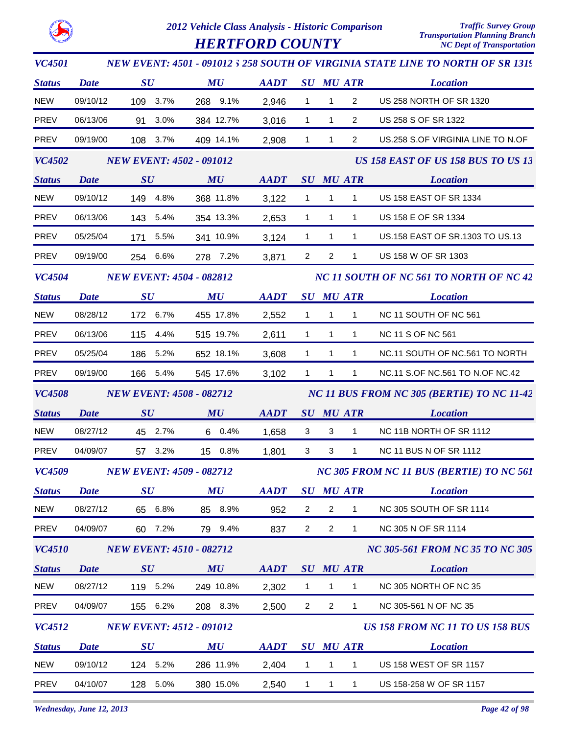# 2012 Vehicle Class Analysis - Historic Comparison

## HERTFORD COUNTY

Traffic Survey Group
Transportation Planning Branch
NC Dept of Transportation

### VC4501 — NEW EVENT: 4501 - 091012 $ 258 SOUTH OF VIRGINIA STATE LINE TO NORTH OF SR 1319

| Status | Date | SU | | MU | | AADT | SU | MU | ATR | Location |
|---|---|---|---|---|---|---|---|---|---|---|
| NEW | 09/10/12 | 109 | 3.7% | 268 | 9.1% | 2,946 | 1 | 1 | 2 | US 258 NORTH OF SR 1320 |
| PREV | 06/13/06 | 91 | 3.0% | 384 | 12.7% | 3,016 | 1 | 1 | 2 | US 258 S OF SR 1322 |
| PREV | 09/19/00 | 108 | 3.7% | 409 | 14.1% | 2,908 | 1 | 1 | 2 | US.258 S.OF VIRGINIA LINE TO N.OF |

### VC4502 — NEW EVENT: 4502 - 091012 — US 158 EAST OF US 158 BUS TO US 13

| Status | Date | SU | | MU | | AADT | SU | MU | ATR | Location |
|---|---|---|---|---|---|---|---|---|---|---|
| NEW | 09/10/12 | 149 | 4.8% | 368 | 11.8% | 3,122 | 1 | 1 | 1 | US 158 EAST OF SR 1334 |
| PREV | 06/13/06 | 143 | 5.4% | 354 | 13.3% | 2,653 | 1 | 1 | 1 | US 158 E OF SR 1334 |
| PREV | 05/25/04 | 171 | 5.5% | 341 | 10.9% | 3,124 | 1 | 1 | 1 | US.158 EAST OF SR.1303 TO US.13 |
| PREV | 09/19/00 | 254 | 6.6% | 278 | 7.2% | 3,871 | 2 | 2 | 1 | US 158 W OF SR 1303 |

### VC4504 — NEW EVENT: 4504 - 082812 — NC 11 SOUTH OF NC 561 TO NORTH OF NC 42

| Status | Date | SU | | MU | | AADT | SU | MU | ATR | Location |
|---|---|---|---|---|---|---|---|---|---|---|
| NEW | 08/28/12 | 172 | 6.7% | 455 | 17.8% | 2,552 | 1 | 1 | 1 | NC 11 SOUTH OF NC 561 |
| PREV | 06/13/06 | 115 | 4.4% | 515 | 19.7% | 2,611 | 1 | 1 | 1 | NC 11 S OF NC 561 |
| PREV | 05/25/04 | 186 | 5.2% | 652 | 18.1% | 3,608 | 1 | 1 | 1 | NC.11 SOUTH OF NC.561 TO NORTH |
| PREV | 09/19/00 | 166 | 5.4% | 545 | 17.6% | 3,102 | 1 | 1 | 1 | NC.11 S.OF NC.561 TO N.OF NC.42 |

### VC4508 — NEW EVENT: 4508 - 082712 — NC 11 BUS FROM NC 305 (BERTIE) TO NC 11-42

| Status | Date | SU | | MU | | AADT | SU | MU | ATR | Location |
|---|---|---|---|---|---|---|---|---|---|---|
| NEW | 08/27/12 | 45 | 2.7% | 6 | 0.4% | 1,658 | 3 | 3 | 1 | NC 11B NORTH OF SR 1112 |
| PREV | 04/09/07 | 57 | 3.2% | 15 | 0.8% | 1,801 | 3 | 3 | 1 | NC 11 BUS N OF SR 1112 |

### VC4509 — NEW EVENT: 4509 - 082712 — NC 305 FROM NC 11 BUS (BERTIE) TO NC 561

| Status | Date | SU | | MU | | AADT | SU | MU | ATR | Location |
|---|---|---|---|---|---|---|---|---|---|---|
| NEW | 08/27/12 | 65 | 6.8% | 85 | 8.9% | 952 | 2 | 2 | 1 | NC 305 SOUTH OF SR 1114 |
| PREV | 04/09/07 | 60 | 7.2% | 79 | 9.4% | 837 | 2 | 2 | 1 | NC 305 N OF SR 1114 |

### VC4510 — NEW EVENT: 4510 - 082712 — NC 305-561 FROM NC 35 TO NC 305

| Status | Date | SU | | MU | | AADT | SU | MU | ATR | Location |
|---|---|---|---|---|---|---|---|---|---|---|
| NEW | 08/27/12 | 119 | 5.2% | 249 | 10.8% | 2,302 | 1 | 1 | 1 | NC 305 NORTH OF NC 35 |
| PREV | 04/09/07 | 155 | 6.2% | 208 | 8.3% | 2,500 | 2 | 2 | 1 | NC 305-561 N OF NC 35 |

### VC4512 — NEW EVENT: 4512 - 091012 — US 158 FROM NC 11 TO US 158 BUS

| Status | Date | SU | | MU | | AADT | SU | MU | ATR | Location |
|---|---|---|---|---|---|---|---|---|---|---|
| NEW | 09/10/12 | 124 | 5.2% | 286 | 11.9% | 2,404 | 1 | 1 | 1 | US 158 WEST OF SR 1157 |
| PREV | 04/10/07 | 128 | 5.0% | 380 | 15.0% | 2,540 | 1 | 1 | 1 | US 158-258 W OF SR 1157 |

Wednesday, June 12, 2013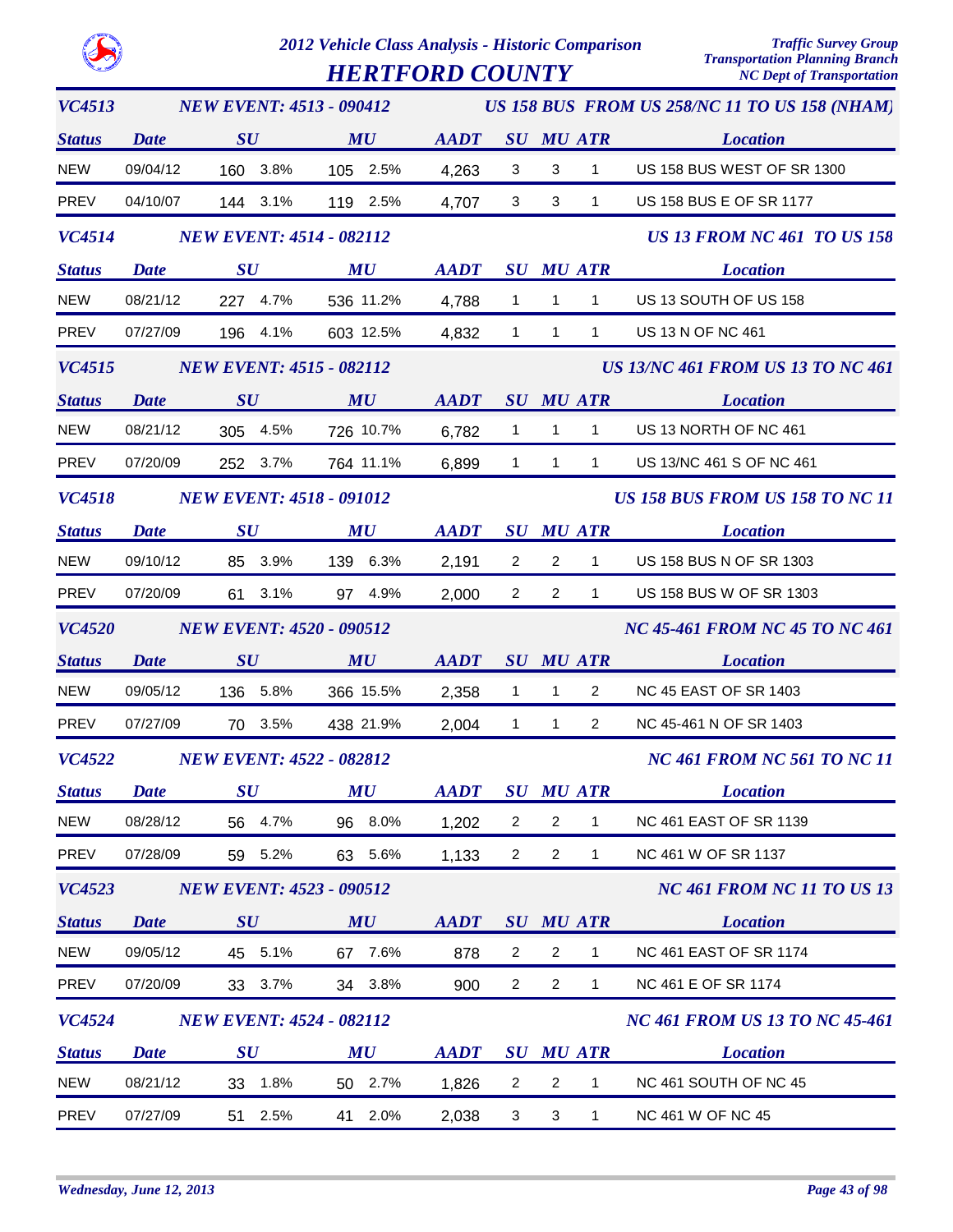# 2012 Vehicle Class Analysis - Historic Comparison

# HERTFORD COUNTY

Traffic Survey Group
Transportation Planning Branch
NC Dept of Transportation

### VC4513 — NEW EVENT: 4513 - 090412 — US 158 BUS FROM US 258/NC 11 TO US 158 (NHAM)

| Status | Date | SU | | MU | | AADT | SU | MU | ATR | Location |
|---|---|---|---|---|---|---|---|---|---|---|
| NEW | 09/04/12 | 160 | 3.8% | 105 | 2.5% | 4,263 | 3 | 3 | 1 | US 158 BUS WEST OF SR 1300 |
| PREV | 04/10/07 | 144 | 3.1% | 119 | 2.5% | 4,707 | 3 | 3 | 1 | US 158 BUS E OF SR 1177 |

### VC4514 — NEW EVENT: 4514 - 082112 — US 13 FROM NC 461 TO US 158

| Status | Date | SU | | MU | | AADT | SU | MU | ATR | Location |
|---|---|---|---|---|---|---|---|---|---|---|
| NEW | 08/21/12 | 227 | 4.7% | 536 | 11.2% | 4,788 | 1 | 1 | 1 | US 13 SOUTH OF US 158 |
| PREV | 07/27/09 | 196 | 4.1% | 603 | 12.5% | 4,832 | 1 | 1 | 1 | US 13 N OF NC 461 |

### VC4515 — NEW EVENT: 4515 - 082112 — US 13/NC 461 FROM US 13 TO NC 461

| Status | Date | SU | | MU | | AADT | SU | MU | ATR | Location |
|---|---|---|---|---|---|---|---|---|---|---|
| NEW | 08/21/12 | 305 | 4.5% | 726 | 10.7% | 6,782 | 1 | 1 | 1 | US 13 NORTH OF NC 461 |
| PREV | 07/20/09 | 252 | 3.7% | 764 | 11.1% | 6,899 | 1 | 1 | 1 | US 13/NC 461 S OF NC 461 |

### VC4518 — NEW EVENT: 4518 - 091012 — US 158 BUS FROM US 158 TO NC 11

| Status | Date | SU | | MU | | AADT | SU | MU | ATR | Location |
|---|---|---|---|---|---|---|---|---|---|---|
| NEW | 09/10/12 | 85 | 3.9% | 139 | 6.3% | 2,191 | 2 | 2 | 1 | US 158 BUS N OF SR 1303 |
| PREV | 07/20/09 | 61 | 3.1% | 97 | 4.9% | 2,000 | 2 | 2 | 1 | US 158 BUS W OF SR 1303 |

### VC4520 — NEW EVENT: 4520 - 090512 — NC 45-461 FROM NC 45 TO NC 461

| Status | Date | SU | | MU | | AADT | SU | MU | ATR | Location |
|---|---|---|---|---|---|---|---|---|---|---|
| NEW | 09/05/12 | 136 | 5.8% | 366 | 15.5% | 2,358 | 1 | 1 | 2 | NC 45 EAST OF SR 1403 |
| PREV | 07/27/09 | 70 | 3.5% | 438 | 21.9% | 2,004 | 1 | 1 | 2 | NC 45-461 N OF SR 1403 |

### VC4522 — NEW EVENT: 4522 - 082812 — NC 461 FROM NC 561 TO NC 11

| Status | Date | SU | | MU | | AADT | SU | MU | ATR | Location |
|---|---|---|---|---|---|---|---|---|---|---|
| NEW | 08/28/12 | 56 | 4.7% | 96 | 8.0% | 1,202 | 2 | 2 | 1 | NC 461 EAST OF SR 1139 |
| PREV | 07/28/09 | 59 | 5.2% | 63 | 5.6% | 1,133 | 2 | 2 | 1 | NC 461 W OF SR 1137 |

### VC4523 — NEW EVENT: 4523 - 090512 — NC 461 FROM NC 11 TO US 13

| Status | Date | SU | | MU | | AADT | SU | MU | ATR | Location |
|---|---|---|---|---|---|---|---|---|---|---|
| NEW | 09/05/12 | 45 | 5.1% | 67 | 7.6% | 878 | 2 | 2 | 1 | NC 461 EAST OF SR 1174 |
| PREV | 07/20/09 | 33 | 3.7% | 34 | 3.8% | 900 | 2 | 2 | 1 | NC 461 E OF SR 1174 |

### VC4524 — NEW EVENT: 4524 - 082112 — NC 461 FROM US 13 TO NC 45-461

| Status | Date | SU | | MU | | AADT | SU | MU | ATR | Location |
|---|---|---|---|---|---|---|---|---|---|---|
| NEW | 08/21/12 | 33 | 1.8% | 50 | 2.7% | 1,826 | 2 | 2 | 1 | NC 461 SOUTH OF NC 45 |
| PREV | 07/27/09 | 51 | 2.5% | 41 | 2.0% | 2,038 | 3 | 3 | 1 | NC 461 W OF NC 45 |

*Wednesday, June 12, 2013*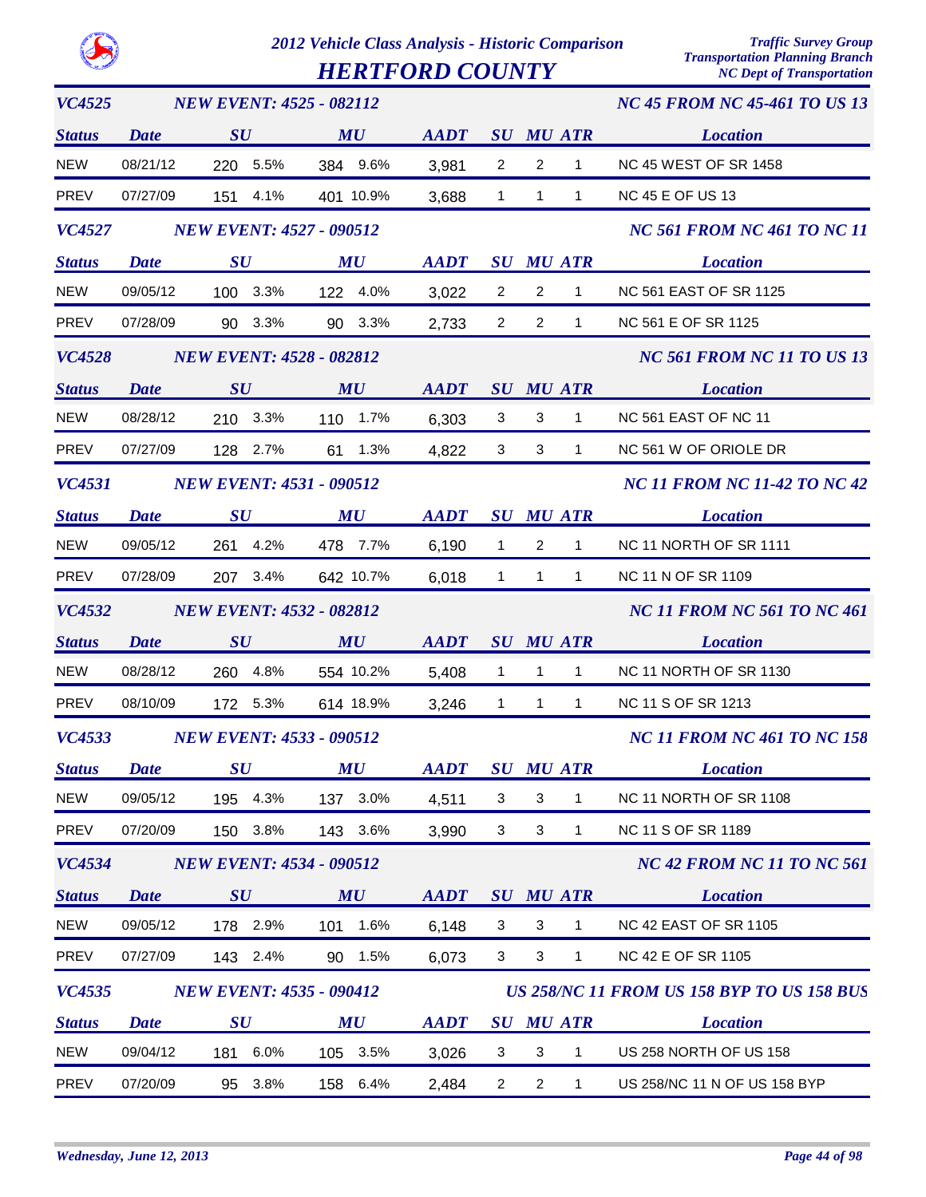# 2012 Vehicle Class Analysis - Historic Comparison

## HERTFORD COUNTY

Traffic Survey Group
Transportation Planning Branch
NC Dept of Transportation

### VC4525 — NEW EVENT: 4525 - 082112 — NC 45 FROM NC 45-461 TO US 13

| Status | Date | SU | | MU | | AADT | SU | MU | ATR | Location |
|---|---|---|---|---|---|---|---|---|---|---|
| NEW | 08/21/12 | 220 | 5.5% | 384 | 9.6% | 3,981 | 2 | 2 | 1 | NC 45 WEST OF SR 1458 |
| PREV | 07/27/09 | 151 | 4.1% | 401 | 10.9% | 3,688 | 1 | 1 | 1 | NC 45 E OF US 13 |

### VC4527 — NEW EVENT: 4527 - 090512 — NC 561 FROM NC 461 TO NC 11

| Status | Date | SU | | MU | | AADT | SU | MU | ATR | Location |
|---|---|---|---|---|---|---|---|---|---|---|
| NEW | 09/05/12 | 100 | 3.3% | 122 | 4.0% | 3,022 | 2 | 2 | 1 | NC 561 EAST OF SR 1125 |
| PREV | 07/28/09 | 90 | 3.3% | 90 | 3.3% | 2,733 | 2 | 2 | 1 | NC 561 E OF SR 1125 |

### VC4528 — NEW EVENT: 4528 - 082812 — NC 561 FROM NC 11 TO US 13

| Status | Date | SU | | MU | | AADT | SU | MU | ATR | Location |
|---|---|---|---|---|---|---|---|---|---|---|
| NEW | 08/28/12 | 210 | 3.3% | 110 | 1.7% | 6,303 | 3 | 3 | 1 | NC 561 EAST OF NC 11 |
| PREV | 07/27/09 | 128 | 2.7% | 61 | 1.3% | 4,822 | 3 | 3 | 1 | NC 561 W OF ORIOLE DR |

### VC4531 — NEW EVENT: 4531 - 090512 — NC 11 FROM NC 11-42 TO NC 42

| Status | Date | SU | | MU | | AADT | SU | MU | ATR | Location |
|---|---|---|---|---|---|---|---|---|---|---|
| NEW | 09/05/12 | 261 | 4.2% | 478 | 7.7% | 6,190 | 1 | 2 | 1 | NC 11 NORTH OF SR 1111 |
| PREV | 07/28/09 | 207 | 3.4% | 642 | 10.7% | 6,018 | 1 | 1 | 1 | NC 11 N OF SR 1109 |

### VC4532 — NEW EVENT: 4532 - 082812 — NC 11 FROM NC 561 TO NC 461

| Status | Date | SU | | MU | | AADT | SU | MU | ATR | Location |
|---|---|---|---|---|---|---|---|---|---|---|
| NEW | 08/28/12 | 260 | 4.8% | 554 | 10.2% | 5,408 | 1 | 1 | 1 | NC 11 NORTH OF SR 1130 |
| PREV | 08/10/09 | 172 | 5.3% | 614 | 18.9% | 3,246 | 1 | 1 | 1 | NC 11 S OF SR 1213 |

### VC4533 — NEW EVENT: 4533 - 090512 — NC 11 FROM NC 461 TO NC 158

| Status | Date | SU | | MU | | AADT | SU | MU | ATR | Location |
|---|---|---|---|---|---|---|---|---|---|---|
| NEW | 09/05/12 | 195 | 4.3% | 137 | 3.0% | 4,511 | 3 | 3 | 1 | NC 11 NORTH OF SR 1108 |
| PREV | 07/20/09 | 150 | 3.8% | 143 | 3.6% | 3,990 | 3 | 3 | 1 | NC 11 S OF SR 1189 |

### VC4534 — NEW EVENT: 4534 - 090512 — NC 42 FROM NC 11 TO NC 561

| Status | Date | SU | | MU | | AADT | SU | MU | ATR | Location |
|---|---|---|---|---|---|---|---|---|---|---|
| NEW | 09/05/12 | 178 | 2.9% | 101 | 1.6% | 6,148 | 3 | 3 | 1 | NC 42 EAST OF SR 1105 |
| PREV | 07/27/09 | 143 | 2.4% | 90 | 1.5% | 6,073 | 3 | 3 | 1 | NC 42 E OF SR 1105 |

### VC4535 — NEW EVENT: 4535 - 090412 — US 258/NC 11 FROM US 158 BYP TO US 158 BUS

| Status | Date | SU | | MU | | AADT | SU | MU | ATR | Location |
|---|---|---|---|---|---|---|---|---|---|---|
| NEW | 09/04/12 | 181 | 6.0% | 105 | 3.5% | 3,026 | 3 | 3 | 1 | US 258 NORTH OF US 158 |
| PREV | 07/20/09 | 95 | 3.8% | 158 | 6.4% | 2,484 | 2 | 2 | 1 | US 258/NC 11 N OF US 158 BYP |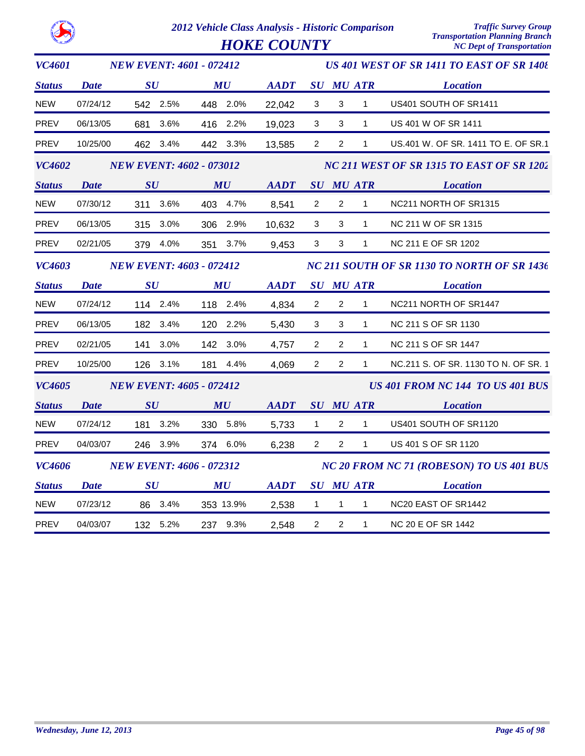# 2012 Vehicle Class Analysis - Historic Comparison

## HOKE COUNTY

Traffic Survey Group
Transportation Planning Branch
NC Dept of Transportation

### VC4601 — NEW EVENT: 4601 - 072412 — US 401 WEST OF SR 1411 TO EAST OF SR 1408

| Status | Date | SU | | MU | | AADT | SU | MU | ATR | Location |
|---|---|---|---|---|---|---|---|---|---|---|
| NEW | 07/24/12 | 542 | 2.5% | 448 | 2.0% | 22,042 | 3 | 3 | 1 | US401 SOUTH OF SR1411 |
| PREV | 06/13/05 | 681 | 3.6% | 416 | 2.2% | 19,023 | 3 | 3 | 1 | US 401 W OF SR 1411 |
| PREV | 10/25/00 | 462 | 3.4% | 442 | 3.3% | 13,585 | 2 | 2 | 1 | US.401 W. OF SR. 1411 TO E. OF SR.1 |

### VC4602 — NEW EVENT: 4602 - 073012 — NC 211 WEST OF SR 1315 TO EAST OF SR 1202

| Status | Date | SU | | MU | | AADT | SU | MU | ATR | Location |
|---|---|---|---|---|---|---|---|---|---|---|
| NEW | 07/30/12 | 311 | 3.6% | 403 | 4.7% | 8,541 | 2 | 2 | 1 | NC211 NORTH OF SR1315 |
| PREV | 06/13/05 | 315 | 3.0% | 306 | 2.9% | 10,632 | 3 | 3 | 1 | NC 211 W OF SR 1315 |
| PREV | 02/21/05 | 379 | 4.0% | 351 | 3.7% | 9,453 | 3 | 3 | 1 | NC 211 E OF SR 1202 |

### VC4603 — NEW EVENT: 4603 - 072412 — NC 211 SOUTH OF SR 1130 TO NORTH OF SR 1436

| Status | Date | SU | | MU | | AADT | SU | MU | ATR | Location |
|---|---|---|---|---|---|---|---|---|---|---|
| NEW | 07/24/12 | 114 | 2.4% | 118 | 2.4% | 4,834 | 2 | 2 | 1 | NC211 NORTH OF SR1447 |
| PREV | 06/13/05 | 182 | 3.4% | 120 | 2.2% | 5,430 | 3 | 3 | 1 | NC 211 S OF SR 1130 |
| PREV | 02/21/05 | 141 | 3.0% | 142 | 3.0% | 4,757 | 2 | 2 | 1 | NC 211 S OF SR 1447 |
| PREV | 10/25/00 | 126 | 3.1% | 181 | 4.4% | 4,069 | 2 | 2 | 1 | NC.211 S. OF SR. 1130 TO N. OF SR. 1 |

### VC4605 — NEW EVENT: 4605 - 072412 — US 401 FROM NC 144 TO US 401 BUS

| Status | Date | SU | | MU | | AADT | SU | MU | ATR | Location |
|---|---|---|---|---|---|---|---|---|---|---|
| NEW | 07/24/12 | 181 | 3.2% | 330 | 5.8% | 5,733 | 1 | 2 | 1 | US401 SOUTH OF SR1120 |
| PREV | 04/03/07 | 246 | 3.9% | 374 | 6.0% | 6,238 | 2 | 2 | 1 | US 401 S OF SR 1120 |

### VC4606 — NEW EVENT: 4606 - 072312 — NC 20 FROM NC 71 (ROBESON) TO US 401 BUS

| Status | Date | SU | | MU | | AADT | SU | MU | ATR | Location |
|---|---|---|---|---|---|---|---|---|---|---|
| NEW | 07/23/12 | 86 | 3.4% | 353 | 13.9% | 2,538 | 1 | 1 | 1 | NC20 EAST OF SR1442 |
| PREV | 04/03/07 | 132 | 5.2% | 237 | 9.3% | 2,548 | 2 | 2 | 1 | NC 20 E OF SR 1442 |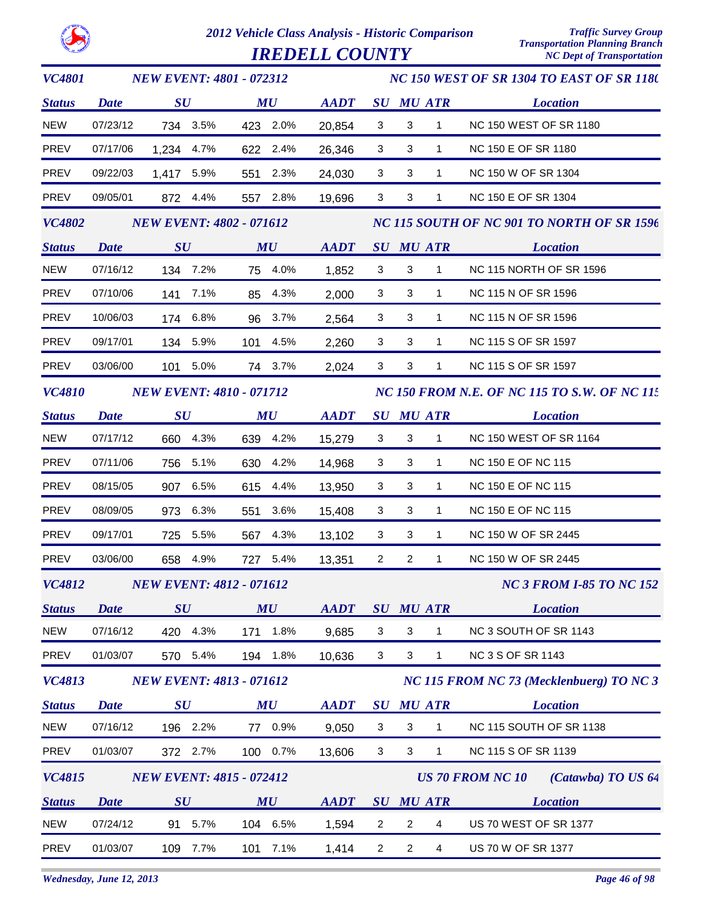# 2012 Vehicle Class Analysis - Historic Comparison

## IREDELL COUNTY

Traffic Survey Group
Transportation Planning Branch
NC Dept of Transportation

### VC4801 — NEW EVENT: 4801 - 072312 — NC 150 WEST OF SR 1304 TO EAST OF SR 1180

| Status | Date | SU | | MU | | AADT | SU | MU | ATR | Location |
|---|---|---|---|---|---|---|---|---|---|---|
| NEW | 07/23/12 | 734 | 3.5% | 423 | 2.0% | 20,854 | 3 | 3 | 1 | NC 150 WEST OF SR 1180 |
| PREV | 07/17/06 | 1,234 | 4.7% | 622 | 2.4% | 26,346 | 3 | 3 | 1 | NC 150 E OF SR 1180 |
| PREV | 09/22/03 | 1,417 | 5.9% | 551 | 2.3% | 24,030 | 3 | 3 | 1 | NC 150 W OF SR 1304 |
| PREV | 09/05/01 | 872 | 4.4% | 557 | 2.8% | 19,696 | 3 | 3 | 1 | NC 150 E OF SR 1304 |

### VC4802 — NEW EVENT: 4802 - 071612 — NC 115 SOUTH OF NC 901 TO NORTH OF SR 1596

| Status | Date | SU | | MU | | AADT | SU | MU | ATR | Location |
|---|---|---|---|---|---|---|---|---|---|---|
| NEW | 07/16/12 | 134 | 7.2% | 75 | 4.0% | 1,852 | 3 | 3 | 1 | NC 115 NORTH OF SR 1596 |
| PREV | 07/10/06 | 141 | 7.1% | 85 | 4.3% | 2,000 | 3 | 3 | 1 | NC 115 N OF SR 1596 |
| PREV | 10/06/03 | 174 | 6.8% | 96 | 3.7% | 2,564 | 3 | 3 | 1 | NC 115 N OF SR 1596 |
| PREV | 09/17/01 | 134 | 5.9% | 101 | 4.5% | 2,260 | 3 | 3 | 1 | NC 115 S OF SR 1597 |
| PREV | 03/06/00 | 101 | 5.0% | 74 | 3.7% | 2,024 | 3 | 3 | 1 | NC 115 S OF SR 1597 |

### VC4810 — NEW EVENT: 4810 - 071712 — NC 150 FROM N.E. OF NC 115 TO S.W. OF NC 115

| Status | Date | SU | | MU | | AADT | SU | MU | ATR | Location |
|---|---|---|---|---|---|---|---|---|---|---|
| NEW | 07/17/12 | 660 | 4.3% | 639 | 4.2% | 15,279 | 3 | 3 | 1 | NC 150 WEST OF SR 1164 |
| PREV | 07/11/06 | 756 | 5.1% | 630 | 4.2% | 14,968 | 3 | 3 | 1 | NC 150 E OF NC 115 |
| PREV | 08/15/05 | 907 | 6.5% | 615 | 4.4% | 13,950 | 3 | 3 | 1 | NC 150 E OF NC 115 |
| PREV | 08/09/05 | 973 | 6.3% | 551 | 3.6% | 15,408 | 3 | 3 | 1 | NC 150 E OF NC 115 |
| PREV | 09/17/01 | 725 | 5.5% | 567 | 4.3% | 13,102 | 3 | 3 | 1 | NC 150 W OF SR 2445 |
| PREV | 03/06/00 | 658 | 4.9% | 727 | 5.4% | 13,351 | 2 | 2 | 1 | NC 150 W OF SR 2445 |

### VC4812 — NEW EVENT: 4812 - 071612 — NC 3 FROM I-85 TO NC 152

| Status | Date | SU | | MU | | AADT | SU | MU | ATR | Location |
|---|---|---|---|---|---|---|---|---|---|---|
| NEW | 07/16/12 | 420 | 4.3% | 171 | 1.8% | 9,685 | 3 | 3 | 1 | NC 3 SOUTH OF SR 1143 |
| PREV | 01/03/07 | 570 | 5.4% | 194 | 1.8% | 10,636 | 3 | 3 | 1 | NC 3 S OF SR 1143 |

### VC4813 — NEW EVENT: 4813 - 071612 — NC 115 FROM NC 73 (Mecklenbuerg) TO NC 3

| Status | Date | SU | | MU | | AADT | SU | MU | ATR | Location |
|---|---|---|---|---|---|---|---|---|---|---|
| NEW | 07/16/12 | 196 | 2.2% | 77 | 0.9% | 9,050 | 3 | 3 | 1 | NC 115 SOUTH OF SR 1138 |
| PREV | 01/03/07 | 372 | 2.7% | 100 | 0.7% | 13,606 | 3 | 3 | 1 | NC 115 S OF SR 1139 |

### VC4815 — NEW EVENT: 4815 - 072412 — US 70 FROM NC 10 (Catawba) TO US 64

| Status | Date | SU | | MU | | AADT | SU | MU | ATR | Location |
|---|---|---|---|---|---|---|---|---|---|---|
| NEW | 07/24/12 | 91 | 5.7% | 104 | 6.5% | 1,594 | 2 | 2 | 4 | US 70 WEST OF SR 1377 |
| PREV | 01/03/07 | 109 | 7.7% | 101 | 7.1% | 1,414 | 2 | 2 | 4 | US 70 W OF SR 1377 |

*Wednesday, June 12, 2013*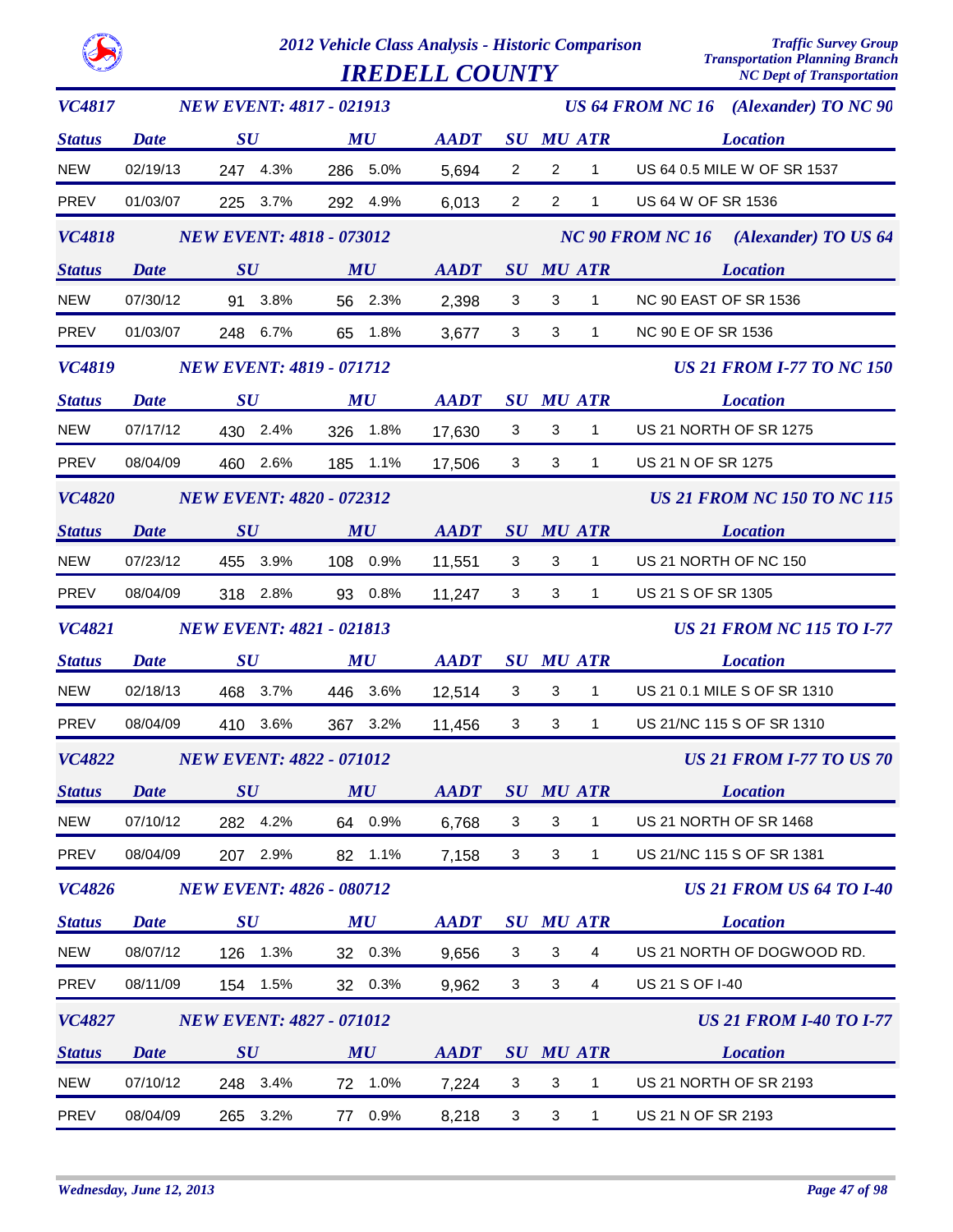# 2012 Vehicle Class Analysis - Historic Comparison

## IREDELL COUNTY

Traffic Survey Group
Transportation Planning Branch
NC Dept of Transportation

### VC4817 — NEW EVENT: 4817 - 021913 — US 64 FROM NC 16 (Alexander) TO NC 90

| Status | Date | SU | | MU | | AADT | SU | MU | ATR | Location |
|---|---|---|---|---|---|---|---|---|---|---|
| NEW | 02/19/13 | 247 | 4.3% | 286 | 5.0% | 5,694 | 2 | 2 | 1 | US 64 0.5 MILE W OF SR 1537 |
| PREV | 01/03/07 | 225 | 3.7% | 292 | 4.9% | 6,013 | 2 | 2 | 1 | US 64 W OF SR 1536 |

### VC4818 — NEW EVENT: 4818 - 073012 — NC 90 FROM NC 16 (Alexander) TO US 64

| Status | Date | SU | | MU | | AADT | SU | MU | ATR | Location |
|---|---|---|---|---|---|---|---|---|---|---|
| NEW | 07/30/12 | 91 | 3.8% | 56 | 2.3% | 2,398 | 3 | 3 | 1 | NC 90 EAST OF SR 1536 |
| PREV | 01/03/07 | 248 | 6.7% | 65 | 1.8% | 3,677 | 3 | 3 | 1 | NC 90 E OF SR 1536 |

### VC4819 — NEW EVENT: 4819 - 071712 — US 21 FROM I-77 TO NC 150

| Status | Date | SU | | MU | | AADT | SU | MU | ATR | Location |
|---|---|---|---|---|---|---|---|---|---|---|
| NEW | 07/17/12 | 430 | 2.4% | 326 | 1.8% | 17,630 | 3 | 3 | 1 | US 21 NORTH OF SR 1275 |
| PREV | 08/04/09 | 460 | 2.6% | 185 | 1.1% | 17,506 | 3 | 3 | 1 | US 21 N OF SR 1275 |

### VC4820 — NEW EVENT: 4820 - 072312 — US 21 FROM NC 150 TO NC 115

| Status | Date | SU | | MU | | AADT | SU | MU | ATR | Location |
|---|---|---|---|---|---|---|---|---|---|---|
| NEW | 07/23/12 | 455 | 3.9% | 108 | 0.9% | 11,551 | 3 | 3 | 1 | US 21 NORTH OF NC 150 |
| PREV | 08/04/09 | 318 | 2.8% | 93 | 0.8% | 11,247 | 3 | 3 | 1 | US 21 S OF SR 1305 |

### VC4821 — NEW EVENT: 4821 - 021813 — US 21 FROM NC 115 TO I-77

| Status | Date | SU | | MU | | AADT | SU | MU | ATR | Location |
|---|---|---|---|---|---|---|---|---|---|---|
| NEW | 02/18/13 | 468 | 3.7% | 446 | 3.6% | 12,514 | 3 | 3 | 1 | US 21 0.1 MILE S OF SR 1310 |
| PREV | 08/04/09 | 410 | 3.6% | 367 | 3.2% | 11,456 | 3 | 3 | 1 | US 21/NC 115 S OF SR 1310 |

### VC4822 — NEW EVENT: 4822 - 071012 — US 21 FROM I-77 TO US 70

| Status | Date | SU | | MU | | AADT | SU | MU | ATR | Location |
|---|---|---|---|---|---|---|---|---|---|---|
| NEW | 07/10/12 | 282 | 4.2% | 64 | 0.9% | 6,768 | 3 | 3 | 1 | US 21 NORTH OF SR 1468 |
| PREV | 08/04/09 | 207 | 2.9% | 82 | 1.1% | 7,158 | 3 | 3 | 1 | US 21/NC 115 S OF SR 1381 |

### VC4826 — NEW EVENT: 4826 - 080712 — US 21 FROM US 64 TO I-40

| Status | Date | SU | | MU | | AADT | SU | MU | ATR | Location |
|---|---|---|---|---|---|---|---|---|---|---|
| NEW | 08/07/12 | 126 | 1.3% | 32 | 0.3% | 9,656 | 3 | 3 | 4 | US 21 NORTH OF DOGWOOD RD. |
| PREV | 08/11/09 | 154 | 1.5% | 32 | 0.3% | 9,962 | 3 | 3 | 4 | US 21 S OF I-40 |

### VC4827 — NEW EVENT: 4827 - 071012 — US 21 FROM I-40 TO I-77

| Status | Date | SU | | MU | | AADT | SU | MU | ATR | Location |
|---|---|---|---|---|---|---|---|---|---|---|
| NEW | 07/10/12 | 248 | 3.4% | 72 | 1.0% | 7,224 | 3 | 3 | 1 | US 21 NORTH OF SR 2193 |
| PREV | 08/04/09 | 265 | 3.2% | 77 | 0.9% | 8,218 | 3 | 3 | 1 | US 21 N OF SR 2193 |

*Wednesday, June 12, 2013*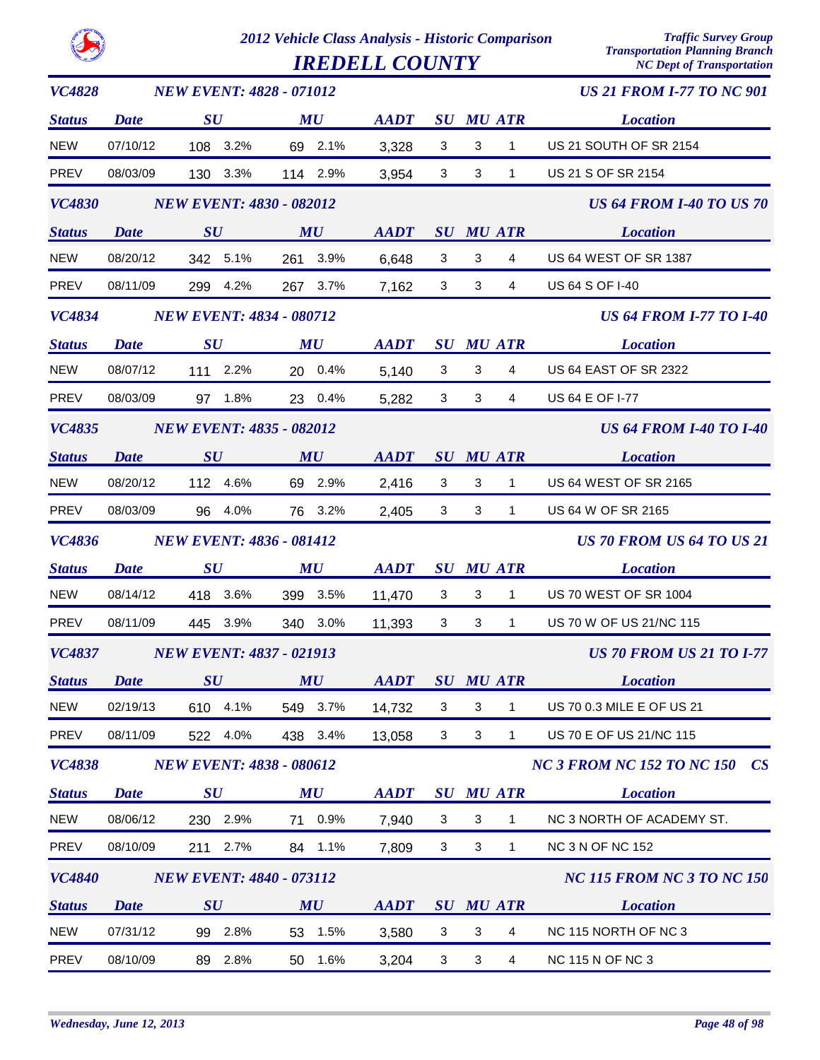# 2012 Vehicle Class Analysis - Historic Comparison

## IREDELL COUNTY

*Traffic Survey Group*
*Transportation Planning Branch*
*NC Dept of Transportation*

### VC4828 — NEW EVENT: 4828 - 071012 — US 21 FROM I-77 TO NC 901

| Status | Date | SU | SU % | MU | MU % | AADT | SU | MU | ATR | Location |
|---|---|---|---|---|---|---|---|---|---|---|
| NEW | 07/10/12 | 108 | 3.2% | 69 | 2.1% | 3,328 | 3 | 3 | 1 | US 21 SOUTH OF SR 2154 |
| PREV | 08/03/09 | 130 | 3.3% | 114 | 2.9% | 3,954 | 3 | 3 | 1 | US 21 S OF SR 2154 |

### VC4830 — NEW EVENT: 4830 - 082012 — US 64 FROM I-40 TO US 70

| Status | Date | SU | SU % | MU | MU % | AADT | SU | MU | ATR | Location |
|---|---|---|---|---|---|---|---|---|---|---|
| NEW | 08/20/12 | 342 | 5.1% | 261 | 3.9% | 6,648 | 3 | 3 | 4 | US 64 WEST OF SR 1387 |
| PREV | 08/11/09 | 299 | 4.2% | 267 | 3.7% | 7,162 | 3 | 3 | 4 | US 64 S OF I-40 |

### VC4834 — NEW EVENT: 4834 - 080712 — US 64 FROM I-77 TO I-40

| Status | Date | SU | SU % | MU | MU % | AADT | SU | MU | ATR | Location |
|---|---|---|---|---|---|---|---|---|---|---|
| NEW | 08/07/12 | 111 | 2.2% | 20 | 0.4% | 5,140 | 3 | 3 | 4 | US 64 EAST OF SR 2322 |
| PREV | 08/03/09 | 97 | 1.8% | 23 | 0.4% | 5,282 | 3 | 3 | 4 | US 64 E OF I-77 |

### VC4835 — NEW EVENT: 4835 - 082012 — US 64 FROM I-40 TO I-40

| Status | Date | SU | SU % | MU | MU % | AADT | SU | MU | ATR | Location |
|---|---|---|---|---|---|---|---|---|---|---|
| NEW | 08/20/12 | 112 | 4.6% | 69 | 2.9% | 2,416 | 3 | 3 | 1 | US 64 WEST OF SR 2165 |
| PREV | 08/03/09 | 96 | 4.0% | 76 | 3.2% | 2,405 | 3 | 3 | 1 | US 64 W OF SR 2165 |

### VC4836 — NEW EVENT: 4836 - 081412 — US 70 FROM US 64 TO US 21

| Status | Date | SU | SU % | MU | MU % | AADT | SU | MU | ATR | Location |
|---|---|---|---|---|---|---|---|---|---|---|
| NEW | 08/14/12 | 418 | 3.6% | 399 | 3.5% | 11,470 | 3 | 3 | 1 | US 70 WEST OF SR 1004 |
| PREV | 08/11/09 | 445 | 3.9% | 340 | 3.0% | 11,393 | 3 | 3 | 1 | US 70 W OF US 21/NC 115 |

### VC4837 — NEW EVENT: 4837 - 021913 — US 70 FROM US 21 TO I-77

| Status | Date | SU | SU % | MU | MU % | AADT | SU | MU | ATR | Location |
|---|---|---|---|---|---|---|---|---|---|---|
| NEW | 02/19/13 | 610 | 4.1% | 549 | 3.7% | 14,732 | 3 | 3 | 1 | US 70 0.3 MILE E OF US 21 |
| PREV | 08/11/09 | 522 | 4.0% | 438 | 3.4% | 13,058 | 3 | 3 | 1 | US 70 E OF US 21/NC 115 |

### VC4838 — NEW EVENT: 4838 - 080612 — NC 3 FROM NC 152 TO NC 150 CS

| Status | Date | SU | SU % | MU | MU % | AADT | SU | MU | ATR | Location |
|---|---|---|---|---|---|---|---|---|---|---|
| NEW | 08/06/12 | 230 | 2.9% | 71 | 0.9% | 7,940 | 3 | 3 | 1 | NC 3 NORTH OF ACADEMY ST. |
| PREV | 08/10/09 | 211 | 2.7% | 84 | 1.1% | 7,809 | 3 | 3 | 1 | NC 3 N OF NC 152 |

### VC4840 — NEW EVENT: 4840 - 073112 — NC 115 FROM NC 3 TO NC 150

| Status | Date | SU | SU % | MU | MU % | AADT | SU | MU | ATR | Location |
|---|---|---|---|---|---|---|---|---|---|---|
| NEW | 07/31/12 | 99 | 2.8% | 53 | 1.5% | 3,580 | 3 | 3 | 4 | NC 115 NORTH OF NC 3 |
| PREV | 08/10/09 | 89 | 2.8% | 50 | 1.6% | 3,204 | 3 | 3 | 4 | NC 115 N OF NC 3 |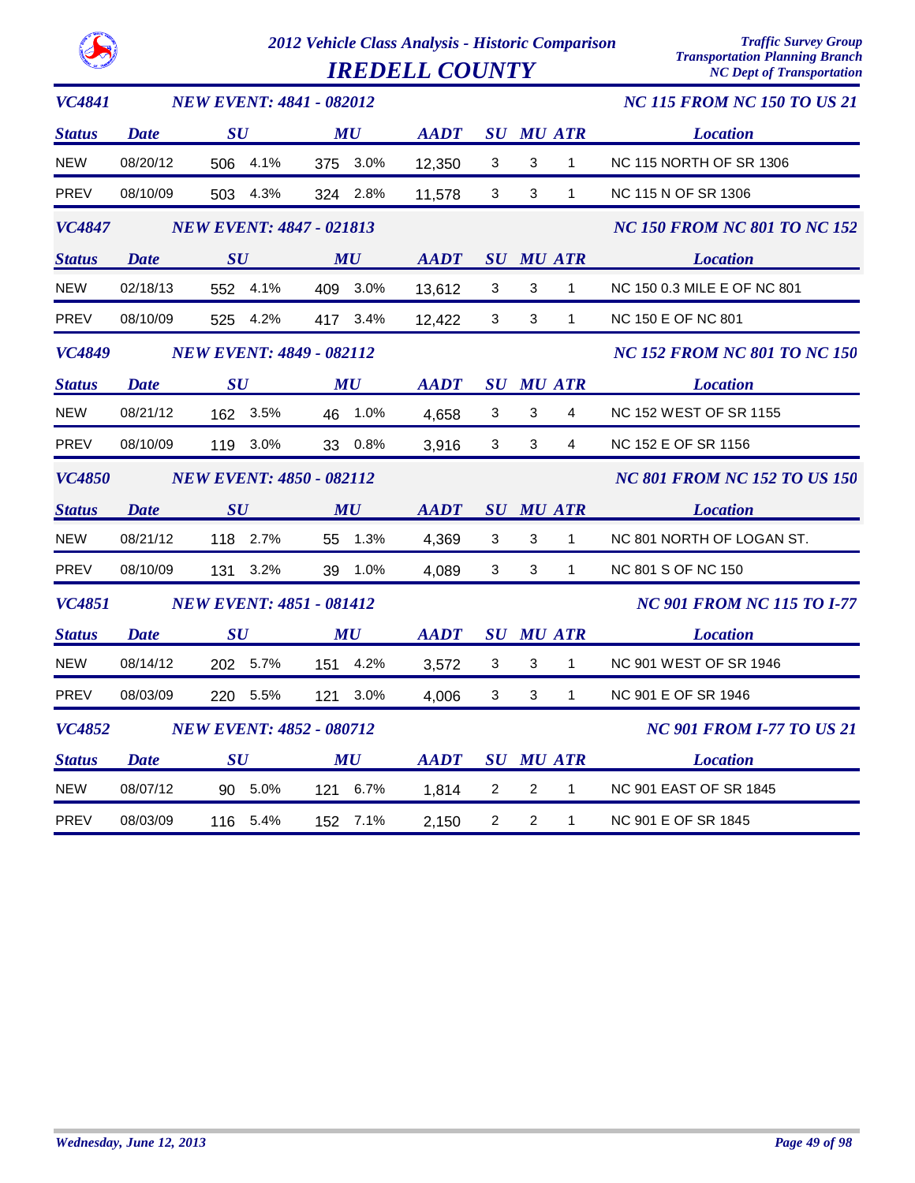# 2012 Vehicle Class Analysis - Historic Comparison

## IREDELL COUNTY

Traffic Survey Group
Transportation Planning Branch
NC Dept of Transportation

### VC4841 — NEW EVENT: 4841 - 082012 — NC 115 FROM NC 150 TO US 21

| Status | Date | SU | SU % | MU | MU % | AADT | SU | MU | ATR | Location |
|---|---|---|---|---|---|---|---|---|---|---|
| NEW | 08/20/12 | 506 | 4.1% | 375 | 3.0% | 12,350 | 3 | 3 | 1 | NC 115 NORTH OF SR 1306 |
| PREV | 08/10/09 | 503 | 4.3% | 324 | 2.8% | 11,578 | 3 | 3 | 1 | NC 115 N OF SR 1306 |

### VC4847 — NEW EVENT: 4847 - 021813 — NC 150 FROM NC 801 TO NC 152

| Status | Date | SU | SU % | MU | MU % | AADT | SU | MU | ATR | Location |
|---|---|---|---|---|---|---|---|---|---|---|
| NEW | 02/18/13 | 552 | 4.1% | 409 | 3.0% | 13,612 | 3 | 3 | 1 | NC 150 0.3 MILE E OF NC 801 |
| PREV | 08/10/09 | 525 | 4.2% | 417 | 3.4% | 12,422 | 3 | 3 | 1 | NC 150 E OF NC 801 |

### VC4849 — NEW EVENT: 4849 - 082112 — NC 152 FROM NC 801 TO NC 150

| Status | Date | SU | SU % | MU | MU % | AADT | SU | MU | ATR | Location |
|---|---|---|---|---|---|---|---|---|---|---|
| NEW | 08/21/12 | 162 | 3.5% | 46 | 1.0% | 4,658 | 3 | 3 | 4 | NC 152 WEST OF SR 1155 |
| PREV | 08/10/09 | 119 | 3.0% | 33 | 0.8% | 3,916 | 3 | 3 | 4 | NC 152 E OF SR 1156 |

### VC4850 — NEW EVENT: 4850 - 082112 — NC 801 FROM NC 152 TO US 150

| Status | Date | SU | SU % | MU | MU % | AADT | SU | MU | ATR | Location |
|---|---|---|---|---|---|---|---|---|---|---|
| NEW | 08/21/12 | 118 | 2.7% | 55 | 1.3% | 4,369 | 3 | 3 | 1 | NC 801 NORTH OF LOGAN ST. |
| PREV | 08/10/09 | 131 | 3.2% | 39 | 1.0% | 4,089 | 3 | 3 | 1 | NC 801 S OF NC 150 |

### VC4851 — NEW EVENT: 4851 - 081412 — NC 901 FROM NC 115 TO I-77

| Status | Date | SU | SU % | MU | MU % | AADT | SU | MU | ATR | Location |
|---|---|---|---|---|---|---|---|---|---|---|
| NEW | 08/14/12 | 202 | 5.7% | 151 | 4.2% | 3,572 | 3 | 3 | 1 | NC 901 WEST OF SR 1946 |
| PREV | 08/03/09 | 220 | 5.5% | 121 | 3.0% | 4,006 | 3 | 3 | 1 | NC 901 E OF SR 1946 |

### VC4852 — NEW EVENT: 4852 - 080712 — NC 901 FROM I-77 TO US 21

| Status | Date | SU | SU % | MU | MU % | AADT | SU | MU | ATR | Location |
|---|---|---|---|---|---|---|---|---|---|---|
| NEW | 08/07/12 | 90 | 5.0% | 121 | 6.7% | 1,814 | 2 | 2 | 1 | NC 901 EAST OF SR 1845 |
| PREV | 08/03/09 | 116 | 5.4% | 152 | 7.1% | 2,150 | 2 | 2 | 1 | NC 901 E OF SR 1845 |

Wednesday, June 12, 2013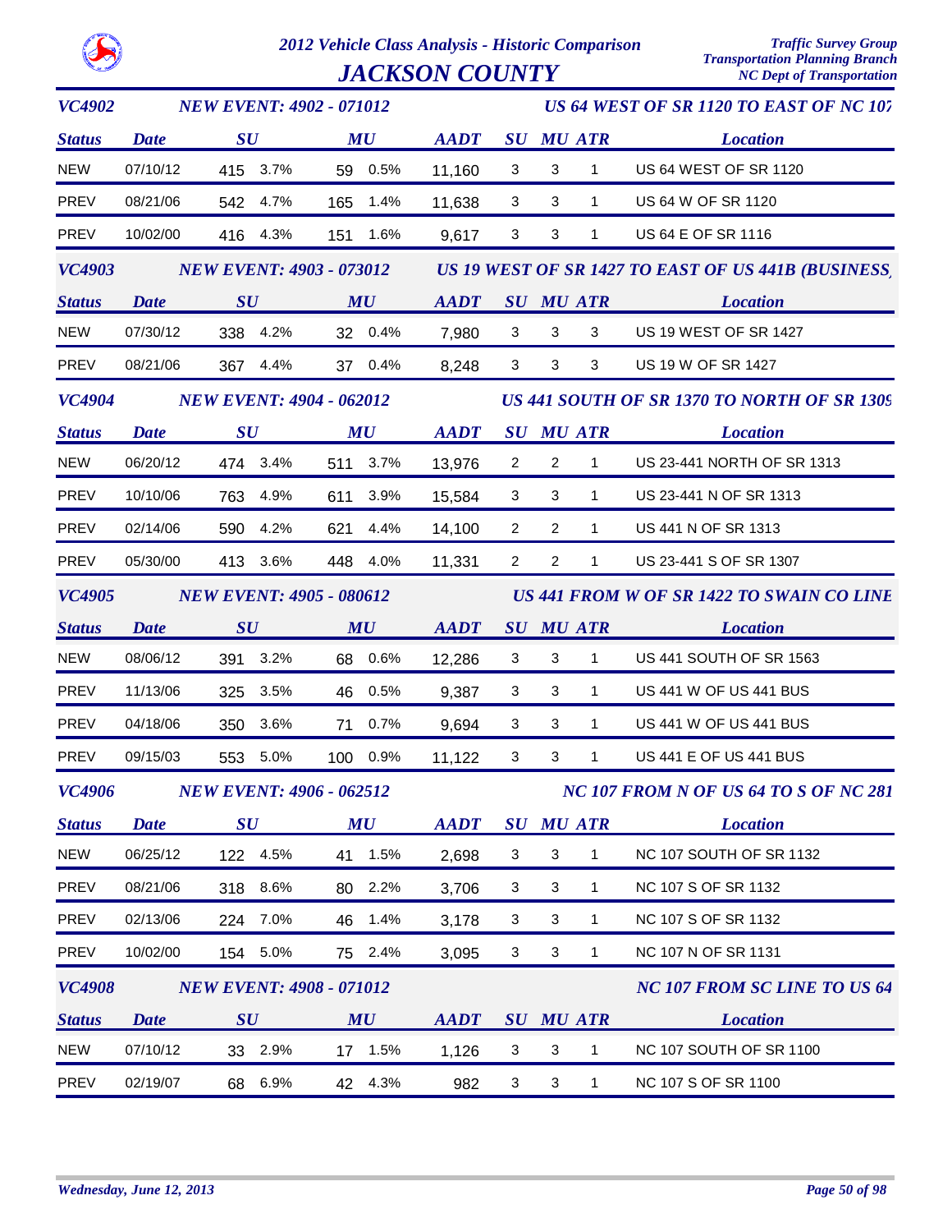# 2012 Vehicle Class Analysis - Historic Comparison

## JACKSON COUNTY

Traffic Survey Group
Transportation Planning Branch
NC Dept of Transportation

### VC4902 — NEW EVENT: 4902 - 071012 — US 64 WEST OF SR 1120 TO EAST OF NC 107

| Status | Date | SU | SU % | MU | MU % | AADT | SU | MU | ATR | Location |
|---|---|---|---|---|---|---|---|---|---|---|
| NEW | 07/10/12 | 415 | 3.7% | 59 | 0.5% | 11,160 | 3 | 3 | 1 | US 64 WEST OF SR 1120 |
| PREV | 08/21/06 | 542 | 4.7% | 165 | 1.4% | 11,638 | 3 | 3 | 1 | US 64 W OF SR 1120 |
| PREV | 10/02/00 | 416 | 4.3% | 151 | 1.6% | 9,617 | 3 | 3 | 1 | US 64 E OF SR 1116 |

### VC4903 — NEW EVENT: 4903 - 073012 — US 19 WEST OF SR 1427 TO EAST OF US 441B (BUSINESS)

| Status | Date | SU | SU % | MU | MU % | AADT | SU | MU | ATR | Location |
|---|---|---|---|---|---|---|---|---|---|---|
| NEW | 07/30/12 | 338 | 4.2% | 32 | 0.4% | 7,980 | 3 | 3 | 3 | US 19 WEST OF SR 1427 |
| PREV | 08/21/06 | 367 | 4.4% | 37 | 0.4% | 8,248 | 3 | 3 | 3 | US 19 W OF SR 1427 |

### VC4904 — NEW EVENT: 4904 - 062012 — US 441 SOUTH OF SR 1370 TO NORTH OF SR 1309

| Status | Date | SU | SU % | MU | MU % | AADT | SU | MU | ATR | Location |
|---|---|---|---|---|---|---|---|---|---|---|
| NEW | 06/20/12 | 474 | 3.4% | 511 | 3.7% | 13,976 | 2 | 2 | 1 | US 23-441 NORTH OF SR 1313 |
| PREV | 10/10/06 | 763 | 4.9% | 611 | 3.9% | 15,584 | 3 | 3 | 1 | US 23-441 N OF SR 1313 |
| PREV | 02/14/06 | 590 | 4.2% | 621 | 4.4% | 14,100 | 2 | 2 | 1 | US 441 N OF SR 1313 |
| PREV | 05/30/00 | 413 | 3.6% | 448 | 4.0% | 11,331 | 2 | 2 | 1 | US 23-441 S OF SR 1307 |

### VC4905 — NEW EVENT: 4905 - 080612 — US 441 FROM W OF SR 1422 TO SWAIN CO LINE

| Status | Date | SU | SU % | MU | MU % | AADT | SU | MU | ATR | Location |
|---|---|---|---|---|---|---|---|---|---|---|
| NEW | 08/06/12 | 391 | 3.2% | 68 | 0.6% | 12,286 | 3 | 3 | 1 | US 441 SOUTH OF SR 1563 |
| PREV | 11/13/06 | 325 | 3.5% | 46 | 0.5% | 9,387 | 3 | 3 | 1 | US 441 W OF US 441 BUS |
| PREV | 04/18/06 | 350 | 3.6% | 71 | 0.7% | 9,694 | 3 | 3 | 1 | US 441 W OF US 441 BUS |
| PREV | 09/15/03 | 553 | 5.0% | 100 | 0.9% | 11,122 | 3 | 3 | 1 | US 441 E OF US 441 BUS |

### VC4906 — NEW EVENT: 4906 - 062512 — NC 107 FROM N OF US 64 TO S OF NC 281

| Status | Date | SU | SU % | MU | MU % | AADT | SU | MU | ATR | Location |
|---|---|---|---|---|---|---|---|---|---|---|
| NEW | 06/25/12 | 122 | 4.5% | 41 | 1.5% | 2,698 | 3 | 3 | 1 | NC 107 SOUTH OF SR 1132 |
| PREV | 08/21/06 | 318 | 8.6% | 80 | 2.2% | 3,706 | 3 | 3 | 1 | NC 107 S OF SR 1132 |
| PREV | 02/13/06 | 224 | 7.0% | 46 | 1.4% | 3,178 | 3 | 3 | 1 | NC 107 S OF SR 1132 |
| PREV | 10/02/00 | 154 | 5.0% | 75 | 2.4% | 3,095 | 3 | 3 | 1 | NC 107 N OF SR 1131 |

### VC4908 — NEW EVENT: 4908 - 071012 — NC 107 FROM SC LINE TO US 64

| Status | Date | SU | SU % | MU | MU % | AADT | SU | MU | ATR | Location |
|---|---|---|---|---|---|---|---|---|---|---|
| NEW | 07/10/12 | 33 | 2.9% | 17 | 1.5% | 1,126 | 3 | 3 | 1 | NC 107 SOUTH OF SR 1100 |
| PREV | 02/19/07 | 68 | 6.9% | 42 | 4.3% | 982 | 3 | 3 | 1 | NC 107 S OF SR 1100 |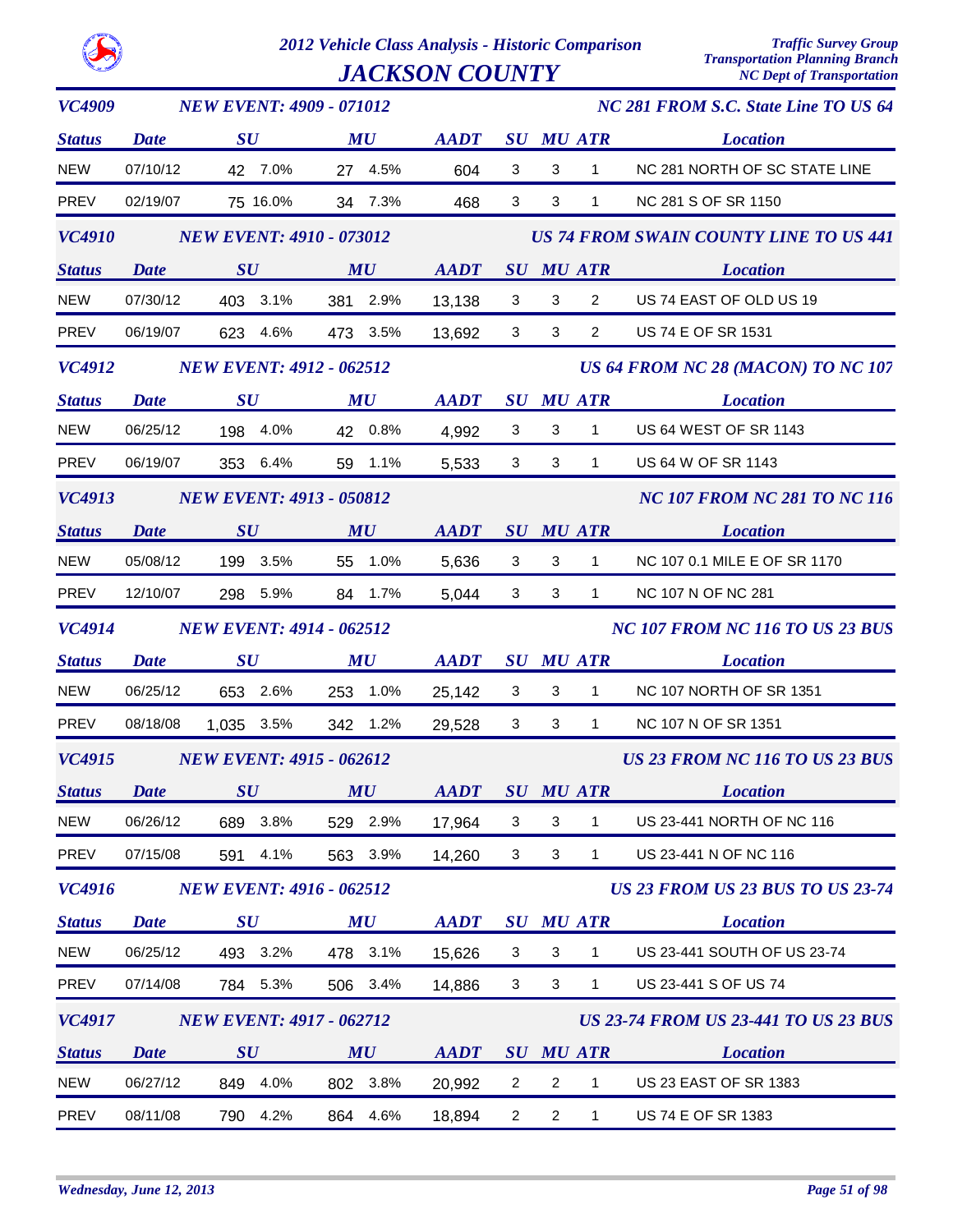# 2012 Vehicle Class Analysis - Historic Comparison

## JACKSON COUNTY

Traffic Survey Group
Transportation Planning Branch
NC Dept of Transportation

### VC4909 — NEW EVENT: 4909 - 071012 — NC 281 FROM S.C. State Line TO US 64

| Status | Date | SU | | MU | | AADT | SU | MU | ATR | Location |
|---|---|---|---|---|---|---|---|---|---|---|
| NEW | 07/10/12 | 42 | 7.0% | 27 | 4.5% | 604 | 3 | 3 | 1 | NC 281 NORTH OF SC STATE LINE |
| PREV | 02/19/07 | 75 | 16.0% | 34 | 7.3% | 468 | 3 | 3 | 1 | NC 281 S OF SR 1150 |

### VC4910 — NEW EVENT: 4910 - 073012 — US 74 FROM SWAIN COUNTY LINE TO US 441

| Status | Date | SU | | MU | | AADT | SU | MU | ATR | Location |
|---|---|---|---|---|---|---|---|---|---|---|
| NEW | 07/30/12 | 403 | 3.1% | 381 | 2.9% | 13,138 | 3 | 3 | 2 | US 74 EAST OF OLD US 19 |
| PREV | 06/19/07 | 623 | 4.6% | 473 | 3.5% | 13,692 | 3 | 3 | 2 | US 74 E OF SR 1531 |

### VC4912 — NEW EVENT: 4912 - 062512 — US 64 FROM NC 28 (MACON) TO NC 107

| Status | Date | SU | | MU | | AADT | SU | MU | ATR | Location |
|---|---|---|---|---|---|---|---|---|---|---|
| NEW | 06/25/12 | 198 | 4.0% | 42 | 0.8% | 4,992 | 3 | 3 | 1 | US 64 WEST OF SR 1143 |
| PREV | 06/19/07 | 353 | 6.4% | 59 | 1.1% | 5,533 | 3 | 3 | 1 | US 64 W OF SR 1143 |

### VC4913 — NEW EVENT: 4913 - 050812 — NC 107 FROM NC 281 TO NC 116

| Status | Date | SU | | MU | | AADT | SU | MU | ATR | Location |
|---|---|---|---|---|---|---|---|---|---|---|
| NEW | 05/08/12 | 199 | 3.5% | 55 | 1.0% | 5,636 | 3 | 3 | 1 | NC 107 0.1 MILE E OF SR 1170 |
| PREV | 12/10/07 | 298 | 5.9% | 84 | 1.7% | 5,044 | 3 | 3 | 1 | NC 107 N OF NC 281 |

### VC4914 — NEW EVENT: 4914 - 062512 — NC 107 FROM NC 116 TO US 23 BUS

| Status | Date | SU | | MU | | AADT | SU | MU | ATR | Location |
|---|---|---|---|---|---|---|---|---|---|---|
| NEW | 06/25/12 | 653 | 2.6% | 253 | 1.0% | 25,142 | 3 | 3 | 1 | NC 107 NORTH OF SR 1351 |
| PREV | 08/18/08 | 1,035 | 3.5% | 342 | 1.2% | 29,528 | 3 | 3 | 1 | NC 107 N OF SR 1351 |

### VC4915 — NEW EVENT: 4915 - 062612 — US 23 FROM NC 116 TO US 23 BUS

| Status | Date | SU | | MU | | AADT | SU | MU | ATR | Location |
|---|---|---|---|---|---|---|---|---|---|---|
| NEW | 06/26/12 | 689 | 3.8% | 529 | 2.9% | 17,964 | 3 | 3 | 1 | US 23-441 NORTH OF NC 116 |
| PREV | 07/15/08 | 591 | 4.1% | 563 | 3.9% | 14,260 | 3 | 3 | 1 | US 23-441 N OF NC 116 |

### VC4916 — NEW EVENT: 4916 - 062512 — US 23 FROM US 23 BUS TO US 23-74

| Status | Date | SU | | MU | | AADT | SU | MU | ATR | Location |
|---|---|---|---|---|---|---|---|---|---|---|
| NEW | 06/25/12 | 493 | 3.2% | 478 | 3.1% | 15,626 | 3 | 3 | 1 | US 23-441 SOUTH OF US 23-74 |
| PREV | 07/14/08 | 784 | 5.3% | 506 | 3.4% | 14,886 | 3 | 3 | 1 | US 23-441 S OF US 74 |

### VC4917 — NEW EVENT: 4917 - 062712 — US 23-74 FROM US 23-441 TO US 23 BUS

| Status | Date | SU | | MU | | AADT | SU | MU | ATR | Location |
|---|---|---|---|---|---|---|---|---|---|---|
| NEW | 06/27/12 | 849 | 4.0% | 802 | 3.8% | 20,992 | 2 | 2 | 1 | US 23 EAST OF SR 1383 |
| PREV | 08/11/08 | 790 | 4.2% | 864 | 4.6% | 18,894 | 2 | 2 | 1 | US 74 E OF SR 1383 |

*Wednesday, June 12, 2013*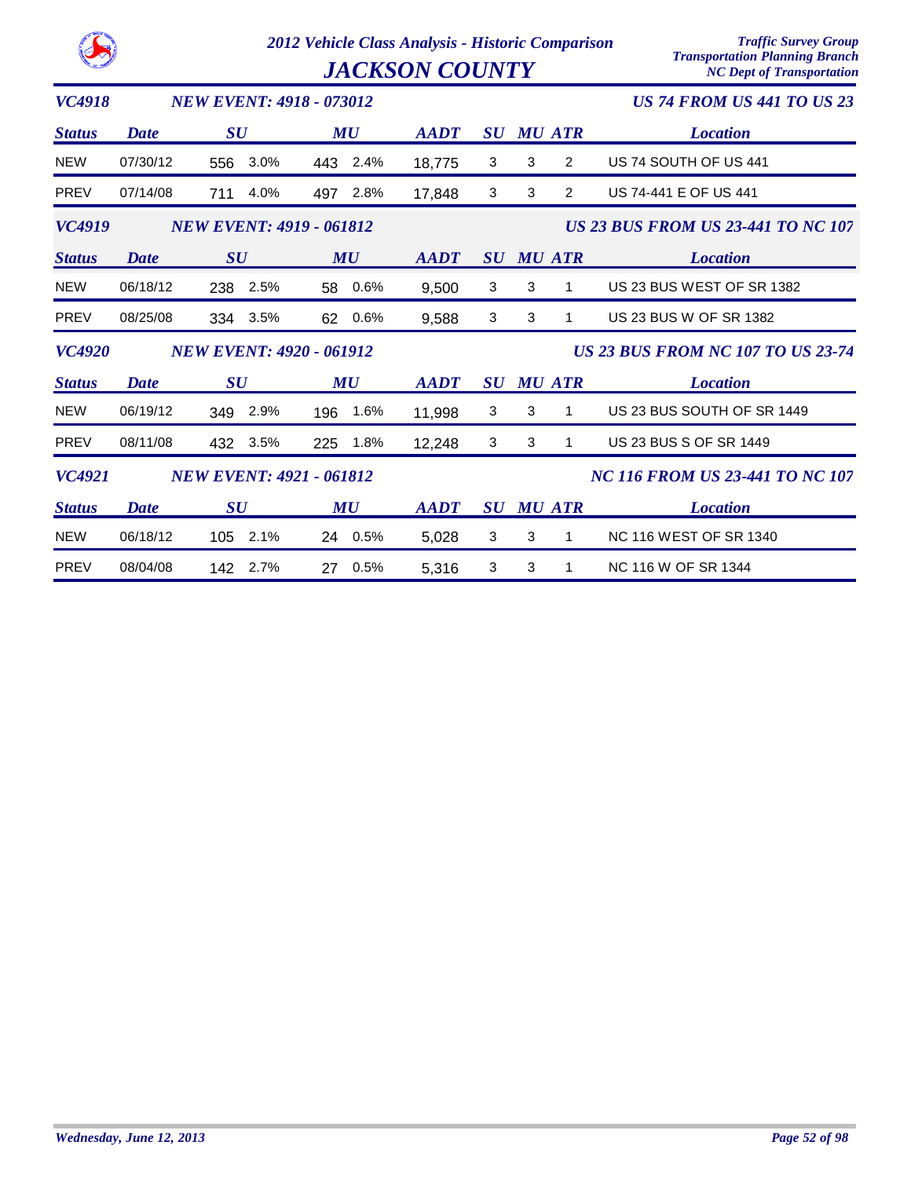# JACKSON COUNTY

## 2012 Vehicle Class Analysis - Historic Comparison

### VC4918 — NEW EVENT: 4918 - 073012 — US 74 FROM US 441 TO US 23

| Status | Date | SU | | MU | | AADT | SU | MU | ATR | Location |
|---|---|---|---|---|---|---|---|---|---|---|
| NEW | 07/30/12 | 556 | 3.0% | 443 | 2.4% | 18,775 | 3 | 3 | 2 | US 74 SOUTH OF US 441 |
| PREV | 07/14/08 | 711 | 4.0% | 497 | 2.8% | 17,848 | 3 | 3 | 2 | US 74-441 E OF US 441 |

### VC4919 — NEW EVENT: 4919 - 061812 — US 23 BUS FROM US 23-441 TO NC 107

| Status | Date | SU | | MU | | AADT | SU | MU | ATR | Location |
|---|---|---|---|---|---|---|---|---|---|---|
| NEW | 06/18/12 | 238 | 2.5% | 58 | 0.6% | 9,500 | 3 | 3 | 1 | US 23 BUS WEST OF SR 1382 |
| PREV | 08/25/08 | 334 | 3.5% | 62 | 0.6% | 9,588 | 3 | 3 | 1 | US 23 BUS W OF SR 1382 |

### VC4920 — NEW EVENT: 4920 - 061912 — US 23 BUS FROM NC 107 TO US 23-74

| Status | Date | SU | | MU | | AADT | SU | MU | ATR | Location |
|---|---|---|---|---|---|---|---|---|---|---|
| NEW | 06/19/12 | 349 | 2.9% | 196 | 1.6% | 11,998 | 3 | 3 | 1 | US 23 BUS SOUTH OF SR 1449 |
| PREV | 08/11/08 | 432 | 3.5% | 225 | 1.8% | 12,248 | 3 | 3 | 1 | US 23 BUS S OF SR 1449 |

### VC4921 — NEW EVENT: 4921 - 061812 — NC 116 FROM US 23-441 TO NC 107

| Status | Date | SU | | MU | | AADT | SU | MU | ATR | Location |
|---|---|---|---|---|---|---|---|---|---|---|
| NEW | 06/18/12 | 105 | 2.1% | 24 | 0.5% | 5,028 | 3 | 3 | 1 | NC 116 WEST OF SR 1340 |
| PREV | 08/04/08 | 142 | 2.7% | 27 | 0.5% | 5,316 | 3 | 3 | 1 | NC 116 W OF SR 1344 |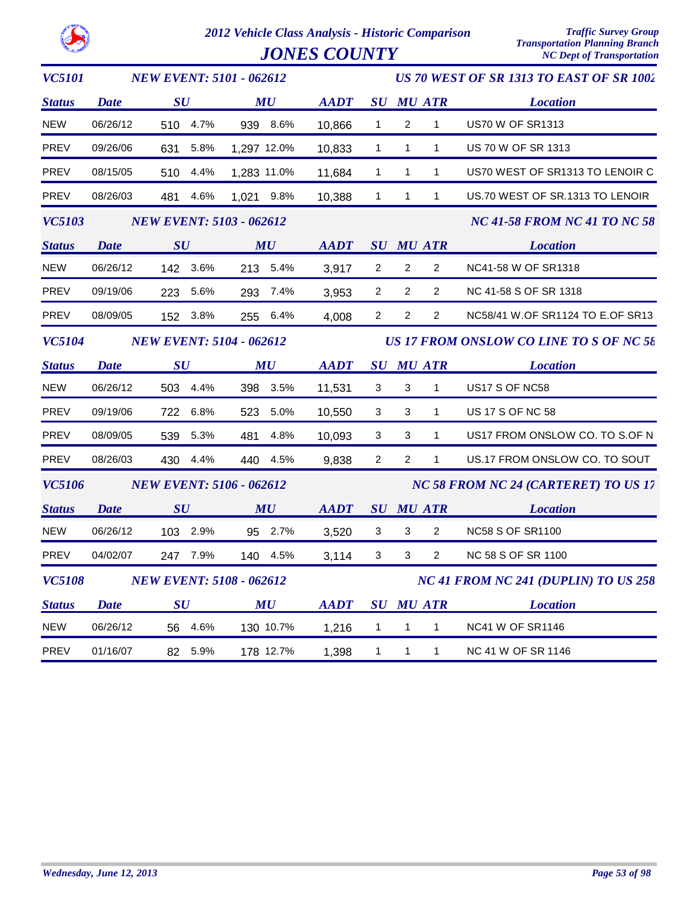# 2012 Vehicle Class Analysis - Historic Comparison

## JONES COUNTY

Traffic Survey Group
Transportation Planning Branch
NC Dept of Transportation

### VC5101 — NEW EVENT: 5101 - 062612 — US 70 WEST OF SR 1313 TO EAST OF SR 1002

| Status | Date | SU | SU % | MU | MU % | AADT | SU | MU | ATR | Location |
|---|---|---|---|---|---|---|---|---|---|---|
| NEW | 06/26/12 | 510 | 4.7% | 939 | 8.6% | 10,866 | 1 | 2 | 1 | US70 W OF SR1313 |
| PREV | 09/26/06 | 631 | 5.8% | 1,297 | 12.0% | 10,833 | 1 | 1 | 1 | US 70 W OF SR 1313 |
| PREV | 08/15/05 | 510 | 4.4% | 1,283 | 11.0% | 11,684 | 1 | 1 | 1 | US70 WEST OF SR1313 TO LENOIR C |
| PREV | 08/26/03 | 481 | 4.6% | 1,021 | 9.8% | 10,388 | 1 | 1 | 1 | US.70 WEST OF SR.1313 TO LENOIR |

### VC5103 — NEW EVENT: 5103 - 062612 — NC 41-58 FROM NC 41 TO NC 58

| Status | Date | SU | SU % | MU | MU % | AADT | SU | MU | ATR | Location |
|---|---|---|---|---|---|---|---|---|---|---|
| NEW | 06/26/12 | 142 | 3.6% | 213 | 5.4% | 3,917 | 2 | 2 | 2 | NC41-58 W OF SR1318 |
| PREV | 09/19/06 | 223 | 5.6% | 293 | 7.4% | 3,953 | 2 | 2 | 2 | NC 41-58 S OF SR 1318 |
| PREV | 08/09/05 | 152 | 3.8% | 255 | 6.4% | 4,008 | 2 | 2 | 2 | NC58/41 W.OF SR1124 TO E.OF SR13 |

### VC5104 — NEW EVENT: 5104 - 062612 — US 17 FROM ONSLOW CO LINE TO S OF NC 58

| Status | Date | SU | SU % | MU | MU % | AADT | SU | MU | ATR | Location |
|---|---|---|---|---|---|---|---|---|---|---|
| NEW | 06/26/12 | 503 | 4.4% | 398 | 3.5% | 11,531 | 3 | 3 | 1 | US17 S OF NC58 |
| PREV | 09/19/06 | 722 | 6.8% | 523 | 5.0% | 10,550 | 3 | 3 | 1 | US 17 S OF NC 58 |
| PREV | 08/09/05 | 539 | 5.3% | 481 | 4.8% | 10,093 | 3 | 3 | 1 | US17 FROM ONSLOW CO. TO S.OF N |
| PREV | 08/26/03 | 430 | 4.4% | 440 | 4.5% | 9,838 | 2 | 2 | 1 | US.17 FROM ONSLOW CO. TO SOUT |

### VC5106 — NEW EVENT: 5106 - 062612 — NC 58 FROM NC 24 (CARTERET) TO US 17

| Status | Date | SU | SU % | MU | MU % | AADT | SU | MU | ATR | Location |
|---|---|---|---|---|---|---|---|---|---|---|
| NEW | 06/26/12 | 103 | 2.9% | 95 | 2.7% | 3,520 | 3 | 3 | 2 | NC58 S OF SR1100 |
| PREV | 04/02/07 | 247 | 7.9% | 140 | 4.5% | 3,114 | 3 | 3 | 2 | NC 58 S OF SR 1100 |

### VC5108 — NEW EVENT: 5108 - 062612 — NC 41 FROM NC 241 (DUPLIN) TO US 258

| Status | Date | SU | SU % | MU | MU % | AADT | SU | MU | ATR | Location |
|---|---|---|---|---|---|---|---|---|---|---|
| NEW | 06/26/12 | 56 | 4.6% | 130 | 10.7% | 1,216 | 1 | 1 | 1 | NC41 W OF SR1146 |
| PREV | 01/16/07 | 82 | 5.9% | 178 | 12.7% | 1,398 | 1 | 1 | 1 | NC 41 W OF SR 1146 |

*Wednesday, June 12, 2013*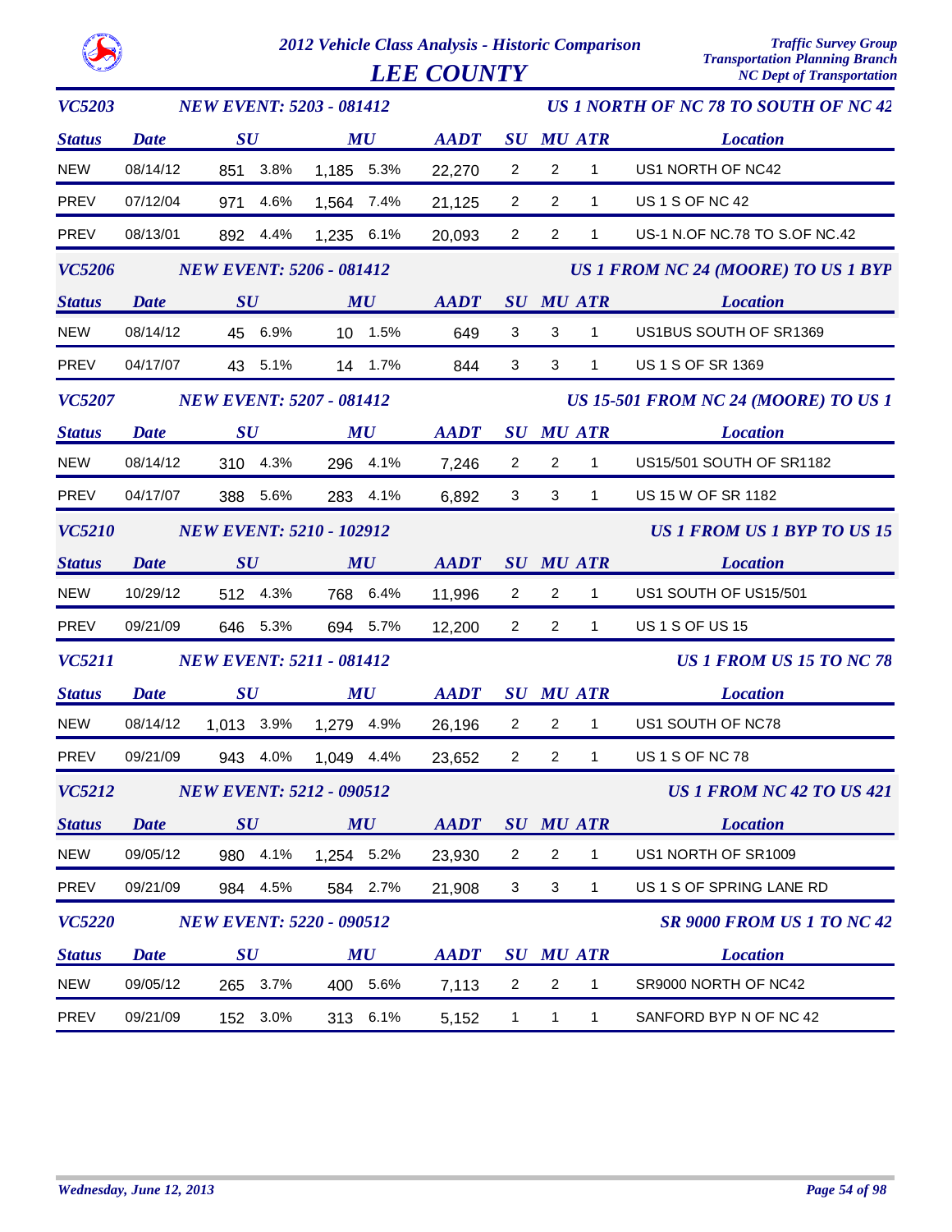# 2012 Vehicle Class Analysis - Historic Comparison

## LEE COUNTY

Traffic Survey Group
Transportation Planning Branch
NC Dept of Transportation

### VC5203 — NEW EVENT: 5203 - 081412 — US 1 NORTH OF NC 78 TO SOUTH OF NC 42

| Status | Date | SU | | MU | | AADT | SU | MU | ATR | Location |
|---|---|---|---|---|---|---|---|---|---|---|
| NEW | 08/14/12 | 851 | 3.8% | 1,185 | 5.3% | 22,270 | 2 | 2 | 1 | US1 NORTH OF NC42 |
| PREV | 07/12/04 | 971 | 4.6% | 1,564 | 7.4% | 21,125 | 2 | 2 | 1 | US 1 S OF NC 42 |
| PREV | 08/13/01 | 892 | 4.4% | 1,235 | 6.1% | 20,093 | 2 | 2 | 1 | US-1 N.OF NC.78 TO S.OF NC.42 |

### VC5206 — NEW EVENT: 5206 - 081412 — US 1 FROM NC 24 (MOORE) TO US 1 BYP

| Status | Date | SU | | MU | | AADT | SU | MU | ATR | Location |
|---|---|---|---|---|---|---|---|---|---|---|
| NEW | 08/14/12 | 45 | 6.9% | 10 | 1.5% | 649 | 3 | 3 | 1 | US1BUS SOUTH OF SR1369 |
| PREV | 04/17/07 | 43 | 5.1% | 14 | 1.7% | 844 | 3 | 3 | 1 | US 1 S OF SR 1369 |

### VC5207 — NEW EVENT: 5207 - 081412 — US 15-501 FROM NC 24 (MOORE) TO US 1

| Status | Date | SU | | MU | | AADT | SU | MU | ATR | Location |
|---|---|---|---|---|---|---|---|---|---|---|
| NEW | 08/14/12 | 310 | 4.3% | 296 | 4.1% | 7,246 | 2 | 2 | 1 | US15/501 SOUTH OF SR1182 |
| PREV | 04/17/07 | 388 | 5.6% | 283 | 4.1% | 6,892 | 3 | 3 | 1 | US 15 W OF SR 1182 |

### VC5210 — NEW EVENT: 5210 - 102912 — US 1 FROM US 1 BYP TO US 15

| Status | Date | SU | | MU | | AADT | SU | MU | ATR | Location |
|---|---|---|---|---|---|---|---|---|---|---|
| NEW | 10/29/12 | 512 | 4.3% | 768 | 6.4% | 11,996 | 2 | 2 | 1 | US1 SOUTH OF US15/501 |
| PREV | 09/21/09 | 646 | 5.3% | 694 | 5.7% | 12,200 | 2 | 2 | 1 | US 1 S OF US 15 |

### VC5211 — NEW EVENT: 5211 - 081412 — US 1 FROM US 15 TO NC 78

| Status | Date | SU | | MU | | AADT | SU | MU | ATR | Location |
|---|---|---|---|---|---|---|---|---|---|---|
| NEW | 08/14/12 | 1,013 | 3.9% | 1,279 | 4.9% | 26,196 | 2 | 2 | 1 | US1 SOUTH OF NC78 |
| PREV | 09/21/09 | 943 | 4.0% | 1,049 | 4.4% | 23,652 | 2 | 2 | 1 | US 1 S OF NC 78 |

### VC5212 — NEW EVENT: 5212 - 090512 — US 1 FROM NC 42 TO US 421

| Status | Date | SU | | MU | | AADT | SU | MU | ATR | Location |
|---|---|---|---|---|---|---|---|---|---|---|
| NEW | 09/05/12 | 980 | 4.1% | 1,254 | 5.2% | 23,930 | 2 | 2 | 1 | US1 NORTH OF SR1009 |
| PREV | 09/21/09 | 984 | 4.5% | 584 | 2.7% | 21,908 | 3 | 3 | 1 | US 1 S OF SPRING LANE RD |

### VC5220 — NEW EVENT: 5220 - 090512 — SR 9000 FROM US 1 TO NC 42

| Status | Date | SU | | MU | | AADT | SU | MU | ATR | Location |
|---|---|---|---|---|---|---|---|---|---|---|
| NEW | 09/05/12 | 265 | 3.7% | 400 | 5.6% | 7,113 | 2 | 2 | 1 | SR9000 NORTH OF NC42 |
| PREV | 09/21/09 | 152 | 3.0% | 313 | 6.1% | 5,152 | 1 | 1 | 1 | SANFORD BYP N OF NC 42 |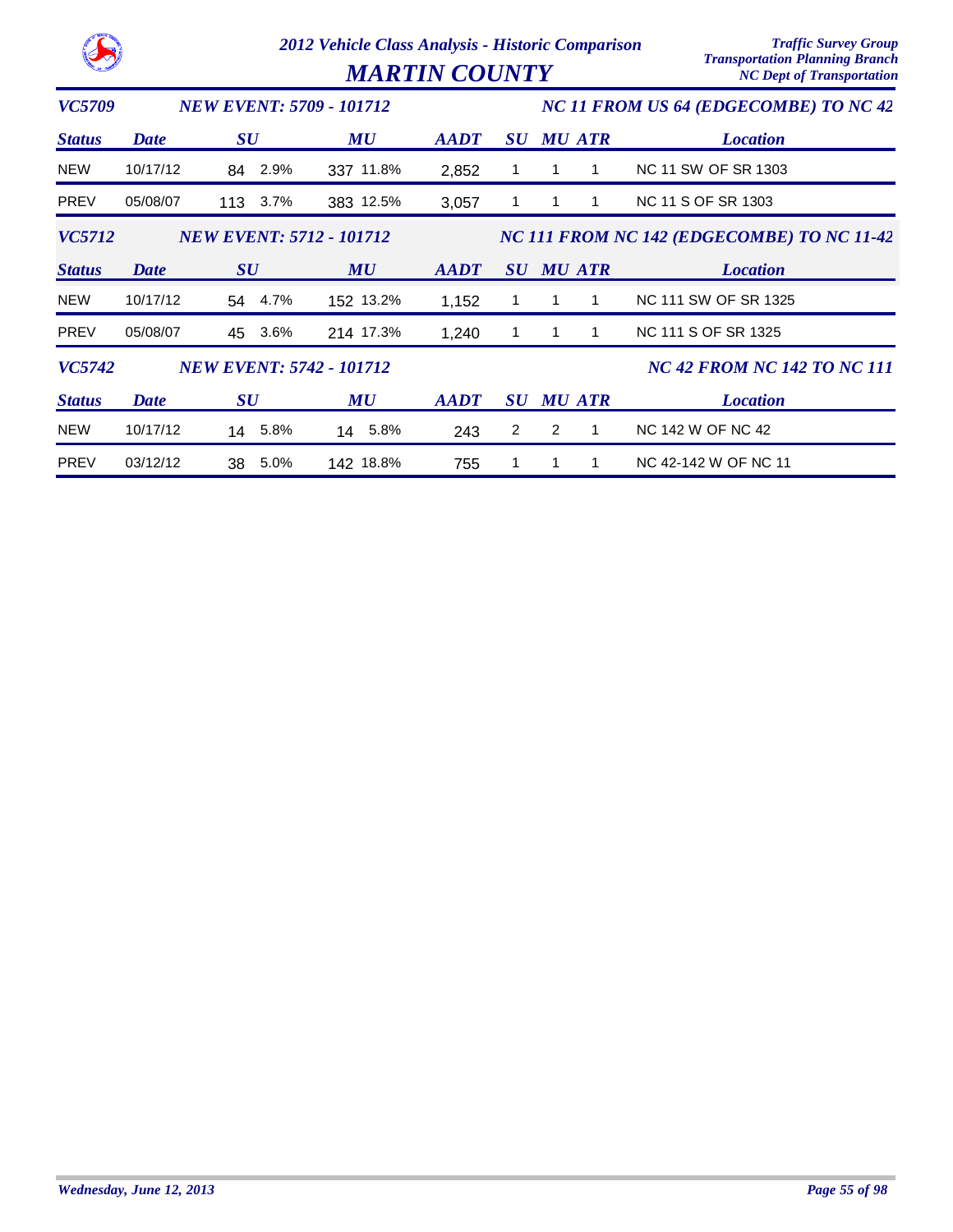# 2012 Vehicle Class Analysis - Historic Comparison

## MARTIN COUNTY

Traffic Survey Group
Transportation Planning Branch
NC Dept of Transportation

### VC5709 — NEW EVENT: 5709 - 101712 — NC 11 FROM US 64 (EDGECOMBE) TO NC 42

| Status | Date | SU | | MU | | AADT | SU | MU | ATR | Location |
|---|---|---|---|---|---|---|---|---|---|---|
| NEW | 10/17/12 | 84 | 2.9% | 337 | 11.8% | 2,852 | 1 | 1 | 1 | NC 11 SW OF SR 1303 |
| PREV | 05/08/07 | 113 | 3.7% | 383 | 12.5% | 3,057 | 1 | 1 | 1 | NC 11 S OF SR 1303 |

### VC5712 — NEW EVENT: 5712 - 101712 — NC 111 FROM NC 142 (EDGECOMBE) TO NC 11-42

| Status | Date | SU | | MU | | AADT | SU | MU | ATR | Location |
|---|---|---|---|---|---|---|---|---|---|---|
| NEW | 10/17/12 | 54 | 4.7% | 152 | 13.2% | 1,152 | 1 | 1 | 1 | NC 111 SW OF SR 1325 |
| PREV | 05/08/07 | 45 | 3.6% | 214 | 17.3% | 1,240 | 1 | 1 | 1 | NC 111 S OF SR 1325 |

### VC5742 — NEW EVENT: 5742 - 101712 — NC 42 FROM NC 142 TO NC 111

| Status | Date | SU | | MU | | AADT | SU | MU | ATR | Location |
|---|---|---|---|---|---|---|---|---|---|---|
| NEW | 10/17/12 | 14 | 5.8% | 14 | 5.8% | 243 | 2 | 2 | 1 | NC 142 W OF NC 42 |
| PREV | 03/12/12 | 38 | 5.0% | 142 | 18.8% | 755 | 1 | 1 | 1 | NC 42-142 W OF NC 11 |

*Wednesday, June 12, 2013*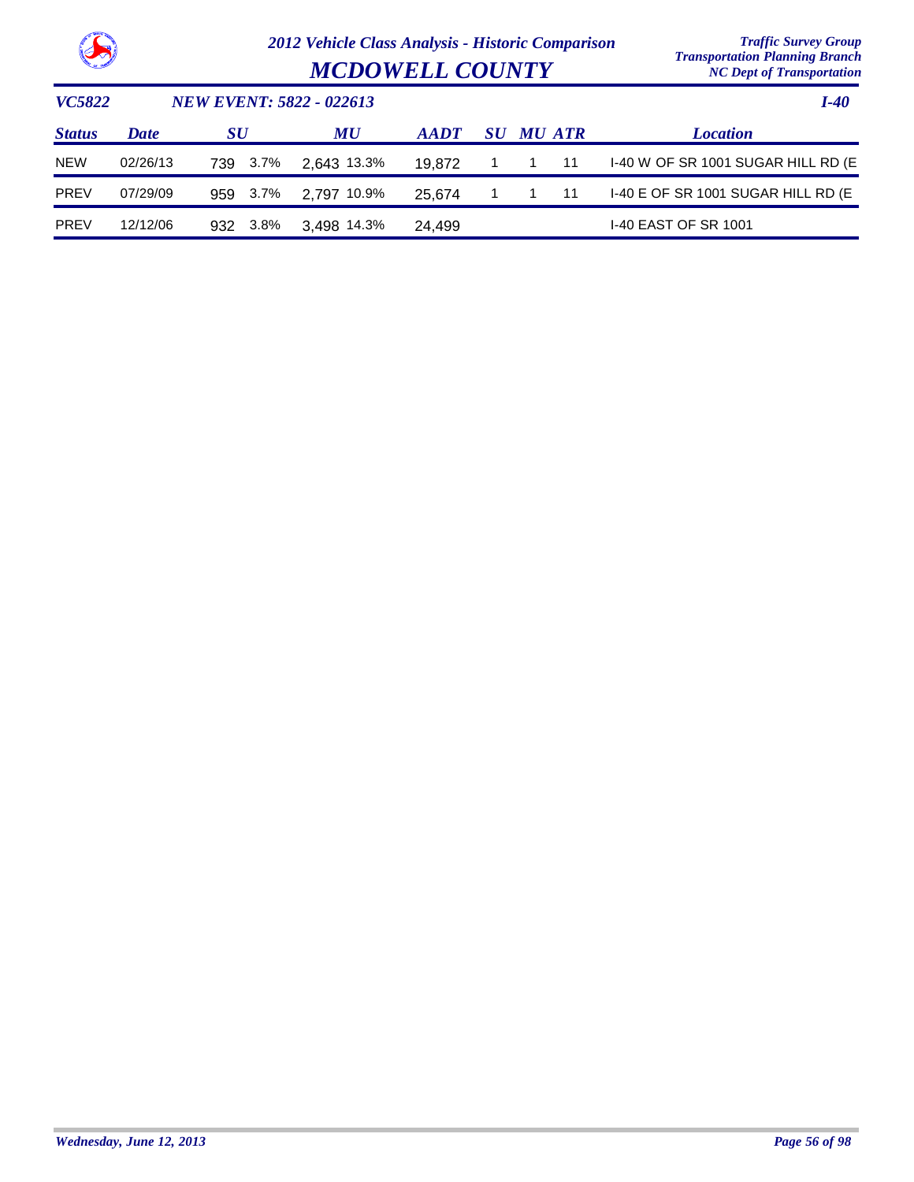# 2012 Vehicle Class Analysis - Historic Comparison

## MCDOWELL COUNTY

*Traffic Survey Group*
*Transportation Planning Branch*
*NC Dept of Transportation*

**VC5822** | **NEW EVENT: 5822 - 022613** | **I-40**

| Status | Date | SU | | MU | | AADT | SU | MU | ATR | Location |
|---|---|---|---|---|---|---|---|---|---|---|
| NEW | 02/26/13 | 739 | 3.7% | 2,643 | 13.3% | 19,872 | 1 | 1 | 11 | I-40 W OF SR 1001 SUGAR HILL RD (E |
| PREV | 07/29/09 | 959 | 3.7% | 2,797 | 10.9% | 25,674 | 1 | 1 | 11 | I-40 E OF SR 1001 SUGAR HILL RD (E |
| PREV | 12/12/06 | 932 | 3.8% | 3,498 | 14.3% | 24,499 | | | | I-40 EAST OF SR 1001 |

*Wednesday, June 12, 2013*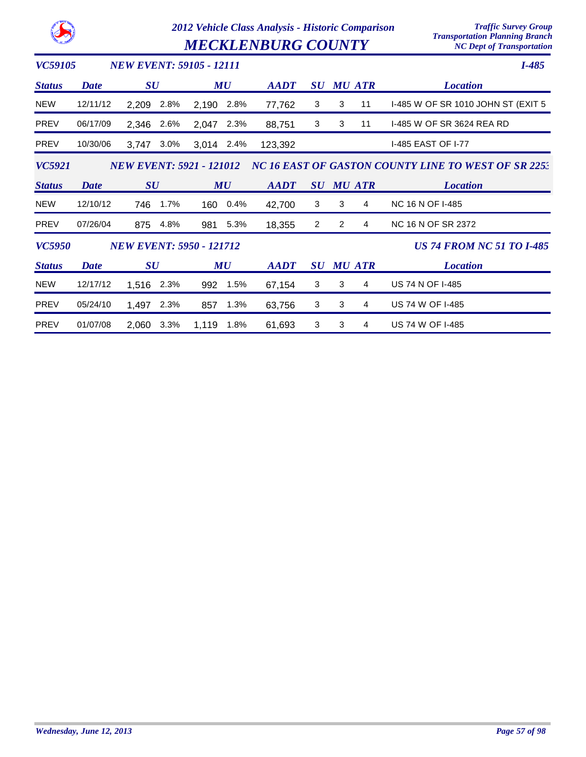# 2012 Vehicle Class Analysis - Historic Comparison

## MECKLENBURG COUNTY

Traffic Survey Group
Transportation Planning Branch
NC Dept of Transportation

### VC59105 — NEW EVENT: 59105 - 12111 — I-485

| Status | Date | SU | | MU | | AADT | SU | MU | ATR | Location |
|---|---|---|---|---|---|---|---|---|---|---|
| NEW | 12/11/12 | 2,209 | 2.8% | 2,190 | 2.8% | 77,762 | 3 | 3 | 11 | I-485 W OF SR 1010 JOHN ST (EXIT 5 |
| PREV | 06/17/09 | 2,346 | 2.6% | 2,047 | 2.3% | 88,751 | 3 | 3 | 11 | I-485 W OF SR 3624 REA RD |
| PREV | 10/30/06 | 3,747 | 3.0% | 3,014 | 2.4% | 123,392 | | | | I-485 EAST OF I-77 |

### VC5921 — NEW EVENT: 5921 - 121012 — NC 16 EAST OF GASTON COUNTY LINE TO WEST OF SR 2253

| Status | Date | SU | | MU | | AADT | SU | MU | ATR | Location |
|---|---|---|---|---|---|---|---|---|---|---|
| NEW | 12/10/12 | 746 | 1.7% | 160 | 0.4% | 42,700 | 3 | 3 | 4 | NC 16 N OF I-485 |
| PREV | 07/26/04 | 875 | 4.8% | 981 | 5.3% | 18,355 | 2 | 2 | 4 | NC 16 N OF SR 2372 |

### VC5950 — NEW EVENT: 5950 - 121712 — US 74 FROM NC 51 TO I-485

| Status | Date | SU | | MU | | AADT | SU | MU | ATR | Location |
|---|---|---|---|---|---|---|---|---|---|---|
| NEW | 12/17/12 | 1,516 | 2.3% | 992 | 1.5% | 67,154 | 3 | 3 | 4 | US 74 N OF I-485 |
| PREV | 05/24/10 | 1,497 | 2.3% | 857 | 1.3% | 63,756 | 3 | 3 | 4 | US 74 W OF I-485 |
| PREV | 01/07/08 | 2,060 | 3.3% | 1,119 | 1.8% | 61,693 | 3 | 3 | 4 | US 74 W OF I-485 |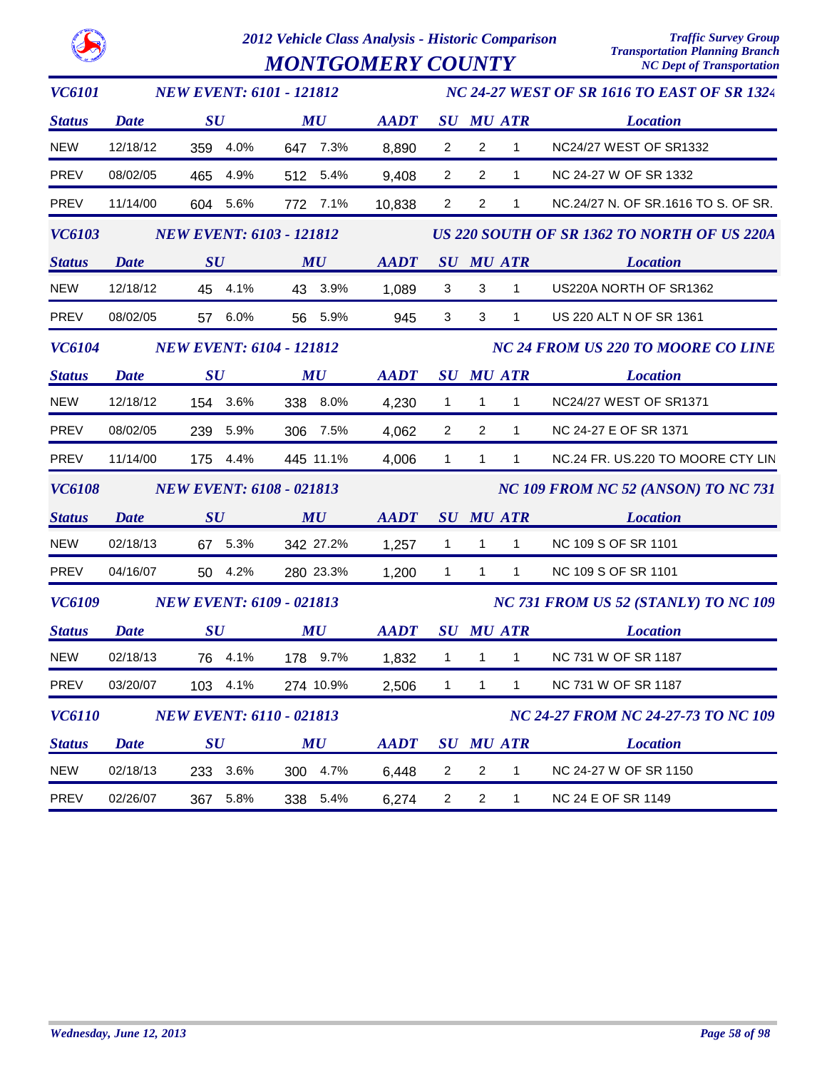# 2012 Vehicle Class Analysis - Historic Comparison

# MONTGOMERY COUNTY

Traffic Survey Group
Transportation Planning Branch
NC Dept of Transportation

### VC6101 — NEW EVENT: 6101 - 121812 — NC 24-27 WEST OF SR 1616 TO EAST OF SR 1324

| Status | Date | SU | | MU | | AADT | SU | MU | ATR | Location |
|---|---|---|---|---|---|---|---|---|---|---|
| NEW | 12/18/12 | 359 | 4.0% | 647 | 7.3% | 8,890 | 2 | 2 | 1 | NC24/27 WEST OF SR1332 |
| PREV | 08/02/05 | 465 | 4.9% | 512 | 5.4% | 9,408 | 2 | 2 | 1 | NC 24-27 W OF SR 1332 |
| PREV | 11/14/00 | 604 | 5.6% | 772 | 7.1% | 10,838 | 2 | 2 | 1 | NC.24/27 N. OF SR.1616 TO S. OF SR. |

### VC6103 — NEW EVENT: 6103 - 121812 — US 220 SOUTH OF SR 1362 TO NORTH OF US 220A

| Status | Date | SU | | MU | | AADT | SU | MU | ATR | Location |
|---|---|---|---|---|---|---|---|---|---|---|
| NEW | 12/18/12 | 45 | 4.1% | 43 | 3.9% | 1,089 | 3 | 3 | 1 | US220A NORTH OF SR1362 |
| PREV | 08/02/05 | 57 | 6.0% | 56 | 5.9% | 945 | 3 | 3 | 1 | US 220 ALT N OF SR 1361 |

### VC6104 — NEW EVENT: 6104 - 121812 — NC 24 FROM US 220 TO MOORE CO LINE

| Status | Date | SU | | MU | | AADT | SU | MU | ATR | Location |
|---|---|---|---|---|---|---|---|---|---|---|
| NEW | 12/18/12 | 154 | 3.6% | 338 | 8.0% | 4,230 | 1 | 1 | 1 | NC24/27 WEST OF SR1371 |
| PREV | 08/02/05 | 239 | 5.9% | 306 | 7.5% | 4,062 | 2 | 2 | 1 | NC 24-27 E OF SR 1371 |
| PREV | 11/14/00 | 175 | 4.4% | 445 | 11.1% | 4,006 | 1 | 1 | 1 | NC.24 FR. US.220 TO MOORE CTY LIN |

### VC6108 — NEW EVENT: 6108 - 021813 — NC 109 FROM NC 52 (ANSON) TO NC 731

| Status | Date | SU | | MU | | AADT | SU | MU | ATR | Location |
|---|---|---|---|---|---|---|---|---|---|---|
| NEW | 02/18/13 | 67 | 5.3% | 342 | 27.2% | 1,257 | 1 | 1 | 1 | NC 109 S OF SR 1101 |
| PREV | 04/16/07 | 50 | 4.2% | 280 | 23.3% | 1,200 | 1 | 1 | 1 | NC 109 S OF SR 1101 |

### VC6109 — NEW EVENT: 6109 - 021813 — NC 731 FROM US 52 (STANLY) TO NC 109

| Status | Date | SU | | MU | | AADT | SU | MU | ATR | Location |
|---|---|---|---|---|---|---|---|---|---|---|
| NEW | 02/18/13 | 76 | 4.1% | 178 | 9.7% | 1,832 | 1 | 1 | 1 | NC 731 W OF SR 1187 |
| PREV | 03/20/07 | 103 | 4.1% | 274 | 10.9% | 2,506 | 1 | 1 | 1 | NC 731 W OF SR 1187 |

### VC6110 — NEW EVENT: 6110 - 021813 — NC 24-27 FROM NC 24-27-73 TO NC 109

| Status | Date | SU | | MU | | AADT | SU | MU | ATR | Location |
|---|---|---|---|---|---|---|---|---|---|---|
| NEW | 02/18/13 | 233 | 3.6% | 300 | 4.7% | 6,448 | 2 | 2 | 1 | NC 24-27 W OF SR 1150 |
| PREV | 02/26/07 | 367 | 5.8% | 338 | 5.4% | 6,274 | 2 | 2 | 1 | NC 24 E OF SR 1149 |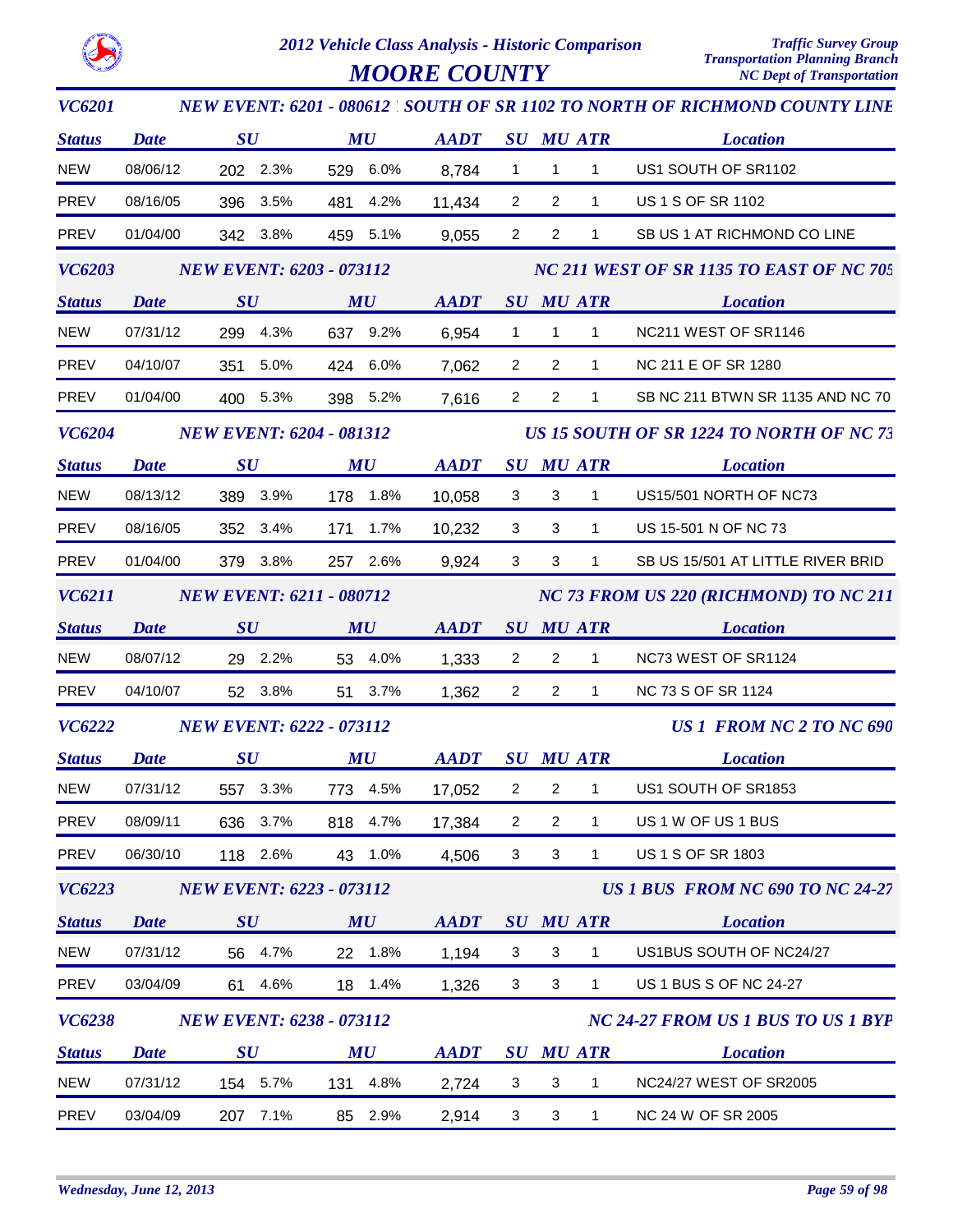# 2012 Vehicle Class Analysis - Historic Comparison

## MOORE COUNTY

Traffic Survey Group
Transportation Planning Branch
NC Dept of Transportation

### VC6201 — NEW EVENT: 6201 - 080612 SOUTH OF SR 1102 TO NORTH OF RICHMOND COUNTY LINE

| Status | Date | SU | SU % | MU | MU % | AADT | SU | MU | ATR | Location |
|---|---|---|---|---|---|---|---|---|---|---|
| NEW | 08/06/12 | 202 | 2.3% | 529 | 6.0% | 8,784 | 1 | 1 | 1 | US1 SOUTH OF SR1102 |
| PREV | 08/16/05 | 396 | 3.5% | 481 | 4.2% | 11,434 | 2 | 2 | 1 | US 1 S OF SR 1102 |
| PREV | 01/04/00 | 342 | 3.8% | 459 | 5.1% | 9,055 | 2 | 2 | 1 | SB US 1 AT RICHMOND CO LINE |

### VC6203 — NEW EVENT: 6203 - 073112 — NC 211 WEST OF SR 1135 TO EAST OF NC 705

| Status | Date | SU | SU % | MU | MU % | AADT | SU | MU | ATR | Location |
|---|---|---|---|---|---|---|---|---|---|---|
| NEW | 07/31/12 | 299 | 4.3% | 637 | 9.2% | 6,954 | 1 | 1 | 1 | NC211 WEST OF SR1146 |
| PREV | 04/10/07 | 351 | 5.0% | 424 | 6.0% | 7,062 | 2 | 2 | 1 | NC 211 E OF SR 1280 |
| PREV | 01/04/00 | 400 | 5.3% | 398 | 5.2% | 7,616 | 2 | 2 | 1 | SB NC 211 BTWN SR 1135 AND NC 70 |

### VC6204 — NEW EVENT: 6204 - 081312 — US 15 SOUTH OF SR 1224 TO NORTH OF NC 73

| Status | Date | SU | SU % | MU | MU % | AADT | SU | MU | ATR | Location |
|---|---|---|---|---|---|---|---|---|---|---|
| NEW | 08/13/12 | 389 | 3.9% | 178 | 1.8% | 10,058 | 3 | 3 | 1 | US15/501 NORTH OF NC73 |
| PREV | 08/16/05 | 352 | 3.4% | 171 | 1.7% | 10,232 | 3 | 3 | 1 | US 15-501 N OF NC 73 |
| PREV | 01/04/00 | 379 | 3.8% | 257 | 2.6% | 9,924 | 3 | 3 | 1 | SB US 15/501 AT LITTLE RIVER BRID |

### VC6211 — NEW EVENT: 6211 - 080712 — NC 73 FROM US 220 (RICHMOND) TO NC 211

| Status | Date | SU | SU % | MU | MU % | AADT | SU | MU | ATR | Location |
|---|---|---|---|---|---|---|---|---|---|---|
| NEW | 08/07/12 | 29 | 2.2% | 53 | 4.0% | 1,333 | 2 | 2 | 1 | NC73 WEST OF SR1124 |
| PREV | 04/10/07 | 52 | 3.8% | 51 | 3.7% | 1,362 | 2 | 2 | 1 | NC 73 S OF SR 1124 |

### VC6222 — NEW EVENT: 6222 - 073112 — US 1 FROM NC 2 TO NC 690

| Status | Date | SU | SU % | MU | MU % | AADT | SU | MU | ATR | Location |
|---|---|---|---|---|---|---|---|---|---|---|
| NEW | 07/31/12 | 557 | 3.3% | 773 | 4.5% | 17,052 | 2 | 2 | 1 | US1 SOUTH OF SR1853 |
| PREV | 08/09/11 | 636 | 3.7% | 818 | 4.7% | 17,384 | 2 | 2 | 1 | US 1 W OF US 1 BUS |
| PREV | 06/30/10 | 118 | 2.6% | 43 | 1.0% | 4,506 | 3 | 3 | 1 | US 1 S OF SR 1803 |

### VC6223 — NEW EVENT: 6223 - 073112 — US 1 BUS FROM NC 690 TO NC 24-27

| Status | Date | SU | SU % | MU | MU % | AADT | SU | MU | ATR | Location |
|---|---|---|---|---|---|---|---|---|---|---|
| NEW | 07/31/12 | 56 | 4.7% | 22 | 1.8% | 1,194 | 3 | 3 | 1 | US1BUS SOUTH OF NC24/27 |
| PREV | 03/04/09 | 61 | 4.6% | 18 | 1.4% | 1,326 | 3 | 3 | 1 | US 1 BUS S OF NC 24-27 |

### VC6238 — NEW EVENT: 6238 - 073112 — NC 24-27 FROM US 1 BUS TO US 1 BYP

| Status | Date | SU | SU % | MU | MU % | AADT | SU | MU | ATR | Location |
|---|---|---|---|---|---|---|---|---|---|---|
| NEW | 07/31/12 | 154 | 5.7% | 131 | 4.8% | 2,724 | 3 | 3 | 1 | NC24/27 WEST OF SR2005 |
| PREV | 03/04/09 | 207 | 7.1% | 85 | 2.9% | 2,914 | 3 | 3 | 1 | NC 24 W OF SR 2005 |

*Wednesday, June 12, 2013*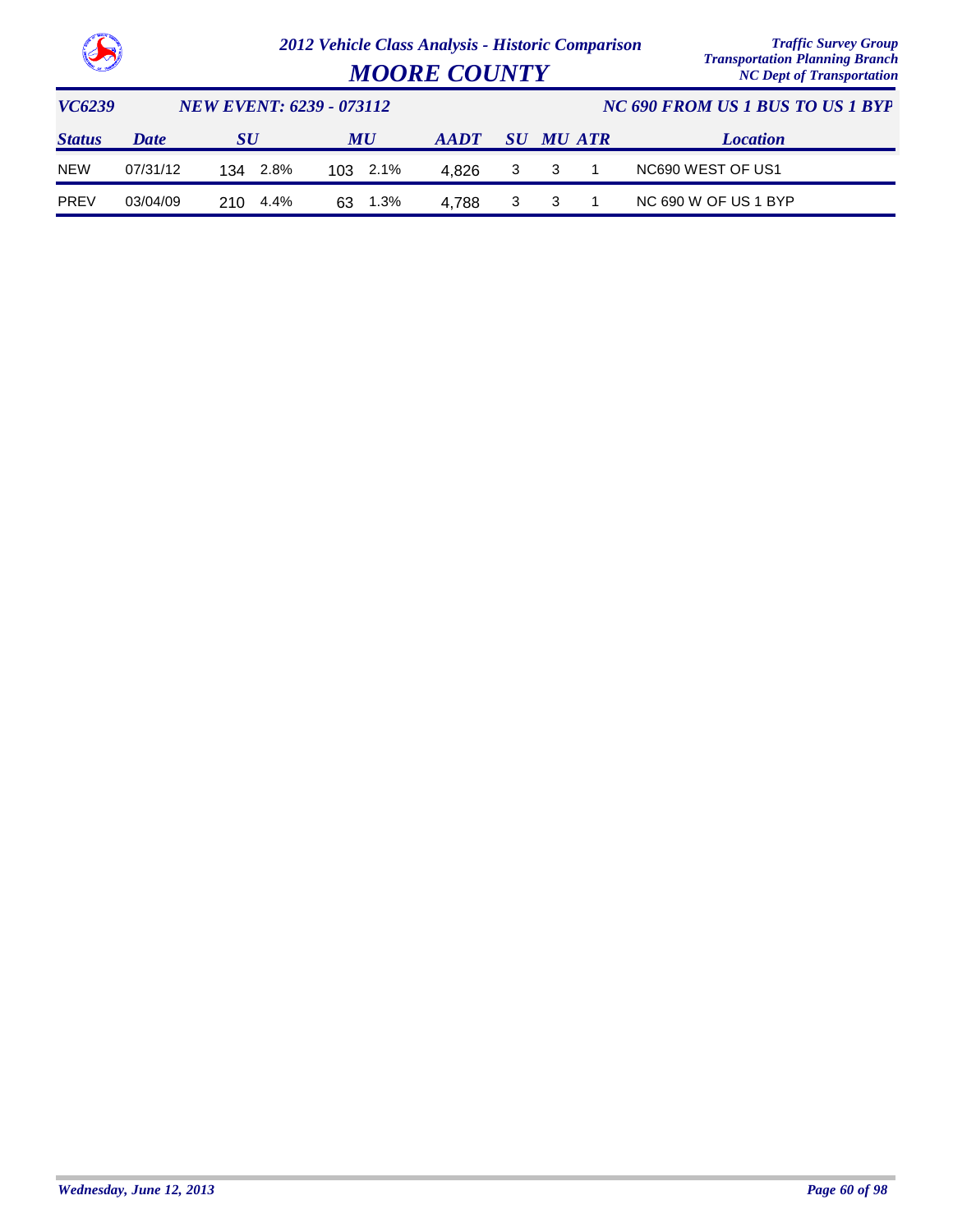# 2012 Vehicle Class Analysis - Historic Comparison

## MOORE COUNTY

Traffic Survey Group
Transportation Planning Branch
NC Dept of Transportation

**VC6239** — **NEW EVENT: 6239 - 073112** — **NC 690 FROM US 1 BUS TO US 1 BYP**

| Status | Date | SU | | MU | | AADT | SU | MU | ATR | Location |
|---|---|---|---|---|---|---|---|---|---|---|
| NEW | 07/31/12 | 134 | 2.8% | 103 | 2.1% | 4,826 | 3 | 3 | 1 | NC690 WEST OF US1 |
| PREV | 03/04/09 | 210 | 4.4% | 63 | 1.3% | 4,788 | 3 | 3 | 1 | NC 690 W OF US 1 BYP |

*Wednesday, June 12, 2013*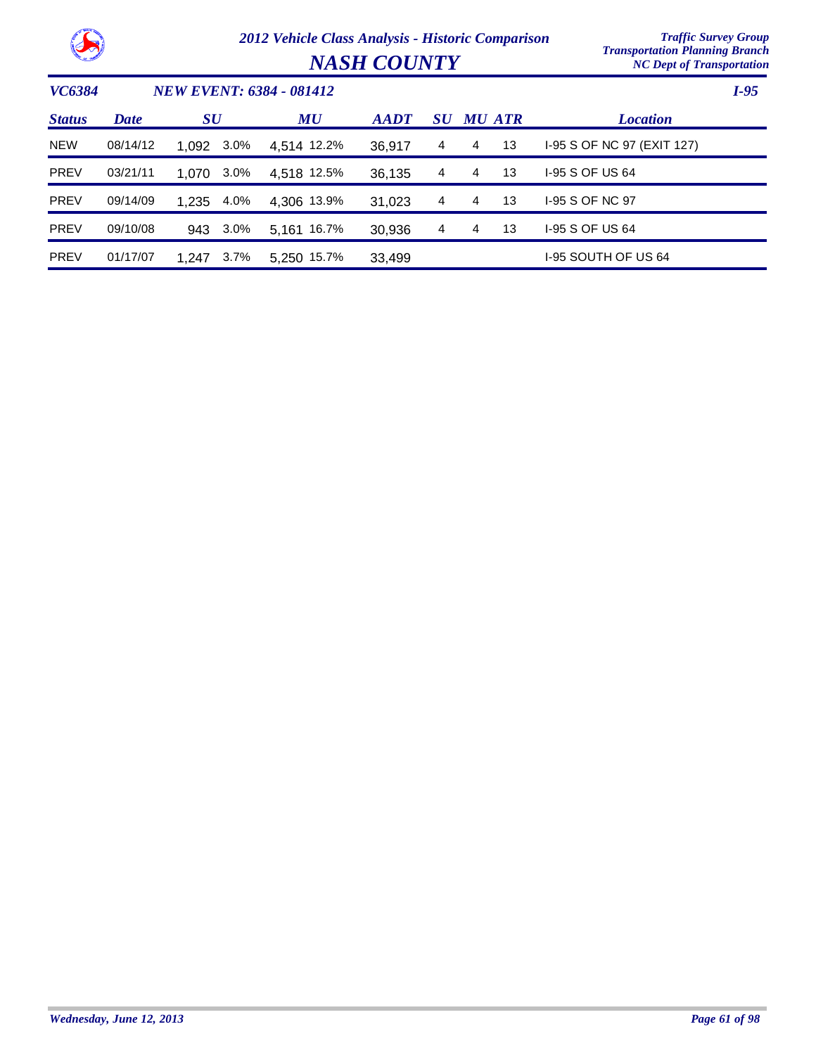# 2012 Vehicle Class Analysis - Historic Comparison

## NASH COUNTY

Traffic Survey Group
Transportation Planning Branch
NC Dept of Transportation

**VC6384** | **NEW EVENT: 6384 - 081412** | **I-95**

| Status | Date | SU | | MU | | AADT | SU | MU | ATR | Location |
|---|---|---|---|---|---|---|---|---|---|---|
| NEW | 08/14/12 | 1,092 | 3.0% | 4,514 | 12.2% | 36,917 | 4 | 4 | 13 | I-95 S OF NC 97 (EXIT 127) |
| PREV | 03/21/11 | 1,070 | 3.0% | 4,518 | 12.5% | 36,135 | 4 | 4 | 13 | I-95 S OF US 64 |
| PREV | 09/14/09 | 1,235 | 4.0% | 4,306 | 13.9% | 31,023 | 4 | 4 | 13 | I-95 S OF NC 97 |
| PREV | 09/10/08 | 943 | 3.0% | 5,161 | 16.7% | 30,936 | 4 | 4 | 13 | I-95 S OF US 64 |
| PREV | 01/17/07 | 1,247 | 3.7% | 5,250 | 15.7% | 33,499 | | | | I-95 SOUTH OF US 64 |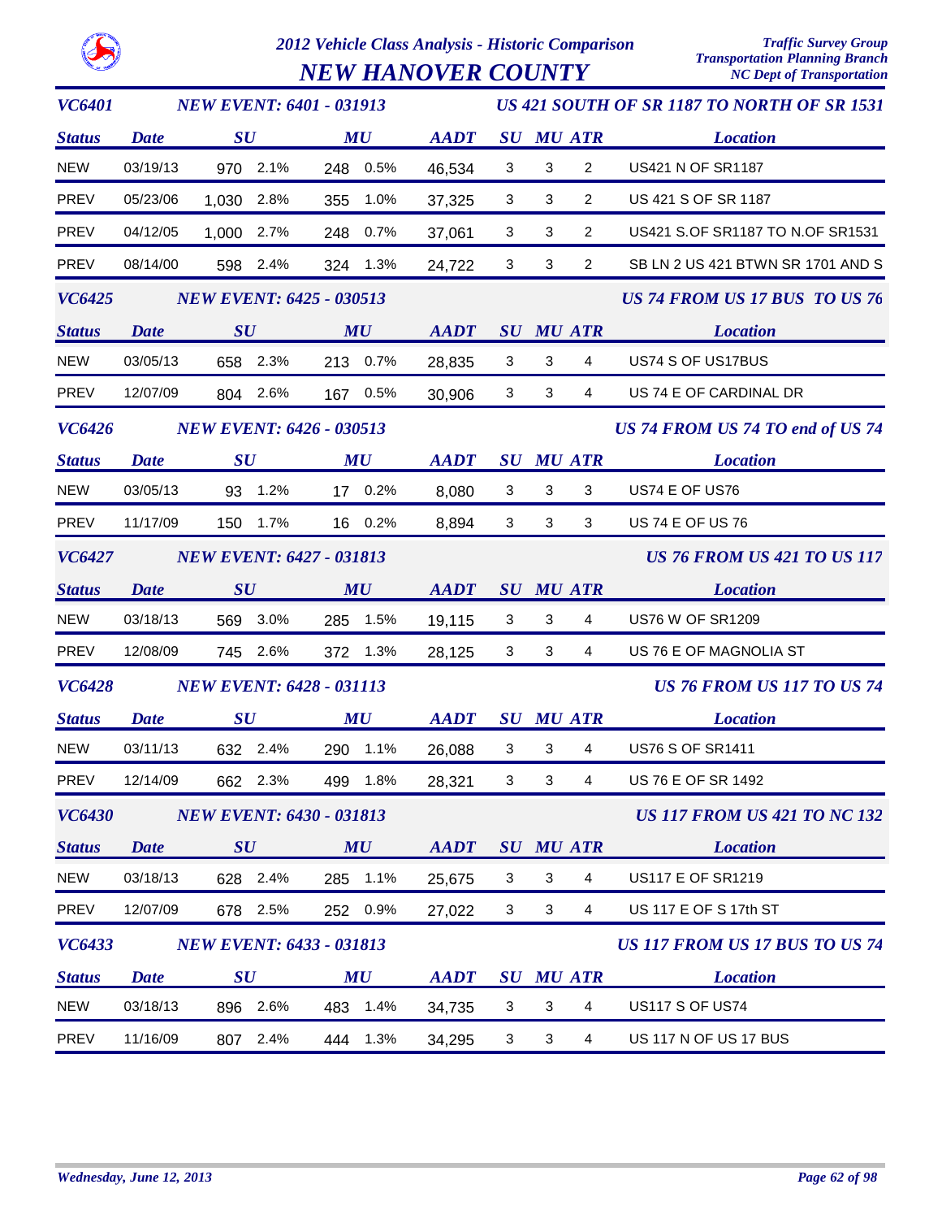# 2012 Vehicle Class Analysis - Historic Comparison

## NEW HANOVER COUNTY

Traffic Survey Group
Transportation Planning Branch
NC Dept of Transportation

### VC6401 — NEW EVENT: 6401 - 031913 — US 421 SOUTH OF SR 1187 TO NORTH OF SR 1531

| Status | Date | SU | | MU | | AADT | SU | MU | ATR | Location |
|---|---|---|---|---|---|---|---|---|---|---|
| NEW | 03/19/13 | 970 | 2.1% | 248 | 0.5% | 46,534 | 3 | 3 | 2 | US421 N OF SR1187 |
| PREV | 05/23/06 | 1,030 | 2.8% | 355 | 1.0% | 37,325 | 3 | 3 | 2 | US 421 S OF SR 1187 |
| PREV | 04/12/05 | 1,000 | 2.7% | 248 | 0.7% | 37,061 | 3 | 3 | 2 | US421 S.OF SR1187 TO N.OF SR1531 |
| PREV | 08/14/00 | 598 | 2.4% | 324 | 1.3% | 24,722 | 3 | 3 | 2 | SB LN 2 US 421 BTWN SR 1701 AND S |

### VC6425 — NEW EVENT: 6425 - 030513 — US 74 FROM US 17 BUS TO US 76

| Status | Date | SU | | MU | | AADT | SU | MU | ATR | Location |
|---|---|---|---|---|---|---|---|---|---|---|
| NEW | 03/05/13 | 658 | 2.3% | 213 | 0.7% | 28,835 | 3 | 3 | 4 | US74 S OF US17BUS |
| PREV | 12/07/09 | 804 | 2.6% | 167 | 0.5% | 30,906 | 3 | 3 | 4 | US 74 E OF CARDINAL DR |

### VC6426 — NEW EVENT: 6426 - 030513 — US 74 FROM US 74 TO end of US 74

| Status | Date | SU | | MU | | AADT | SU | MU | ATR | Location |
|---|---|---|---|---|---|---|---|---|---|---|
| NEW | 03/05/13 | 93 | 1.2% | 17 | 0.2% | 8,080 | 3 | 3 | 3 | US74 E OF US76 |
| PREV | 11/17/09 | 150 | 1.7% | 16 | 0.2% | 8,894 | 3 | 3 | 3 | US 74 E OF US 76 |

### VC6427 — NEW EVENT: 6427 - 031813 — US 76 FROM US 421 TO US 117

| Status | Date | SU | | MU | | AADT | SU | MU | ATR | Location |
|---|---|---|---|---|---|---|---|---|---|---|
| NEW | 03/18/13 | 569 | 3.0% | 285 | 1.5% | 19,115 | 3 | 3 | 4 | US76 W OF SR1209 |
| PREV | 12/08/09 | 745 | 2.6% | 372 | 1.3% | 28,125 | 3 | 3 | 4 | US 76 E OF MAGNOLIA ST |

### VC6428 — NEW EVENT: 6428 - 031113 — US 76 FROM US 117 TO US 74

| Status | Date | SU | | MU | | AADT | SU | MU | ATR | Location |
|---|---|---|---|---|---|---|---|---|---|---|
| NEW | 03/11/13 | 632 | 2.4% | 290 | 1.1% | 26,088 | 3 | 3 | 4 | US76 S OF SR1411 |
| PREV | 12/14/09 | 662 | 2.3% | 499 | 1.8% | 28,321 | 3 | 3 | 4 | US 76 E OF SR 1492 |

### VC6430 — NEW EVENT: 6430 - 031813 — US 117 FROM US 421 TO NC 132

| Status | Date | SU | | MU | | AADT | SU | MU | ATR | Location |
|---|---|---|---|---|---|---|---|---|---|---|
| NEW | 03/18/13 | 628 | 2.4% | 285 | 1.1% | 25,675 | 3 | 3 | 4 | US117 E OF SR1219 |
| PREV | 12/07/09 | 678 | 2.5% | 252 | 0.9% | 27,022 | 3 | 3 | 4 | US 117 E OF S 17th ST |

### VC6433 — NEW EVENT: 6433 - 031813 — US 117 FROM US 17 BUS TO US 74

| Status | Date | SU | | MU | | AADT | SU | MU | ATR | Location |
|---|---|---|---|---|---|---|---|---|---|---|
| NEW | 03/18/13 | 896 | 2.6% | 483 | 1.4% | 34,735 | 3 | 3 | 4 | US117 S OF US74 |
| PREV | 11/16/09 | 807 | 2.4% | 444 | 1.3% | 34,295 | 3 | 3 | 4 | US 117 N OF US 17 BUS |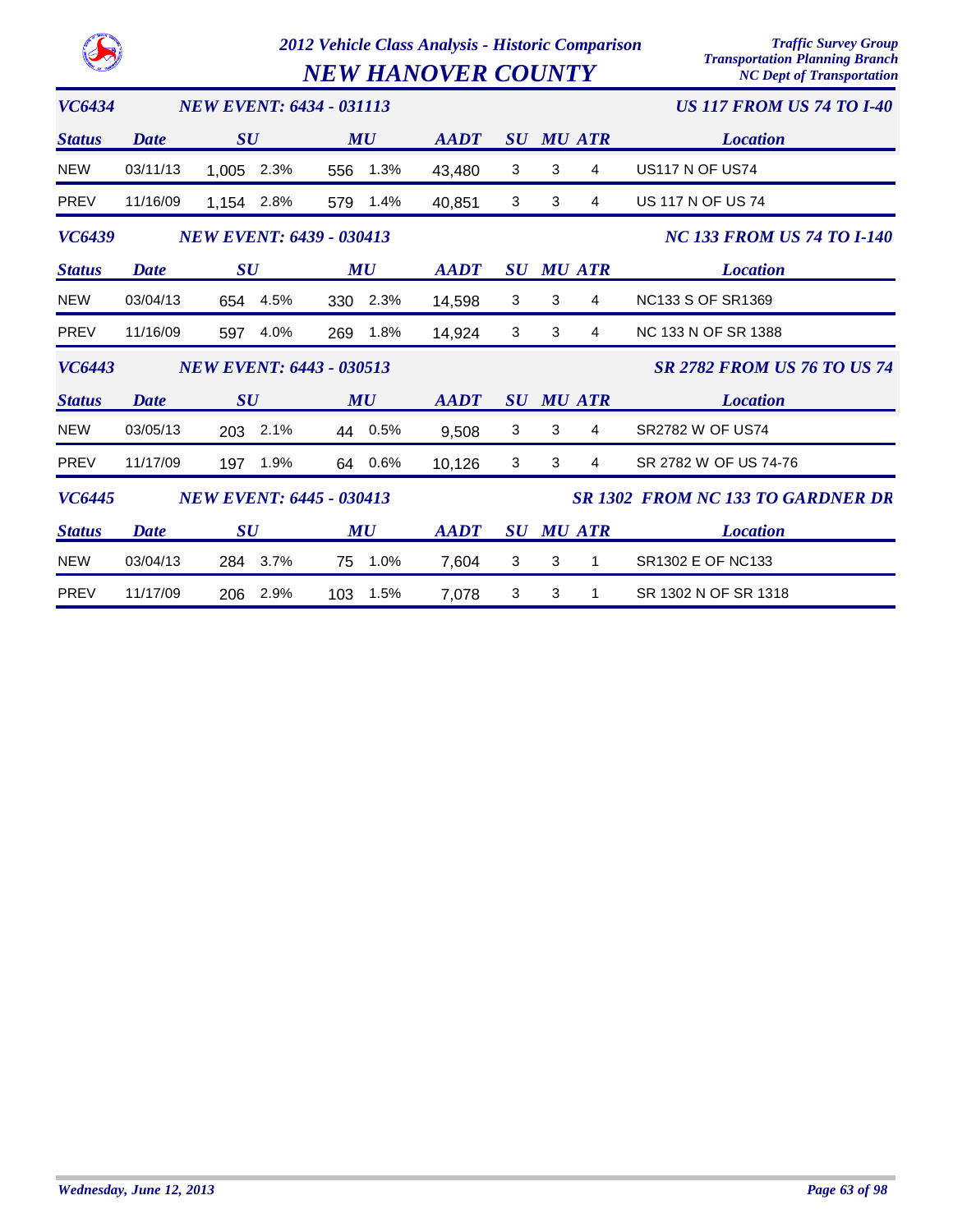# 2012 Vehicle Class Analysis - Historic Comparison

## NEW HANOVER COUNTY

Traffic Survey Group
Transportation Planning Branch
NC Dept of Transportation

### VC6434 — NEW EVENT: 6434 - 031113 — US 117 FROM US 74 TO I-40

| Status | Date | SU | SU % | MU | MU % | AADT | SU | MU | ATR | Location |
|---|---|---|---|---|---|---|---|---|---|---|
| NEW | 03/11/13 | 1,005 | 2.3% | 556 | 1.3% | 43,480 | 3 | 3 | 4 | US117 N OF US74 |
| PREV | 11/16/09 | 1,154 | 2.8% | 579 | 1.4% | 40,851 | 3 | 3 | 4 | US 117 N OF US 74 |

### VC6439 — NEW EVENT: 6439 - 030413 — NC 133 FROM US 74 TO I-140

| Status | Date | SU | SU % | MU | MU % | AADT | SU | MU | ATR | Location |
|---|---|---|---|---|---|---|---|---|---|---|
| NEW | 03/04/13 | 654 | 4.5% | 330 | 2.3% | 14,598 | 3 | 3 | 4 | NC133 S OF SR1369 |
| PREV | 11/16/09 | 597 | 4.0% | 269 | 1.8% | 14,924 | 3 | 3 | 4 | NC 133 N OF SR 1388 |

### VC6443 — NEW EVENT: 6443 - 030513 — SR 2782 FROM US 76 TO US 74

| Status | Date | SU | SU % | MU | MU % | AADT | SU | MU | ATR | Location |
|---|---|---|---|---|---|---|---|---|---|---|
| NEW | 03/05/13 | 203 | 2.1% | 44 | 0.5% | 9,508 | 3 | 3 | 4 | SR2782 W OF US74 |
| PREV | 11/17/09 | 197 | 1.9% | 64 | 0.6% | 10,126 | 3 | 3 | 4 | SR 2782 W OF US 74-76 |

### VC6445 — NEW EVENT: 6445 - 030413 — SR 1302 FROM NC 133 TO GARDNER DR

| Status | Date | SU | SU % | MU | MU % | AADT | SU | MU | ATR | Location |
|---|---|---|---|---|---|---|---|---|---|---|
| NEW | 03/04/13 | 284 | 3.7% | 75 | 1.0% | 7,604 | 3 | 3 | 1 | SR1302 E OF NC133 |
| PREV | 11/17/09 | 206 | 2.9% | 103 | 1.5% | 7,078 | 3 | 3 | 1 | SR 1302 N OF SR 1318 |

*Wednesday, June 12, 2013*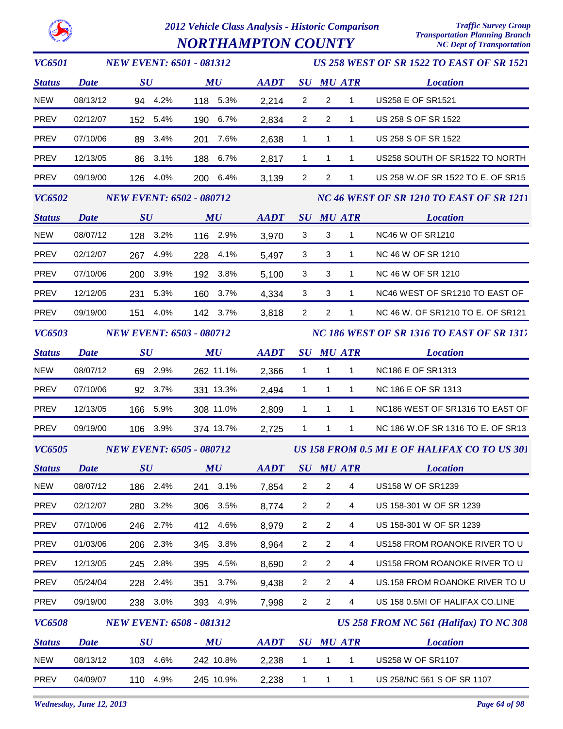# 2012 Vehicle Class Analysis - Historic Comparison
# NORTHAMPTON COUNTY

*Traffic Survey Group*
*Transportation Planning Branch*
*NC Dept of Transportation*

### VC6501 — NEW EVENT: 6501 - 081312 — US 258 WEST OF SR 1522 TO EAST OF SR 1521

| Status | Date | SU | | MU | | AADT | SU | MU | ATR | Location |
|---|---|---|---|---|---|---|---|---|---|---|
| NEW | 08/13/12 | 94 | 4.2% | 118 | 5.3% | 2,214 | 2 | 2 | 1 | US258 E OF SR1521 |
| PREV | 02/12/07 | 152 | 5.4% | 190 | 6.7% | 2,834 | 2 | 2 | 1 | US 258 S OF SR 1522 |
| PREV | 07/10/06 | 89 | 3.4% | 201 | 7.6% | 2,638 | 1 | 1 | 1 | US 258 S OF SR 1522 |
| PREV | 12/13/05 | 86 | 3.1% | 188 | 6.7% | 2,817 | 1 | 1 | 1 | US258 SOUTH OF SR1522 TO NORTH |
| PREV | 09/19/00 | 126 | 4.0% | 200 | 6.4% | 3,139 | 2 | 2 | 1 | US 258 W.OF SR 1522 TO E. OF SR15 |

### VC6502 — NEW EVENT: 6502 - 080712 — NC 46 WEST OF SR 1210 TO EAST OF SR 1211

| Status | Date | SU | | MU | | AADT | SU | MU | ATR | Location |
|---|---|---|---|---|---|---|---|---|---|---|
| NEW | 08/07/12 | 128 | 3.2% | 116 | 2.9% | 3,970 | 3 | 3 | 1 | NC46 W OF SR1210 |
| PREV | 02/12/07 | 267 | 4.9% | 228 | 4.1% | 5,497 | 3 | 3 | 1 | NC 46 W OF SR 1210 |
| PREV | 07/10/06 | 200 | 3.9% | 192 | 3.8% | 5,100 | 3 | 3 | 1 | NC 46 W OF SR 1210 |
| PREV | 12/12/05 | 231 | 5.3% | 160 | 3.7% | 4,334 | 3 | 3 | 1 | NC46 WEST OF SR1210 TO EAST OF |
| PREV | 09/19/00 | 151 | 4.0% | 142 | 3.7% | 3,818 | 2 | 2 | 1 | NC 46 W. OF SR1210 TO E. OF SR121 |

### VC6503 — NEW EVENT: 6503 - 080712 — NC 186 WEST OF SR 1316 TO EAST OF SR 1317

| Status | Date | SU | | MU | | AADT | SU | MU | ATR | Location |
|---|---|---|---|---|---|---|---|---|---|---|
| NEW | 08/07/12 | 69 | 2.9% | 262 | 11.1% | 2,366 | 1 | 1 | 1 | NC186 E OF SR1313 |
| PREV | 07/10/06 | 92 | 3.7% | 331 | 13.3% | 2,494 | 1 | 1 | 1 | NC 186 E OF SR 1313 |
| PREV | 12/13/05 | 166 | 5.9% | 308 | 11.0% | 2,809 | 1 | 1 | 1 | NC186 WEST OF SR1316 TO EAST OF |
| PREV | 09/19/00 | 106 | 3.9% | 374 | 13.7% | 2,725 | 1 | 1 | 1 | NC 186 W.OF SR 1316 TO E. OF SR13 |

### VC6505 — NEW EVENT: 6505 - 080712 — US 158 FROM 0.5 MI E OF HALIFAX CO TO US 301

| Status | Date | SU | | MU | | AADT | SU | MU | ATR | Location |
|---|---|---|---|---|---|---|---|---|---|---|
| NEW | 08/07/12 | 186 | 2.4% | 241 | 3.1% | 7,854 | 2 | 2 | 4 | US158 W OF SR1239 |
| PREV | 02/12/07 | 280 | 3.2% | 306 | 3.5% | 8,774 | 2 | 2 | 4 | US 158-301 W OF SR 1239 |
| PREV | 07/10/06 | 246 | 2.7% | 412 | 4.6% | 8,979 | 2 | 2 | 4 | US 158-301 W OF SR 1239 |
| PREV | 01/03/06 | 206 | 2.3% | 345 | 3.8% | 8,964 | 2 | 2 | 4 | US158 FROM ROANOKE RIVER TO U |
| PREV | 12/13/05 | 245 | 2.8% | 395 | 4.5% | 8,690 | 2 | 2 | 4 | US158 FROM ROANOKE RIVER TO U |
| PREV | 05/24/04 | 228 | 2.4% | 351 | 3.7% | 9,438 | 2 | 2 | 4 | US.158 FROM ROANOKE RIVER TO U |
| PREV | 09/19/00 | 238 | 3.0% | 393 | 4.9% | 7,998 | 2 | 2 | 4 | US 158 0.5MI OF HALIFAX CO.LINE |

### VC6508 — NEW EVENT: 6508 - 081312 — US 258 FROM NC 561 (Halifax) TO NC 308

| Status | Date | SU | | MU | | AADT | SU | MU | ATR | Location |
|---|---|---|---|---|---|---|---|---|---|---|
| NEW | 08/13/12 | 103 | 4.6% | 242 | 10.8% | 2,238 | 1 | 1 | 1 | US258 W OF SR1107 |
| PREV | 04/09/07 | 110 | 4.9% | 245 | 10.9% | 2,238 | 1 | 1 | 1 | US 258/NC 561 S OF SR 1107 |

*Wednesday, June 12, 2013*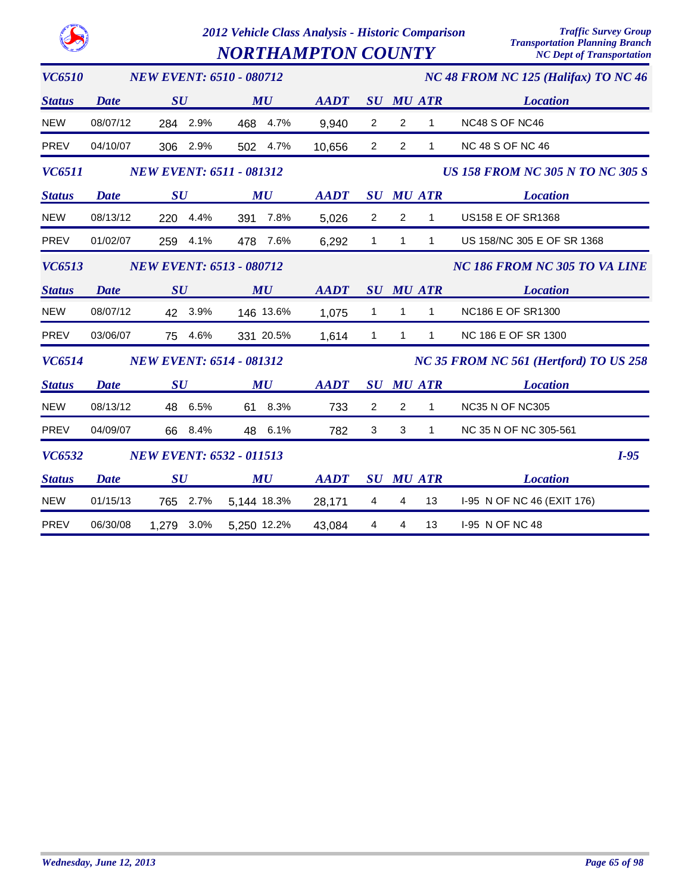# 2012 Vehicle Class Analysis - Historic Comparison

## NORTHAMPTON COUNTY

Traffic Survey Group
Transportation Planning Branch
NC Dept of Transportation

### VC6510 — NEW EVENT: 6510 - 080712 — NC 48 FROM NC 125 (Halifax) TO NC 46

| Status | Date | SU | | MU | | AADT | SU | MU | ATR | Location |
|---|---|---|---|---|---|---|---|---|---|---|
| NEW | 08/07/12 | 284 | 2.9% | 468 | 4.7% | 9,940 | 2 | 2 | 1 | NC48 S OF NC46 |
| PREV | 04/10/07 | 306 | 2.9% | 502 | 4.7% | 10,656 | 2 | 2 | 1 | NC 48 S OF NC 46 |

### VC6511 — NEW EVENT: 6511 - 081312 — US 158 FROM NC 305 N TO NC 305 S

| Status | Date | SU | | MU | | AADT | SU | MU | ATR | Location |
|---|---|---|---|---|---|---|---|---|---|---|
| NEW | 08/13/12 | 220 | 4.4% | 391 | 7.8% | 5,026 | 2 | 2 | 1 | US158 E OF SR1368 |
| PREV | 01/02/07 | 259 | 4.1% | 478 | 7.6% | 6,292 | 1 | 1 | 1 | US 158/NC 305 E OF SR 1368 |

### VC6513 — NEW EVENT: 6513 - 080712 — NC 186 FROM NC 305 TO VA LINE

| Status | Date | SU | | MU | | AADT | SU | MU | ATR | Location |
|---|---|---|---|---|---|---|---|---|---|---|
| NEW | 08/07/12 | 42 | 3.9% | 146 | 13.6% | 1,075 | 1 | 1 | 1 | NC186 E OF SR1300 |
| PREV | 03/06/07 | 75 | 4.6% | 331 | 20.5% | 1,614 | 1 | 1 | 1 | NC 186 E OF SR 1300 |

### VC6514 — NEW EVENT: 6514 - 081312 — NC 35 FROM NC 561 (Hertford) TO US 258

| Status | Date | SU | | MU | | AADT | SU | MU | ATR | Location |
|---|---|---|---|---|---|---|---|---|---|---|
| NEW | 08/13/12 | 48 | 6.5% | 61 | 8.3% | 733 | 2 | 2 | 1 | NC35 N OF NC305 |
| PREV | 04/09/07 | 66 | 8.4% | 48 | 6.1% | 782 | 3 | 3 | 1 | NC 35 N OF NC 305-561 |

### VC6532 — NEW EVENT: 6532 - 011513 — I-95

| Status | Date | SU | | MU | | AADT | SU | MU | ATR | Location |
|---|---|---|---|---|---|---|---|---|---|---|
| NEW | 01/15/13 | 765 | 2.7% | 5,144 | 18.3% | 28,171 | 4 | 4 | 13 | I-95 N OF NC 46 (EXIT 176) |
| PREV | 06/30/08 | 1,279 | 3.0% | 5,250 | 12.2% | 43,084 | 4 | 4 | 13 | I-95 N OF NC 48 |

Wednesday, June 12, 2013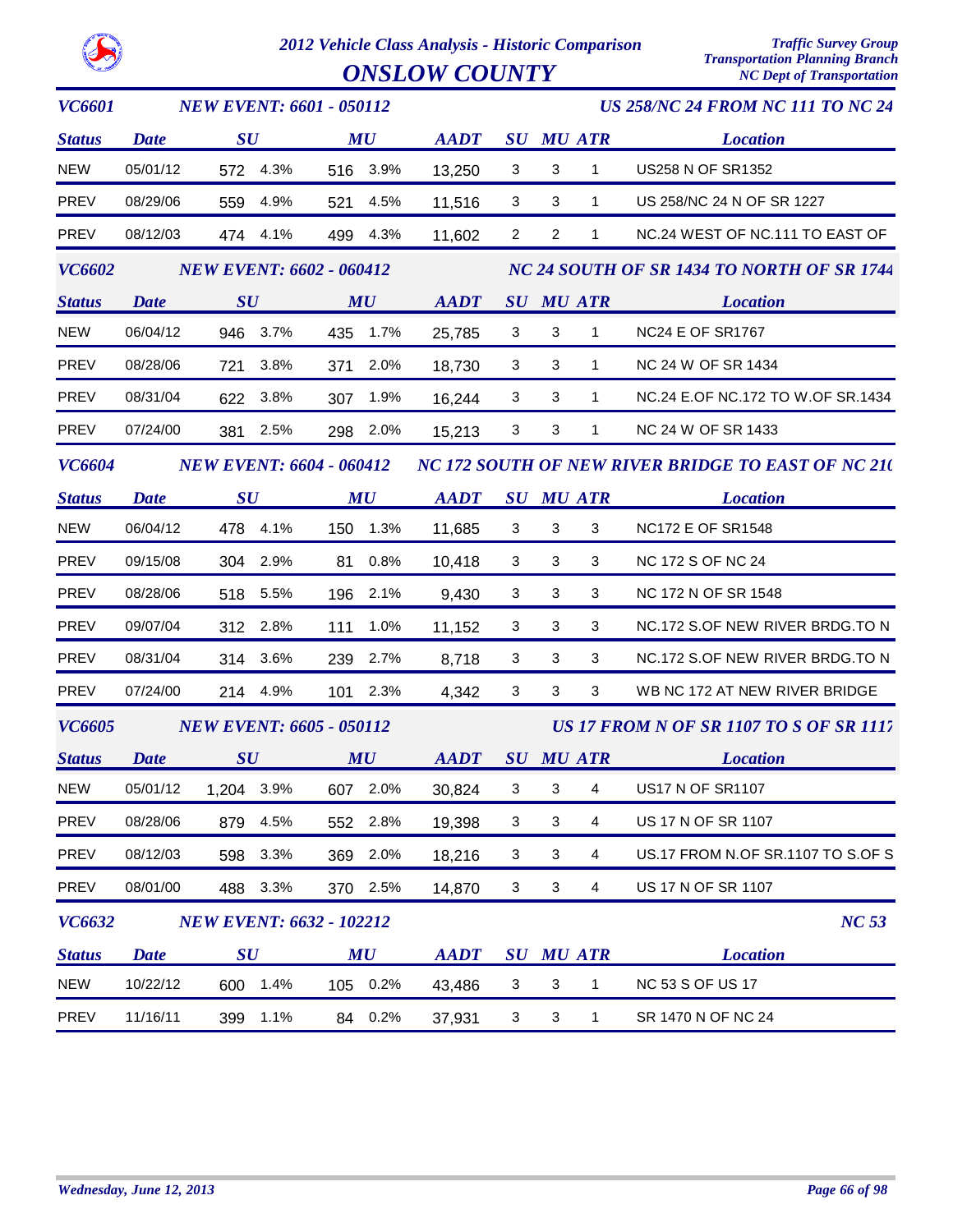# 2012 Vehicle Class Analysis - Historic Comparison

## ONSLOW COUNTY

Traffic Survey Group
Transportation Planning Branch
NC Dept of Transportation

### VC6601 — NEW EVENT: 6601 - 050112 — US 258/NC 24 FROM NC 111 TO NC 24

| Status | Date | SU | | MU | | AADT | SU | MU | ATR | Location |
|---|---|---|---|---|---|---|---|---|---|---|
| NEW | 05/01/12 | 572 | 4.3% | 516 | 3.9% | 13,250 | 3 | 3 | 1 | US258 N OF SR1352 |
| PREV | 08/29/06 | 559 | 4.9% | 521 | 4.5% | 11,516 | 3 | 3 | 1 | US 258/NC 24 N OF SR 1227 |
| PREV | 08/12/03 | 474 | 4.1% | 499 | 4.3% | 11,602 | 2 | 2 | 1 | NC.24 WEST OF NC.111 TO EAST OF |

### VC6602 — NEW EVENT: 6602 - 060412 — NC 24 SOUTH OF SR 1434 TO NORTH OF SR 1744

| Status | Date | SU | | MU | | AADT | SU | MU | ATR | Location |
|---|---|---|---|---|---|---|---|---|---|---|
| NEW | 06/04/12 | 946 | 3.7% | 435 | 1.7% | 25,785 | 3 | 3 | 1 | NC24 E OF SR1767 |
| PREV | 08/28/06 | 721 | 3.8% | 371 | 2.0% | 18,730 | 3 | 3 | 1 | NC 24 W OF SR 1434 |
| PREV | 08/31/04 | 622 | 3.8% | 307 | 1.9% | 16,244 | 3 | 3 | 1 | NC.24 E.OF NC.172 TO W.OF SR.1434 |
| PREV | 07/24/00 | 381 | 2.5% | 298 | 2.0% | 15,213 | 3 | 3 | 1 | NC 24 W OF SR 1433 |

### VC6604 — NEW EVENT: 6604 - 060412 — NC 172 SOUTH OF NEW RIVER BRIDGE TO EAST OF NC 210

| Status | Date | SU | | MU | | AADT | SU | MU | ATR | Location |
|---|---|---|---|---|---|---|---|---|---|---|
| NEW | 06/04/12 | 478 | 4.1% | 150 | 1.3% | 11,685 | 3 | 3 | 3 | NC172 E OF SR1548 |
| PREV | 09/15/08 | 304 | 2.9% | 81 | 0.8% | 10,418 | 3 | 3 | 3 | NC 172 S OF NC 24 |
| PREV | 08/28/06 | 518 | 5.5% | 196 | 2.1% | 9,430 | 3 | 3 | 3 | NC 172 N OF SR 1548 |
| PREV | 09/07/04 | 312 | 2.8% | 111 | 1.0% | 11,152 | 3 | 3 | 3 | NC.172 S.OF NEW RIVER BRDG.TO N |
| PREV | 08/31/04 | 314 | 3.6% | 239 | 2.7% | 8,718 | 3 | 3 | 3 | NC.172 S.OF NEW RIVER BRDG.TO N |
| PREV | 07/24/00 | 214 | 4.9% | 101 | 2.3% | 4,342 | 3 | 3 | 3 | WB NC 172 AT NEW RIVER BRIDGE |

### VC6605 — NEW EVENT: 6605 - 050112 — US 17 FROM N OF SR 1107 TO S OF SR 1117

| Status | Date | SU | | MU | | AADT | SU | MU | ATR | Location |
|---|---|---|---|---|---|---|---|---|---|---|
| NEW | 05/01/12 | 1,204 | 3.9% | 607 | 2.0% | 30,824 | 3 | 3 | 4 | US17 N OF SR1107 |
| PREV | 08/28/06 | 879 | 4.5% | 552 | 2.8% | 19,398 | 3 | 3 | 4 | US 17 N OF SR 1107 |
| PREV | 08/12/03 | 598 | 3.3% | 369 | 2.0% | 18,216 | 3 | 3 | 4 | US.17 FROM N.OF SR.1107 TO S.OF S |
| PREV | 08/01/00 | 488 | 3.3% | 370 | 2.5% | 14,870 | 3 | 3 | 4 | US 17 N OF SR 1107 |

### VC6632 — NEW EVENT: 6632 - 102212 — NC 53

| Status | Date | SU | | MU | | AADT | SU | MU | ATR | Location |
|---|---|---|---|---|---|---|---|---|---|---|
| NEW | 10/22/12 | 600 | 1.4% | 105 | 0.2% | 43,486 | 3 | 3 | 1 | NC 53 S OF US 17 |
| PREV | 11/16/11 | 399 | 1.1% | 84 | 0.2% | 37,931 | 3 | 3 | 1 | SR 1470 N OF NC 24 |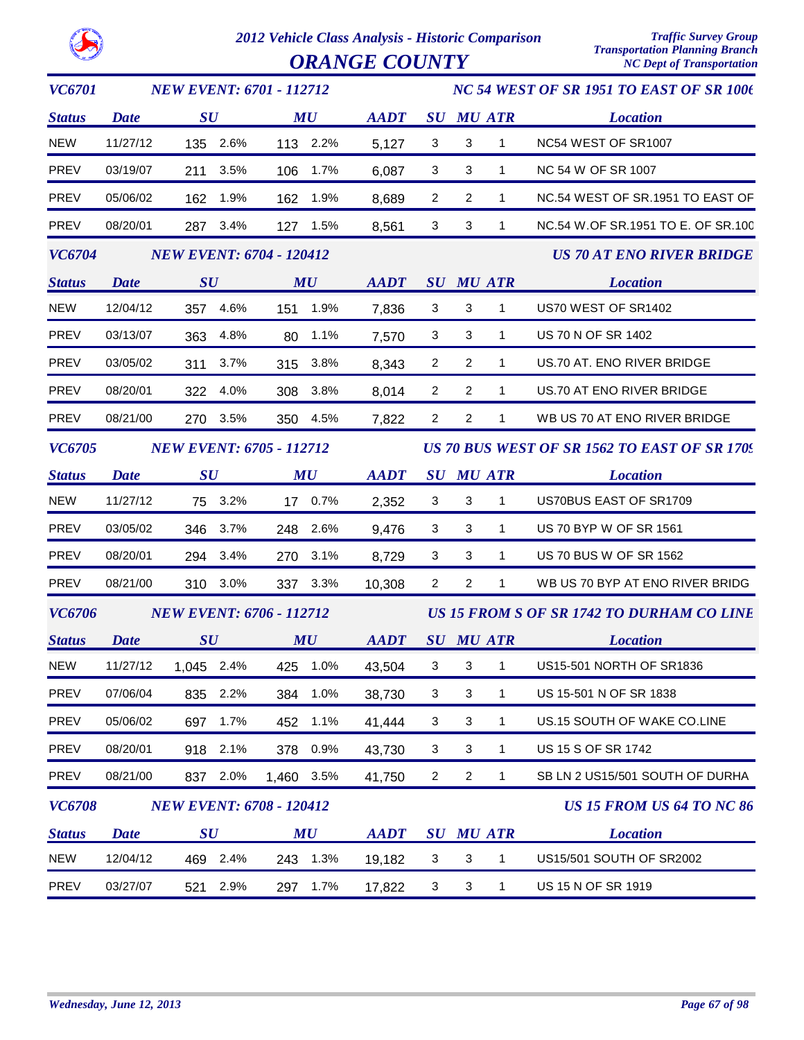# 2012 Vehicle Class Analysis - Historic Comparison

## ORANGE COUNTY

Traffic Survey Group
Transportation Planning Branch
NC Dept of Transportation

### VC6701 — NEW EVENT: 6701 - 112712 — NC 54 WEST OF SR 1951 TO EAST OF SR 1006

| Status | Date | SU | | MU | | AADT | SU | MU | ATR | Location |
|---|---|---|---|---|---|---|---|---|---|---|
| NEW | 11/27/12 | 135 | 2.6% | 113 | 2.2% | 5,127 | 3 | 3 | 1 | NC54 WEST OF SR1007 |
| PREV | 03/19/07 | 211 | 3.5% | 106 | 1.7% | 6,087 | 3 | 3 | 1 | NC 54 W OF SR 1007 |
| PREV | 05/06/02 | 162 | 1.9% | 162 | 1.9% | 8,689 | 2 | 2 | 1 | NC.54 WEST OF SR.1951 TO EAST OF |
| PREV | 08/20/01 | 287 | 3.4% | 127 | 1.5% | 8,561 | 3 | 3 | 1 | NC.54 W.OF SR.1951 TO E. OF SR.100 |

### VC6704 — NEW EVENT: 6704 - 120412 — US 70 AT ENO RIVER BRIDGE

| Status | Date | SU | | MU | | AADT | SU | MU | ATR | Location |
|---|---|---|---|---|---|---|---|---|---|---|
| NEW | 12/04/12 | 357 | 4.6% | 151 | 1.9% | 7,836 | 3 | 3 | 1 | US70 WEST OF SR1402 |
| PREV | 03/13/07 | 363 | 4.8% | 80 | 1.1% | 7,570 | 3 | 3 | 1 | US 70 N OF SR 1402 |
| PREV | 03/05/02 | 311 | 3.7% | 315 | 3.8% | 8,343 | 2 | 2 | 1 | US.70 AT. ENO RIVER BRIDGE |
| PREV | 08/20/01 | 322 | 4.0% | 308 | 3.8% | 8,014 | 2 | 2 | 1 | US.70 AT ENO RIVER BRIDGE |
| PREV | 08/21/00 | 270 | 3.5% | 350 | 4.5% | 7,822 | 2 | 2 | 1 | WB US 70 AT ENO RIVER BRIDGE |

### VC6705 — NEW EVENT: 6705 - 112712 — US 70 BUS WEST OF SR 1562 TO EAST OF SR 1709

| Status | Date | SU | | MU | | AADT | SU | MU | ATR | Location |
|---|---|---|---|---|---|---|---|---|---|---|
| NEW | 11/27/12 | 75 | 3.2% | 17 | 0.7% | 2,352 | 3 | 3 | 1 | US70BUS EAST OF SR1709 |
| PREV | 03/05/02 | 346 | 3.7% | 248 | 2.6% | 9,476 | 3 | 3 | 1 | US 70 BYP W OF SR 1561 |
| PREV | 08/20/01 | 294 | 3.4% | 270 | 3.1% | 8,729 | 3 | 3 | 1 | US 70 BUS W OF SR 1562 |
| PREV | 08/21/00 | 310 | 3.0% | 337 | 3.3% | 10,308 | 2 | 2 | 1 | WB US 70 BYP AT ENO RIVER BRIDG |

### VC6706 — NEW EVENT: 6706 - 112712 — US 15 FROM S OF SR 1742 TO DURHAM CO LINE

| Status | Date | SU | | MU | | AADT | SU | MU | ATR | Location |
|---|---|---|---|---|---|---|---|---|---|---|
| NEW | 11/27/12 | 1,045 | 2.4% | 425 | 1.0% | 43,504 | 3 | 3 | 1 | US15-501 NORTH OF SR1836 |
| PREV | 07/06/04 | 835 | 2.2% | 384 | 1.0% | 38,730 | 3 | 3 | 1 | US 15-501 N OF SR 1838 |
| PREV | 05/06/02 | 697 | 1.7% | 452 | 1.1% | 41,444 | 3 | 3 | 1 | US.15 SOUTH OF WAKE CO.LINE |
| PREV | 08/20/01 | 918 | 2.1% | 378 | 0.9% | 43,730 | 3 | 3 | 1 | US 15 S OF SR 1742 |
| PREV | 08/21/00 | 837 | 2.0% | 1,460 | 3.5% | 41,750 | 2 | 2 | 1 | SB LN 2 US15/501 SOUTH OF DURHA |

### VC6708 — NEW EVENT: 6708 - 120412 — US 15 FROM US 64 TO NC 86

| Status | Date | SU | | MU | | AADT | SU | MU | ATR | Location |
|---|---|---|---|---|---|---|---|---|---|---|
| NEW | 12/04/12 | 469 | 2.4% | 243 | 1.3% | 19,182 | 3 | 3 | 1 | US15/501 SOUTH OF SR2002 |
| PREV | 03/27/07 | 521 | 2.9% | 297 | 1.7% | 17,822 | 3 | 3 | 1 | US 15 N OF SR 1919 |

Wednesday, June 12, 2013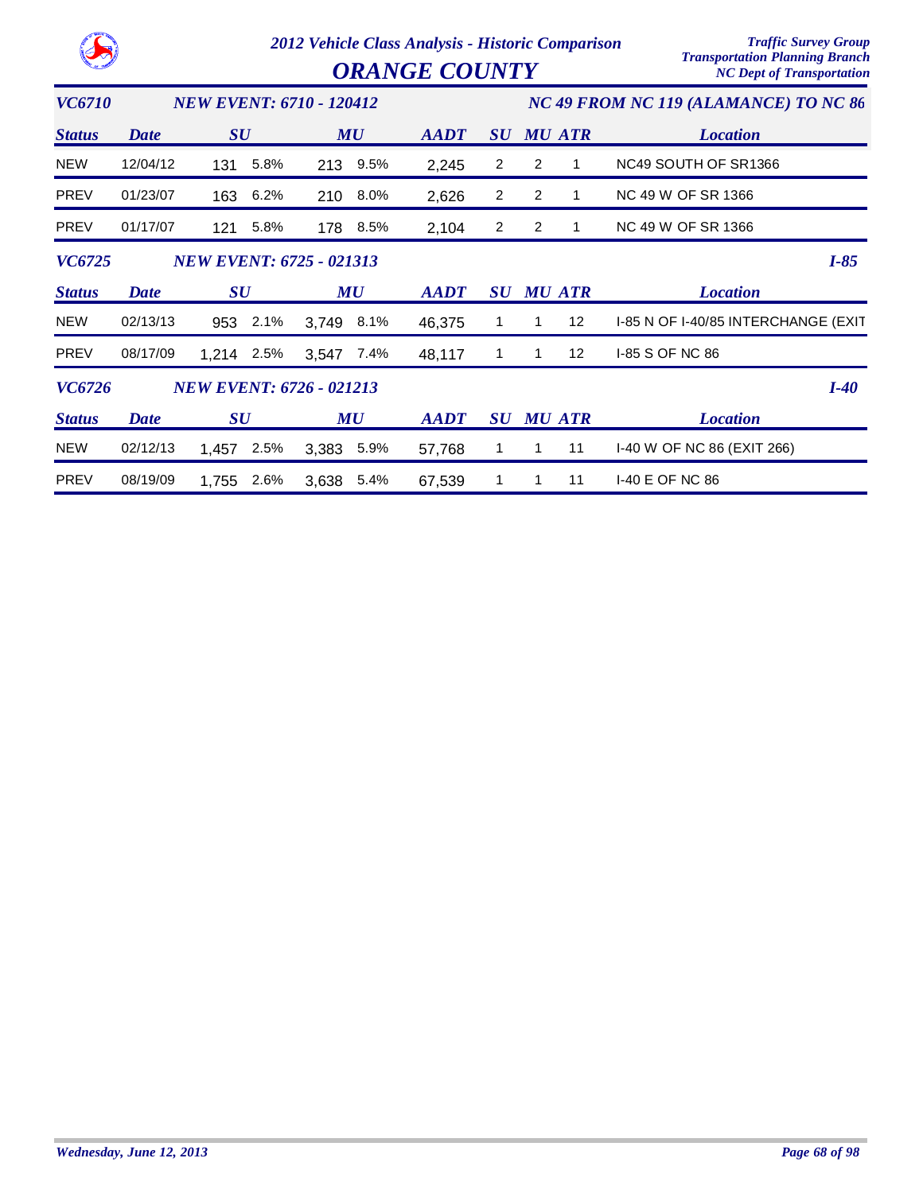# 2012 Vehicle Class Analysis - Historic Comparison

## ORANGE COUNTY

Traffic Survey Group
Transportation Planning Branch
NC Dept of Transportation

### VC6710 — NEW EVENT: 6710 - 120412 — NC 49 FROM NC 119 (ALAMANCE) TO NC 86

| Status | Date | SU | | MU | | AADT | SU | MU | ATR | Location |
|---|---|---|---|---|---|---|---|---|---|---|
| NEW | 12/04/12 | 131 | 5.8% | 213 | 9.5% | 2,245 | 2 | 2 | 1 | NC49 SOUTH OF SR1366 |
| PREV | 01/23/07 | 163 | 6.2% | 210 | 8.0% | 2,626 | 2 | 2 | 1 | NC 49 W OF SR 1366 |
| PREV | 01/17/07 | 121 | 5.8% | 178 | 8.5% | 2,104 | 2 | 2 | 1 | NC 49 W OF SR 1366 |

### VC6725 — NEW EVENT: 6725 - 021313 — I-85

| Status | Date | SU | | MU | | AADT | SU | MU | ATR | Location |
|---|---|---|---|---|---|---|---|---|---|---|
| NEW | 02/13/13 | 953 | 2.1% | 3,749 | 8.1% | 46,375 | 1 | 1 | 12 | I-85 N OF I-40/85 INTERCHANGE (EXIT |
| PREV | 08/17/09 | 1,214 | 2.5% | 3,547 | 7.4% | 48,117 | 1 | 1 | 12 | I-85 S OF NC 86 |

### VC6726 — NEW EVENT: 6726 - 021213 — I-40

| Status | Date | SU | | MU | | AADT | SU | MU | ATR | Location |
|---|---|---|---|---|---|---|---|---|---|---|
| NEW | 02/12/13 | 1,457 | 2.5% | 3,383 | 5.9% | 57,768 | 1 | 1 | 11 | I-40 W OF NC 86 (EXIT 266) |
| PREV | 08/19/09 | 1,755 | 2.6% | 3,638 | 5.4% | 67,539 | 1 | 1 | 11 | I-40 E OF NC 86 |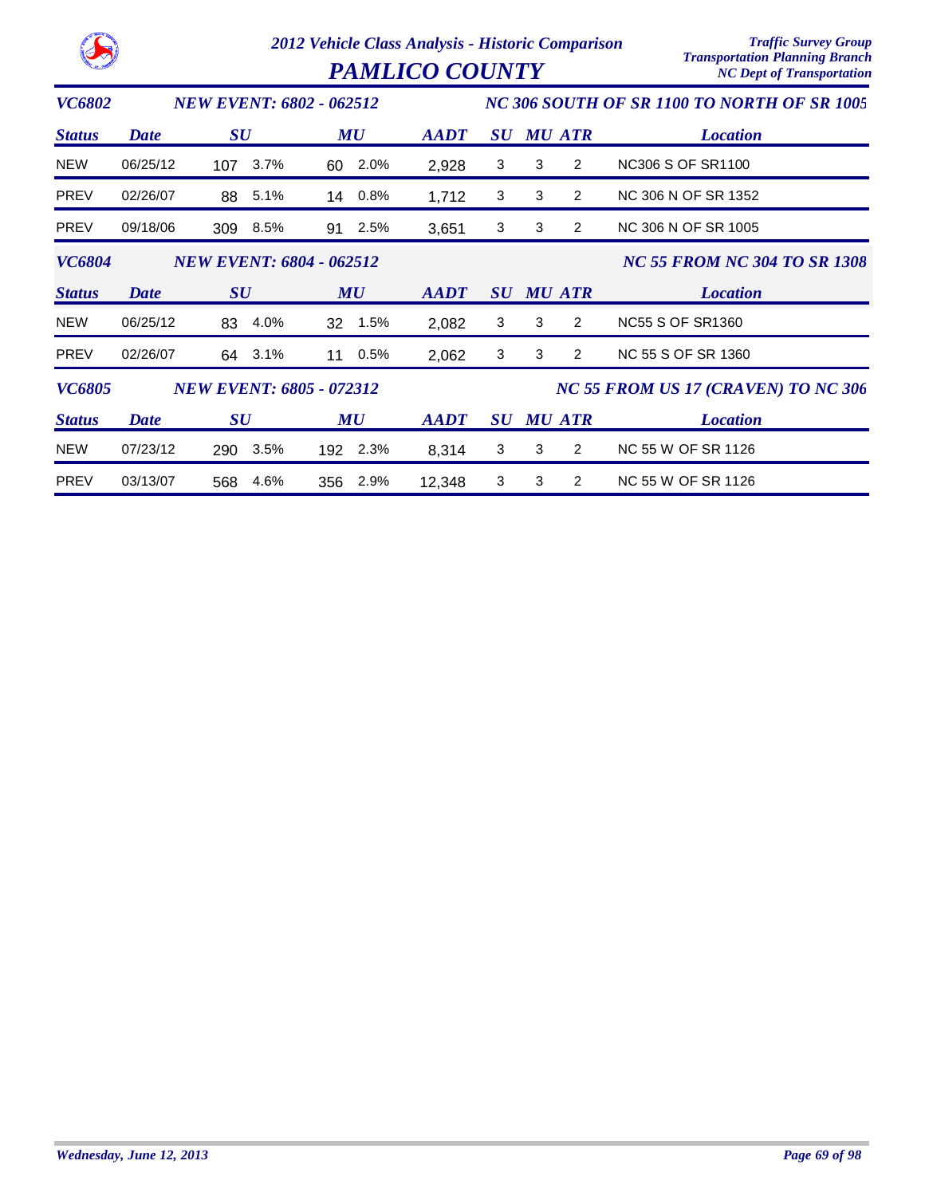# 2012 Vehicle Class Analysis - Historic Comparison

## PAMLICO COUNTY

Traffic Survey Group
Transportation Planning Branch
NC Dept of Transportation

### VC6802 — NEW EVENT: 6802 - 062512 — NC 306 SOUTH OF SR 1100 TO NORTH OF SR 1005

| Status | Date | SU | | MU | | AADT | SU | MU | ATR | Location |
|---|---|---|---|---|---|---|---|---|---|---|
| NEW | 06/25/12 | 107 | 3.7% | 60 | 2.0% | 2,928 | 3 | 3 | 2 | NC306 S OF SR1100 |
| PREV | 02/26/07 | 88 | 5.1% | 14 | 0.8% | 1,712 | 3 | 3 | 2 | NC 306 N OF SR 1352 |
| PREV | 09/18/06 | 309 | 8.5% | 91 | 2.5% | 3,651 | 3 | 3 | 2 | NC 306 N OF SR 1005 |

### VC6804 — NEW EVENT: 6804 - 062512 — NC 55 FROM NC 304 TO SR 1308

| Status | Date | SU | | MU | | AADT | SU | MU | ATR | Location |
|---|---|---|---|---|---|---|---|---|---|---|
| NEW | 06/25/12 | 83 | 4.0% | 32 | 1.5% | 2,082 | 3 | 3 | 2 | NC55 S OF SR1360 |
| PREV | 02/26/07 | 64 | 3.1% | 11 | 0.5% | 2,062 | 3 | 3 | 2 | NC 55 S OF SR 1360 |

### VC6805 — NEW EVENT: 6805 - 072312 — NC 55 FROM US 17 (CRAVEN) TO NC 306

| Status | Date | SU | | MU | | AADT | SU | MU | ATR | Location |
|---|---|---|---|---|---|---|---|---|---|---|
| NEW | 07/23/12 | 290 | 3.5% | 192 | 2.3% | 8,314 | 3 | 3 | 2 | NC 55 W OF SR 1126 |
| PREV | 03/13/07 | 568 | 4.6% | 356 | 2.9% | 12,348 | 3 | 3 | 2 | NC 55 W OF SR 1126 |

*Wednesday, June 12, 2013*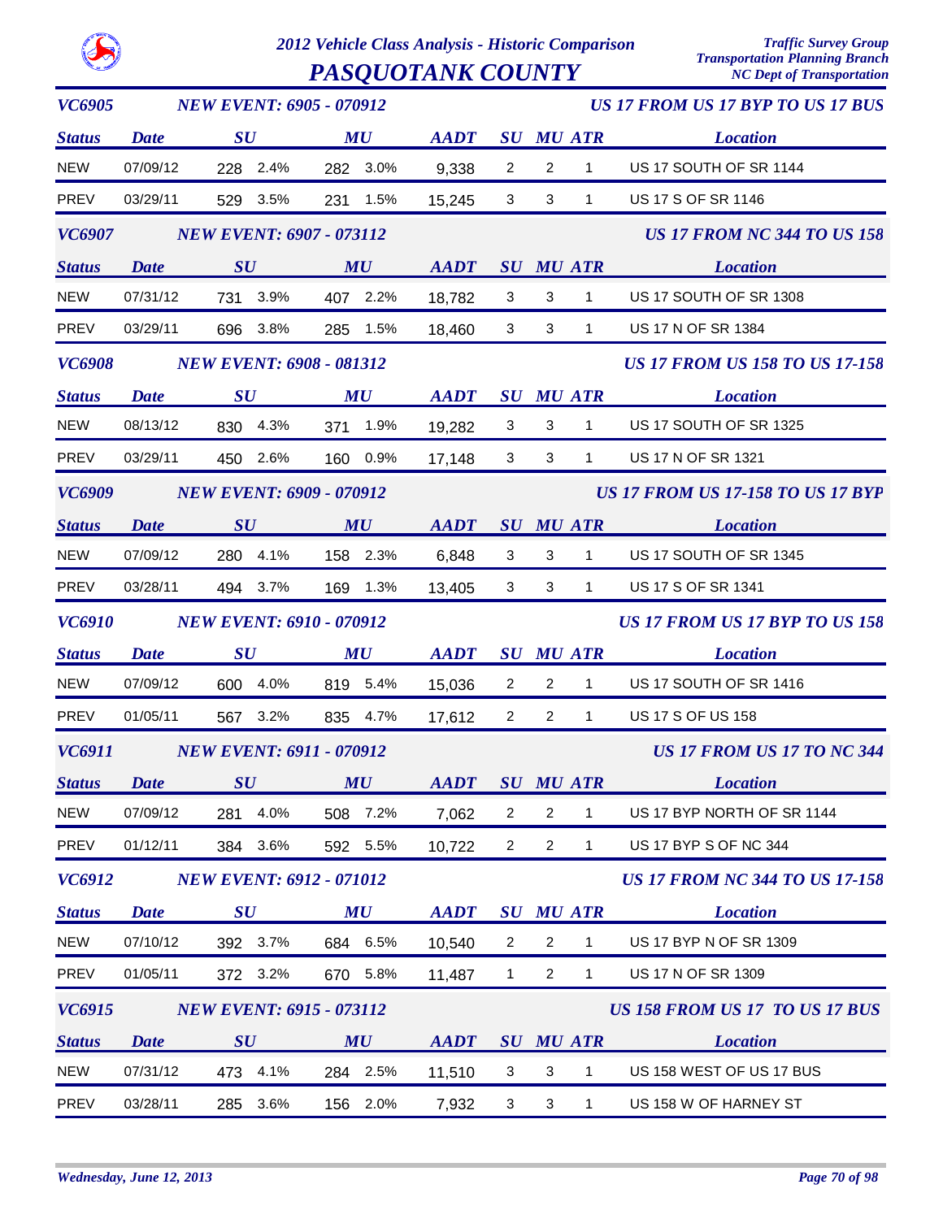# 2012 Vehicle Class Analysis - Historic Comparison

# PASQUOTANK COUNTY

Traffic Survey Group
Transportation Planning Branch
NC Dept of Transportation

### VC6905 — NEW EVENT: 6905 - 070912 — US 17 FROM US 17 BYP TO US 17 BUS

| Status | Date | SU | | MU | | AADT | SU | MU | ATR | Location |
|---|---|---|---|---|---|---|---|---|---|---|
| NEW | 07/09/12 | 228 | 2.4% | 282 | 3.0% | 9,338 | 2 | 2 | 1 | US 17 SOUTH OF SR 1144 |
| PREV | 03/29/11 | 529 | 3.5% | 231 | 1.5% | 15,245 | 3 | 3 | 1 | US 17 S OF SR 1146 |

### VC6907 — NEW EVENT: 6907 - 073112 — US 17 FROM NC 344 TO US 158

| Status | Date | SU | | MU | | AADT | SU | MU | ATR | Location |
|---|---|---|---|---|---|---|---|---|---|---|
| NEW | 07/31/12 | 731 | 3.9% | 407 | 2.2% | 18,782 | 3 | 3 | 1 | US 17 SOUTH OF SR 1308 |
| PREV | 03/29/11 | 696 | 3.8% | 285 | 1.5% | 18,460 | 3 | 3 | 1 | US 17 N OF SR 1384 |

### VC6908 — NEW EVENT: 6908 - 081312 — US 17 FROM US 158 TO US 17-158

| Status | Date | SU | | MU | | AADT | SU | MU | ATR | Location |
|---|---|---|---|---|---|---|---|---|---|---|
| NEW | 08/13/12 | 830 | 4.3% | 371 | 1.9% | 19,282 | 3 | 3 | 1 | US 17 SOUTH OF SR 1325 |
| PREV | 03/29/11 | 450 | 2.6% | 160 | 0.9% | 17,148 | 3 | 3 | 1 | US 17 N OF SR 1321 |

### VC6909 — NEW EVENT: 6909 - 070912 — US 17 FROM US 17-158 TO US 17 BYP

| Status | Date | SU | | MU | | AADT | SU | MU | ATR | Location |
|---|---|---|---|---|---|---|---|---|---|---|
| NEW | 07/09/12 | 280 | 4.1% | 158 | 2.3% | 6,848 | 3 | 3 | 1 | US 17 SOUTH OF SR 1345 |
| PREV | 03/28/11 | 494 | 3.7% | 169 | 1.3% | 13,405 | 3 | 3 | 1 | US 17 S OF SR 1341 |

### VC6910 — NEW EVENT: 6910 - 070912 — US 17 FROM US 17 BYP TO US 158

| Status | Date | SU | | MU | | AADT | SU | MU | ATR | Location |
|---|---|---|---|---|---|---|---|---|---|---|
| NEW | 07/09/12 | 600 | 4.0% | 819 | 5.4% | 15,036 | 2 | 2 | 1 | US 17 SOUTH OF SR 1416 |
| PREV | 01/05/11 | 567 | 3.2% | 835 | 4.7% | 17,612 | 2 | 2 | 1 | US 17 S OF US 158 |

### VC6911 — NEW EVENT: 6911 - 070912 — US 17 FROM US 17 TO NC 344

| Status | Date | SU | | MU | | AADT | SU | MU | ATR | Location |
|---|---|---|---|---|---|---|---|---|---|---|
| NEW | 07/09/12 | 281 | 4.0% | 508 | 7.2% | 7,062 | 2 | 2 | 1 | US 17 BYP NORTH OF SR 1144 |
| PREV | 01/12/11 | 384 | 3.6% | 592 | 5.5% | 10,722 | 2 | 2 | 1 | US 17 BYP S OF NC 344 |

### VC6912 — NEW EVENT: 6912 - 071012 — US 17 FROM NC 344 TO US 17-158

| Status | Date | SU | | MU | | AADT | SU | MU | ATR | Location |
|---|---|---|---|---|---|---|---|---|---|---|
| NEW | 07/10/12 | 392 | 3.7% | 684 | 6.5% | 10,540 | 2 | 2 | 1 | US 17 BYP N OF SR 1309 |
| PREV | 01/05/11 | 372 | 3.2% | 670 | 5.8% | 11,487 | 1 | 2 | 1 | US 17 N OF SR 1309 |

### VC6915 — NEW EVENT: 6915 - 073112 — US 158 FROM US 17 TO US 17 BUS

| Status | Date | SU | | MU | | AADT | SU | MU | ATR | Location |
|---|---|---|---|---|---|---|---|---|---|---|
| NEW | 07/31/12 | 473 | 4.1% | 284 | 2.5% | 11,510 | 3 | 3 | 1 | US 158 WEST OF US 17 BUS |
| PREV | 03/28/11 | 285 | 3.6% | 156 | 2.0% | 7,932 | 3 | 3 | 1 | US 158 W OF HARNEY ST |

*Wednesday, June 12, 2013*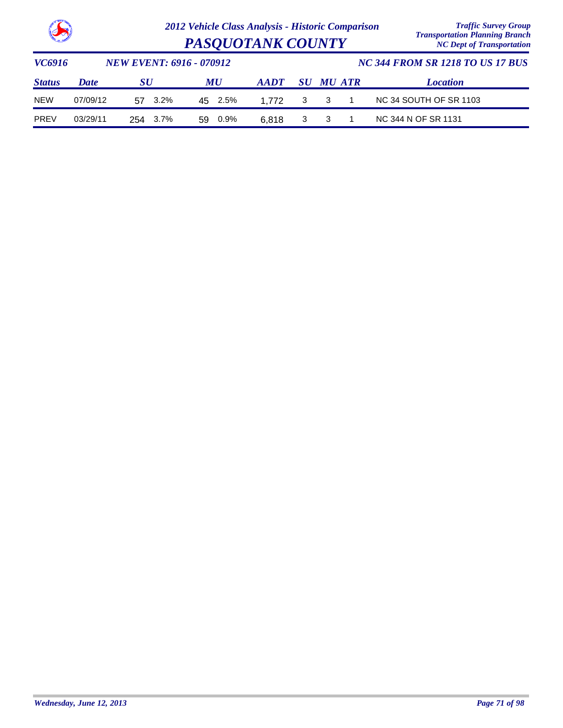# 2012 Vehicle Class Analysis - Historic Comparison

## PASQUOTANK COUNTY

*Traffic Survey Group*
*Transportation Planning Branch*
*NC Dept of Transportation*

| VC6916 | NEW EVENT: 6916 - 070912 | | | | | | | | | NC 344 FROM SR 1218 TO US 17 BUS |
|---|---|---|---|---|---|---|---|---|---|---|
| **Status** | **Date** | **SU** | | **MU** | | **AADT** | **SU** | **MU** | **ATR** | **Location** |
| NEW | 07/09/12 | 57 | 3.2% | 45 | 2.5% | 1,772 | 3 | 3 | 1 | NC 34 SOUTH OF SR 1103 |
| PREV | 03/29/11 | 254 | 3.7% | 59 | 0.9% | 6,818 | 3 | 3 | 1 | NC 344 N OF SR 1131 |

*Wednesday, June 12, 2013*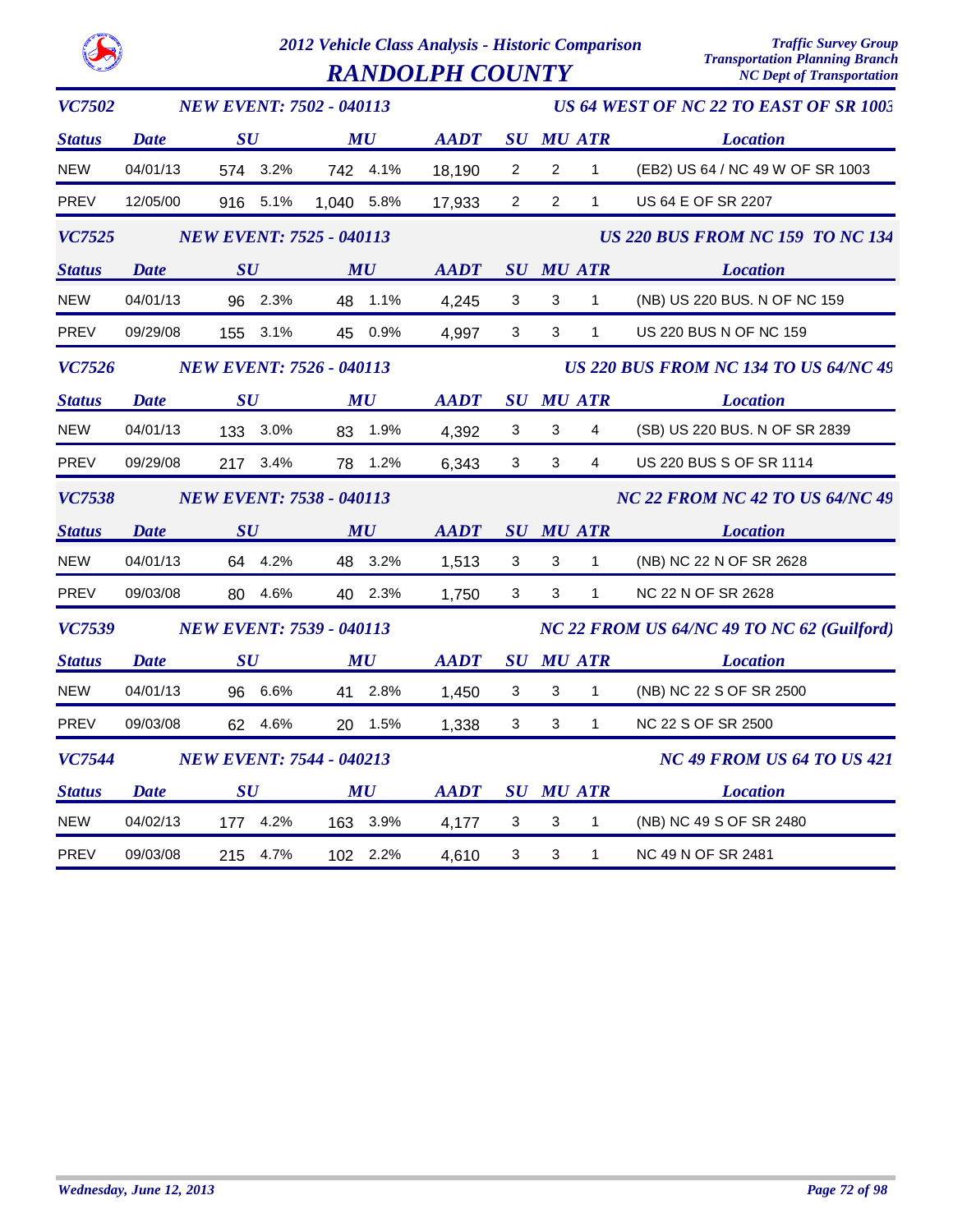# 2012 Vehicle Class Analysis - Historic Comparison

## RANDOLPH COUNTY

Traffic Survey Group
Transportation Planning Branch
NC Dept of Transportation

### VC7502 — NEW EVENT: 7502 - 040113 — US 64 WEST OF NC 22 TO EAST OF SR 1003

| Status | Date | SU | | MU | | AADT | SU | MU | ATR | Location |
|---|---|---|---|---|---|---|---|---|---|---|
| NEW | 04/01/13 | 574 | 3.2% | 742 | 4.1% | 18,190 | 2 | 2 | 1 | (EB2) US 64 / NC 49 W OF SR 1003 |
| PREV | 12/05/00 | 916 | 5.1% | 1,040 | 5.8% | 17,933 | 2 | 2 | 1 | US 64 E OF SR 2207 |

### VC7525 — NEW EVENT: 7525 - 040113 — US 220 BUS FROM NC 159 TO NC 134

| Status | Date | SU | | MU | | AADT | SU | MU | ATR | Location |
|---|---|---|---|---|---|---|---|---|---|---|
| NEW | 04/01/13 | 96 | 2.3% | 48 | 1.1% | 4,245 | 3 | 3 | 1 | (NB) US 220 BUS. N OF NC 159 |
| PREV | 09/29/08 | 155 | 3.1% | 45 | 0.9% | 4,997 | 3 | 3 | 1 | US 220 BUS N OF NC 159 |

### VC7526 — NEW EVENT: 7526 - 040113 — US 220 BUS FROM NC 134 TO US 64/NC 49

| Status | Date | SU | | MU | | AADT | SU | MU | ATR | Location |
|---|---|---|---|---|---|---|---|---|---|---|
| NEW | 04/01/13 | 133 | 3.0% | 83 | 1.9% | 4,392 | 3 | 3 | 4 | (SB) US 220 BUS. N OF SR 2839 |
| PREV | 09/29/08 | 217 | 3.4% | 78 | 1.2% | 6,343 | 3 | 3 | 4 | US 220 BUS S OF SR 1114 |

### VC7538 — NEW EVENT: 7538 - 040113 — NC 22 FROM NC 42 TO US 64/NC 49

| Status | Date | SU | | MU | | AADT | SU | MU | ATR | Location |
|---|---|---|---|---|---|---|---|---|---|---|
| NEW | 04/01/13 | 64 | 4.2% | 48 | 3.2% | 1,513 | 3 | 3 | 1 | (NB) NC 22 N OF SR 2628 |
| PREV | 09/03/08 | 80 | 4.6% | 40 | 2.3% | 1,750 | 3 | 3 | 1 | NC 22 N OF SR 2628 |

### VC7539 — NEW EVENT: 7539 - 040113 — NC 22 FROM US 64/NC 49 TO NC 62 (Guilford)

| Status | Date | SU | | MU | | AADT | SU | MU | ATR | Location |
|---|---|---|---|---|---|---|---|---|---|---|
| NEW | 04/01/13 | 96 | 6.6% | 41 | 2.8% | 1,450 | 3 | 3 | 1 | (NB) NC 22 S OF SR 2500 |
| PREV | 09/03/08 | 62 | 4.6% | 20 | 1.5% | 1,338 | 3 | 3 | 1 | NC 22 S OF SR 2500 |

### VC7544 — NEW EVENT: 7544 - 040213 — NC 49 FROM US 64 TO US 421

| Status | Date | SU | | MU | | AADT | SU | MU | ATR | Location |
|---|---|---|---|---|---|---|---|---|---|---|
| NEW | 04/02/13 | 177 | 4.2% | 163 | 3.9% | 4,177 | 3 | 3 | 1 | (NB) NC 49 S OF SR 2480 |
| PREV | 09/03/08 | 215 | 4.7% | 102 | 2.2% | 4,610 | 3 | 3 | 1 | NC 49 N OF SR 2481 |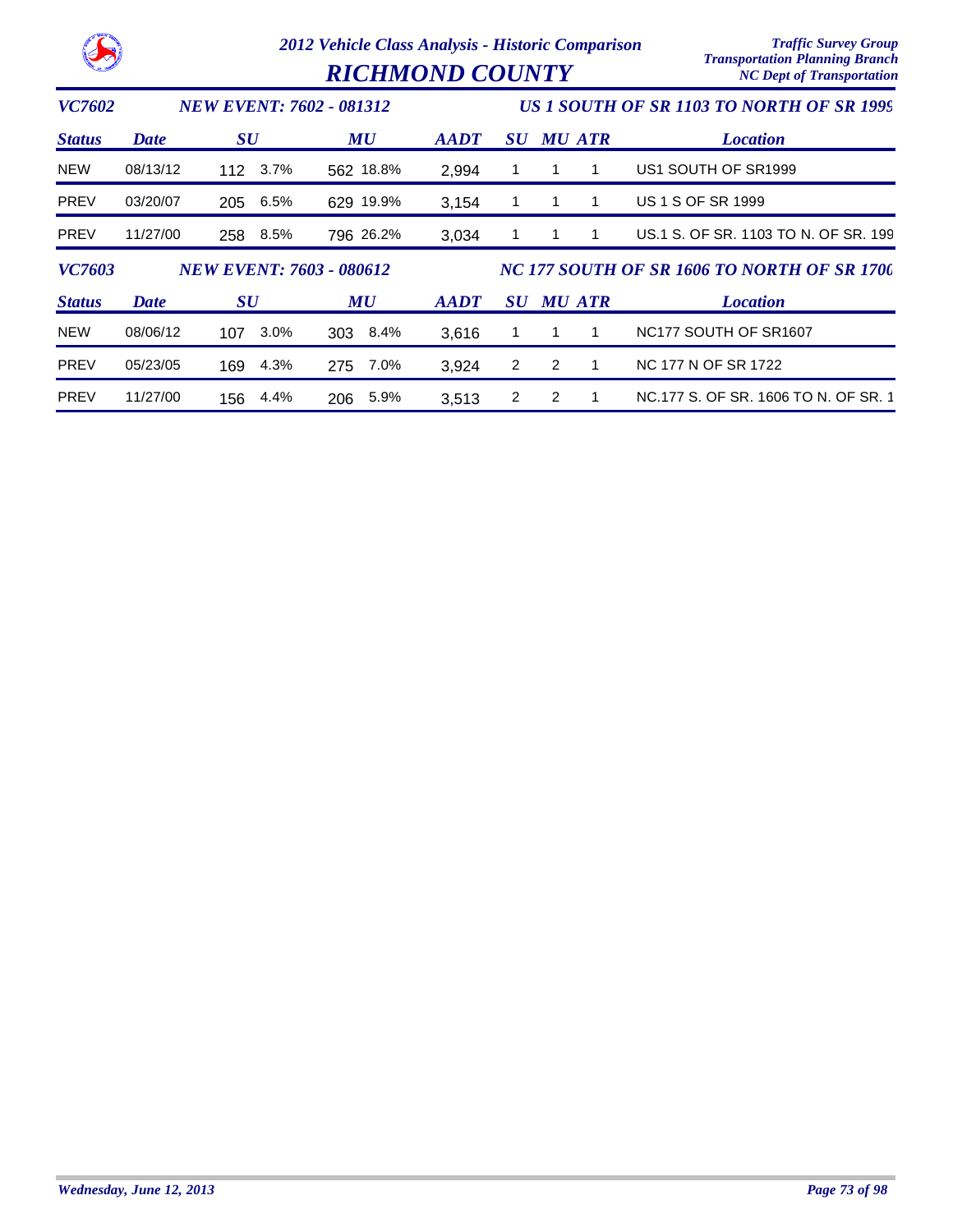# 2012 Vehicle Class Analysis - Historic Comparison

# RICHMOND COUNTY

Traffic Survey Group
Transportation Planning Branch
NC Dept of Transportation

## VC7602 — NEW EVENT: 7602 - 081312 — US 1 SOUTH OF SR 1103 TO NORTH OF SR 1999

| Status | Date | SU | | MU | | AADT | SU | MU | ATR | Location |
|---|---|---|---|---|---|---|---|---|---|---|
| NEW | 08/13/12 | 112 | 3.7% | 562 | 18.8% | 2,994 | 1 | 1 | 1 | US1 SOUTH OF SR1999 |
| PREV | 03/20/07 | 205 | 6.5% | 629 | 19.9% | 3,154 | 1 | 1 | 1 | US 1 S OF SR 1999 |
| PREV | 11/27/00 | 258 | 8.5% | 796 | 26.2% | 3,034 | 1 | 1 | 1 | US.1 S. OF SR. 1103 TO N. OF SR. 199 |

## VC7603 — NEW EVENT: 7603 - 080612 — NC 177 SOUTH OF SR 1606 TO NORTH OF SR 1700

| Status | Date | SU | | MU | | AADT | SU | MU | ATR | Location |
|---|---|---|---|---|---|---|---|---|---|---|
| NEW | 08/06/12 | 107 | 3.0% | 303 | 8.4% | 3,616 | 1 | 1 | 1 | NC177 SOUTH OF SR1607 |
| PREV | 05/23/05 | 169 | 4.3% | 275 | 7.0% | 3,924 | 2 | 2 | 1 | NC 177 N OF SR 1722 |
| PREV | 11/27/00 | 156 | 4.4% | 206 | 5.9% | 3,513 | 2 | 2 | 1 | NC.177 S. OF SR. 1606 TO N. OF SR. 1 |

Wednesday, June 12, 2013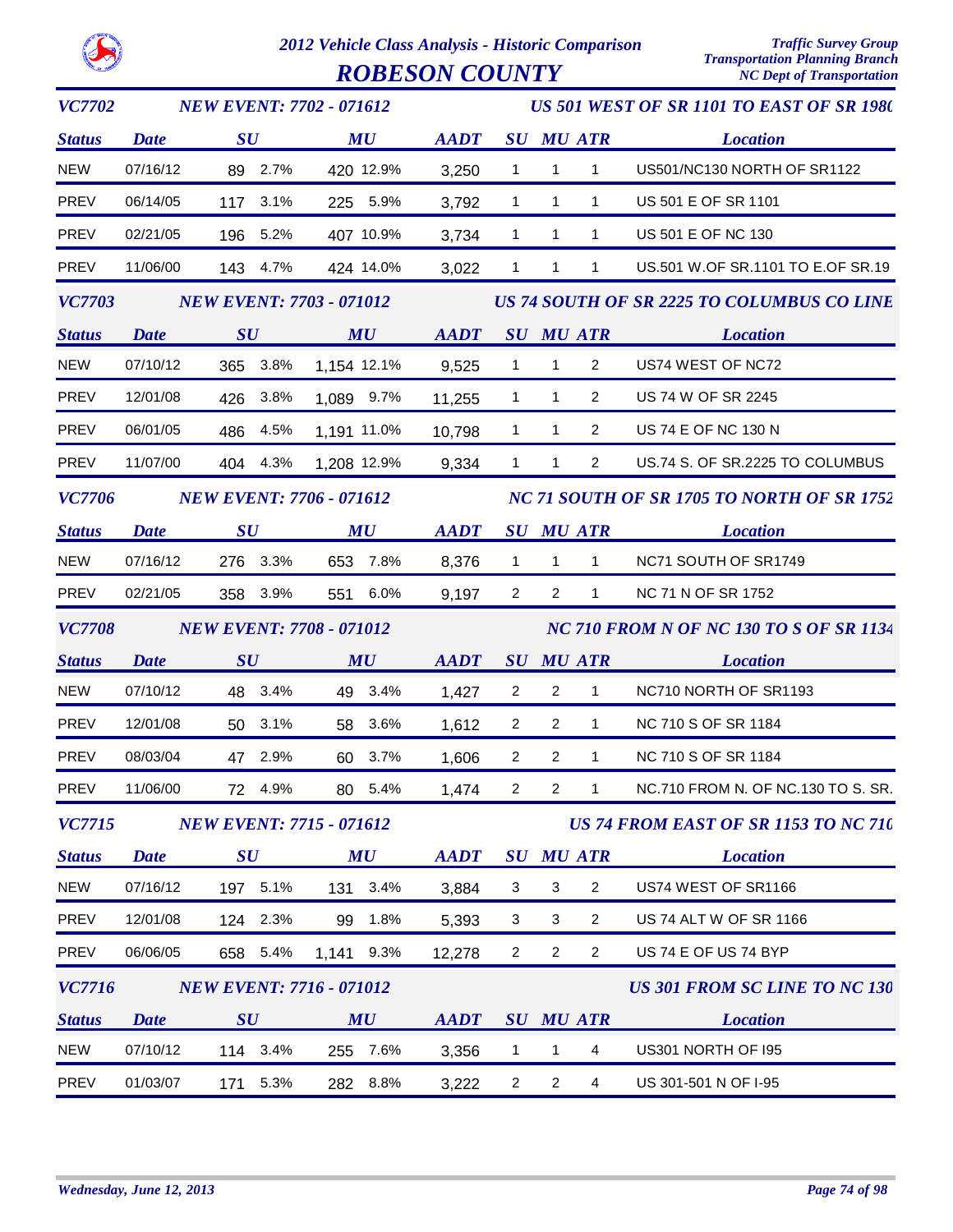# 2012 Vehicle Class Analysis - Historic Comparison

## ROBESON COUNTY

Traffic Survey Group
Transportation Planning Branch
NC Dept of Transportation

### VC7702 — NEW EVENT: 7702 - 071612 — US 501 WEST OF SR 1101 TO EAST OF SR 198(

| Status | Date | SU | | MU | | AADT | SU | MU | ATR | Location |
|---|---|---|---|---|---|---|---|---|---|---|
| NEW | 07/16/12 | 89 | 2.7% | 420 | 12.9% | 3,250 | 1 | 1 | 1 | US501/NC130 NORTH OF SR1122 |
| PREV | 06/14/05 | 117 | 3.1% | 225 | 5.9% | 3,792 | 1 | 1 | 1 | US 501 E OF SR 1101 |
| PREV | 02/21/05 | 196 | 5.2% | 407 | 10.9% | 3,734 | 1 | 1 | 1 | US 501 E OF NC 130 |
| PREV | 11/06/00 | 143 | 4.7% | 424 | 14.0% | 3,022 | 1 | 1 | 1 | US.501 W.OF SR.1101 TO E.OF SR.19 |

### VC7703 — NEW EVENT: 7703 - 071012 — US 74 SOUTH OF SR 2225 TO COLUMBUS CO LINE

| Status | Date | SU | | MU | | AADT | SU | MU | ATR | Location |
|---|---|---|---|---|---|---|---|---|---|---|
| NEW | 07/10/12 | 365 | 3.8% | 1,154 | 12.1% | 9,525 | 1 | 1 | 2 | US74 WEST OF NC72 |
| PREV | 12/01/08 | 426 | 3.8% | 1,089 | 9.7% | 11,255 | 1 | 1 | 2 | US 74 W OF SR 2245 |
| PREV | 06/01/05 | 486 | 4.5% | 1,191 | 11.0% | 10,798 | 1 | 1 | 2 | US 74 E OF NC 130 N |
| PREV | 11/07/00 | 404 | 4.3% | 1,208 | 12.9% | 9,334 | 1 | 1 | 2 | US.74 S. OF SR.2225 TO COLUMBUS |

### VC7706 — NEW EVENT: 7706 - 071612 — NC 71 SOUTH OF SR 1705 TO NORTH OF SR 1752

| Status | Date | SU | | MU | | AADT | SU | MU | ATR | Location |
|---|---|---|---|---|---|---|---|---|---|---|
| NEW | 07/16/12 | 276 | 3.3% | 653 | 7.8% | 8,376 | 1 | 1 | 1 | NC71 SOUTH OF SR1749 |
| PREV | 02/21/05 | 358 | 3.9% | 551 | 6.0% | 9,197 | 2 | 2 | 1 | NC 71 N OF SR 1752 |

### VC7708 — NEW EVENT: 7708 - 071012 — NC 710 FROM N OF NC 130 TO S OF SR 1134

| Status | Date | SU | | MU | | AADT | SU | MU | ATR | Location |
|---|---|---|---|---|---|---|---|---|---|---|
| NEW | 07/10/12 | 48 | 3.4% | 49 | 3.4% | 1,427 | 2 | 2 | 1 | NC710 NORTH OF SR1193 |
| PREV | 12/01/08 | 50 | 3.1% | 58 | 3.6% | 1,612 | 2 | 2 | 1 | NC 710 S OF SR 1184 |
| PREV | 08/03/04 | 47 | 2.9% | 60 | 3.7% | 1,606 | 2 | 2 | 1 | NC 710 S OF SR 1184 |
| PREV | 11/06/00 | 72 | 4.9% | 80 | 5.4% | 1,474 | 2 | 2 | 1 | NC.710 FROM N. OF NC.130 TO S. SR. |

### VC7715 — NEW EVENT: 7715 - 071612 — US 74 FROM EAST OF SR 1153 TO NC 71(

| Status | Date | SU | | MU | | AADT | SU | MU | ATR | Location |
|---|---|---|---|---|---|---|---|---|---|---|
| NEW | 07/16/12 | 197 | 5.1% | 131 | 3.4% | 3,884 | 3 | 3 | 2 | US74 WEST OF SR1166 |
| PREV | 12/01/08 | 124 | 2.3% | 99 | 1.8% | 5,393 | 3 | 3 | 2 | US 74 ALT W OF SR 1166 |
| PREV | 06/06/05 | 658 | 5.4% | 1,141 | 9.3% | 12,278 | 2 | 2 | 2 | US 74 E OF US 74 BYP |

### VC7716 — NEW EVENT: 7716 - 071012 — US 301 FROM SC LINE TO NC 130

| Status | Date | SU | | MU | | AADT | SU | MU | ATR | Location |
|---|---|---|---|---|---|---|---|---|---|---|
| NEW | 07/10/12 | 114 | 3.4% | 255 | 7.6% | 3,356 | 1 | 1 | 4 | US301 NORTH OF I95 |
| PREV | 01/03/07 | 171 | 5.3% | 282 | 8.8% | 3,222 | 2 | 2 | 4 | US 301-501 N OF I-95 |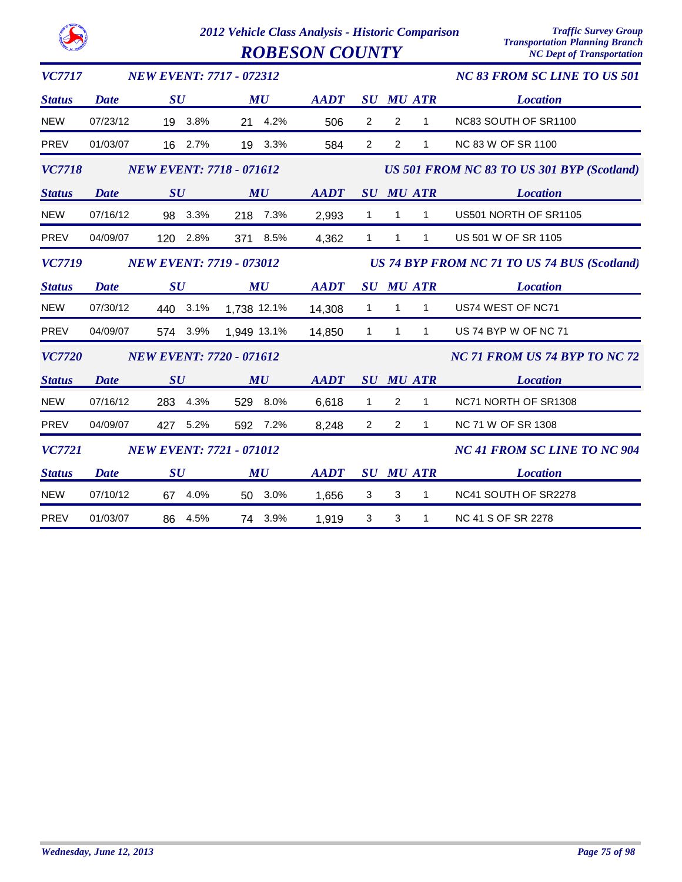# 2012 Vehicle Class Analysis - Historic Comparison

## ROBESON COUNTY

*Traffic Survey Group*
*Transportation Planning Branch*
*NC Dept of Transportation*

### VC7717 — NEW EVENT: 7717 - 072312 — NC 83 FROM SC LINE TO US 501

| Status | Date | SU | SU % | MU | MU % | AADT | SU | MU | ATR | Location |
|---|---|---|---|---|---|---|---|---|---|---|
| NEW | 07/23/12 | 19 | 3.8% | 21 | 4.2% | 506 | 2 | 2 | 1 | NC83 SOUTH OF SR1100 |
| PREV | 01/03/07 | 16 | 2.7% | 19 | 3.3% | 584 | 2 | 2 | 1 | NC 83 W OF SR 1100 |

### VC7718 — NEW EVENT: 7718 - 071612 — US 501 FROM NC 83 TO US 301 BYP (Scotland)

| Status | Date | SU | SU % | MU | MU % | AADT | SU | MU | ATR | Location |
|---|---|---|---|---|---|---|---|---|---|---|
| NEW | 07/16/12 | 98 | 3.3% | 218 | 7.3% | 2,993 | 1 | 1 | 1 | US501 NORTH OF SR1105 |
| PREV | 04/09/07 | 120 | 2.8% | 371 | 8.5% | 4,362 | 1 | 1 | 1 | US 501 W OF SR 1105 |

### VC7719 — NEW EVENT: 7719 - 073012 — US 74 BYP FROM NC 71 TO US 74 BUS (Scotland)

| Status | Date | SU | SU % | MU | MU % | AADT | SU | MU | ATR | Location |
|---|---|---|---|---|---|---|---|---|---|---|
| NEW | 07/30/12 | 440 | 3.1% | 1,738 | 12.1% | 14,308 | 1 | 1 | 1 | US74 WEST OF NC71 |
| PREV | 04/09/07 | 574 | 3.9% | 1,949 | 13.1% | 14,850 | 1 | 1 | 1 | US 74 BYP W OF NC 71 |

### VC7720 — NEW EVENT: 7720 - 071612 — NC 71 FROM US 74 BYP TO NC 72

| Status | Date | SU | SU % | MU | MU % | AADT | SU | MU | ATR | Location |
|---|---|---|---|---|---|---|---|---|---|---|
| NEW | 07/16/12 | 283 | 4.3% | 529 | 8.0% | 6,618 | 1 | 2 | 1 | NC71 NORTH OF SR1308 |
| PREV | 04/09/07 | 427 | 5.2% | 592 | 7.2% | 8,248 | 2 | 2 | 1 | NC 71 W OF SR 1308 |

### VC7721 — NEW EVENT: 7721 - 071012 — NC 41 FROM SC LINE TO NC 904

| Status | Date | SU | SU % | MU | MU % | AADT | SU | MU | ATR | Location |
|---|---|---|---|---|---|---|---|---|---|---|
| NEW | 07/10/12 | 67 | 4.0% | 50 | 3.0% | 1,656 | 3 | 3 | 1 | NC41 SOUTH OF SR2278 |
| PREV | 01/03/07 | 86 | 4.5% | 74 | 3.9% | 1,919 | 3 | 3 | 1 | NC 41 S OF SR 2278 |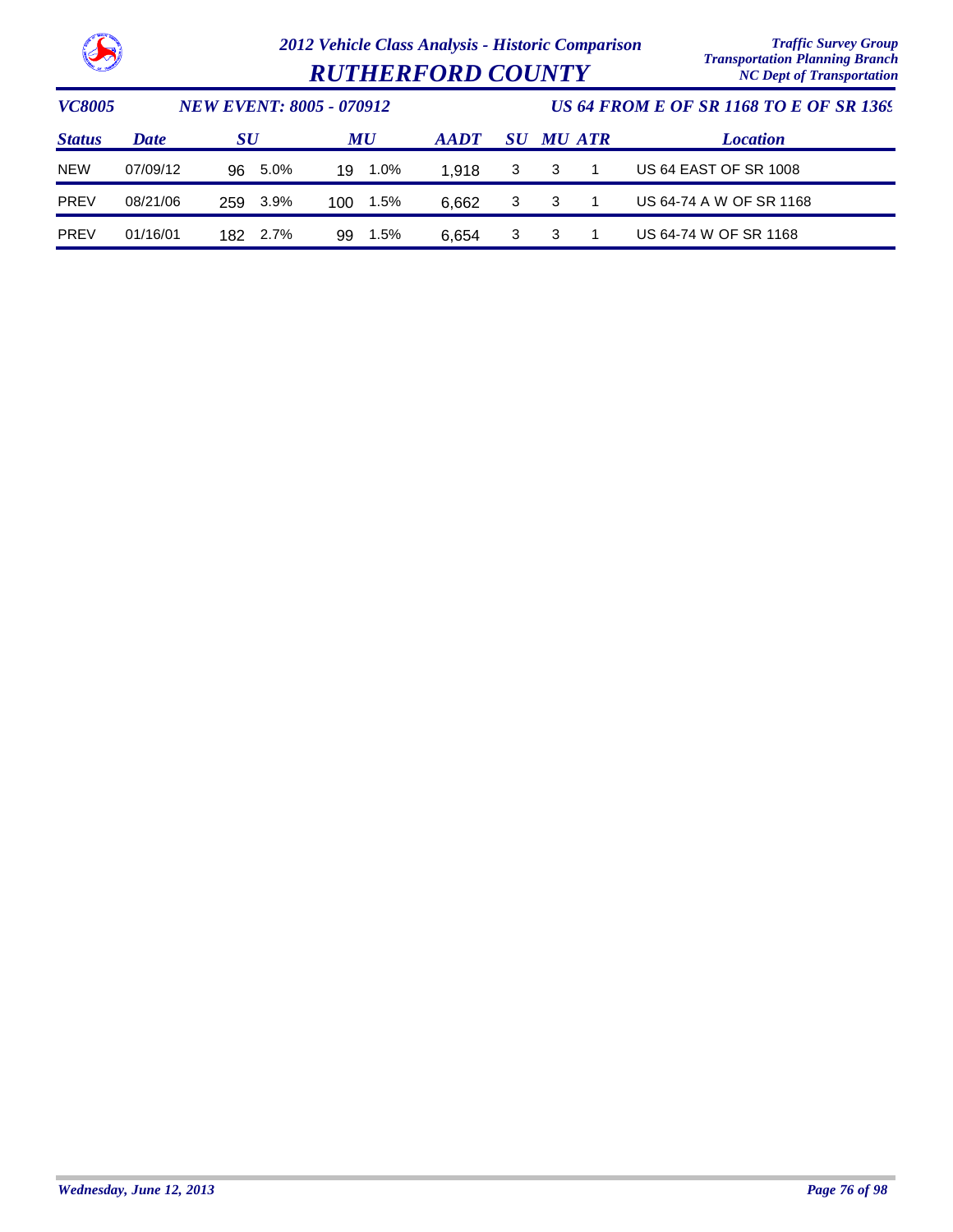# 2012 Vehicle Class Analysis - Historic Comparison

## RUTHERFORD COUNTY

Traffic Survey Group
Transportation Planning Branch
NC Dept of Transportation

**VC8005** | **NEW EVENT: 8005 - 070912** | **US 64 FROM E OF SR 1168 TO E OF SR 1369**

| Status | Date | SU | | MU | | AADT | SU | MU | ATR | Location |
|---|---|---|---|---|---|---|---|---|---|---|
| NEW | 07/09/12 | 96 | 5.0% | 19 | 1.0% | 1,918 | 3 | 3 | 1 | US 64 EAST OF SR 1008 |
| PREV | 08/21/06 | 259 | 3.9% | 100 | 1.5% | 6,662 | 3 | 3 | 1 | US 64-74 A W OF SR 1168 |
| PREV | 01/16/01 | 182 | 2.7% | 99 | 1.5% | 6,654 | 3 | 3 | 1 | US 64-74 W OF SR 1168 |

Wednesday, June 12, 2013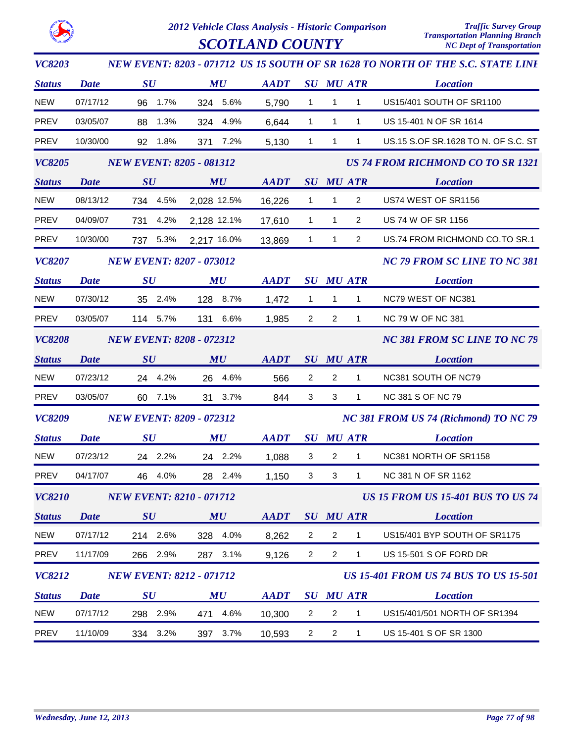# 2012 Vehicle Class Analysis - Historic Comparison

## SCOTLAND COUNTY

Traffic Survey Group
Transportation Planning Branch
NC Dept of Transportation

### VC8203 — NEW EVENT: 8203 - 071712 US 15 SOUTH OF SR 1628 TO NORTH OF THE S.C. STATE LINE

| Status | Date | SU | | MU | | AADT | SU | MU | ATR | Location |
|---|---|---|---|---|---|---|---|---|---|---|
| NEW | 07/17/12 | 96 | 1.7% | 324 | 5.6% | 5,790 | 1 | 1 | 1 | US15/401 SOUTH OF SR1100 |
| PREV | 03/05/07 | 88 | 1.3% | 324 | 4.9% | 6,644 | 1 | 1 | 1 | US 15-401 N OF SR 1614 |
| PREV | 10/30/00 | 92 | 1.8% | 371 | 7.2% | 5,130 | 1 | 1 | 1 | US.15 S.OF SR.1628 TO N. OF S.C. ST |

### VC8205 — NEW EVENT: 8205 - 081312 — US 74 FROM RICHMOND CO TO SR 1321

| Status | Date | SU | | MU | | AADT | SU | MU | ATR | Location |
|---|---|---|---|---|---|---|---|---|---|---|
| NEW | 08/13/12 | 734 | 4.5% | 2,028 | 12.5% | 16,226 | 1 | 1 | 2 | US74 WEST OF SR1156 |
| PREV | 04/09/07 | 731 | 4.2% | 2,128 | 12.1% | 17,610 | 1 | 1 | 2 | US 74 W OF SR 1156 |
| PREV | 10/30/00 | 737 | 5.3% | 2,217 | 16.0% | 13,869 | 1 | 1 | 2 | US.74 FROM RICHMOND CO.TO SR.1 |

### VC8207 — NEW EVENT: 8207 - 073012 — NC 79 FROM SC LINE TO NC 381

| Status | Date | SU | | MU | | AADT | SU | MU | ATR | Location |
|---|---|---|---|---|---|---|---|---|---|---|
| NEW | 07/30/12 | 35 | 2.4% | 128 | 8.7% | 1,472 | 1 | 1 | 1 | NC79 WEST OF NC381 |
| PREV | 03/05/07 | 114 | 5.7% | 131 | 6.6% | 1,985 | 2 | 2 | 1 | NC 79 W OF NC 381 |

### VC8208 — NEW EVENT: 8208 - 072312 — NC 381 FROM SC LINE TO NC 79

| Status | Date | SU | | MU | | AADT | SU | MU | ATR | Location |
|---|---|---|---|---|---|---|---|---|---|---|
| NEW | 07/23/12 | 24 | 4.2% | 26 | 4.6% | 566 | 2 | 2 | 1 | NC381 SOUTH OF NC79 |
| PREV | 03/05/07 | 60 | 7.1% | 31 | 3.7% | 844 | 3 | 3 | 1 | NC 381 S OF NC 79 |

### VC8209 — NEW EVENT: 8209 - 072312 — NC 381 FROM US 74 (Richmond) TO NC 79

| Status | Date | SU | | MU | | AADT | SU | MU | ATR | Location |
|---|---|---|---|---|---|---|---|---|---|---|
| NEW | 07/23/12 | 24 | 2.2% | 24 | 2.2% | 1,088 | 3 | 2 | 1 | NC381 NORTH OF SR1158 |
| PREV | 04/17/07 | 46 | 4.0% | 28 | 2.4% | 1,150 | 3 | 3 | 1 | NC 381 N OF SR 1162 |

### VC8210 — NEW EVENT: 8210 - 071712 — US 15 FROM US 15-401 BUS TO US 74

| Status | Date | SU | | MU | | AADT | SU | MU | ATR | Location |
|---|---|---|---|---|---|---|---|---|---|---|
| NEW | 07/17/12 | 214 | 2.6% | 328 | 4.0% | 8,262 | 2 | 2 | 1 | US15/401 BYP SOUTH OF SR1175 |
| PREV | 11/17/09 | 266 | 2.9% | 287 | 3.1% | 9,126 | 2 | 2 | 1 | US 15-501 S OF FORD DR |

### VC8212 — NEW EVENT: 8212 - 071712 — US 15-401 FROM US 74 BUS TO US 15-501

| Status | Date | SU | | MU | | AADT | SU | MU | ATR | Location |
|---|---|---|---|---|---|---|---|---|---|---|
| NEW | 07/17/12 | 298 | 2.9% | 471 | 4.6% | 10,300 | 2 | 2 | 1 | US15/401/501 NORTH OF SR1394 |
| PREV | 11/10/09 | 334 | 3.2% | 397 | 3.7% | 10,593 | 2 | 2 | 1 | US 15-401 S OF SR 1300 |

*Wednesday, June 12, 2013*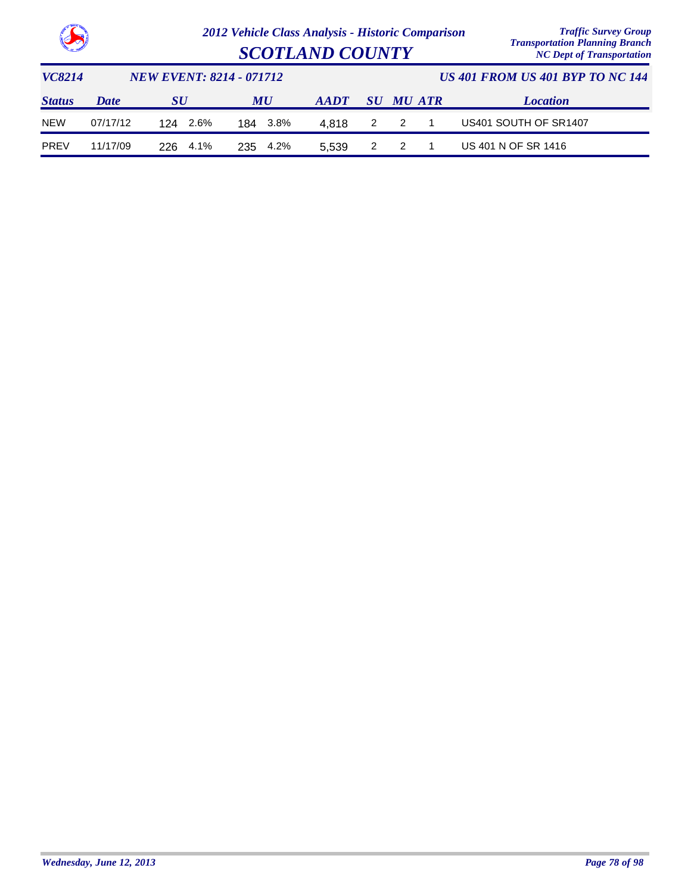# 2012 Vehicle Class Analysis - Historic Comparison

## SCOTLAND COUNTY

Traffic Survey Group
Transportation Planning Branch
NC Dept of Transportation

**VC8214** **NEW EVENT: 8214 - 071712** **US 401 FROM US 401 BYP TO NC 144**

| Status | Date | SU | | MU | | AADT | SU | MU | ATR | Location |
|---|---|---|---|---|---|---|---|---|---|---|
| NEW | 07/17/12 | 124 | 2.6% | 184 | 3.8% | 4,818 | 2 | 2 | 1 | US401 SOUTH OF SR1407 |
| PREV | 11/17/09 | 226 | 4.1% | 235 | 4.2% | 5,539 | 2 | 2 | 1 | US 401 N OF SR 1416 |

Wednesday, June 12, 2013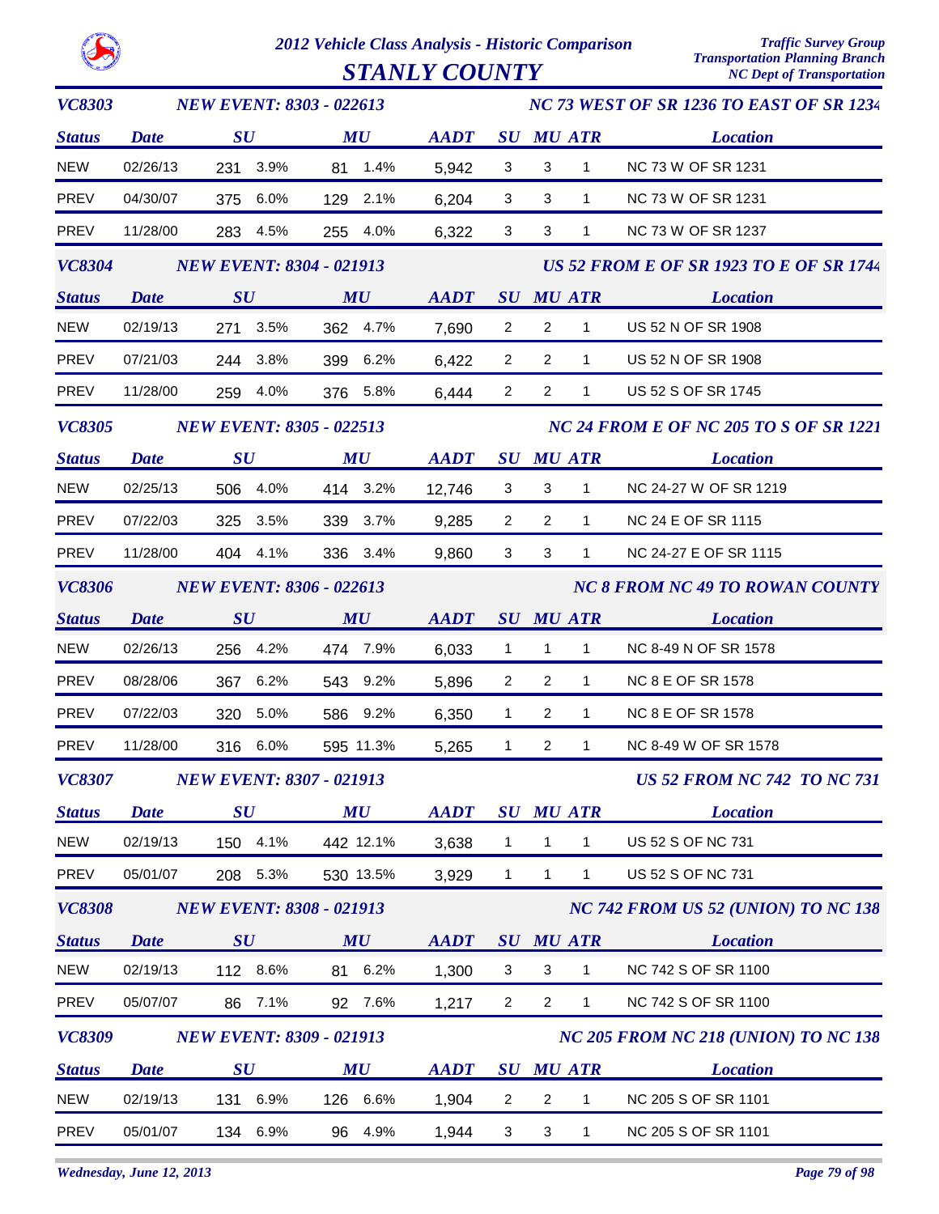# 2012 Vehicle Class Analysis - Historic Comparison

## STANLY COUNTY

Traffic Survey Group
Transportation Planning Branch
NC Dept of Transportation

### VC8303 — NEW EVENT: 8303 - 022613 — NC 73 WEST OF SR 1236 TO EAST OF SR 1234

| Status | Date | SU | SU % | MU | MU % | AADT | SU | MU | ATR | Location |
|---|---|---|---|---|---|---|---|---|---|---|
| NEW | 02/26/13 | 231 | 3.9% | 81 | 1.4% | 5,942 | 3 | 3 | 1 | NC 73 W OF SR 1231 |
| PREV | 04/30/07 | 375 | 6.0% | 129 | 2.1% | 6,204 | 3 | 3 | 1 | NC 73 W OF SR 1231 |
| PREV | 11/28/00 | 283 | 4.5% | 255 | 4.0% | 6,322 | 3 | 3 | 1 | NC 73 W OF SR 1237 |

### VC8304 — NEW EVENT: 8304 - 021913 — US 52 FROM E OF SR 1923 TO E OF SR 1744

| Status | Date | SU | SU % | MU | MU % | AADT | SU | MU | ATR | Location |
|---|---|---|---|---|---|---|---|---|---|---|
| NEW | 02/19/13 | 271 | 3.5% | 362 | 4.7% | 7,690 | 2 | 2 | 1 | US 52 N OF SR 1908 |
| PREV | 07/21/03 | 244 | 3.8% | 399 | 6.2% | 6,422 | 2 | 2 | 1 | US 52 N OF SR 1908 |
| PREV | 11/28/00 | 259 | 4.0% | 376 | 5.8% | 6,444 | 2 | 2 | 1 | US 52 S OF SR 1745 |

### VC8305 — NEW EVENT: 8305 - 022513 — NC 24 FROM E OF NC 205 TO S OF SR 1221

| Status | Date | SU | SU % | MU | MU % | AADT | SU | MU | ATR | Location |
|---|---|---|---|---|---|---|---|---|---|---|
| NEW | 02/25/13 | 506 | 4.0% | 414 | 3.2% | 12,746 | 3 | 3 | 1 | NC 24-27 W OF SR 1219 |
| PREV | 07/22/03 | 325 | 3.5% | 339 | 3.7% | 9,285 | 2 | 2 | 1 | NC 24 E OF SR 1115 |
| PREV | 11/28/00 | 404 | 4.1% | 336 | 3.4% | 9,860 | 3 | 3 | 1 | NC 24-27 E OF SR 1115 |

### VC8306 — NEW EVENT: 8306 - 022613 — NC 8 FROM NC 49 TO ROWAN COUNTY

| Status | Date | SU | SU % | MU | MU % | AADT | SU | MU | ATR | Location |
|---|---|---|---|---|---|---|---|---|---|---|
| NEW | 02/26/13 | 256 | 4.2% | 474 | 7.9% | 6,033 | 1 | 1 | 1 | NC 8-49 N OF SR 1578 |
| PREV | 08/28/06 | 367 | 6.2% | 543 | 9.2% | 5,896 | 2 | 2 | 1 | NC 8 E OF SR 1578 |
| PREV | 07/22/03 | 320 | 5.0% | 586 | 9.2% | 6,350 | 1 | 2 | 1 | NC 8 E OF SR 1578 |
| PREV | 11/28/00 | 316 | 6.0% | 595 | 11.3% | 5,265 | 1 | 2 | 1 | NC 8-49 W OF SR 1578 |

### VC8307 — NEW EVENT: 8307 - 021913 — US 52 FROM NC 742 TO NC 731

| Status | Date | SU | SU % | MU | MU % | AADT | SU | MU | ATR | Location |
|---|---|---|---|---|---|---|---|---|---|---|
| NEW | 02/19/13 | 150 | 4.1% | 442 | 12.1% | 3,638 | 1 | 1 | 1 | US 52 S OF NC 731 |
| PREV | 05/01/07 | 208 | 5.3% | 530 | 13.5% | 3,929 | 1 | 1 | 1 | US 52 S OF NC 731 |

### VC8308 — NEW EVENT: 8308 - 021913 — NC 742 FROM US 52 (UNION) TO NC 138

| Status | Date | SU | SU % | MU | MU % | AADT | SU | MU | ATR | Location |
|---|---|---|---|---|---|---|---|---|---|---|
| NEW | 02/19/13 | 112 | 8.6% | 81 | 6.2% | 1,300 | 3 | 3 | 1 | NC 742 S OF SR 1100 |
| PREV | 05/07/07 | 86 | 7.1% | 92 | 7.6% | 1,217 | 2 | 2 | 1 | NC 742 S OF SR 1100 |

### VC8309 — NEW EVENT: 8309 - 021913 — NC 205 FROM NC 218 (UNION) TO NC 138

| Status | Date | SU | SU % | MU | MU % | AADT | SU | MU | ATR | Location |
|---|---|---|---|---|---|---|---|---|---|---|
| NEW | 02/19/13 | 131 | 6.9% | 126 | 6.6% | 1,904 | 2 | 2 | 1 | NC 205 S OF SR 1101 |
| PREV | 05/01/07 | 134 | 6.9% | 96 | 4.9% | 1,944 | 3 | 3 | 1 | NC 205 S OF SR 1101 |

Wednesday, June 12, 2013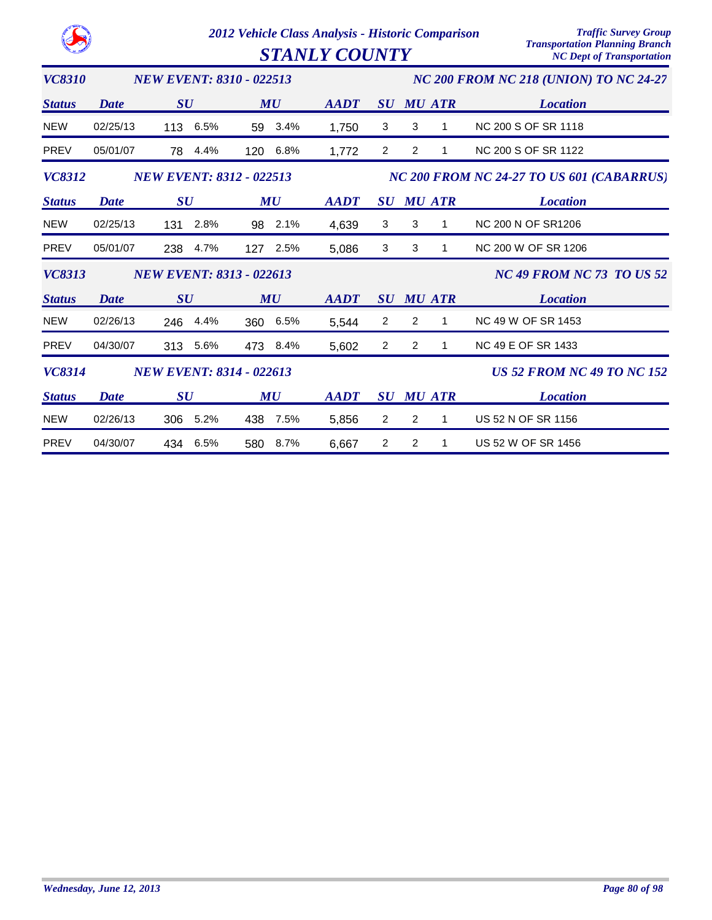# 2012 Vehicle Class Analysis - Historic Comparison

## STANLY COUNTY

Traffic Survey Group
Transportation Planning Branch
NC Dept of Transportation

### VC8310 — NEW EVENT: 8310 - 022513 — NC 200 FROM NC 218 (UNION) TO NC 24-27

| Status | Date | SU | SU % | MU | MU % | AADT | SU | MU | ATR | Location |
|---|---|---|---|---|---|---|---|---|---|---|
| NEW | 02/25/13 | 113 | 6.5% | 59 | 3.4% | 1,750 | 3 | 3 | 1 | NC 200 S OF SR 1118 |
| PREV | 05/01/07 | 78 | 4.4% | 120 | 6.8% | 1,772 | 2 | 2 | 1 | NC 200 S OF SR 1122 |

### VC8312 — NEW EVENT: 8312 - 022513 — NC 200 FROM NC 24-27 TO US 601 (CABARRUS)

| Status | Date | SU | SU % | MU | MU % | AADT | SU | MU | ATR | Location |
|---|---|---|---|---|---|---|---|---|---|---|
| NEW | 02/25/13 | 131 | 2.8% | 98 | 2.1% | 4,639 | 3 | 3 | 1 | NC 200 N OF SR1206 |
| PREV | 05/01/07 | 238 | 4.7% | 127 | 2.5% | 5,086 | 3 | 3 | 1 | NC 200 W OF SR 1206 |

### VC8313 — NEW EVENT: 8313 - 022613 — NC 49 FROM NC 73 TO US 52

| Status | Date | SU | SU % | MU | MU % | AADT | SU | MU | ATR | Location |
|---|---|---|---|---|---|---|---|---|---|---|
| NEW | 02/26/13 | 246 | 4.4% | 360 | 6.5% | 5,544 | 2 | 2 | 1 | NC 49 W OF SR 1453 |
| PREV | 04/30/07 | 313 | 5.6% | 473 | 8.4% | 5,602 | 2 | 2 | 1 | NC 49 E OF SR 1433 |

### VC8314 — NEW EVENT: 8314 - 022613 — US 52 FROM NC 49 TO NC 152

| Status | Date | SU | SU % | MU | MU % | AADT | SU | MU | ATR | Location |
|---|---|---|---|---|---|---|---|---|---|---|
| NEW | 02/26/13 | 306 | 5.2% | 438 | 7.5% | 5,856 | 2 | 2 | 1 | US 52 N OF SR 1156 |
| PREV | 04/30/07 | 434 | 6.5% | 580 | 8.7% | 6,667 | 2 | 2 | 1 | US 52 W OF SR 1456 |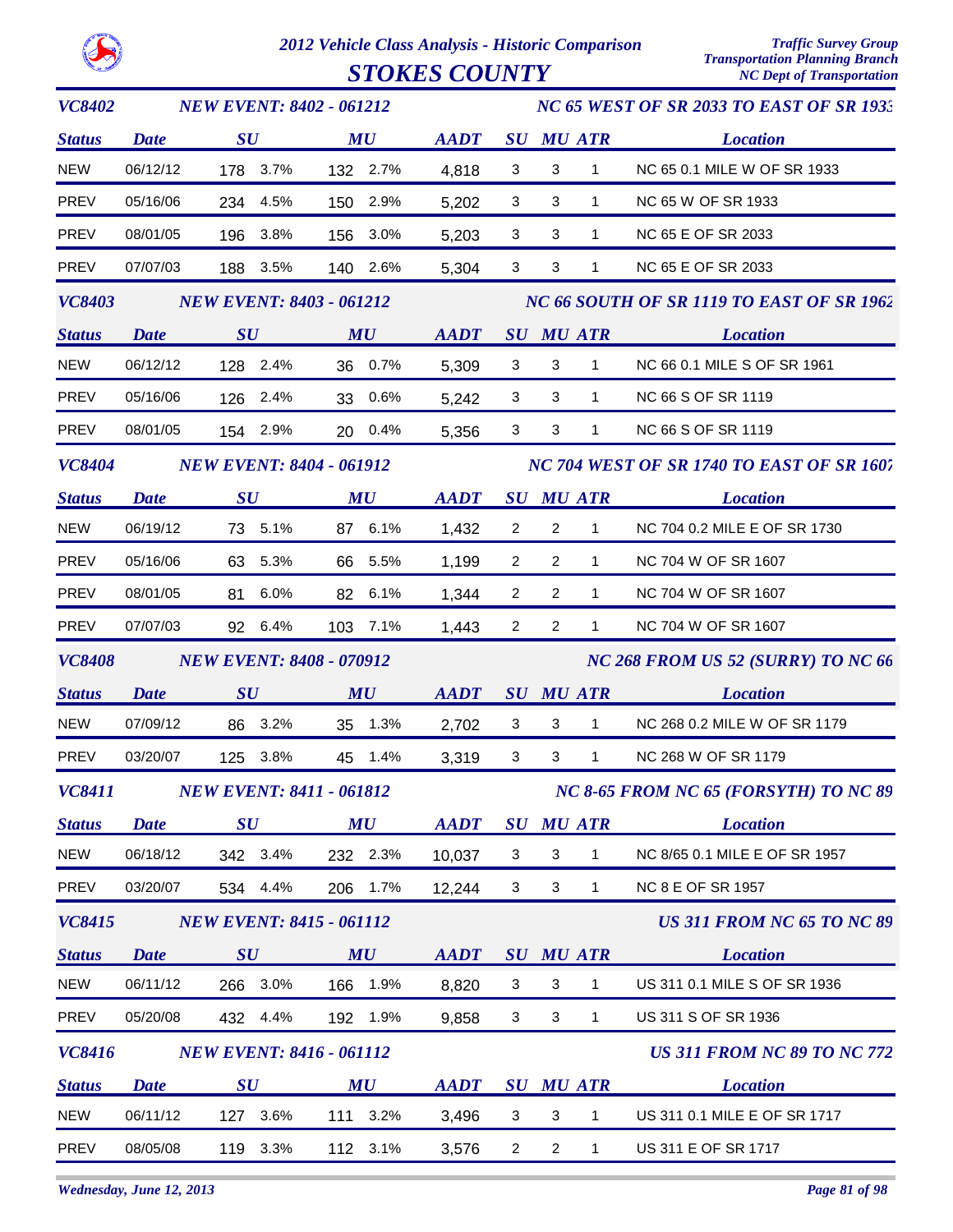# 2012 Vehicle Class Analysis - Historic Comparison

## STOKES COUNTY

Traffic Survey Group
Transportation Planning Branch
NC Dept of Transportation

### VC8402 — NEW EVENT: 8402 - 061212 — NC 65 WEST OF SR 2033 TO EAST OF SR 1933

| Status | Date | SU | SU % | MU | MU % | AADT | SU | MU | ATR | Location |
|---|---|---|---|---|---|---|---|---|---|---|
| NEW | 06/12/12 | 178 | 3.7% | 132 | 2.7% | 4,818 | 3 | 3 | 1 | NC 65 0.1 MILE W OF SR 1933 |
| PREV | 05/16/06 | 234 | 4.5% | 150 | 2.9% | 5,202 | 3 | 3 | 1 | NC 65 W OF SR 1933 |
| PREV | 08/01/05 | 196 | 3.8% | 156 | 3.0% | 5,203 | 3 | 3 | 1 | NC 65 E OF SR 2033 |
| PREV | 07/07/03 | 188 | 3.5% | 140 | 2.6% | 5,304 | 3 | 3 | 1 | NC 65 E OF SR 2033 |

### VC8403 — NEW EVENT: 8403 - 061212 — NC 66 SOUTH OF SR 1119 TO EAST OF SR 1962

| Status | Date | SU | SU % | MU | MU % | AADT | SU | MU | ATR | Location |
|---|---|---|---|---|---|---|---|---|---|---|
| NEW | 06/12/12 | 128 | 2.4% | 36 | 0.7% | 5,309 | 3 | 3 | 1 | NC 66 0.1 MILE S OF SR 1961 |
| PREV | 05/16/06 | 126 | 2.4% | 33 | 0.6% | 5,242 | 3 | 3 | 1 | NC 66 S OF SR 1119 |
| PREV | 08/01/05 | 154 | 2.9% | 20 | 0.4% | 5,356 | 3 | 3 | 1 | NC 66 S OF SR 1119 |

### VC8404 — NEW EVENT: 8404 - 061912 — NC 704 WEST OF SR 1740 TO EAST OF SR 1607

| Status | Date | SU | SU % | MU | MU % | AADT | SU | MU | ATR | Location |
|---|---|---|---|---|---|---|---|---|---|---|
| NEW | 06/19/12 | 73 | 5.1% | 87 | 6.1% | 1,432 | 2 | 2 | 1 | NC 704 0.2 MILE E OF SR 1730 |
| PREV | 05/16/06 | 63 | 5.3% | 66 | 5.5% | 1,199 | 2 | 2 | 1 | NC 704 W OF SR 1607 |
| PREV | 08/01/05 | 81 | 6.0% | 82 | 6.1% | 1,344 | 2 | 2 | 1 | NC 704 W OF SR 1607 |
| PREV | 07/07/03 | 92 | 6.4% | 103 | 7.1% | 1,443 | 2 | 2 | 1 | NC 704 W OF SR 1607 |

### VC8408 — NEW EVENT: 8408 - 070912 — NC 268 FROM US 52 (SURRY) TO NC 66

| Status | Date | SU | SU % | MU | MU % | AADT | SU | MU | ATR | Location |
|---|---|---|---|---|---|---|---|---|---|---|
| NEW | 07/09/12 | 86 | 3.2% | 35 | 1.3% | 2,702 | 3 | 3 | 1 | NC 268 0.2 MILE W OF SR 1179 |
| PREV | 03/20/07 | 125 | 3.8% | 45 | 1.4% | 3,319 | 3 | 3 | 1 | NC 268 W OF SR 1179 |

### VC8411 — NEW EVENT: 8411 - 061812 — NC 8-65 FROM NC 65 (FORSYTH) TO NC 89

| Status | Date | SU | SU % | MU | MU % | AADT | SU | MU | ATR | Location |
|---|---|---|---|---|---|---|---|---|---|---|
| NEW | 06/18/12 | 342 | 3.4% | 232 | 2.3% | 10,037 | 3 | 3 | 1 | NC 8/65 0.1 MILE E OF SR 1957 |
| PREV | 03/20/07 | 534 | 4.4% | 206 | 1.7% | 12,244 | 3 | 3 | 1 | NC 8 E OF SR 1957 |

### VC8415 — NEW EVENT: 8415 - 061112 — US 311 FROM NC 65 TO NC 89

| Status | Date | SU | SU % | MU | MU % | AADT | SU | MU | ATR | Location |
|---|---|---|---|---|---|---|---|---|---|---|
| NEW | 06/11/12 | 266 | 3.0% | 166 | 1.9% | 8,820 | 3 | 3 | 1 | US 311 0.1 MILE S OF SR 1936 |
| PREV | 05/20/08 | 432 | 4.4% | 192 | 1.9% | 9,858 | 3 | 3 | 1 | US 311 S OF SR 1936 |

### VC8416 — NEW EVENT: 8416 - 061112 — US 311 FROM NC 89 TO NC 772

| Status | Date | SU | SU % | MU | MU % | AADT | SU | MU | ATR | Location |
|---|---|---|---|---|---|---|---|---|---|---|
| NEW | 06/11/12 | 127 | 3.6% | 111 | 3.2% | 3,496 | 3 | 3 | 1 | US 311 0.1 MILE E OF SR 1717 |
| PREV | 08/05/08 | 119 | 3.3% | 112 | 3.1% | 3,576 | 2 | 2 | 1 | US 311 E OF SR 1717 |

Wednesday, June 12, 2013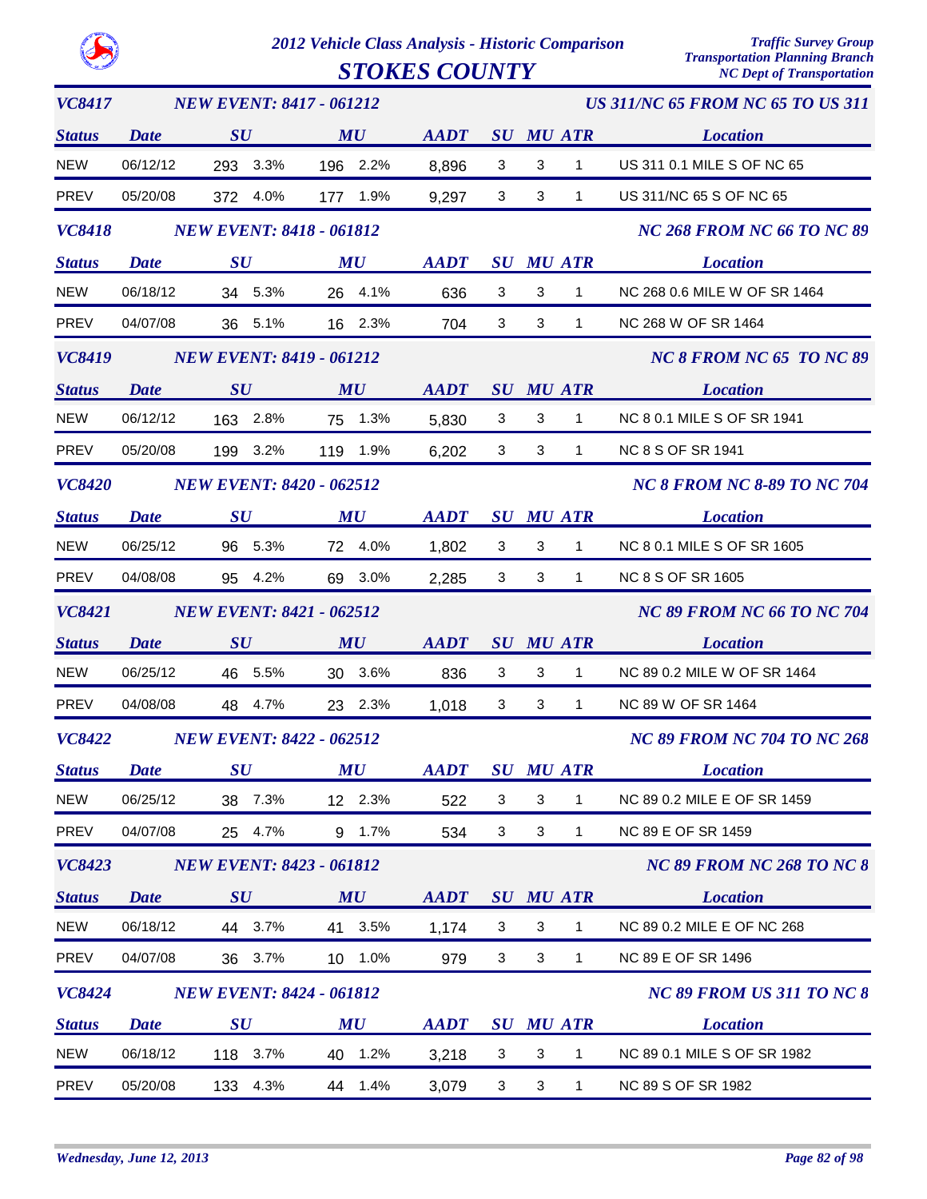# 2012 Vehicle Class Analysis - Historic Comparison

## STOKES COUNTY

Traffic Survey Group
Transportation Planning Branch
NC Dept of Transportation

### VC8417 — NEW EVENT: 8417 - 061212 — US 311/NC 65 FROM NC 65 TO US 311

| Status | Date | SU | | MU | | AADT | SU | MU | ATR | Location |
|---|---|---|---|---|---|---|---|---|---|---|
| NEW | 06/12/12 | 293 | 3.3% | 196 | 2.2% | 8,896 | 3 | 3 | 1 | US 311 0.1 MILE S OF NC 65 |
| PREV | 05/20/08 | 372 | 4.0% | 177 | 1.9% | 9,297 | 3 | 3 | 1 | US 311/NC 65 S OF NC 65 |

### VC8418 — NEW EVENT: 8418 - 061812 — NC 268 FROM NC 66 TO NC 89

| Status | Date | SU | | MU | | AADT | SU | MU | ATR | Location |
|---|---|---|---|---|---|---|---|---|---|---|
| NEW | 06/18/12 | 34 | 5.3% | 26 | 4.1% | 636 | 3 | 3 | 1 | NC 268 0.6 MILE W OF SR 1464 |
| PREV | 04/07/08 | 36 | 5.1% | 16 | 2.3% | 704 | 3 | 3 | 1 | NC 268 W OF SR 1464 |

### VC8419 — NEW EVENT: 8419 - 061212 — NC 8 FROM NC 65 TO NC 89

| Status | Date | SU | | MU | | AADT | SU | MU | ATR | Location |
|---|---|---|---|---|---|---|---|---|---|---|
| NEW | 06/12/12 | 163 | 2.8% | 75 | 1.3% | 5,830 | 3 | 3 | 1 | NC 8 0.1 MILE S OF SR 1941 |
| PREV | 05/20/08 | 199 | 3.2% | 119 | 1.9% | 6,202 | 3 | 3 | 1 | NC 8 S OF SR 1941 |

### VC8420 — NEW EVENT: 8420 - 062512 — NC 8 FROM NC 8-89 TO NC 704

| Status | Date | SU | | MU | | AADT | SU | MU | ATR | Location |
|---|---|---|---|---|---|---|---|---|---|---|
| NEW | 06/25/12 | 96 | 5.3% | 72 | 4.0% | 1,802 | 3 | 3 | 1 | NC 8 0.1 MILE S OF SR 1605 |
| PREV | 04/08/08 | 95 | 4.2% | 69 | 3.0% | 2,285 | 3 | 3 | 1 | NC 8 S OF SR 1605 |

### VC8421 — NEW EVENT: 8421 - 062512 — NC 89 FROM NC 66 TO NC 704

| Status | Date | SU | | MU | | AADT | SU | MU | ATR | Location |
|---|---|---|---|---|---|---|---|---|---|---|
| NEW | 06/25/12 | 46 | 5.5% | 30 | 3.6% | 836 | 3 | 3 | 1 | NC 89 0.2 MILE W OF SR 1464 |
| PREV | 04/08/08 | 48 | 4.7% | 23 | 2.3% | 1,018 | 3 | 3 | 1 | NC 89 W OF SR 1464 |

### VC8422 — NEW EVENT: 8422 - 062512 — NC 89 FROM NC 704 TO NC 268

| Status | Date | SU | | MU | | AADT | SU | MU | ATR | Location |
|---|---|---|---|---|---|---|---|---|---|---|
| NEW | 06/25/12 | 38 | 7.3% | 12 | 2.3% | 522 | 3 | 3 | 1 | NC 89 0.2 MILE E OF SR 1459 |
| PREV | 04/07/08 | 25 | 4.7% | 9 | 1.7% | 534 | 3 | 3 | 1 | NC 89 E OF SR 1459 |

### VC8423 — NEW EVENT: 8423 - 061812 — NC 89 FROM NC 268 TO NC 8

| Status | Date | SU | | MU | | AADT | SU | MU | ATR | Location |
|---|---|---|---|---|---|---|---|---|---|---|
| NEW | 06/18/12 | 44 | 3.7% | 41 | 3.5% | 1,174 | 3 | 3 | 1 | NC 89 0.2 MILE E OF NC 268 |
| PREV | 04/07/08 | 36 | 3.7% | 10 | 1.0% | 979 | 3 | 3 | 1 | NC 89 E OF SR 1496 |

### VC8424 — NEW EVENT: 8424 - 061812 — NC 89 FROM US 311 TO NC 8

| Status | Date | SU | | MU | | AADT | SU | MU | ATR | Location |
|---|---|---|---|---|---|---|---|---|---|---|
| NEW | 06/18/12 | 118 | 3.7% | 40 | 1.2% | 3,218 | 3 | 3 | 1 | NC 89 0.1 MILE S OF SR 1982 |
| PREV | 05/20/08 | 133 | 4.3% | 44 | 1.4% | 3,079 | 3 | 3 | 1 | NC 89 S OF SR 1982 |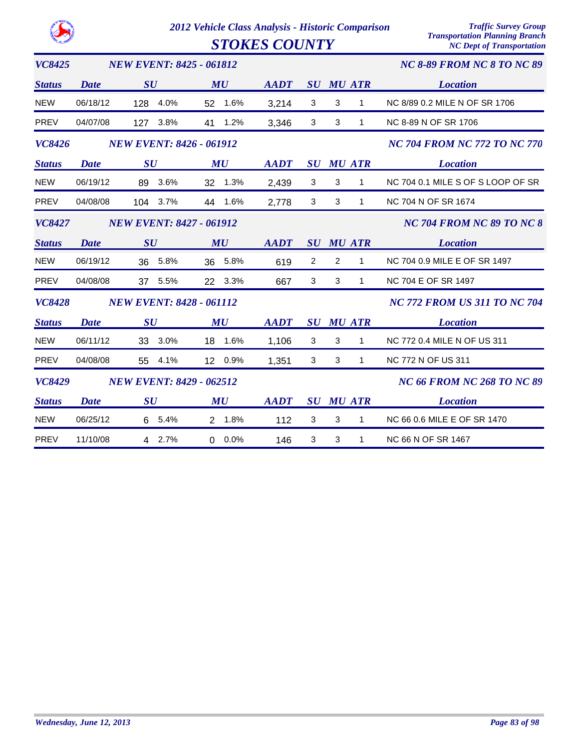# 2012 Vehicle Class Analysis - Historic Comparison

## STOKES COUNTY

Traffic Survey Group
Transportation Planning Branch
NC Dept of Transportation

### VC8425 — NEW EVENT: 8425 - 061812 — NC 8-89 FROM NC 8 TO NC 89

| Status | Date | SU | | MU | | AADT | SU | MU | ATR | Location |
|---|---|---|---|---|---|---|---|---|---|---|
| NEW | 06/18/12 | 128 | 4.0% | 52 | 1.6% | 3,214 | 3 | 3 | 1 | NC 8/89 0.2 MILE N OF SR 1706 |
| PREV | 04/07/08 | 127 | 3.8% | 41 | 1.2% | 3,346 | 3 | 3 | 1 | NC 8-89 N OF SR 1706 |

### VC8426 — NEW EVENT: 8426 - 061912 — NC 704 FROM NC 772 TO NC 770

| Status | Date | SU | | MU | | AADT | SU | MU | ATR | Location |
|---|---|---|---|---|---|---|---|---|---|---|
| NEW | 06/19/12 | 89 | 3.6% | 32 | 1.3% | 2,439 | 3 | 3 | 1 | NC 704 0.1 MILE S OF S LOOP OF SR |
| PREV | 04/08/08 | 104 | 3.7% | 44 | 1.6% | 2,778 | 3 | 3 | 1 | NC 704 N OF SR 1674 |

### VC8427 — NEW EVENT: 8427 - 061912 — NC 704 FROM NC 89 TO NC 8

| Status | Date | SU | | MU | | AADT | SU | MU | ATR | Location |
|---|---|---|---|---|---|---|---|---|---|---|
| NEW | 06/19/12 | 36 | 5.8% | 36 | 5.8% | 619 | 2 | 2 | 1 | NC 704 0.9 MILE E OF SR 1497 |
| PREV | 04/08/08 | 37 | 5.5% | 22 | 3.3% | 667 | 3 | 3 | 1 | NC 704 E OF SR 1497 |

### VC8428 — NEW EVENT: 8428 - 061112 — NC 772 FROM US 311 TO NC 704

| Status | Date | SU | | MU | | AADT | SU | MU | ATR | Location |
|---|---|---|---|---|---|---|---|---|---|---|
| NEW | 06/11/12 | 33 | 3.0% | 18 | 1.6% | 1,106 | 3 | 3 | 1 | NC 772 0.4 MILE N OF US 311 |
| PREV | 04/08/08 | 55 | 4.1% | 12 | 0.9% | 1,351 | 3 | 3 | 1 | NC 772 N OF US 311 |

### VC8429 — NEW EVENT: 8429 - 062512 — NC 66 FROM NC 268 TO NC 89

| Status | Date | SU | | MU | | AADT | SU | MU | ATR | Location |
|---|---|---|---|---|---|---|---|---|---|---|
| NEW | 06/25/12 | 6 | 5.4% | 2 | 1.8% | 112 | 3 | 3 | 1 | NC 66 0.6 MILE E OF SR 1470 |
| PREV | 11/10/08 | 4 | 2.7% | 0 | 0.0% | 146 | 3 | 3 | 1 | NC 66 N OF SR 1467 |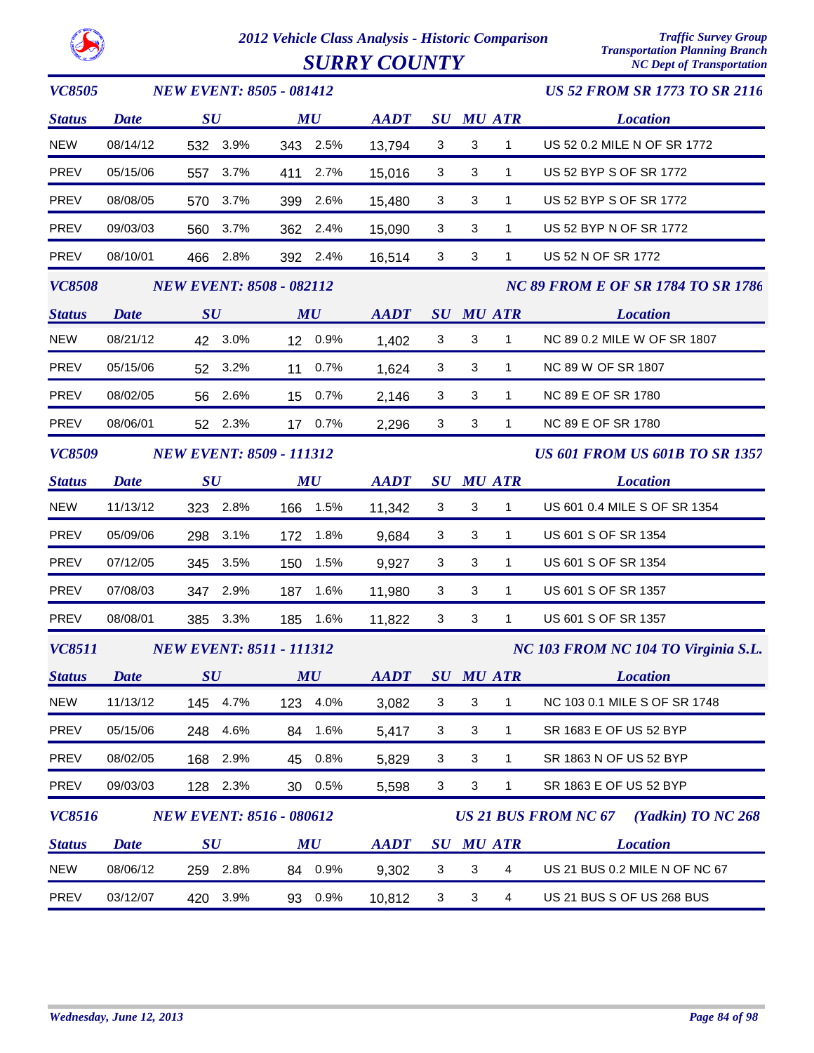# 2012 Vehicle Class Analysis - Historic Comparison

## SURRY COUNTY

Traffic Survey Group
Transportation Planning Branch
NC Dept of Transportation

### VC8505 — NEW EVENT: 8505 - 081412 — US 52 FROM SR 1773 TO SR 2116

| Status | Date | SU | SU % | MU | MU % | AADT | SU | MU | ATR | Location |
|---|---|---|---|---|---|---|---|---|---|---|
| NEW | 08/14/12 | 532 | 3.9% | 343 | 2.5% | 13,794 | 3 | 3 | 1 | US 52 0.2 MILE N OF SR 1772 |
| PREV | 05/15/06 | 557 | 3.7% | 411 | 2.7% | 15,016 | 3 | 3 | 1 | US 52 BYP S OF SR 1772 |
| PREV | 08/08/05 | 570 | 3.7% | 399 | 2.6% | 15,480 | 3 | 3 | 1 | US 52 BYP S OF SR 1772 |
| PREV | 09/03/03 | 560 | 3.7% | 362 | 2.4% | 15,090 | 3 | 3 | 1 | US 52 BYP N OF SR 1772 |
| PREV | 08/10/01 | 466 | 2.8% | 392 | 2.4% | 16,514 | 3 | 3 | 1 | US 52 N OF SR 1772 |

### VC8508 — NEW EVENT: 8508 - 082112 — NC 89 FROM E OF SR 1784 TO SR 1786

| Status | Date | SU | SU % | MU | MU % | AADT | SU | MU | ATR | Location |
|---|---|---|---|---|---|---|---|---|---|---|
| NEW | 08/21/12 | 42 | 3.0% | 12 | 0.9% | 1,402 | 3 | 3 | 1 | NC 89 0.2 MILE W OF SR 1807 |
| PREV | 05/15/06 | 52 | 3.2% | 11 | 0.7% | 1,624 | 3 | 3 | 1 | NC 89 W OF SR 1807 |
| PREV | 08/02/05 | 56 | 2.6% | 15 | 0.7% | 2,146 | 3 | 3 | 1 | NC 89 E OF SR 1780 |
| PREV | 08/06/01 | 52 | 2.3% | 17 | 0.7% | 2,296 | 3 | 3 | 1 | NC 89 E OF SR 1780 |

### VC8509 — NEW EVENT: 8509 - 111312 — US 601 FROM US 601B TO SR 1357

| Status | Date | SU | SU % | MU | MU % | AADT | SU | MU | ATR | Location |
|---|---|---|---|---|---|---|---|---|---|---|
| NEW | 11/13/12 | 323 | 2.8% | 166 | 1.5% | 11,342 | 3 | 3 | 1 | US 601 0.4 MILE S OF SR 1354 |
| PREV | 05/09/06 | 298 | 3.1% | 172 | 1.8% | 9,684 | 3 | 3 | 1 | US 601 S OF SR 1354 |
| PREV | 07/12/05 | 345 | 3.5% | 150 | 1.5% | 9,927 | 3 | 3 | 1 | US 601 S OF SR 1354 |
| PREV | 07/08/03 | 347 | 2.9% | 187 | 1.6% | 11,980 | 3 | 3 | 1 | US 601 S OF SR 1357 |
| PREV | 08/08/01 | 385 | 3.3% | 185 | 1.6% | 11,822 | 3 | 3 | 1 | US 601 S OF SR 1357 |

### VC8511 — NEW EVENT: 8511 - 111312 — NC 103 FROM NC 104 TO Virginia S.L.

| Status | Date | SU | SU % | MU | MU % | AADT | SU | MU | ATR | Location |
|---|---|---|---|---|---|---|---|---|---|---|
| NEW | 11/13/12 | 145 | 4.7% | 123 | 4.0% | 3,082 | 3 | 3 | 1 | NC 103 0.1 MILE S OF SR 1748 |
| PREV | 05/15/06 | 248 | 4.6% | 84 | 1.6% | 5,417 | 3 | 3 | 1 | SR 1683 E OF US 52 BYP |
| PREV | 08/02/05 | 168 | 2.9% | 45 | 0.8% | 5,829 | 3 | 3 | 1 | SR 1863 N OF US 52 BYP |
| PREV | 09/03/03 | 128 | 2.3% | 30 | 0.5% | 5,598 | 3 | 3 | 1 | SR 1863 E OF US 52 BYP |

### VC8516 — NEW EVENT: 8516 - 080612 — US 21 BUS FROM NC 67 (Yadkin) TO NC 268

| Status | Date | SU | SU % | MU | MU % | AADT | SU | MU | ATR | Location |
|---|---|---|---|---|---|---|---|---|---|---|
| NEW | 08/06/12 | 259 | 2.8% | 84 | 0.9% | 9,302 | 3 | 3 | 4 | US 21 BUS 0.2 MILE N OF NC 67 |
| PREV | 03/12/07 | 420 | 3.9% | 93 | 0.9% | 10,812 | 3 | 3 | 4 | US 21 BUS S OF US 268 BUS |

*Wednesday, June 12, 2013*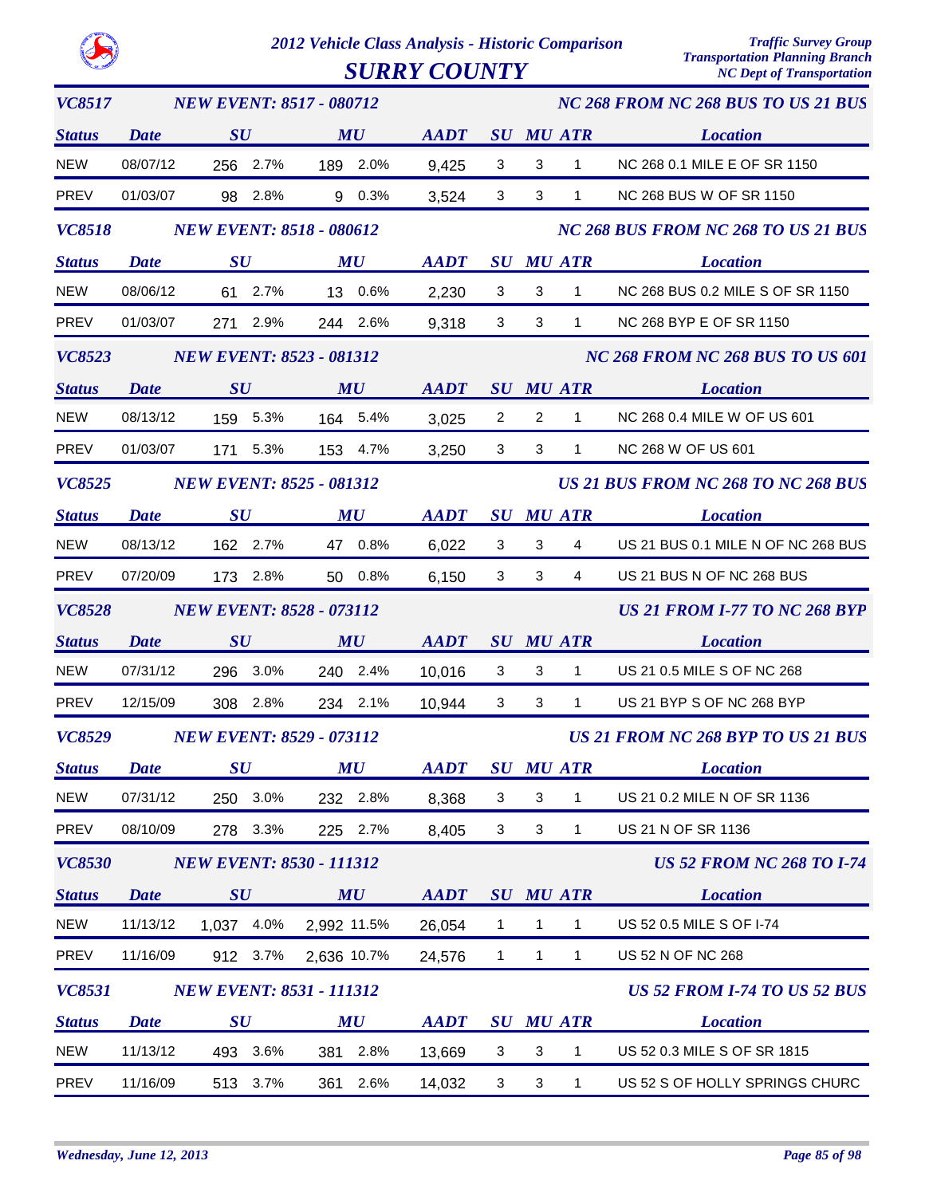# 2012 Vehicle Class Analysis - Historic Comparison

## SURRY COUNTY

Traffic Survey Group
Transportation Planning Branch
NC Dept of Transportation

### VC8517 — NEW EVENT: 8517 - 080712 — NC 268 FROM NC 268 BUS TO US 21 BUS

| Status | Date | SU | SU % | MU | MU % | AADT | SU | MU | ATR | Location |
|---|---|---|---|---|---|---|---|---|---|---|
| NEW | 08/07/12 | 256 | 2.7% | 189 | 2.0% | 9,425 | 3 | 3 | 1 | NC 268 0.1 MILE E OF SR 1150 |
| PREV | 01/03/07 | 98 | 2.8% | 9 | 0.3% | 3,524 | 3 | 3 | 1 | NC 268 BUS W OF SR 1150 |

### VC8518 — NEW EVENT: 8518 - 080612 — NC 268 BUS FROM NC 268 TO US 21 BUS

| Status | Date | SU | SU % | MU | MU % | AADT | SU | MU | ATR | Location |
|---|---|---|---|---|---|---|---|---|---|---|
| NEW | 08/06/12 | 61 | 2.7% | 13 | 0.6% | 2,230 | 3 | 3 | 1 | NC 268 BUS 0.2 MILE S OF SR 1150 |
| PREV | 01/03/07 | 271 | 2.9% | 244 | 2.6% | 9,318 | 3 | 3 | 1 | NC 268 BYP E OF SR 1150 |

### VC8523 — NEW EVENT: 8523 - 081312 — NC 268 FROM NC 268 BUS TO US 601

| Status | Date | SU | SU % | MU | MU % | AADT | SU | MU | ATR | Location |
|---|---|---|---|---|---|---|---|---|---|---|
| NEW | 08/13/12 | 159 | 5.3% | 164 | 5.4% | 3,025 | 2 | 2 | 1 | NC 268 0.4 MILE W OF US 601 |
| PREV | 01/03/07 | 171 | 5.3% | 153 | 4.7% | 3,250 | 3 | 3 | 1 | NC 268 W OF US 601 |

### VC8525 — NEW EVENT: 8525 - 081312 — US 21 BUS FROM NC 268 TO NC 268 BUS

| Status | Date | SU | SU % | MU | MU % | AADT | SU | MU | ATR | Location |
|---|---|---|---|---|---|---|---|---|---|---|
| NEW | 08/13/12 | 162 | 2.7% | 47 | 0.8% | 6,022 | 3 | 3 | 4 | US 21 BUS 0.1 MILE N OF NC 268 BUS |
| PREV | 07/20/09 | 173 | 2.8% | 50 | 0.8% | 6,150 | 3 | 3 | 4 | US 21 BUS N OF NC 268 BUS |

### VC8528 — NEW EVENT: 8528 - 073112 — US 21 FROM I-77 TO NC 268 BYP

| Status | Date | SU | SU % | MU | MU % | AADT | SU | MU | ATR | Location |
|---|---|---|---|---|---|---|---|---|---|---|
| NEW | 07/31/12 | 296 | 3.0% | 240 | 2.4% | 10,016 | 3 | 3 | 1 | US 21 0.5 MILE S OF NC 268 |
| PREV | 12/15/09 | 308 | 2.8% | 234 | 2.1% | 10,944 | 3 | 3 | 1 | US 21 BYP S OF NC 268 BYP |

### VC8529 — NEW EVENT: 8529 - 073112 — US 21 FROM NC 268 BYP TO US 21 BUS

| Status | Date | SU | SU % | MU | MU % | AADT | SU | MU | ATR | Location |
|---|---|---|---|---|---|---|---|---|---|---|
| NEW | 07/31/12 | 250 | 3.0% | 232 | 2.8% | 8,368 | 3 | 3 | 1 | US 21 0.2 MILE N OF SR 1136 |
| PREV | 08/10/09 | 278 | 3.3% | 225 | 2.7% | 8,405 | 3 | 3 | 1 | US 21 N OF SR 1136 |

### VC8530 — NEW EVENT: 8530 - 111312 — US 52 FROM NC 268 TO I-74

| Status | Date | SU | SU % | MU | MU % | AADT | SU | MU | ATR | Location |
|---|---|---|---|---|---|---|---|---|---|---|
| NEW | 11/13/12 | 1,037 | 4.0% | 2,992 | 11.5% | 26,054 | 1 | 1 | 1 | US 52 0.5 MILE S OF I-74 |
| PREV | 11/16/09 | 912 | 3.7% | 2,636 | 10.7% | 24,576 | 1 | 1 | 1 | US 52 N OF NC 268 |

### VC8531 — NEW EVENT: 8531 - 111312 — US 52 FROM I-74 TO US 52 BUS

| Status | Date | SU | SU % | MU | MU % | AADT | SU | MU | ATR | Location |
|---|---|---|---|---|---|---|---|---|---|---|
| NEW | 11/13/12 | 493 | 3.6% | 381 | 2.8% | 13,669 | 3 | 3 | 1 | US 52 0.3 MILE S OF SR 1815 |
| PREV | 11/16/09 | 513 | 3.7% | 361 | 2.6% | 14,032 | 3 | 3 | 1 | US 52 S OF HOLLY SPRINGS CHURC |

Wednesday, June 12, 2013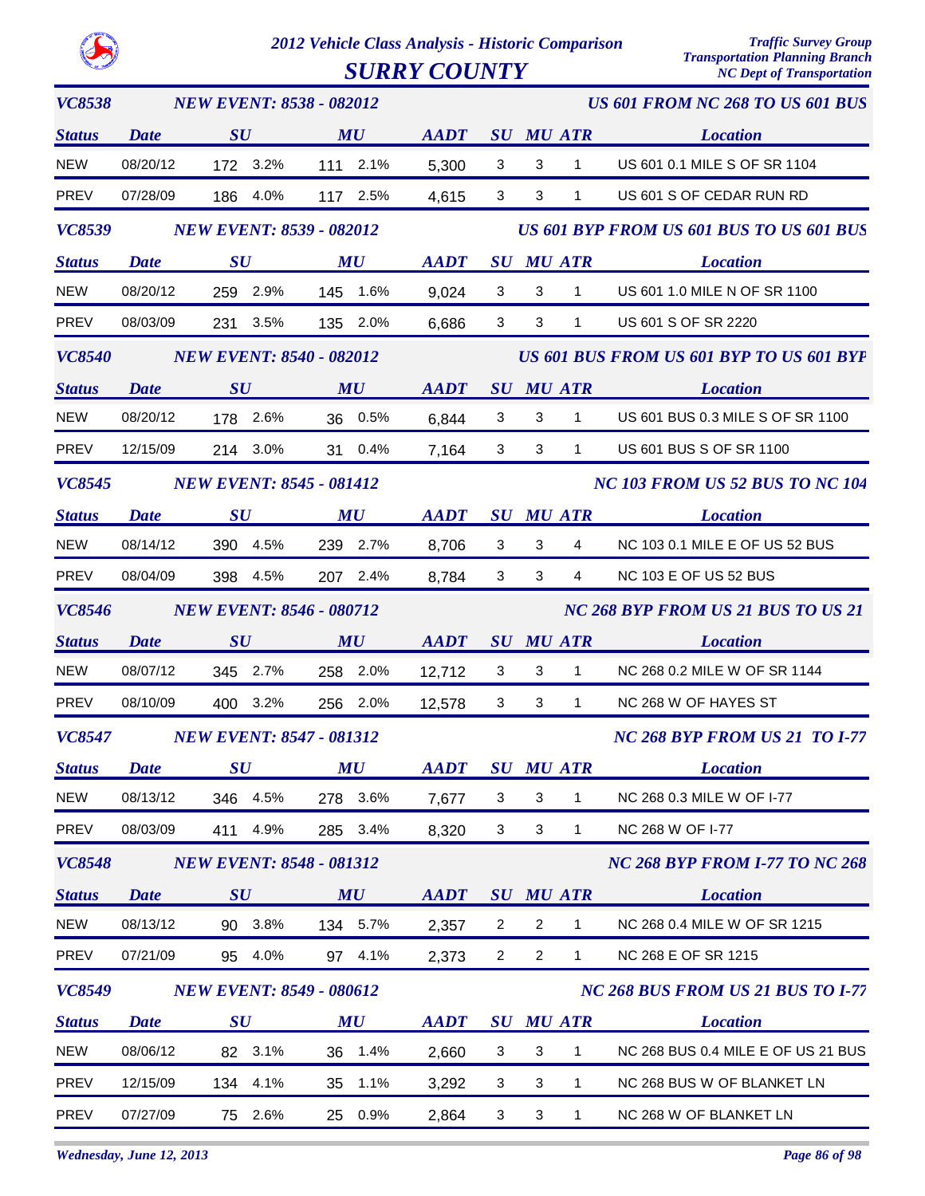# 2012 Vehicle Class Analysis - Historic Comparison

## SURRY COUNTY

Traffic Survey Group
Transportation Planning Branch
NC Dept of Transportation

### VC8538 — NEW EVENT: 8538 - 082012 — US 601 FROM NC 268 TO US 601 BUS

| Status | Date | SU | | MU | | AADT | SU | MU | ATR | Location |
|---|---|---|---|---|---|---|---|---|---|---|
| NEW | 08/20/12 | 172 | 3.2% | 111 | 2.1% | 5,300 | 3 | 3 | 1 | US 601 0.1 MILE S OF SR 1104 |
| PREV | 07/28/09 | 186 | 4.0% | 117 | 2.5% | 4,615 | 3 | 3 | 1 | US 601 S OF CEDAR RUN RD |

### VC8539 — NEW EVENT: 8539 - 082012 — US 601 BYP FROM US 601 BUS TO US 601 BUS

| Status | Date | SU | | MU | | AADT | SU | MU | ATR | Location |
|---|---|---|---|---|---|---|---|---|---|---|
| NEW | 08/20/12 | 259 | 2.9% | 145 | 1.6% | 9,024 | 3 | 3 | 1 | US 601 1.0 MILE N OF SR 1100 |
| PREV | 08/03/09 | 231 | 3.5% | 135 | 2.0% | 6,686 | 3 | 3 | 1 | US 601 S OF SR 2220 |

### VC8540 — NEW EVENT: 8540 - 082012 — US 601 BUS FROM US 601 BYP TO US 601 BYP

| Status | Date | SU | | MU | | AADT | SU | MU | ATR | Location |
|---|---|---|---|---|---|---|---|---|---|---|
| NEW | 08/20/12 | 178 | 2.6% | 36 | 0.5% | 6,844 | 3 | 3 | 1 | US 601 BUS 0.3 MILE S OF SR 1100 |
| PREV | 12/15/09 | 214 | 3.0% | 31 | 0.4% | 7,164 | 3 | 3 | 1 | US 601 BUS S OF SR 1100 |

### VC8545 — NEW EVENT: 8545 - 081412 — NC 103 FROM US 52 BUS TO NC 104

| Status | Date | SU | | MU | | AADT | SU | MU | ATR | Location |
|---|---|---|---|---|---|---|---|---|---|---|
| NEW | 08/14/12 | 390 | 4.5% | 239 | 2.7% | 8,706 | 3 | 3 | 4 | NC 103 0.1 MILE E OF US 52 BUS |
| PREV | 08/04/09 | 398 | 4.5% | 207 | 2.4% | 8,784 | 3 | 3 | 4 | NC 103 E OF US 52 BUS |

### VC8546 — NEW EVENT: 8546 - 080712 — NC 268 BYP FROM US 21 BUS TO US 21

| Status | Date | SU | | MU | | AADT | SU | MU | ATR | Location |
|---|---|---|---|---|---|---|---|---|---|---|
| NEW | 08/07/12 | 345 | 2.7% | 258 | 2.0% | 12,712 | 3 | 3 | 1 | NC 268 0.2 MILE W OF SR 1144 |
| PREV | 08/10/09 | 400 | 3.2% | 256 | 2.0% | 12,578 | 3 | 3 | 1 | NC 268 W OF HAYES ST |

### VC8547 — NEW EVENT: 8547 - 081312 — NC 268 BYP FROM US 21 TO I-77

| Status | Date | SU | | MU | | AADT | SU | MU | ATR | Location |
|---|---|---|---|---|---|---|---|---|---|---|
| NEW | 08/13/12 | 346 | 4.5% | 278 | 3.6% | 7,677 | 3 | 3 | 1 | NC 268 0.3 MILE W OF I-77 |
| PREV | 08/03/09 | 411 | 4.9% | 285 | 3.4% | 8,320 | 3 | 3 | 1 | NC 268 W OF I-77 |

### VC8548 — NEW EVENT: 8548 - 081312 — NC 268 BYP FROM I-77 TO NC 268

| Status | Date | SU | | MU | | AADT | SU | MU | ATR | Location |
|---|---|---|---|---|---|---|---|---|---|---|
| NEW | 08/13/12 | 90 | 3.8% | 134 | 5.7% | 2,357 | 2 | 2 | 1 | NC 268 0.4 MILE W OF SR 1215 |
| PREV | 07/21/09 | 95 | 4.0% | 97 | 4.1% | 2,373 | 2 | 2 | 1 | NC 268 E OF SR 1215 |

### VC8549 — NEW EVENT: 8549 - 080612 — NC 268 BUS FROM US 21 BUS TO I-77

| Status | Date | SU | | MU | | AADT | SU | MU | ATR | Location |
|---|---|---|---|---|---|---|---|---|---|---|
| NEW | 08/06/12 | 82 | 3.1% | 36 | 1.4% | 2,660 | 3 | 3 | 1 | NC 268 BUS 0.4 MILE E OF US 21 BUS |
| PREV | 12/15/09 | 134 | 4.1% | 35 | 1.1% | 3,292 | 3 | 3 | 1 | NC 268 BUS W OF BLANKET LN |
| PREV | 07/27/09 | 75 | 2.6% | 25 | 0.9% | 2,864 | 3 | 3 | 1 | NC 268 W OF BLANKET LN |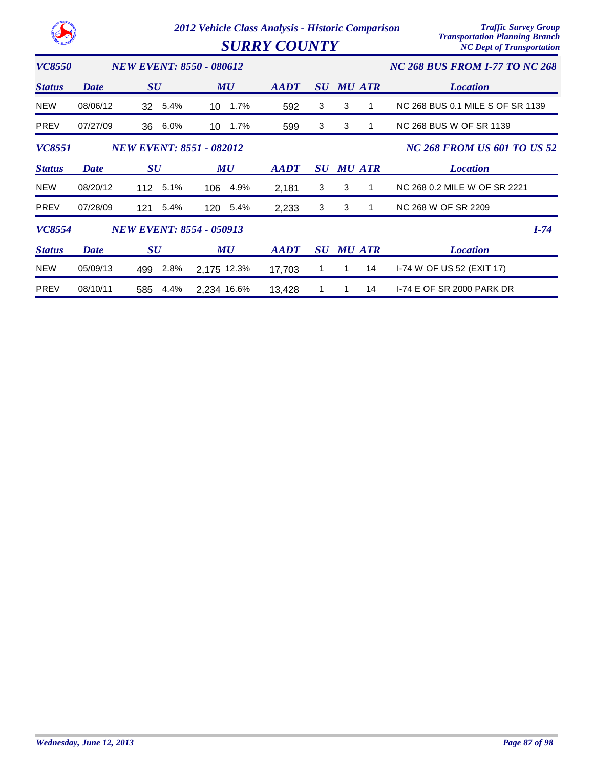# 2012 Vehicle Class Analysis - Historic Comparison

## SURRY COUNTY

Traffic Survey Group
Transportation Planning Branch
NC Dept of Transportation

### VC8550 — NEW EVENT: 8550 - 080612 — NC 268 BUS FROM I-77 TO NC 268

| Status | Date | SU | | MU | | AADT | SU | MU | ATR | Location |
|---|---|---|---|---|---|---|---|---|---|---|
| NEW | 08/06/12 | 32 | 5.4% | 10 | 1.7% | 592 | 3 | 3 | 1 | NC 268 BUS 0.1 MILE S OF SR 1139 |
| PREV | 07/27/09 | 36 | 6.0% | 10 | 1.7% | 599 | 3 | 3 | 1 | NC 268 BUS W OF SR 1139 |

### VC8551 — NEW EVENT: 8551 - 082012 — NC 268 FROM US 601 TO US 52

| Status | Date | SU | | MU | | AADT | SU | MU | ATR | Location |
|---|---|---|---|---|---|---|---|---|---|---|
| NEW | 08/20/12 | 112 | 5.1% | 106 | 4.9% | 2,181 | 3 | 3 | 1 | NC 268 0.2 MILE W OF SR 2221 |
| PREV | 07/28/09 | 121 | 5.4% | 120 | 5.4% | 2,233 | 3 | 3 | 1 | NC 268 W OF SR 2209 |

### VC8554 — NEW EVENT: 8554 - 050913 — I-74

| Status | Date | SU | | MU | | AADT | SU | MU | ATR | Location |
|---|---|---|---|---|---|---|---|---|---|---|
| NEW | 05/09/13 | 499 | 2.8% | 2,175 | 12.3% | 17,703 | 1 | 1 | 14 | I-74 W OF US 52 (EXIT 17) |
| PREV | 08/10/11 | 585 | 4.4% | 2,234 | 16.6% | 13,428 | 1 | 1 | 14 | I-74 E OF SR 2000 PARK DR |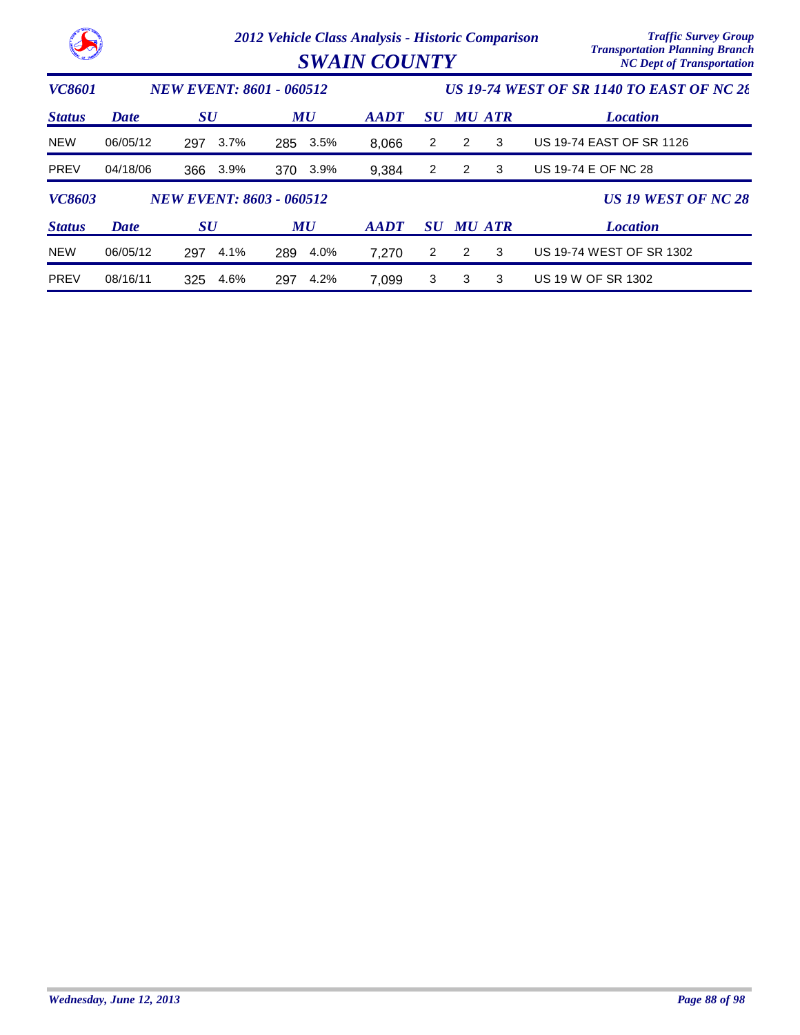# 2012 Vehicle Class Analysis - Historic Comparison

## SWAIN COUNTY

Traffic Survey Group
Transportation Planning Branch
NC Dept of Transportation

### VC8601 — NEW EVENT: 8601 - 060512 — US 19-74 WEST OF SR 1140 TO EAST OF NC 28

| Status | Date | SU | | MU | | AADT | SU | MU | ATR | Location |
|---|---|---|---|---|---|---|---|---|---|---|
| NEW | 06/05/12 | 297 | 3.7% | 285 | 3.5% | 8,066 | 2 | 2 | 3 | US 19-74 EAST OF SR 1126 |
| PREV | 04/18/06 | 366 | 3.9% | 370 | 3.9% | 9,384 | 2 | 2 | 3 | US 19-74 E OF NC 28 |

### VC8603 — NEW EVENT: 8603 - 060512 — US 19 WEST OF NC 28

| Status | Date | SU | | MU | | AADT | SU | MU | ATR | Location |
|---|---|---|---|---|---|---|---|---|---|---|
| NEW | 06/05/12 | 297 | 4.1% | 289 | 4.0% | 7,270 | 2 | 2 | 3 | US 19-74 WEST OF SR 1302 |
| PREV | 08/16/11 | 325 | 4.6% | 297 | 4.2% | 7,099 | 3 | 3 | 3 | US 19 W OF SR 1302 |

Wednesday, June 12, 2013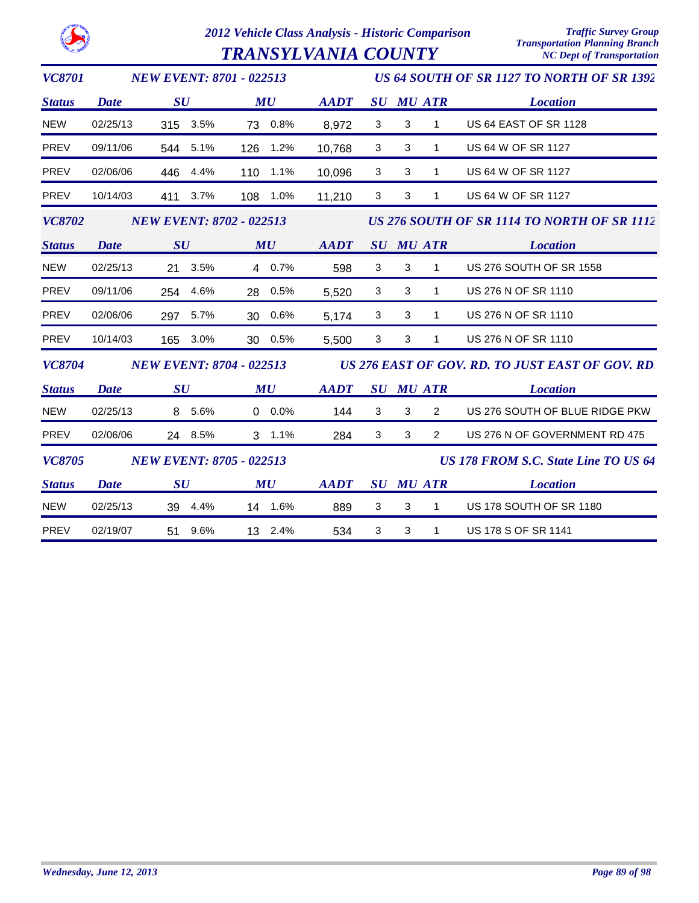# 2012 Vehicle Class Analysis - Historic Comparison

## TRANSYLVANIA COUNTY

*Traffic Survey Group*
*Transportation Planning Branch*
*NC Dept of Transportation*

### VC8701 — NEW EVENT: 8701 - 022513 — US 64 SOUTH OF SR 1127 TO NORTH OF SR 1392

| Status | Date | SU | SU % | MU | MU % | AADT | SU | MU | ATR | Location |
|---|---|---|---|---|---|---|---|---|---|---|
| NEW | 02/25/13 | 315 | 3.5% | 73 | 0.8% | 8,972 | 3 | 3 | 1 | US 64 EAST OF SR 1128 |
| PREV | 09/11/06 | 544 | 5.1% | 126 | 1.2% | 10,768 | 3 | 3 | 1 | US 64 W OF SR 1127 |
| PREV | 02/06/06 | 446 | 4.4% | 110 | 1.1% | 10,096 | 3 | 3 | 1 | US 64 W OF SR 1127 |
| PREV | 10/14/03 | 411 | 3.7% | 108 | 1.0% | 11,210 | 3 | 3 | 1 | US 64 W OF SR 1127 |

### VC8702 — NEW EVENT: 8702 - 022513 — US 276 SOUTH OF SR 1114 TO NORTH OF SR 1112

| Status | Date | SU | SU % | MU | MU % | AADT | SU | MU | ATR | Location |
|---|---|---|---|---|---|---|---|---|---|---|
| NEW | 02/25/13 | 21 | 3.5% | 4 | 0.7% | 598 | 3 | 3 | 1 | US 276 SOUTH OF SR 1558 |
| PREV | 09/11/06 | 254 | 4.6% | 28 | 0.5% | 5,520 | 3 | 3 | 1 | US 276 N OF SR 1110 |
| PREV | 02/06/06 | 297 | 5.7% | 30 | 0.6% | 5,174 | 3 | 3 | 1 | US 276 N OF SR 1110 |
| PREV | 10/14/03 | 165 | 3.0% | 30 | 0.5% | 5,500 | 3 | 3 | 1 | US 276 N OF SR 1110 |

### VC8704 — NEW EVENT: 8704 - 022513 — US 276 EAST OF GOV. RD. TO JUST EAST OF GOV. RD.

| Status | Date | SU | SU % | MU | MU % | AADT | SU | MU | ATR | Location |
|---|---|---|---|---|---|---|---|---|---|---|
| NEW | 02/25/13 | 8 | 5.6% | 0 | 0.0% | 144 | 3 | 3 | 2 | US 276 SOUTH OF BLUE RIDGE PKW |
| PREV | 02/06/06 | 24 | 8.5% | 3 | 1.1% | 284 | 3 | 3 | 2 | US 276 N OF GOVERNMENT RD 475 |

### VC8705 — NEW EVENT: 8705 - 022513 — US 178 FROM S.C. State Line TO US 64

| Status | Date | SU | SU % | MU | MU % | AADT | SU | MU | ATR | Location |
|---|---|---|---|---|---|---|---|---|---|---|
| NEW | 02/25/13 | 39 | 4.4% | 14 | 1.6% | 889 | 3 | 3 | 1 | US 178 SOUTH OF SR 1180 |
| PREV | 02/19/07 | 51 | 9.6% | 13 | 2.4% | 534 | 3 | 3 | 1 | US 178 S OF SR 1141 |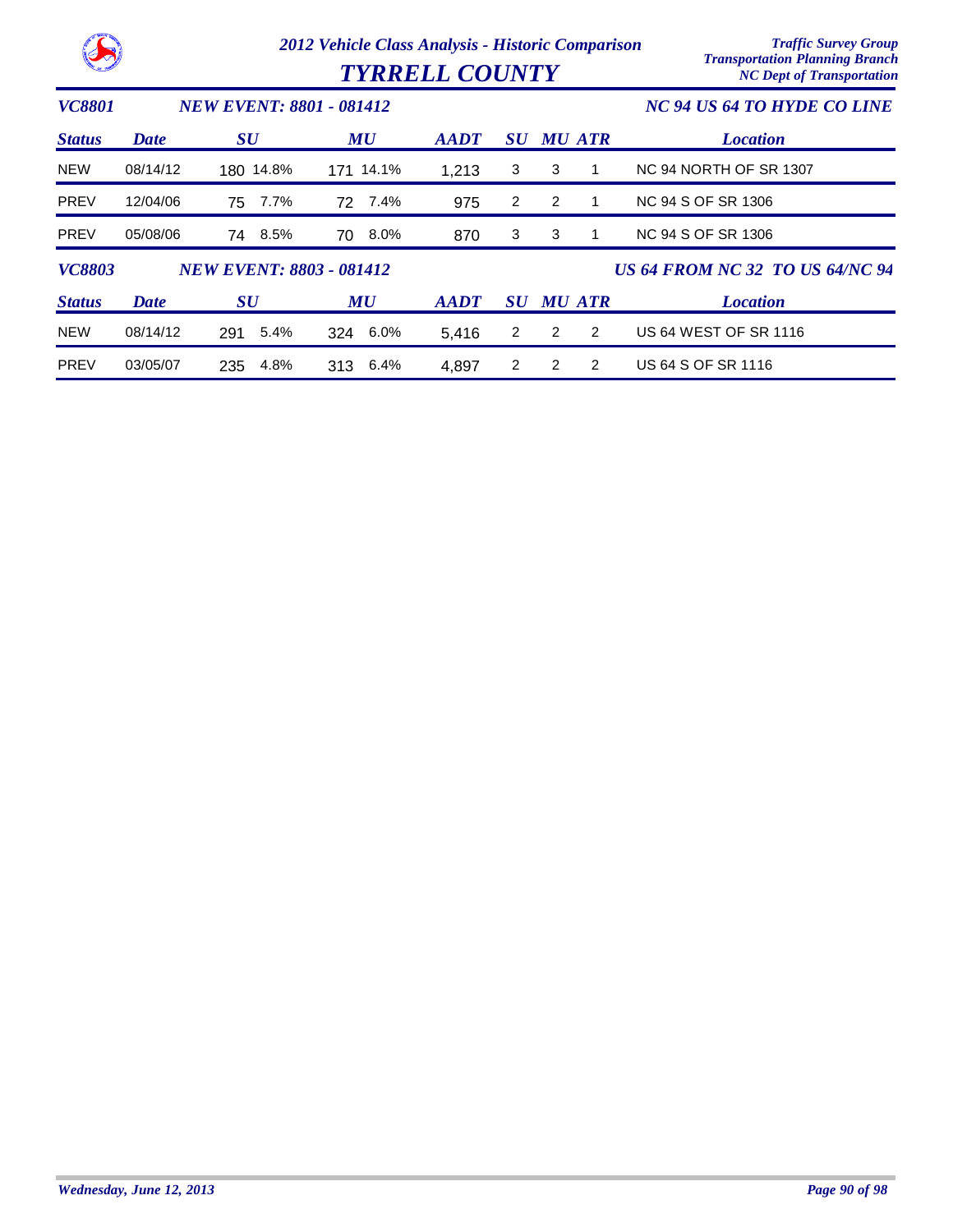# 2012 Vehicle Class Analysis - Historic Comparison

## TYRRELL COUNTY

Traffic Survey Group
Transportation Planning Branch
NC Dept of Transportation

### VC8801 — NEW EVENT: 8801 - 081412 — NC 94 US 64 TO HYDE CO LINE

| Status | Date | SU | | MU | | AADT | SU | MU | ATR | Location |
|---|---|---|---|---|---|---|---|---|---|---|
| NEW | 08/14/12 | 180 | 14.8% | 171 | 14.1% | 1,213 | 3 | 3 | 1 | NC 94 NORTH OF SR 1307 |
| PREV | 12/04/06 | 75 | 7.7% | 72 | 7.4% | 975 | 2 | 2 | 1 | NC 94 S OF SR 1306 |
| PREV | 05/08/06 | 74 | 8.5% | 70 | 8.0% | 870 | 3 | 3 | 1 | NC 94 S OF SR 1306 |

### VC8803 — NEW EVENT: 8803 - 081412 — US 64 FROM NC 32 TO US 64/NC 94

| Status | Date | SU | | MU | | AADT | SU | MU | ATR | Location |
|---|---|---|---|---|---|---|---|---|---|---|
| NEW | 08/14/12 | 291 | 5.4% | 324 | 6.0% | 5,416 | 2 | 2 | 2 | US 64 WEST OF SR 1116 |
| PREV | 03/05/07 | 235 | 4.8% | 313 | 6.4% | 4,897 | 2 | 2 | 2 | US 64 S OF SR 1116 |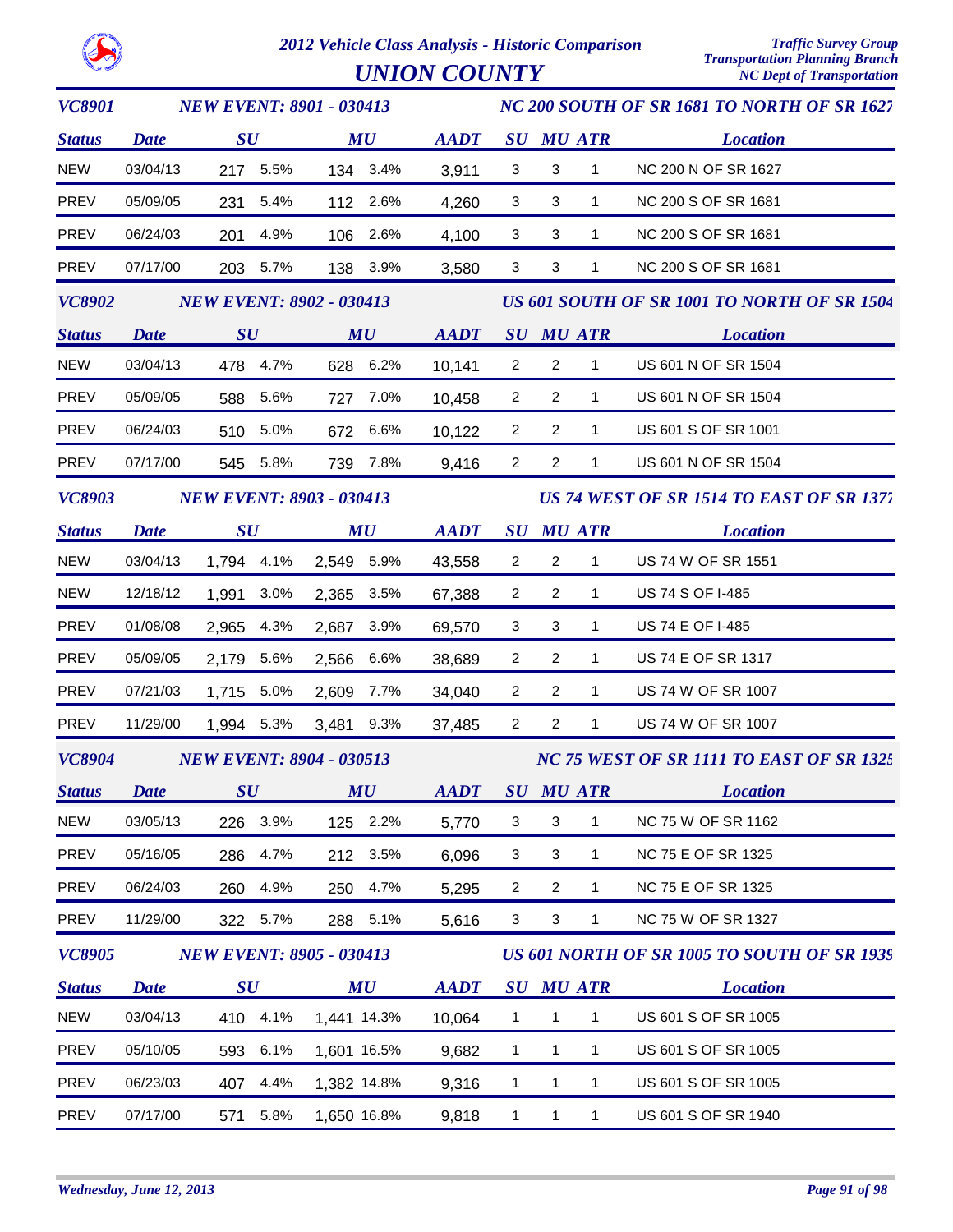# 2012 Vehicle Class Analysis - Historic Comparison

## UNION COUNTY

Traffic Survey Group
Transportation Planning Branch
NC Dept of Transportation

### VC8901 — NEW EVENT: 8901 - 030413 — NC 200 SOUTH OF SR 1681 TO NORTH OF SR 1627

| Status | Date | SU | SU % | MU | MU % | AADT | SU | MU | ATR | Location |
|---|---|---|---|---|---|---|---|---|---|---|
| NEW | 03/04/13 | 217 | 5.5% | 134 | 3.4% | 3,911 | 3 | 3 | 1 | NC 200 N OF SR 1627 |
| PREV | 05/09/05 | 231 | 5.4% | 112 | 2.6% | 4,260 | 3 | 3 | 1 | NC 200 S OF SR 1681 |
| PREV | 06/24/03 | 201 | 4.9% | 106 | 2.6% | 4,100 | 3 | 3 | 1 | NC 200 S OF SR 1681 |
| PREV | 07/17/00 | 203 | 5.7% | 138 | 3.9% | 3,580 | 3 | 3 | 1 | NC 200 S OF SR 1681 |

### VC8902 — NEW EVENT: 8902 - 030413 — US 601 SOUTH OF SR 1001 TO NORTH OF SR 1504

| Status | Date | SU | SU % | MU | MU % | AADT | SU | MU | ATR | Location |
|---|---|---|---|---|---|---|---|---|---|---|
| NEW | 03/04/13 | 478 | 4.7% | 628 | 6.2% | 10,141 | 2 | 2 | 1 | US 601 N OF SR 1504 |
| PREV | 05/09/05 | 588 | 5.6% | 727 | 7.0% | 10,458 | 2 | 2 | 1 | US 601 N OF SR 1504 |
| PREV | 06/24/03 | 510 | 5.0% | 672 | 6.6% | 10,122 | 2 | 2 | 1 | US 601 S OF SR 1001 |
| PREV | 07/17/00 | 545 | 5.8% | 739 | 7.8% | 9,416 | 2 | 2 | 1 | US 601 N OF SR 1504 |

### VC8903 — NEW EVENT: 8903 - 030413 — US 74 WEST OF SR 1514 TO EAST OF SR 1377

| Status | Date | SU | SU % | MU | MU % | AADT | SU | MU | ATR | Location |
|---|---|---|---|---|---|---|---|---|---|---|
| NEW | 03/04/13 | 1,794 | 4.1% | 2,549 | 5.9% | 43,558 | 2 | 2 | 1 | US 74 W OF SR 1551 |
| NEW | 12/18/12 | 1,991 | 3.0% | 2,365 | 3.5% | 67,388 | 2 | 2 | 1 | US 74 S OF I-485 |
| PREV | 01/08/08 | 2,965 | 4.3% | 2,687 | 3.9% | 69,570 | 3 | 3 | 1 | US 74 E OF I-485 |
| PREV | 05/09/05 | 2,179 | 5.6% | 2,566 | 6.6% | 38,689 | 2 | 2 | 1 | US 74 E OF SR 1317 |
| PREV | 07/21/03 | 1,715 | 5.0% | 2,609 | 7.7% | 34,040 | 2 | 2 | 1 | US 74 W OF SR 1007 |
| PREV | 11/29/00 | 1,994 | 5.3% | 3,481 | 9.3% | 37,485 | 2 | 2 | 1 | US 74 W OF SR 1007 |

### VC8904 — NEW EVENT: 8904 - 030513 — NC 75 WEST OF SR 1111 TO EAST OF SR 1325

| Status | Date | SU | SU % | MU | MU % | AADT | SU | MU | ATR | Location |
|---|---|---|---|---|---|---|---|---|---|---|
| NEW | 03/05/13 | 226 | 3.9% | 125 | 2.2% | 5,770 | 3 | 3 | 1 | NC 75 W OF SR 1162 |
| PREV | 05/16/05 | 286 | 4.7% | 212 | 3.5% | 6,096 | 3 | 3 | 1 | NC 75 E OF SR 1325 |
| PREV | 06/24/03 | 260 | 4.9% | 250 | 4.7% | 5,295 | 2 | 2 | 1 | NC 75 E OF SR 1325 |
| PREV | 11/29/00 | 322 | 5.7% | 288 | 5.1% | 5,616 | 3 | 3 | 1 | NC 75 W OF SR 1327 |

### VC8905 — NEW EVENT: 8905 - 030413 — US 601 NORTH OF SR 1005 TO SOUTH OF SR 1939

| Status | Date | SU | SU % | MU | MU % | AADT | SU | MU | ATR | Location |
|---|---|---|---|---|---|---|---|---|---|---|
| NEW | 03/04/13 | 410 | 4.1% | 1,441 | 14.3% | 10,064 | 1 | 1 | 1 | US 601 S OF SR 1005 |
| PREV | 05/10/05 | 593 | 6.1% | 1,601 | 16.5% | 9,682 | 1 | 1 | 1 | US 601 S OF SR 1005 |
| PREV | 06/23/03 | 407 | 4.4% | 1,382 | 14.8% | 9,316 | 1 | 1 | 1 | US 601 S OF SR 1005 |
| PREV | 07/17/00 | 571 | 5.8% | 1,650 | 16.8% | 9,818 | 1 | 1 | 1 | US 601 S OF SR 1940 |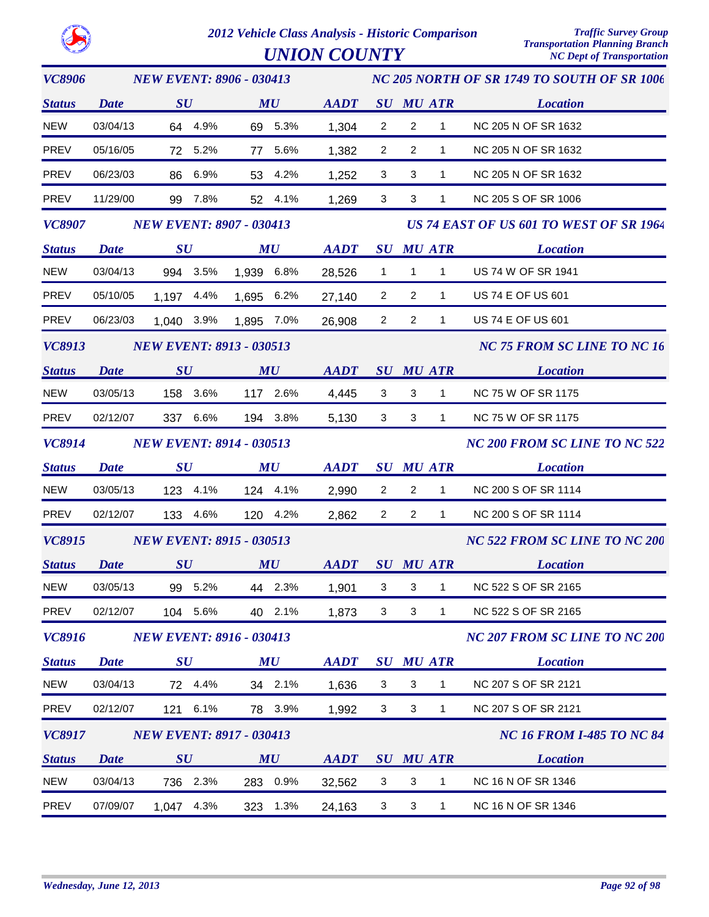# 2012 Vehicle Class Analysis - Historic Comparison

## UNION COUNTY

Traffic Survey Group
Transportation Planning Branch
NC Dept of Transportation

### VC8906 — NEW EVENT: 8906 - 030413 — NC 205 NORTH OF SR 1749 TO SOUTH OF SR 1006

| Status | Date | SU | | MU | | AADT | SU | MU | ATR | Location |
|---|---|---|---|---|---|---|---|---|---|---|
| NEW | 03/04/13 | 64 | 4.9% | 69 | 5.3% | 1,304 | 2 | 2 | 1 | NC 205 N OF SR 1632 |
| PREV | 05/16/05 | 72 | 5.2% | 77 | 5.6% | 1,382 | 2 | 2 | 1 | NC 205 N OF SR 1632 |
| PREV | 06/23/03 | 86 | 6.9% | 53 | 4.2% | 1,252 | 3 | 3 | 1 | NC 205 N OF SR 1632 |
| PREV | 11/29/00 | 99 | 7.8% | 52 | 4.1% | 1,269 | 3 | 3 | 1 | NC 205 S OF SR 1006 |

### VC8907 — NEW EVENT: 8907 - 030413 — US 74 EAST OF US 601 TO WEST OF SR 1964

| Status | Date | SU | | MU | | AADT | SU | MU | ATR | Location |
|---|---|---|---|---|---|---|---|---|---|---|
| NEW | 03/04/13 | 994 | 3.5% | 1,939 | 6.8% | 28,526 | 1 | 1 | 1 | US 74 W OF SR 1941 |
| PREV | 05/10/05 | 1,197 | 4.4% | 1,695 | 6.2% | 27,140 | 2 | 2 | 1 | US 74 E OF US 601 |
| PREV | 06/23/03 | 1,040 | 3.9% | 1,895 | 7.0% | 26,908 | 2 | 2 | 1 | US 74 E OF US 601 |

### VC8913 — NEW EVENT: 8913 - 030513 — NC 75 FROM SC LINE TO NC 16

| Status | Date | SU | | MU | | AADT | SU | MU | ATR | Location |
|---|---|---|---|---|---|---|---|---|---|---|
| NEW | 03/05/13 | 158 | 3.6% | 117 | 2.6% | 4,445 | 3 | 3 | 1 | NC 75 W OF SR 1175 |
| PREV | 02/12/07 | 337 | 6.6% | 194 | 3.8% | 5,130 | 3 | 3 | 1 | NC 75 W OF SR 1175 |

### VC8914 — NEW EVENT: 8914 - 030513 — NC 200 FROM SC LINE TO NC 522

| Status | Date | SU | | MU | | AADT | SU | MU | ATR | Location |
|---|---|---|---|---|---|---|---|---|---|---|
| NEW | 03/05/13 | 123 | 4.1% | 124 | 4.1% | 2,990 | 2 | 2 | 1 | NC 200 S OF SR 1114 |
| PREV | 02/12/07 | 133 | 4.6% | 120 | 4.2% | 2,862 | 2 | 2 | 1 | NC 200 S OF SR 1114 |

### VC8915 — NEW EVENT: 8915 - 030513 — NC 522 FROM SC LINE TO NC 200

| Status | Date | SU | | MU | | AADT | SU | MU | ATR | Location |
|---|---|---|---|---|---|---|---|---|---|---|
| NEW | 03/05/13 | 99 | 5.2% | 44 | 2.3% | 1,901 | 3 | 3 | 1 | NC 522 S OF SR 2165 |
| PREV | 02/12/07 | 104 | 5.6% | 40 | 2.1% | 1,873 | 3 | 3 | 1 | NC 522 S OF SR 2165 |

### VC8916 — NEW EVENT: 8916 - 030413 — NC 207 FROM SC LINE TO NC 200

| Status | Date | SU | | MU | | AADT | SU | MU | ATR | Location |
|---|---|---|---|---|---|---|---|---|---|---|
| NEW | 03/04/13 | 72 | 4.4% | 34 | 2.1% | 1,636 | 3 | 3 | 1 | NC 207 S OF SR 2121 |
| PREV | 02/12/07 | 121 | 6.1% | 78 | 3.9% | 1,992 | 3 | 3 | 1 | NC 207 S OF SR 2121 |

### VC8917 — NEW EVENT: 8917 - 030413 — NC 16 FROM I-485 TO NC 84

| Status | Date | SU | | MU | | AADT | SU | MU | ATR | Location |
|---|---|---|---|---|---|---|---|---|---|---|
| NEW | 03/04/13 | 736 | 2.3% | 283 | 0.9% | 32,562 | 3 | 3 | 1 | NC 16 N OF SR 1346 |
| PREV | 07/09/07 | 1,047 | 4.3% | 323 | 1.3% | 24,163 | 3 | 3 | 1 | NC 16 N OF SR 1346 |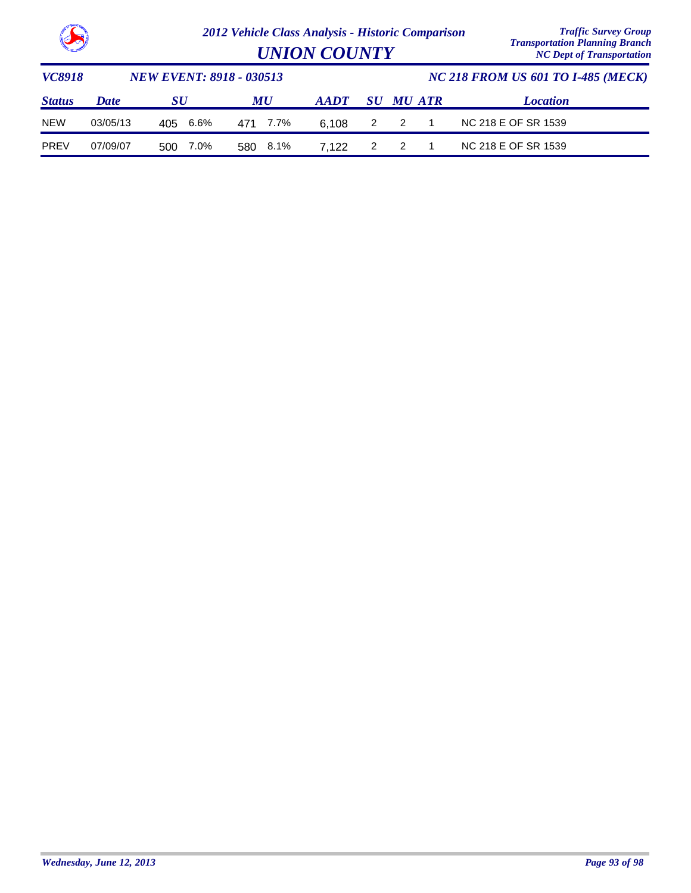# 2012 Vehicle Class Analysis - Historic Comparison

## UNION COUNTY

Traffic Survey Group
Transportation Planning Branch
NC Dept of Transportation

**VC8918** | **NEW EVENT: 8918 - 030513** | **NC 218 FROM US 601 TO I-485 (MECK)**

| Status | Date | SU | | MU | | AADT | SU | MU | ATR | Location |
|---|---|---|---|---|---|---|---|---|---|---|
| NEW | 03/05/13 | 405 | 6.6% | 471 | 7.7% | 6,108 | 2 | 2 | 1 | NC 218 E OF SR 1539 |
| PREV | 07/09/07 | 500 | 7.0% | 580 | 8.1% | 7,122 | 2 | 2 | 1 | NC 218 E OF SR 1539 |

*Wednesday, June 12, 2013*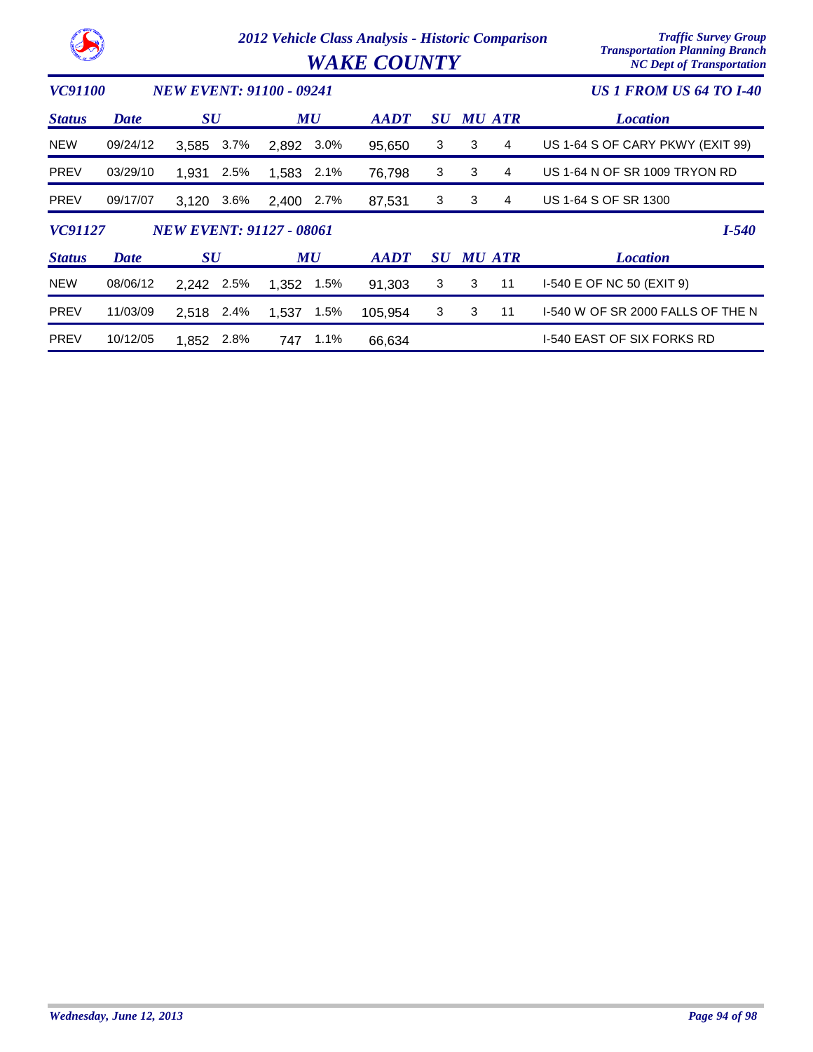# 2012 Vehicle Class Analysis - Historic Comparison

## WAKE COUNTY

Traffic Survey Group
Transportation Planning Branch
NC Dept of Transportation

### VC91100 — NEW EVENT: 91100 - 09241 — US 1 FROM US 64 TO I-40

| Status | Date | SU | | MU | | AADT | SU | MU | ATR | Location |
|---|---|---|---|---|---|---|---|---|---|---|
| NEW | 09/24/12 | 3,585 | 3.7% | 2,892 | 3.0% | 95,650 | 3 | 3 | 4 | US 1-64 S OF CARY PKWY (EXIT 99) |
| PREV | 03/29/10 | 1,931 | 2.5% | 1,583 | 2.1% | 76,798 | 3 | 3 | 4 | US 1-64 N OF SR 1009 TRYON RD |
| PREV | 09/17/07 | 3,120 | 3.6% | 2,400 | 2.7% | 87,531 | 3 | 3 | 4 | US 1-64 S OF SR 1300 |

### VC91127 — NEW EVENT: 91127 - 08061 — I-540

| Status | Date | SU | | MU | | AADT | SU | MU | ATR | Location |
|---|---|---|---|---|---|---|---|---|---|---|
| NEW | 08/06/12 | 2,242 | 2.5% | 1,352 | 1.5% | 91,303 | 3 | 3 | 11 | I-540 E OF NC 50 (EXIT 9) |
| PREV | 11/03/09 | 2,518 | 2.4% | 1,537 | 1.5% | 105,954 | 3 | 3 | 11 | I-540 W OF SR 2000 FALLS OF THE N |
| PREV | 10/12/05 | 1,852 | 2.8% | 747 | 1.1% | 66,634 | | | | I-540 EAST OF SIX FORKS RD |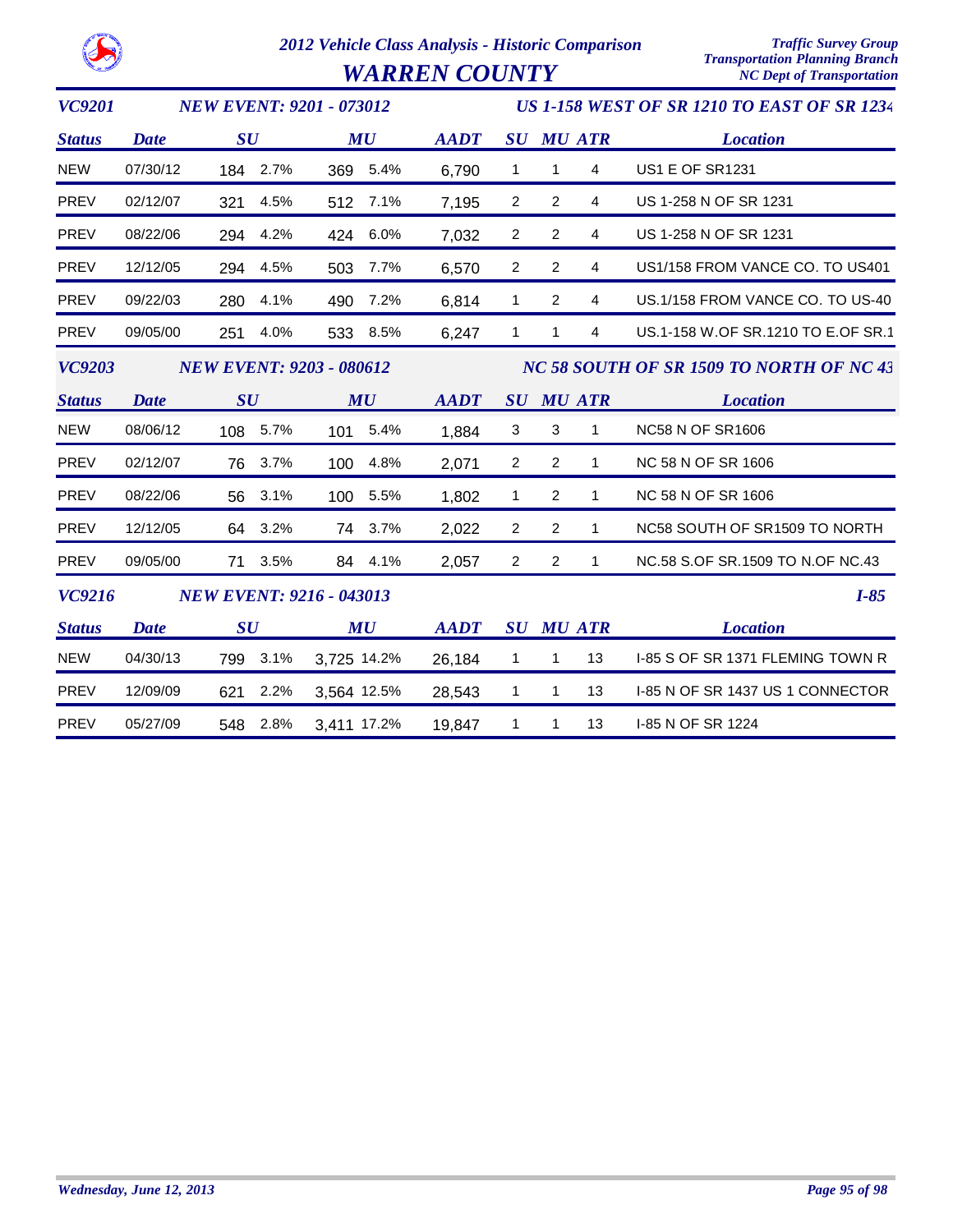# 2012 Vehicle Class Analysis - Historic Comparison

# WARREN COUNTY

Traffic Survey Group
Transportation Planning Branch
NC Dept of Transportation

## VC9201 — NEW EVENT: 9201 - 073012 — US 1-158 WEST OF SR 1210 TO EAST OF SR 1234

| Status | Date | SU | | MU | | AADT | SU | MU | ATR | Location |
|---|---|---|---|---|---|---|---|---|---|---|
| NEW | 07/30/12 | 184 | 2.7% | 369 | 5.4% | 6,790 | 1 | 1 | 4 | US1 E OF SR1231 |
| PREV | 02/12/07 | 321 | 4.5% | 512 | 7.1% | 7,195 | 2 | 2 | 4 | US 1-258 N OF SR 1231 |
| PREV | 08/22/06 | 294 | 4.2% | 424 | 6.0% | 7,032 | 2 | 2 | 4 | US 1-258 N OF SR 1231 |
| PREV | 12/12/05 | 294 | 4.5% | 503 | 7.7% | 6,570 | 2 | 2 | 4 | US1/158 FROM VANCE CO. TO US401 |
| PREV | 09/22/03 | 280 | 4.1% | 490 | 7.2% | 6,814 | 1 | 2 | 4 | US.1/158 FROM VANCE CO. TO US-40 |
| PREV | 09/05/00 | 251 | 4.0% | 533 | 8.5% | 6,247 | 1 | 1 | 4 | US.1-158 W.OF SR.1210 TO E.OF SR.1 |

## VC9203 — NEW EVENT: 9203 - 080612 — NC 58 SOUTH OF SR 1509 TO NORTH OF NC 43

| Status | Date | SU | | MU | | AADT | SU | MU | ATR | Location |
|---|---|---|---|---|---|---|---|---|---|---|
| NEW | 08/06/12 | 108 | 5.7% | 101 | 5.4% | 1,884 | 3 | 3 | 1 | NC58 N OF SR1606 |
| PREV | 02/12/07 | 76 | 3.7% | 100 | 4.8% | 2,071 | 2 | 2 | 1 | NC 58 N OF SR 1606 |
| PREV | 08/22/06 | 56 | 3.1% | 100 | 5.5% | 1,802 | 1 | 2 | 1 | NC 58 N OF SR 1606 |
| PREV | 12/12/05 | 64 | 3.2% | 74 | 3.7% | 2,022 | 2 | 2 | 1 | NC58 SOUTH OF SR1509 TO NORTH |
| PREV | 09/05/00 | 71 | 3.5% | 84 | 4.1% | 2,057 | 2 | 2 | 1 | NC.58 S.OF SR.1509 TO N.OF NC.43 |

## VC9216 — NEW EVENT: 9216 - 043013 — I-85

| Status | Date | SU | | MU | | AADT | SU | MU | ATR | Location |
|---|---|---|---|---|---|---|---|---|---|---|
| NEW | 04/30/13 | 799 | 3.1% | 3,725 | 14.2% | 26,184 | 1 | 1 | 13 | I-85 S OF SR 1371 FLEMING TOWN R |
| PREV | 12/09/09 | 621 | 2.2% | 3,564 | 12.5% | 28,543 | 1 | 1 | 13 | I-85 N OF SR 1437 US 1 CONNECTOR |
| PREV | 05/27/09 | 548 | 2.8% | 3,411 | 17.2% | 19,847 | 1 | 1 | 13 | I-85 N OF SR 1224 |

Wednesday, June 12, 2013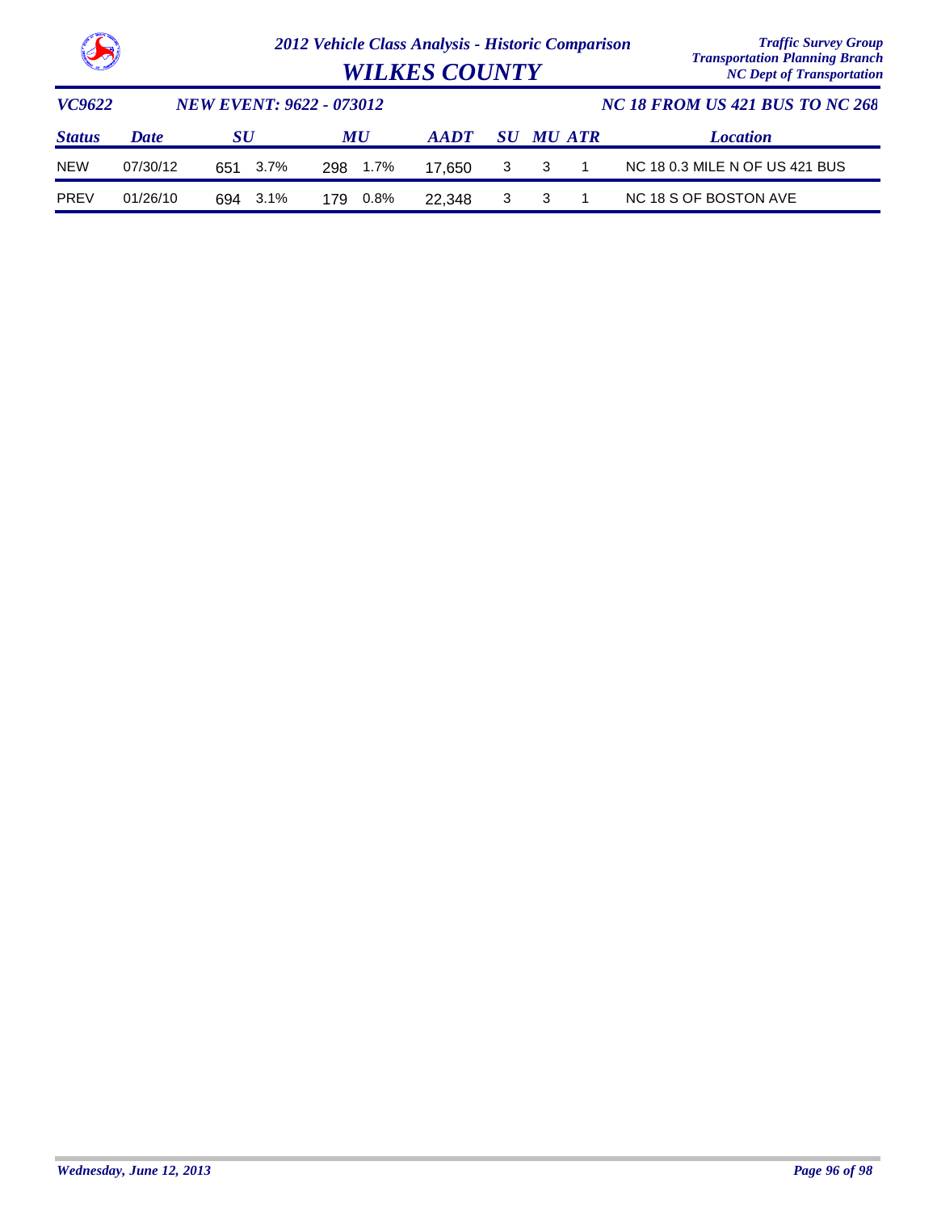# 2012 Vehicle Class Analysis - Historic Comparison

# WILKES COUNTY

*Traffic Survey Group*
*Transportation Planning Branch*
*NC Dept of Transportation*

| VC9622 | NEW EVENT: 9622 - 073012 | | | | | | | | | NC 18 FROM US 421 BUS TO NC 268 |
|---|---|---|---|---|---|---|---|---|---|---|
| **Status** | **Date** | **SU** | | **MU** | | **AADT** | **SU** | **MU** | **ATR** | **Location** |
| NEW | 07/30/12 | 651 | 3.7% | 298 | 1.7% | 17,650 | 3 | 3 | 1 | NC 18 0.3 MILE N OF US 421 BUS |
| PREV | 01/26/10 | 694 | 3.1% | 179 | 0.8% | 22,348 | 3 | 3 | 1 | NC 18 S OF BOSTON AVE |

*Wednesday, June 12, 2013*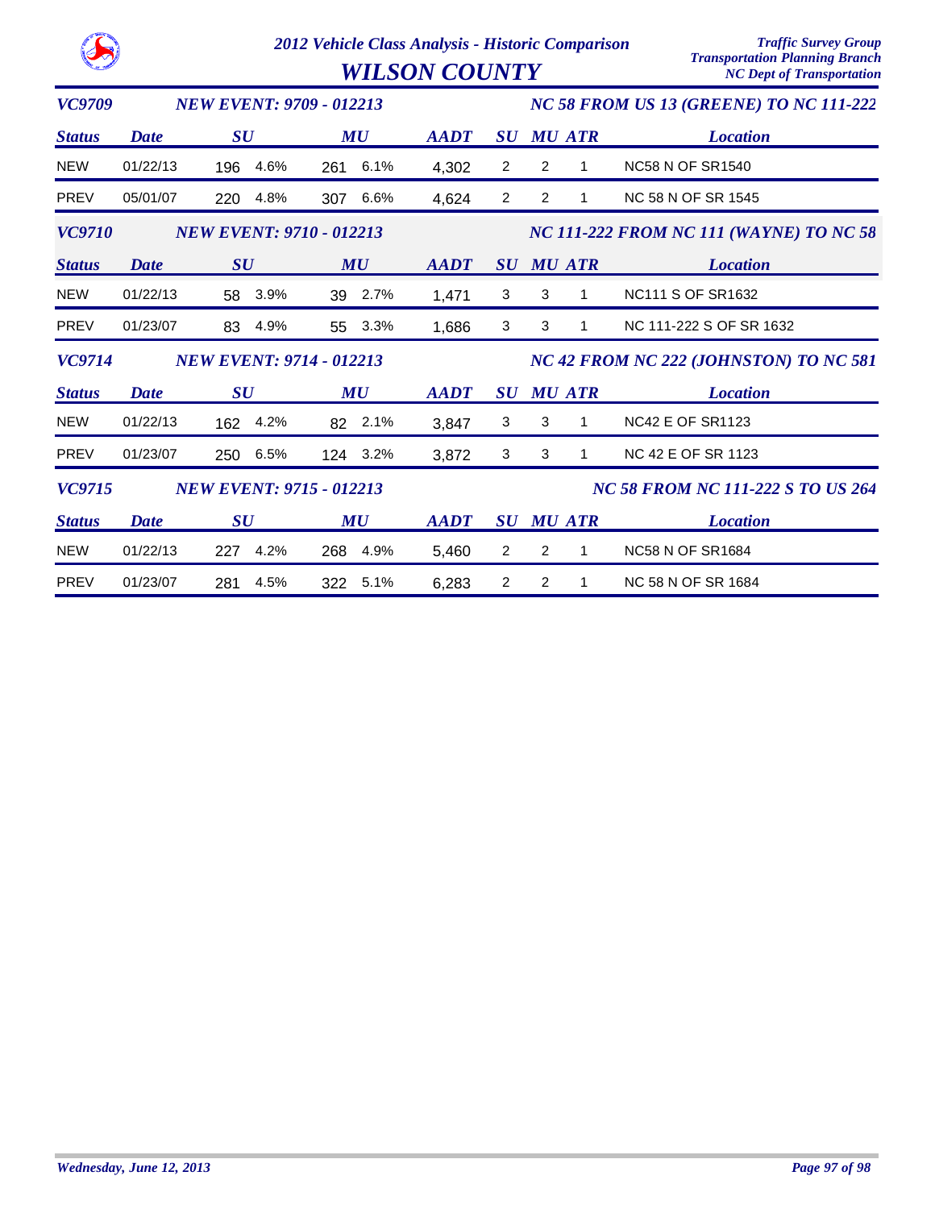# 2012 Vehicle Class Analysis - Historic Comparison

## WILSON COUNTY

Traffic Survey Group
Transportation Planning Branch
NC Dept of Transportation

### VC9709 — NEW EVENT: 9709 - 012213 — NC 58 FROM US 13 (GREENE) TO NC 111-222

| Status | Date | SU | SU % | MU | MU % | AADT | SU | MU | ATR | Location |
|---|---|---|---|---|---|---|---|---|---|---|
| NEW | 01/22/13 | 196 | 4.6% | 261 | 6.1% | 4,302 | 2 | 2 | 1 | NC58 N OF SR1540 |
| PREV | 05/01/07 | 220 | 4.8% | 307 | 6.6% | 4,624 | 2 | 2 | 1 | NC 58 N OF SR 1545 |

### VC9710 — NEW EVENT: 9710 - 012213 — NC 111-222 FROM NC 111 (WAYNE) TO NC 58

| Status | Date | SU | SU % | MU | MU % | AADT | SU | MU | ATR | Location |
|---|---|---|---|---|---|---|---|---|---|---|
| NEW | 01/22/13 | 58 | 3.9% | 39 | 2.7% | 1,471 | 3 | 3 | 1 | NC111 S OF SR1632 |
| PREV | 01/23/07 | 83 | 4.9% | 55 | 3.3% | 1,686 | 3 | 3 | 1 | NC 111-222 S OF SR 1632 |

### VC9714 — NEW EVENT: 9714 - 012213 — NC 42 FROM NC 222 (JOHNSTON) TO NC 581

| Status | Date | SU | SU % | MU | MU % | AADT | SU | MU | ATR | Location |
|---|---|---|---|---|---|---|---|---|---|---|
| NEW | 01/22/13 | 162 | 4.2% | 82 | 2.1% | 3,847 | 3 | 3 | 1 | NC42 E OF SR1123 |
| PREV | 01/23/07 | 250 | 6.5% | 124 | 3.2% | 3,872 | 3 | 3 | 1 | NC 42 E OF SR 1123 |

### VC9715 — NEW EVENT: 9715 - 012213 — NC 58 FROM NC 111-222 S TO US 264

| Status | Date | SU | SU % | MU | MU % | AADT | SU | MU | ATR | Location |
|---|---|---|---|---|---|---|---|---|---|---|
| NEW | 01/22/13 | 227 | 4.2% | 268 | 4.9% | 5,460 | 2 | 2 | 1 | NC58 N OF SR1684 |
| PREV | 01/23/07 | 281 | 4.5% | 322 | 5.1% | 6,283 | 2 | 2 | 1 | NC 58 N OF SR 1684 |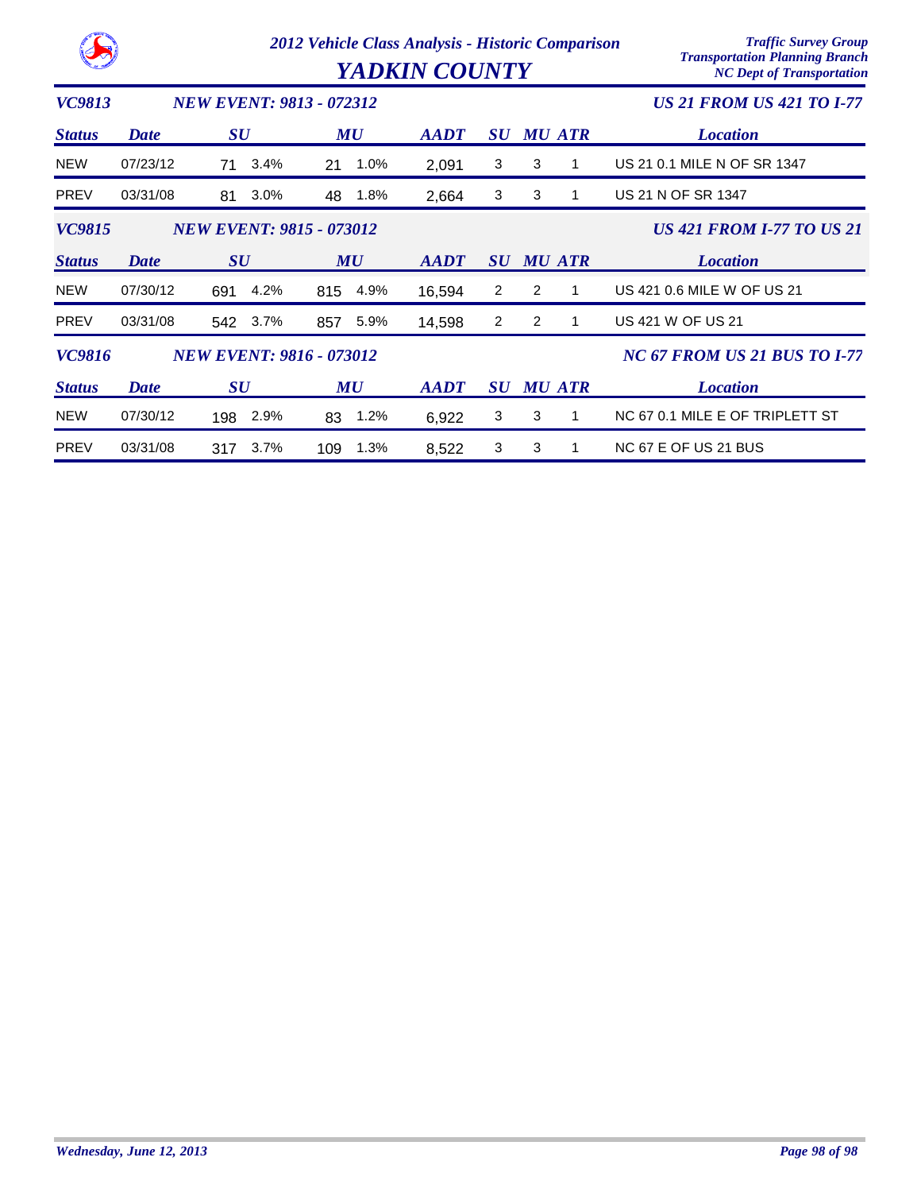# 2012 Vehicle Class Analysis - Historic Comparison

# YADKIN COUNTY

Traffic Survey Group
Transportation Planning Branch
NC Dept of Transportation

## VC9813 — NEW EVENT: 9813 - 072312 — US 21 FROM US 421 TO I-77

| Status | Date | SU | | MU | | AADT | SU | MU | ATR | Location |
|---|---|---|---|---|---|---|---|---|---|---|
| NEW | 07/23/12 | 71 | 3.4% | 21 | 1.0% | 2,091 | 3 | 3 | 1 | US 21 0.1 MILE N OF SR 1347 |
| PREV | 03/31/08 | 81 | 3.0% | 48 | 1.8% | 2,664 | 3 | 3 | 1 | US 21 N OF SR 1347 |

## VC9815 — NEW EVENT: 9815 - 073012 — US 421 FROM I-77 TO US 21

| Status | Date | SU | | MU | | AADT | SU | MU | ATR | Location |
|---|---|---|---|---|---|---|---|---|---|---|
| NEW | 07/30/12 | 691 | 4.2% | 815 | 4.9% | 16,594 | 2 | 2 | 1 | US 421 0.6 MILE W OF US 21 |
| PREV | 03/31/08 | 542 | 3.7% | 857 | 5.9% | 14,598 | 2 | 2 | 1 | US 421 W OF US 21 |

## VC9816 — NEW EVENT: 9816 - 073012 — NC 67 FROM US 21 BUS TO I-77

| Status | Date | SU | | MU | | AADT | SU | MU | ATR | Location |
|---|---|---|---|---|---|---|---|---|---|---|
| NEW | 07/30/12 | 198 | 2.9% | 83 | 1.2% | 6,922 | 3 | 3 | 1 | NC 67 0.1 MILE E OF TRIPLETT ST |
| PREV | 03/31/08 | 317 | 3.7% | 109 | 1.3% | 8,522 | 3 | 3 | 1 | NC 67 E OF US 21 BUS |

Wednesday, June 12, 2013